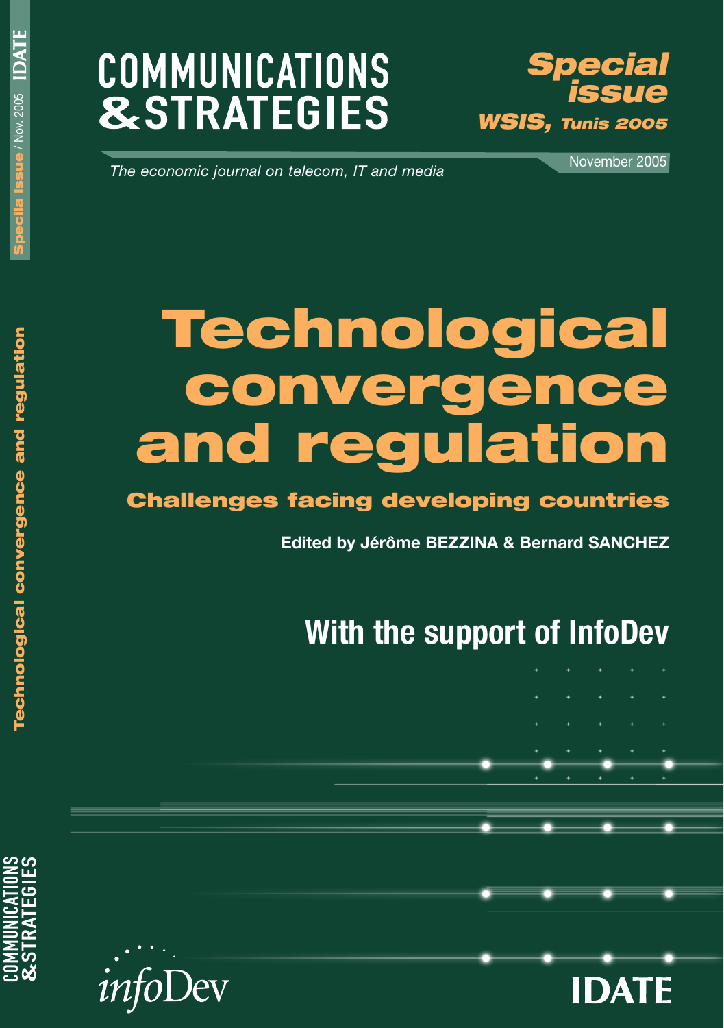# COMMUNICATIONS & STRATEGIES

**Special issue**
**WSIS, Tunis 2005**

*The economic journal on telecom, IT and media*

November 2005

# Technological convergence and regulation

## Challenges facing developing countries

**Edited by Jérôme BEZZINA & Bernard SANCHEZ**

## With the support of InfoDev

infoDev

IDATE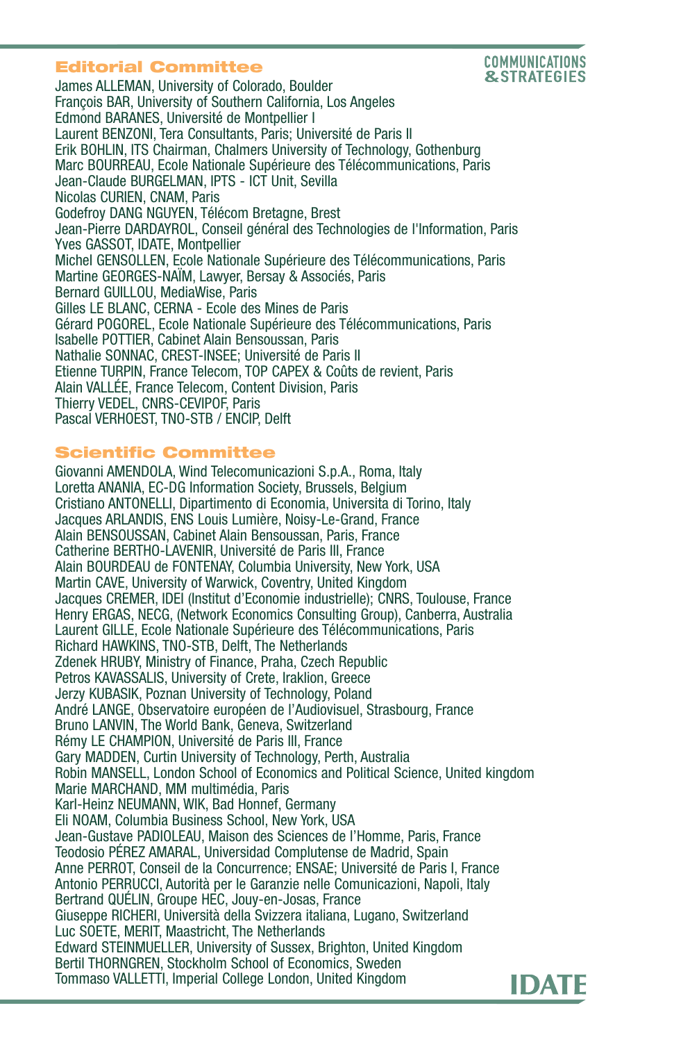## Editorial Committee

James ALLEMAN, University of Colorado, Boulder
François BAR, University of Southern California, Los Angeles
Edmond BARANES, Université de Montpellier I
Laurent BENZONI, Tera Consultants, Paris; Université de Paris II
Erik BOHLIN, ITS Chairman, Chalmers University of Technology, Gothenburg
Marc BOURREAU, Ecole Nationale Supérieure des Télécommunications, Paris
Jean-Claude BURGELMAN, IPTS - ICT Unit, Sevilla
Nicolas CURIEN, CNAM, Paris
Godefroy DANG NGUYEN, Télécom Bretagne, Brest
Jean-Pierre DARDAYROL, Conseil général des Technologies de l'Information, Paris
Yves GASSOT, IDATE, Montpellier
Michel GENSOLLEN, Ecole Nationale Supérieure des Télécommunications, Paris
Martine GEORGES-NAÏM, Lawyer, Bersay & Associés, Paris
Bernard GUILLOU, MediaWise, Paris
Gilles LE BLANC, CERNA - Ecole des Mines de Paris
Gérard POGOREL, Ecole Nationale Supérieure des Télécommunications, Paris
Isabelle POTTIER, Cabinet Alain Bensoussan, Paris
Nathalie SONNAC, CREST-INSEE; Université de Paris II
Etienne TURPIN, France Telecom, TOP CAPEX & Coûts de revient, Paris
Alain VALLÉE, France Telecom, Content Division, Paris
Thierry VEDEL, CNRS-CEVIPOF, Paris
Pascal VERHOEST, TNO-STB / ENCIP, Delft

## Scientific Committee

Giovanni AMENDOLA, Wind Telecomunicazioni S.p.A., Roma, Italy
Loretta ANANIA, EC-DG Information Society, Brussels, Belgium
Cristiano ANTONELLI, Dipartimento di Economia, Universita di Torino, Italy
Jacques ARLANDIS, ENS Louis Lumière, Noisy-Le-Grand, France
Alain BENSOUSSAN, Cabinet Alain Bensoussan, Paris, France
Catherine BERTHO-LAVENIR, Université de Paris III, France
Alain BOURDEAU de FONTENAY, Columbia University, New York, USA
Martin CAVE, University of Warwick, Coventry, United Kingdom
Jacques CREMER, IDEI (Institut d'Economie industrielle); CNRS, Toulouse, France
Henry ERGAS, NECG, (Network Economics Consulting Group), Canberra, Australia
Laurent GILLE, Ecole Nationale Supérieure des Télécommunications, Paris
Richard HAWKINS, TNO-STB, Delft, The Netherlands
Zdenek HRUBY, Ministry of Finance, Praha, Czech Republic
Petros KAVASSALIS, University of Crete, Iraklion, Greece
Jerzy KUBASIK, Poznan University of Technology, Poland
André LANGE, Observatoire européen de l'Audiovisuel, Strasbourg, France
Bruno LANVIN, The World Bank, Geneva, Switzerland
Rémy LE CHAMPION, Université de Paris III, France
Gary MADDEN, Curtin University of Technology, Perth, Australia
Robin MANSELL, London School of Economics and Political Science, United kingdom
Marie MARCHAND, MM multimédia, Paris
Karl-Heinz NEUMANN, WIK, Bad Honnef, Germany
Eli NOAM, Columbia Business School, New York, USA
Jean-Gustave PADIOLEAU, Maison des Sciences de l'Homme, Paris, France
Teodosio PÉREZ AMARAL, Universidad Complutense de Madrid, Spain
Anne PERROT, Conseil de la Concurrence; ENSAE; Université de Paris I, France
Antonio PERRUCCI, Autorità per le Garanzie nelle Comunicazioni, Napoli, Italy
Bertrand QUÉLIN, Groupe HEC, Jouy-en-Josas, France
Giuseppe RICHERI, Università della Svizzera italiana, Lugano, Switzerland
Luc SOETE, MERIT, Maastricht, The Netherlands
Edward STEINMUELLER, University of Sussex, Brighton, United Kingdom
Bertil THORNGREN, Stockholm School of Economics, Sweden
Tommaso VALLETTI, Imperial College London, United Kingdom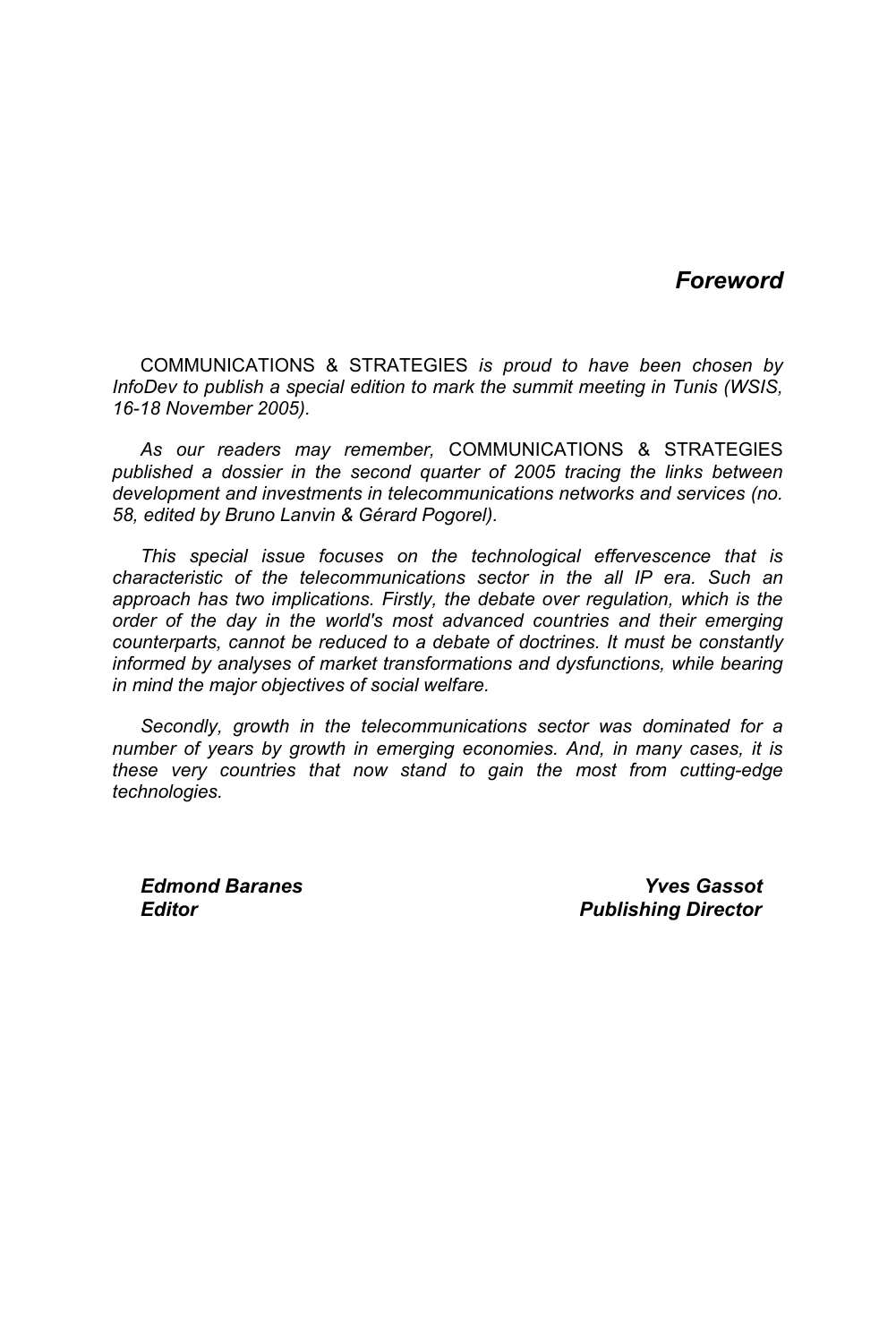# *Foreword*

COMMUNICATIONS & STRATEGIES *is proud to have been chosen by InfoDev to publish a special edition to mark the summit meeting in Tunis (WSIS, 16-18 November 2005).*

*As our readers may remember,* COMMUNICATIONS & STRATEGIES *published a dossier in the second quarter of 2005 tracing the links between development and investments in telecommunications networks and services (no. 58, edited by Bruno Lanvin & Gérard Pogorel).*

*This special issue focuses on the technological effervescence that is characteristic of the telecommunications sector in the all IP era. Such an approach has two implications. Firstly, the debate over regulation, which is the order of the day in the world's most advanced countries and their emerging counterparts, cannot be reduced to a debate of doctrines. It must be constantly informed by analyses of market transformations and dysfunctions, while bearing in mind the major objectives of social welfare.*

*Secondly, growth in the telecommunications sector was dominated for a number of years by growth in emerging economies. And, in many cases, it is these very countries that now stand to gain the most from cutting-edge technologies.*

***Edmond Baranes***
***Editor***

***Yves Gassot***
***Publishing Director***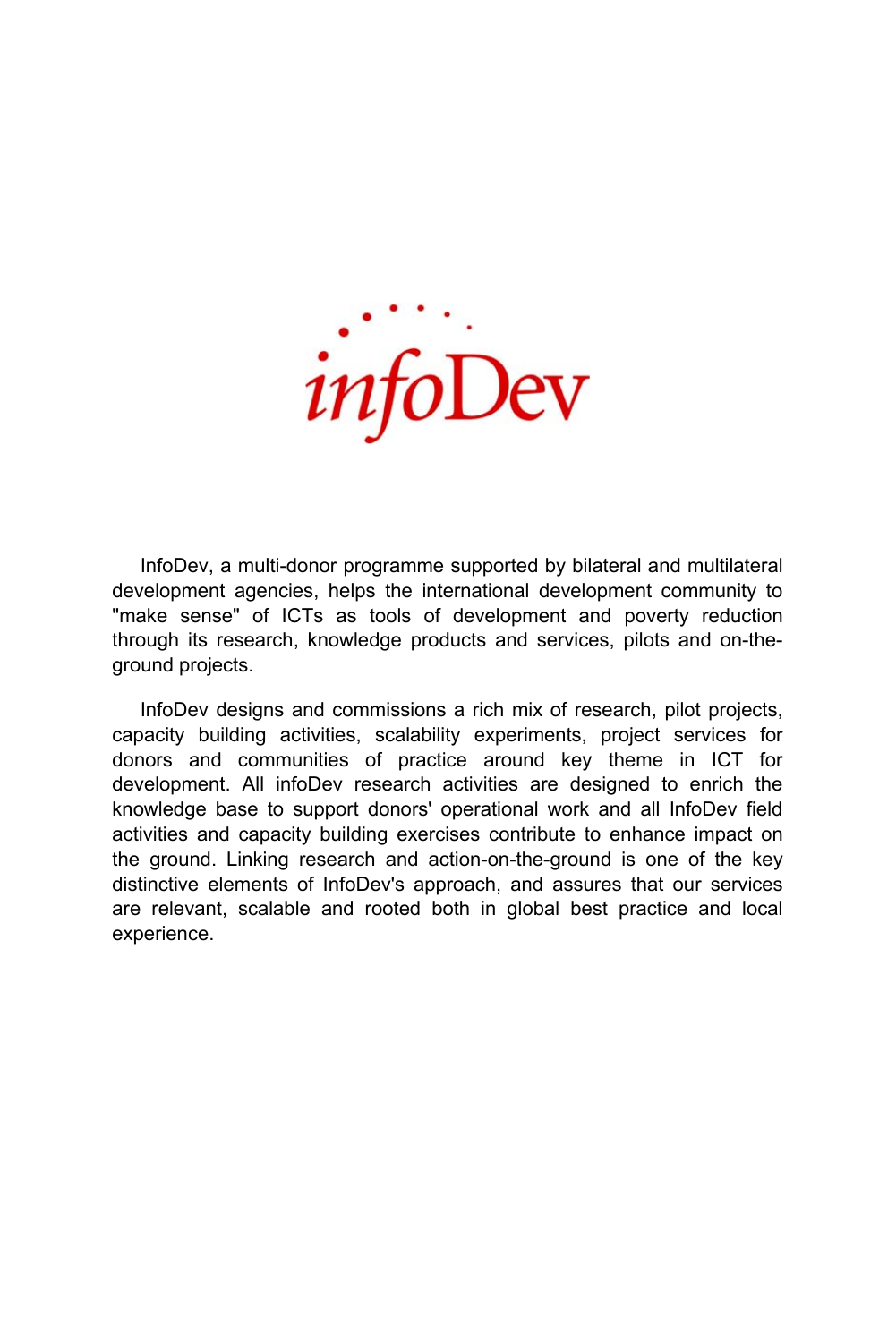infoDev

InfoDev, a multi-donor programme supported by bilateral and multilateral development agencies, helps the international development community to "make sense" of ICTs as tools of development and poverty reduction through its research, knowledge products and services, pilots and on-the-ground projects.

InfoDev designs and commissions a rich mix of research, pilot projects, capacity building activities, scalability experiments, project services for donors and communities of practice around key theme in ICT for development. All infoDev research activities are designed to enrich the knowledge base to support donors' operational work and all InfoDev field activities and capacity building exercises contribute to enhance impact on the ground. Linking research and action-on-the-ground is one of the key distinctive elements of InfoDev's approach, and assures that our services are relevant, scalable and rooted both in global best practice and local experience.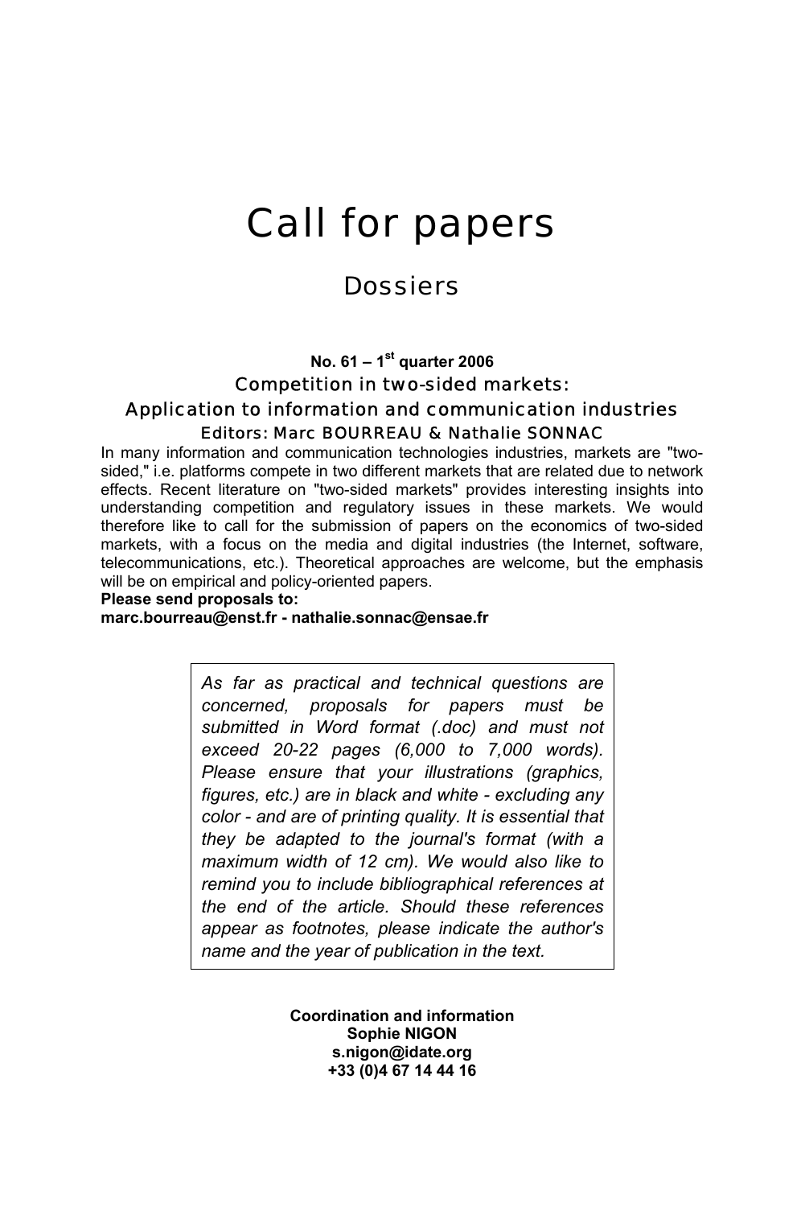# Call for papers

## Dossiers

**No. 61 – 1st quarter 2006**

### Competition in two-sided markets: Application to information and communication industries

Editors: Marc BOURREAU & Nathalie SONNAC

In many information and communication technologies industries, markets are "two-sided," i.e. platforms compete in two different markets that are related due to network effects. Recent literature on "two-sided markets" provides interesting insights into understanding competition and regulatory issues in these markets. We would therefore like to call for the submission of papers on the economics of two-sided markets, with a focus on the media and digital industries (the Internet, software, telecommunications, etc.). Theoretical approaches are welcome, but the emphasis will be on empirical and policy-oriented papers.

**Please send proposals to:**
**marc.bourreau@enst.fr - nathalie.sonnac@ensae.fr**

*As far as practical and technical questions are concerned, proposals for papers must be submitted in Word format (.doc) and must not exceed 20-22 pages (6,000 to 7,000 words). Please ensure that your illustrations (graphics, figures, etc.) are in black and white - excluding any color - and are of printing quality. It is essential that they be adapted to the journal's format (with a maximum width of 12 cm). We would also like to remind you to include bibliographical references at the end of the article. Should these references appear as footnotes, please indicate the author's name and the year of publication in the text.*

**Coordination and information**
**Sophie NIGON**
**s.nigon@idate.org**
**+33 (0)4 67 14 44 16**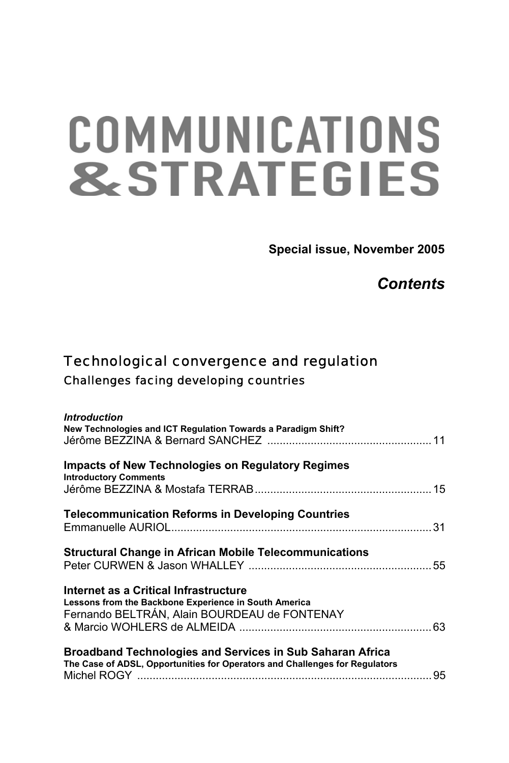# COMMUNICATIONS & STRATEGIES

**Special issue, November 2005**

## *Contents*

## Technological convergence and regulation

### Challenges facing developing countries

***Introduction***
**New Technologies and ICT Regulation Towards a Paradigm Shift?**
Jérôme BEZZINA & Bernard SANCHEZ .................................................... 11

**Impacts of New Technologies on Regulatory Regimes**
**Introductory Comments**
Jérôme BEZZINA & Mostafa TERRAB........................................................ 15

**Telecommunication Reforms in Developing Countries**
Emmanuelle AURIOL................................................................................... 31

**Structural Change in African Mobile Telecommunications**
Peter CURWEN & Jason WHALLEY .......................................................... 55

**Internet as a Critical Infrastructure**
**Lessons from the Backbone Experience in South America**
Fernando BELTRÁN, Alain BOURDEAU de FONTENAY
& Marcio WOHLERS de ALMEIDA ............................................................. 63

**Broadband Technologies and Services in Sub Saharan Africa**
**The Case of ADSL, Opportunities for Operators and Challenges for Regulators**
Michel ROGY ............................................................................................... 95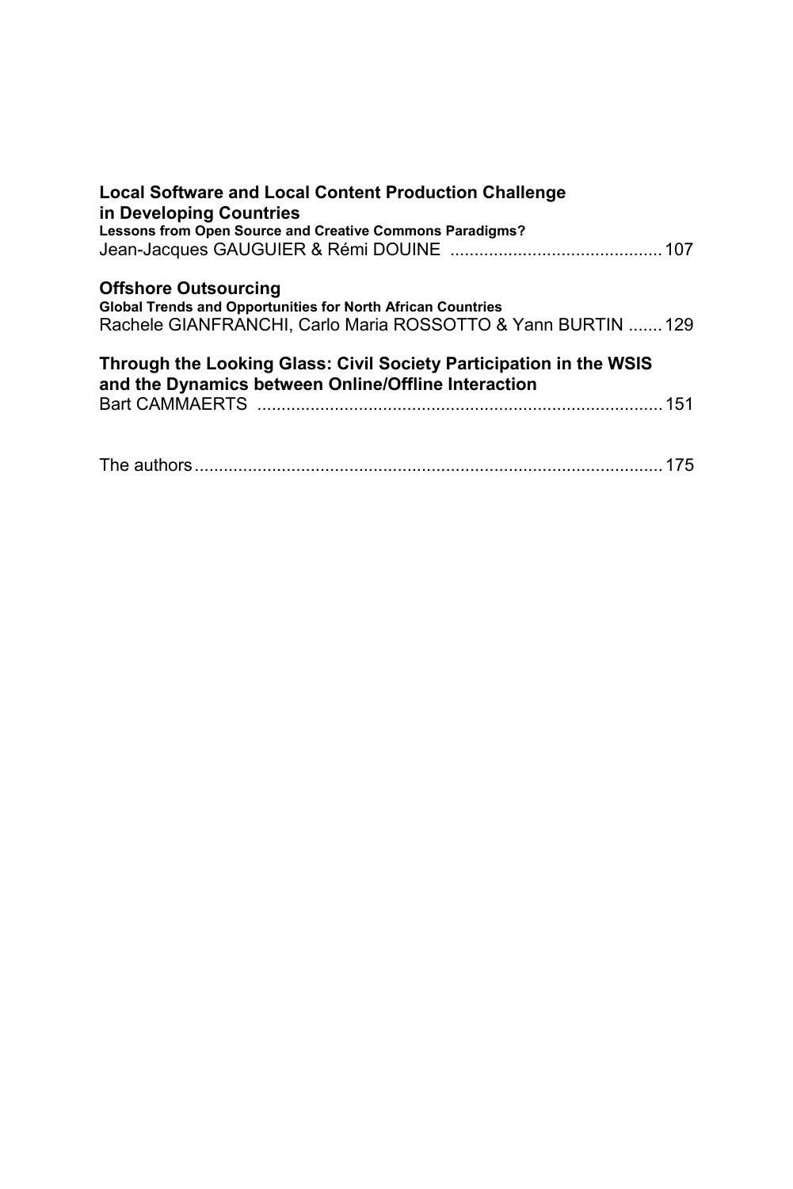**Local Software and Local Content Production Challenge in Developing Countries**
**Lessons from Open Source and Creative Commons Paradigms?**
Jean-Jacques GAUGUIER & Rémi DOUINE ........................................... 107

**Offshore Outsourcing**
**Global Trends and Opportunities for North African Countries**
Rachele GIANFRANCHI, Carlo Maria ROSSOTTO & Yann BURTIN ....... 129

**Through the Looking Glass: Civil Society Participation in the WSIS and the Dynamics between Online/Offline Interaction**
Bart CAMMAERTS .................................................................................. 151

The authors ............................................................................................... 175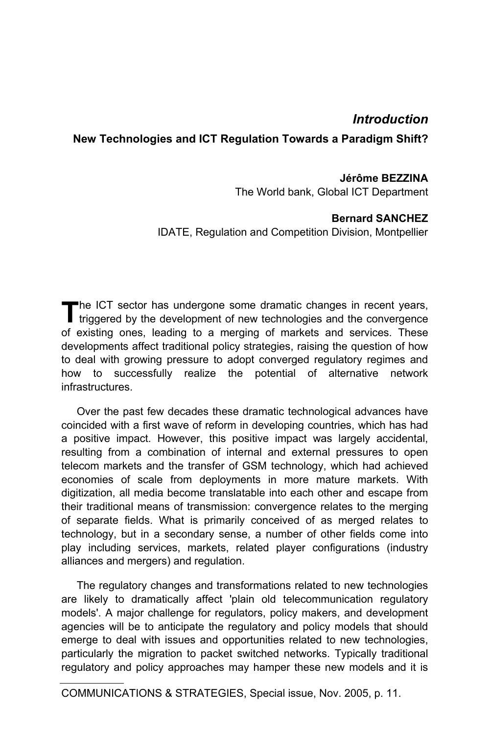# *Introduction*

## New Technologies and ICT Regulation Towards a Paradigm Shift?

**Jérôme BEZZINA**
The World bank, Global ICT Department

**Bernard SANCHEZ**
IDATE, Regulation and Competition Division, Montpellier

The ICT sector has undergone some dramatic changes in recent years, triggered by the development of new technologies and the convergence of existing ones, leading to a merging of markets and services. These developments affect traditional policy strategies, raising the question of how to deal with growing pressure to adopt converged regulatory regimes and how to successfully realize the potential of alternative network infrastructures.

Over the past few decades these dramatic technological advances have coincided with a first wave of reform in developing countries, which has had a positive impact. However, this positive impact was largely accidental, resulting from a combination of internal and external pressures to open telecom markets and the transfer of GSM technology, which had achieved economies of scale from deployments in more mature markets. With digitization, all media become translatable into each other and escape from their traditional means of transmission: convergence relates to the merging of separate fields. What is primarily conceived of as merged relates to technology, but in a secondary sense, a number of other fields come into play including services, markets, related player configurations (industry alliances and mergers) and regulation.

The regulatory changes and transformations related to new technologies are likely to dramatically affect 'plain old telecommunication regulatory models'. A major challenge for regulators, policy makers, and development agencies will be to anticipate the regulatory and policy models that should emerge to deal with issues and opportunities related to new technologies, particularly the migration to packet switched networks. Typically traditional regulatory and policy approaches may hamper these new models and it is

COMMUNICATIONS & STRATEGIES, Special issue, Nov. 2005, p. 11.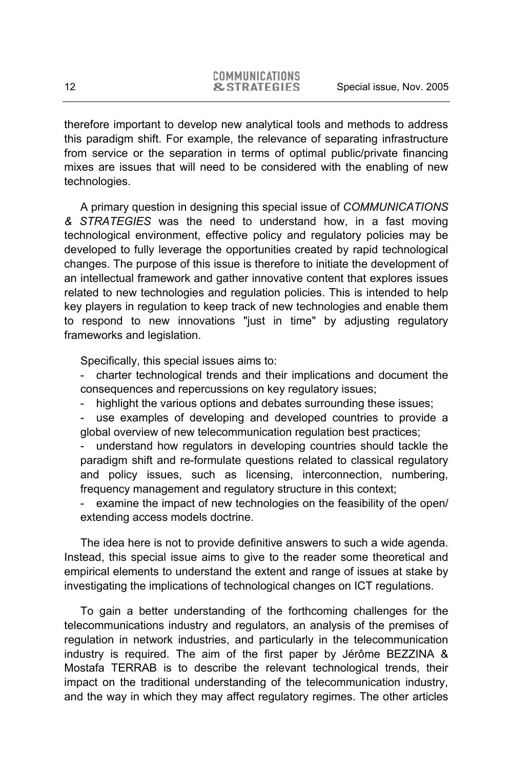therefore important to develop new analytical tools and methods to address this paradigm shift. For example, the relevance of separating infrastructure from service or the separation in terms of optimal public/private financing mixes are issues that will need to be considered with the enabling of new technologies.

A primary question in designing this special issue of *COMMUNICATIONS & STRATEGIES* was the need to understand how, in a fast moving technological environment, effective policy and regulatory policies may be developed to fully leverage the opportunities created by rapid technological changes. The purpose of this issue is therefore to initiate the development of an intellectual framework and gather innovative content that explores issues related to new technologies and regulation policies. This is intended to help key players in regulation to keep track of new technologies and enable them to respond to new innovations "just in time" by adjusting regulatory frameworks and legislation.

Specifically, this special issues aims to:

- charter technological trends and their implications and document the consequences and repercussions on key regulatory issues;
- highlight the various options and debates surrounding these issues;
- use examples of developing and developed countries to provide a global overview of new telecommunication regulation best practices;
- understand how regulators in developing countries should tackle the paradigm shift and re-formulate questions related to classical regulatory and policy issues, such as licensing, interconnection, numbering, frequency management and regulatory structure in this context;
- examine the impact of new technologies on the feasibility of the open/ extending access models doctrine.

The idea here is not to provide definitive answers to such a wide agenda. Instead, this special issue aims to give to the reader some theoretical and empirical elements to understand the extent and range of issues at stake by investigating the implications of technological changes on ICT regulations.

To gain a better understanding of the forthcoming challenges for the telecommunications industry and regulators, an analysis of the premises of regulation in network industries, and particularly in the telecommunication industry is required. The aim of the first paper by Jérôme BEZZINA & Mostafa TERRAB is to describe the relevant technological trends, their impact on the traditional understanding of the telecommunication industry, and the way in which they may affect regulatory regimes. The other articles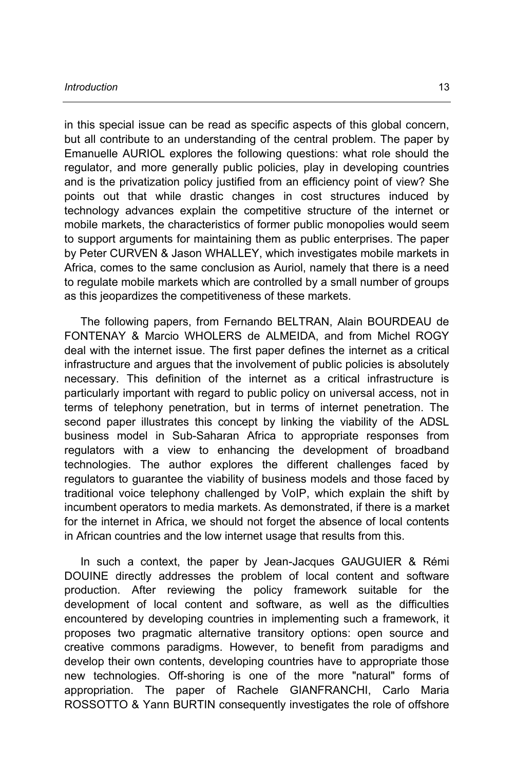in this special issue can be read as specific aspects of this global concern, but all contribute to an understanding of the central problem. The paper by Emanuelle AURIOL explores the following questions: what role should the regulator, and more generally public policies, play in developing countries and is the privatization policy justified from an efficiency point of view? She points out that while drastic changes in cost structures induced by technology advances explain the competitive structure of the internet or mobile markets, the characteristics of former public monopolies would seem to support arguments for maintaining them as public enterprises. The paper by Peter CURVEN & Jason WHALLEY, which investigates mobile markets in Africa, comes to the same conclusion as Auriol, namely that there is a need to regulate mobile markets which are controlled by a small number of groups as this jeopardizes the competitiveness of these markets.

The following papers, from Fernando BELTRAN, Alain BOURDEAU de FONTENAY & Marcio WHOLERS de ALMEIDA, and from Michel ROGY deal with the internet issue. The first paper defines the internet as a critical infrastructure and argues that the involvement of public policies is absolutely necessary. This definition of the internet as a critical infrastructure is particularly important with regard to public policy on universal access, not in terms of telephony penetration, but in terms of internet penetration. The second paper illustrates this concept by linking the viability of the ADSL business model in Sub-Saharan Africa to appropriate responses from regulators with a view to enhancing the development of broadband technologies. The author explores the different challenges faced by regulators to guarantee the viability of business models and those faced by traditional voice telephony challenged by VoIP, which explain the shift by incumbent operators to media markets. As demonstrated, if there is a market for the internet in Africa, we should not forget the absence of local contents in African countries and the low internet usage that results from this.

In such a context, the paper by Jean-Jacques GAUGUIER & Rémi DOUINE directly addresses the problem of local content and software production. After reviewing the policy framework suitable for the development of local content and software, as well as the difficulties encountered by developing countries in implementing such a framework, it proposes two pragmatic alternative transitory options: open source and creative commons paradigms. However, to benefit from paradigms and develop their own contents, developing countries have to appropriate those new technologies. Off-shoring is one of the more "natural" forms of appropriation. The paper of Rachele GIANFRANCHI, Carlo Maria ROSSOTTO & Yann BURTIN consequently investigates the role of offshore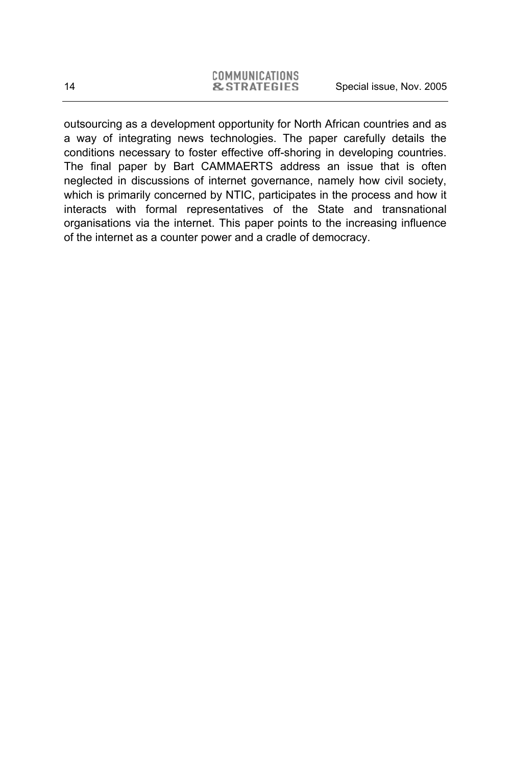outsourcing as a development opportunity for North African countries and as a way of integrating news technologies. The paper carefully details the conditions necessary to foster effective off-shoring in developing countries. The final paper by Bart CAMMAERTS address an issue that is often neglected in discussions of internet governance, namely how civil society, which is primarily concerned by NTIC, participates in the process and how it interacts with formal representatives of the State and transnational organisations via the internet. This paper points to the increasing influence of the internet as a counter power and a cradle of democracy.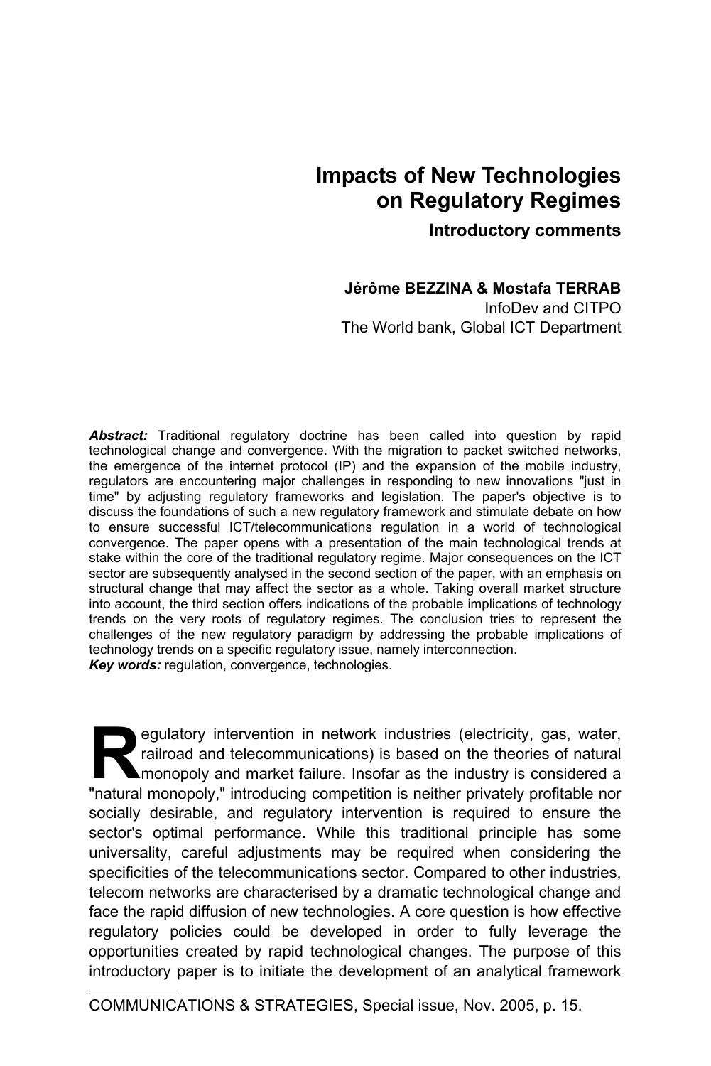# Impacts of New Technologies on Regulatory Regimes

### Introductory comments

**Jérôme BEZZINA & Mostafa TERRAB**

InfoDev and CITPO
The World bank, Global ICT Department

***Abstract:*** Traditional regulatory doctrine has been called into question by rapid technological change and convergence. With the migration to packet switched networks, the emergence of the internet protocol (IP) and the expansion of the mobile industry, regulators are encountering major challenges in responding to new innovations "just in time" by adjusting regulatory frameworks and legislation. The paper's objective is to discuss the foundations of such a new regulatory framework and stimulate debate on how to ensure successful ICT/telecommunications regulation in a world of technological convergence. The paper opens with a presentation of the main technological trends at stake within the core of the traditional regulatory regime. Major consequences on the ICT sector are subsequently analysed in the second section of the paper, with an emphasis on structural change that may affect the sector as a whole. Taking overall market structure into account, the third section offers indications of the probable implications of technology trends on the very roots of regulatory regimes. The conclusion tries to represent the challenges of the new regulatory paradigm by addressing the probable implications of technology trends on a specific regulatory issue, namely interconnection.

***Key words:*** regulation, convergence, technologies.

Regulatory intervention in network industries (electricity, gas, water, railroad and telecommunications) is based on the theories of natural monopoly and market failure. Insofar as the industry is considered a "natural monopoly," introducing competition is neither privately profitable nor socially desirable, and regulatory intervention is required to ensure the sector's optimal performance. While this traditional principle has some universality, careful adjustments may be required when considering the specificities of the telecommunications sector. Compared to other industries, telecom networks are characterised by a dramatic technological change and face the rapid diffusion of new technologies. A core question is how effective regulatory policies could be developed in order to fully leverage the opportunities created by rapid technological changes. The purpose of this introductory paper is to initiate the development of an analytical framework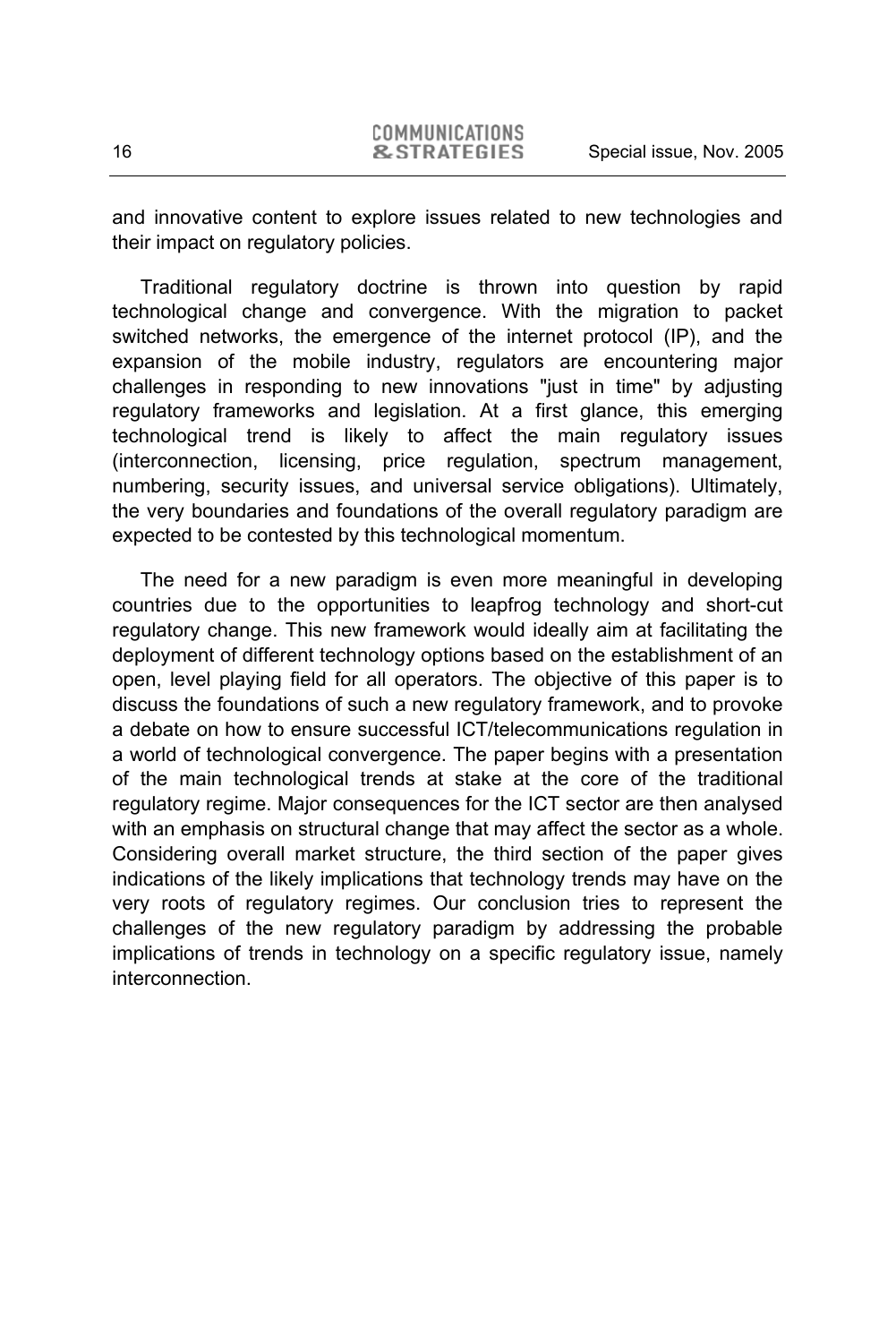and innovative content to explore issues related to new technologies and their impact on regulatory policies.

Traditional regulatory doctrine is thrown into question by rapid technological change and convergence. With the migration to packet switched networks, the emergence of the internet protocol (IP), and the expansion of the mobile industry, regulators are encountering major challenges in responding to new innovations "just in time" by adjusting regulatory frameworks and legislation. At a first glance, this emerging technological trend is likely to affect the main regulatory issues (interconnection, licensing, price regulation, spectrum management, numbering, security issues, and universal service obligations). Ultimately, the very boundaries and foundations of the overall regulatory paradigm are expected to be contested by this technological momentum.

The need for a new paradigm is even more meaningful in developing countries due to the opportunities to leapfrog technology and short-cut regulatory change. This new framework would ideally aim at facilitating the deployment of different technology options based on the establishment of an open, level playing field for all operators. The objective of this paper is to discuss the foundations of such a new regulatory framework, and to provoke a debate on how to ensure successful ICT/telecommunications regulation in a world of technological convergence. The paper begins with a presentation of the main technological trends at stake at the core of the traditional regulatory regime. Major consequences for the ICT sector are then analysed with an emphasis on structural change that may affect the sector as a whole. Considering overall market structure, the third section of the paper gives indications of the likely implications that technology trends may have on the very roots of regulatory regimes. Our conclusion tries to represent the challenges of the new regulatory paradigm by addressing the probable implications of trends in technology on a specific regulatory issue, namely interconnection.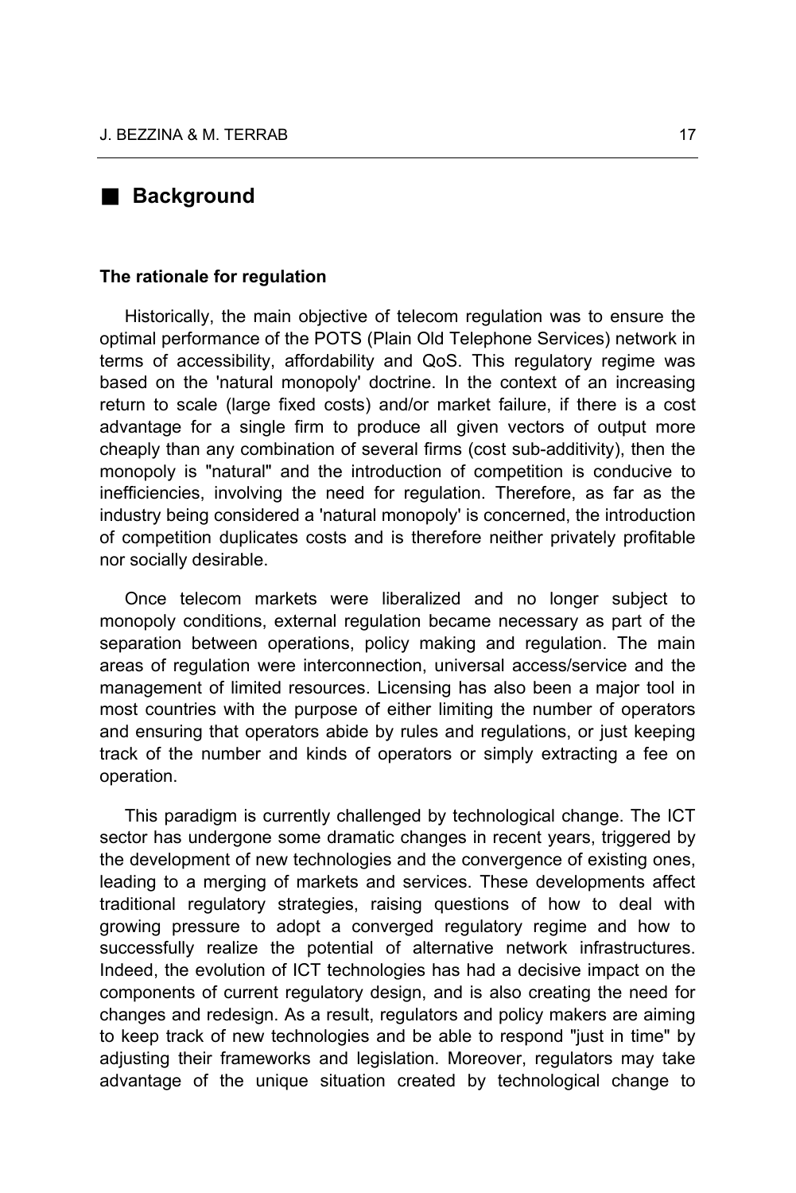## ■ Background

### The rationale for regulation

Historically, the main objective of telecom regulation was to ensure the optimal performance of the POTS (Plain Old Telephone Services) network in terms of accessibility, affordability and QoS. This regulatory regime was based on the 'natural monopoly' doctrine. In the context of an increasing return to scale (large fixed costs) and/or market failure, if there is a cost advantage for a single firm to produce all given vectors of output more cheaply than any combination of several firms (cost sub-additivity), then the monopoly is "natural" and the introduction of competition is conducive to inefficiencies, involving the need for regulation. Therefore, as far as the industry being considered a 'natural monopoly' is concerned, the introduction of competition duplicates costs and is therefore neither privately profitable nor socially desirable.

Once telecom markets were liberalized and no longer subject to monopoly conditions, external regulation became necessary as part of the separation between operations, policy making and regulation. The main areas of regulation were interconnection, universal access/service and the management of limited resources. Licensing has also been a major tool in most countries with the purpose of either limiting the number of operators and ensuring that operators abide by rules and regulations, or just keeping track of the number and kinds of operators or simply extracting a fee on operation.

This paradigm is currently challenged by technological change. The ICT sector has undergone some dramatic changes in recent years, triggered by the development of new technologies and the convergence of existing ones, leading to a merging of markets and services. These developments affect traditional regulatory strategies, raising questions of how to deal with growing pressure to adopt a converged regulatory regime and how to successfully realize the potential of alternative network infrastructures. Indeed, the evolution of ICT technologies has had a decisive impact on the components of current regulatory design, and is also creating the need for changes and redesign. As a result, regulators and policy makers are aiming to keep track of new technologies and be able to respond "just in time" by adjusting their frameworks and legislation. Moreover, regulators may take advantage of the unique situation created by technological change to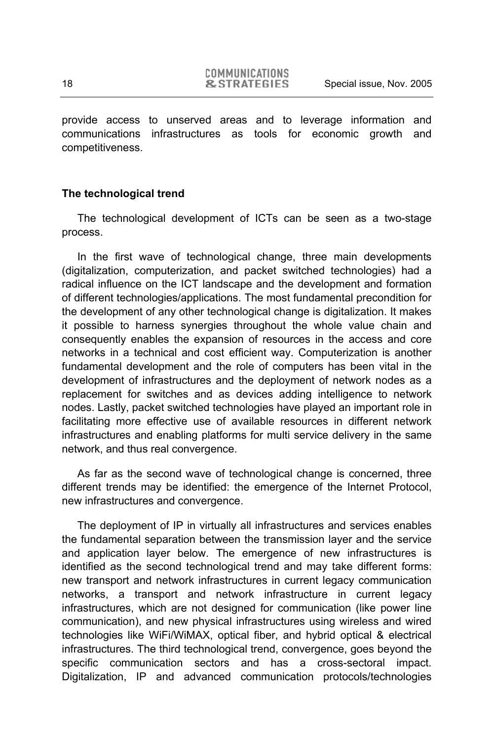provide access to unserved areas and to leverage information and communications infrastructures as tools for economic growth and competitiveness.

## The technological trend

The technological development of ICTs can be seen as a two-stage process.

In the first wave of technological change, three main developments (digitalization, computerization, and packet switched technologies) had a radical influence on the ICT landscape and the development and formation of different technologies/applications. The most fundamental precondition for the development of any other technological change is digitalization. It makes it possible to harness synergies throughout the whole value chain and consequently enables the expansion of resources in the access and core networks in a technical and cost efficient way. Computerization is another fundamental development and the role of computers has been vital in the development of infrastructures and the deployment of network nodes as a replacement for switches and as devices adding intelligence to network nodes. Lastly, packet switched technologies have played an important role in facilitating more effective use of available resources in different network infrastructures and enabling platforms for multi service delivery in the same network, and thus real convergence.

As far as the second wave of technological change is concerned, three different trends may be identified: the emergence of the Internet Protocol, new infrastructures and convergence.

The deployment of IP in virtually all infrastructures and services enables the fundamental separation between the transmission layer and the service and application layer below. The emergence of new infrastructures is identified as the second technological trend and may take different forms: new transport and network infrastructures in current legacy communication networks, a transport and network infrastructure in current legacy infrastructures, which are not designed for communication (like power line communication), and new physical infrastructures using wireless and wired technologies like WiFi/WiMAX, optical fiber, and hybrid optical & electrical infrastructures. The third technological trend, convergence, goes beyond the specific communication sectors and has a cross-sectoral impact. Digitalization, IP and advanced communication protocols/technologies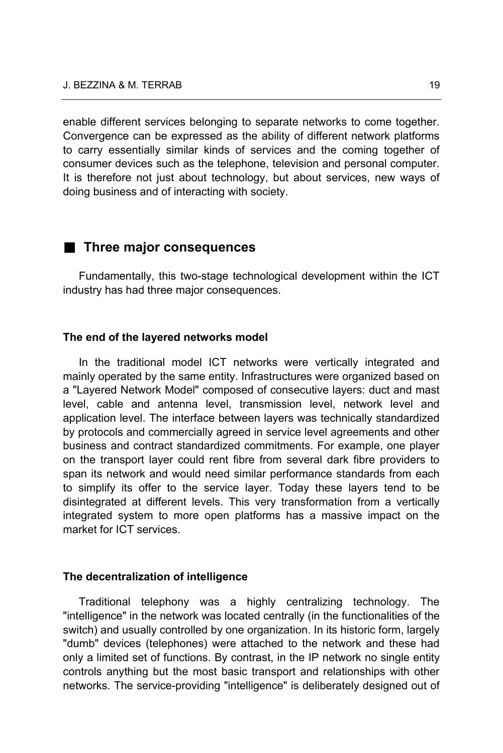enable different services belonging to separate networks to come together. Convergence can be expressed as the ability of different network platforms to carry essentially similar kinds of services and the coming together of consumer devices such as the telephone, television and personal computer. It is therefore not just about technology, but about services, new ways of doing business and of interacting with society.

## Three major consequences

Fundamentally, this two-stage technological development within the ICT industry has had three major consequences.

### The end of the layered networks model

In the traditional model ICT networks were vertically integrated and mainly operated by the same entity. Infrastructures were organized based on a "Layered Network Model" composed of consecutive layers: duct and mast level, cable and antenna level, transmission level, network level and application level. The interface between layers was technically standardized by protocols and commercially agreed in service level agreements and other business and contract standardized commitments. For example, one player on the transport layer could rent fibre from several dark fibre providers to span its network and would need similar performance standards from each to simplify its offer to the service layer. Today these layers tend to be disintegrated at different levels. This very transformation from a vertically integrated system to more open platforms has a massive impact on the market for ICT services.

### The decentralization of intelligence

Traditional telephony was a highly centralizing technology. The "intelligence" in the network was located centrally (in the functionalities of the switch) and usually controlled by one organization. In its historic form, largely "dumb" devices (telephones) were attached to the network and these had only a limited set of functions. By contrast, in the IP network no single entity controls anything but the most basic transport and relationships with other networks. The service-providing "intelligence" is deliberately designed out of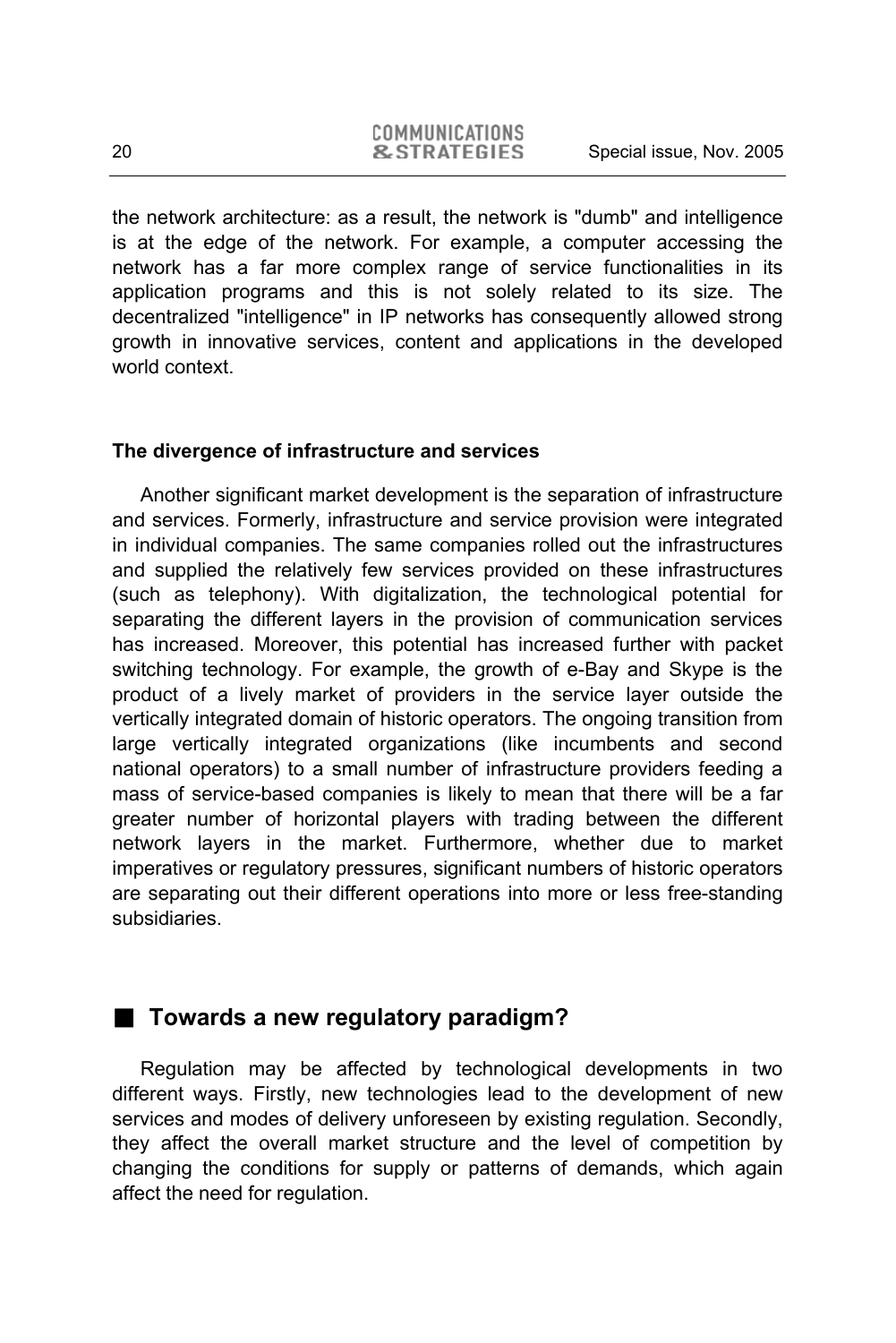the network architecture: as a result, the network is "dumb" and intelligence is at the edge of the network. For example, a computer accessing the network has a far more complex range of service functionalities in its application programs and this is not solely related to its size. The decentralized "intelligence" in IP networks has consequently allowed strong growth in innovative services, content and applications in the developed world context.

### The divergence of infrastructure and services

Another significant market development is the separation of infrastructure and services. Formerly, infrastructure and service provision were integrated in individual companies. The same companies rolled out the infrastructures and supplied the relatively few services provided on these infrastructures (such as telephony). With digitalization, the technological potential for separating the different layers in the provision of communication services has increased. Moreover, this potential has increased further with packet switching technology. For example, the growth of e-Bay and Skype is the product of a lively market of providers in the service layer outside the vertically integrated domain of historic operators. The ongoing transition from large vertically integrated organizations (like incumbents and second national operators) to a small number of infrastructure providers feeding a mass of service-based companies is likely to mean that there will be a far greater number of horizontal players with trading between the different network layers in the market. Furthermore, whether due to market imperatives or regulatory pressures, significant numbers of historic operators are separating out their different operations into more or less free-standing subsidiaries.

## Towards a new regulatory paradigm?

Regulation may be affected by technological developments in two different ways. Firstly, new technologies lead to the development of new services and modes of delivery unforeseen by existing regulation. Secondly, they affect the overall market structure and the level of competition by changing the conditions for supply or patterns of demands, which again affect the need for regulation.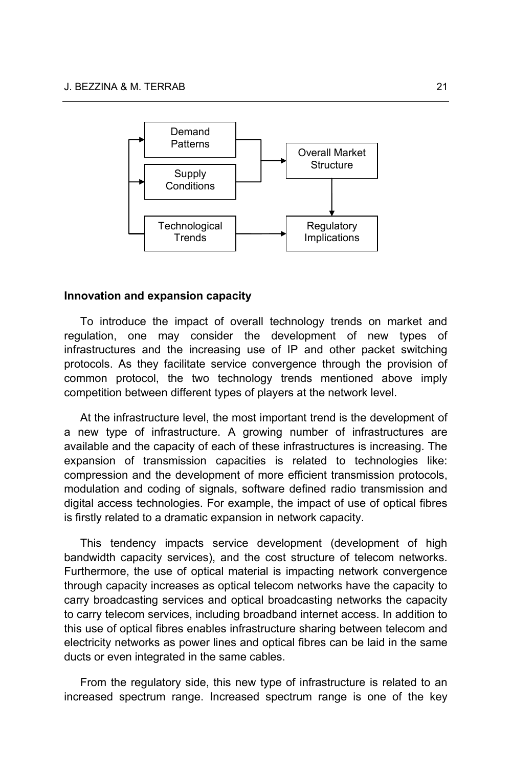## Innovation and expansion capacity

To introduce the impact of overall technology trends on market and regulation, one may consider the development of new types of infrastructures and the increasing use of IP and other packet switching protocols. As they facilitate service convergence through the provision of common protocol, the two technology trends mentioned above imply competition between different types of players at the network level.

At the infrastructure level, the most important trend is the development of a new type of infrastructure. A growing number of infrastructures are available and the capacity of each of these infrastructures is increasing. The expansion of transmission capacities is related to technologies like: compression and the development of more efficient transmission protocols, modulation and coding of signals, software defined radio transmission and digital access technologies. For example, the impact of use of optical fibres is firstly related to a dramatic expansion in network capacity.

This tendency impacts service development (development of high bandwidth capacity services), and the cost structure of telecom networks. Furthermore, the use of optical material is impacting network convergence through capacity increases as optical telecom networks have the capacity to carry broadcasting services and optical broadcasting networks the capacity to carry telecom services, including broadband internet access. In addition to this use of optical fibres enables infrastructure sharing between telecom and electricity networks as power lines and optical fibres can be laid in the same ducts or even integrated in the same cables.

From the regulatory side, this new type of infrastructure is related to an increased spectrum range. Increased spectrum range is one of the key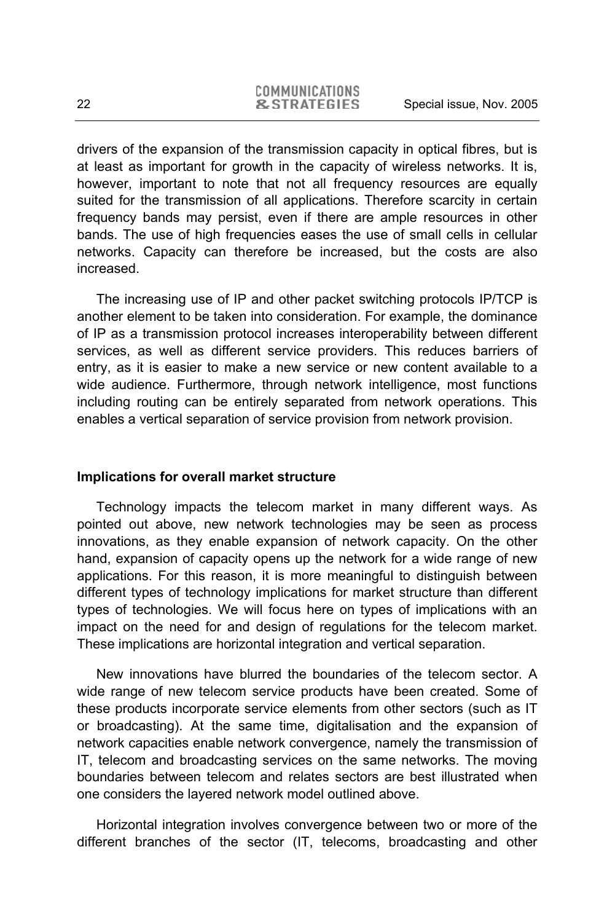drivers of the expansion of the transmission capacity in optical fibres, but is at least as important for growth in the capacity of wireless networks. It is, however, important to note that not all frequency resources are equally suited for the transmission of all applications. Therefore scarcity in certain frequency bands may persist, even if there are ample resources in other bands. The use of high frequencies eases the use of small cells in cellular networks. Capacity can therefore be increased, but the costs are also increased.

The increasing use of IP and other packet switching protocols IP/TCP is another element to be taken into consideration. For example, the dominance of IP as a transmission protocol increases interoperability between different services, as well as different service providers. This reduces barriers of entry, as it is easier to make a new service or new content available to a wide audience. Furthermore, through network intelligence, most functions including routing can be entirely separated from network operations. This enables a vertical separation of service provision from network provision.

### Implications for overall market structure

Technology impacts the telecom market in many different ways. As pointed out above, new network technologies may be seen as process innovations, as they enable expansion of network capacity. On the other hand, expansion of capacity opens up the network for a wide range of new applications. For this reason, it is more meaningful to distinguish between different types of technology implications for market structure than different types of technologies. We will focus here on types of implications with an impact on the need for and design of regulations for the telecom market. These implications are horizontal integration and vertical separation.

New innovations have blurred the boundaries of the telecom sector. A wide range of new telecom service products have been created. Some of these products incorporate service elements from other sectors (such as IT or broadcasting). At the same time, digitalisation and the expansion of network capacities enable network convergence, namely the transmission of IT, telecom and broadcasting services on the same networks. The moving boundaries between telecom and relates sectors are best illustrated when one considers the layered network model outlined above.

Horizontal integration involves convergence between two or more of the different branches of the sector (IT, telecoms, broadcasting and other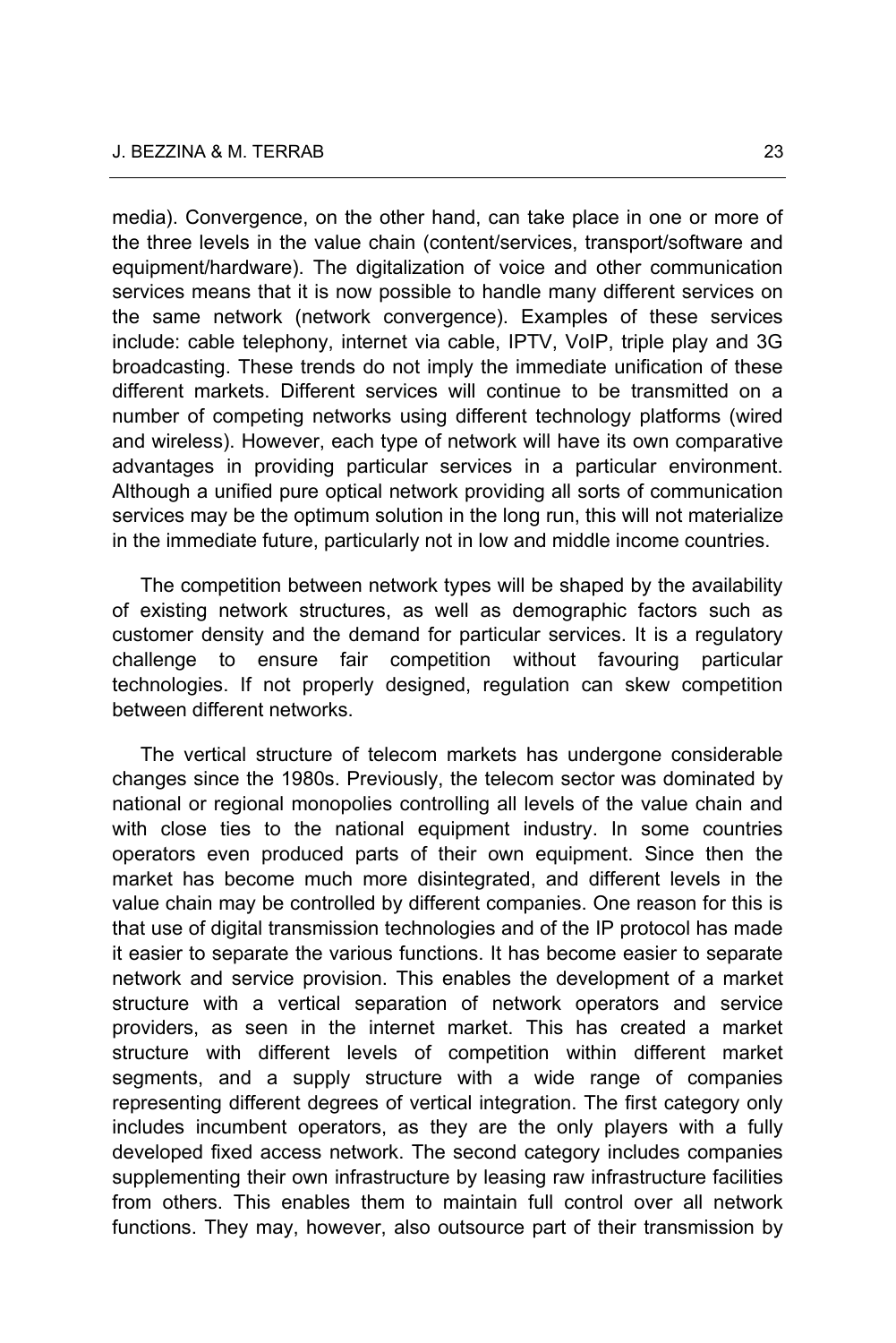media). Convergence, on the other hand, can take place in one or more of the three levels in the value chain (content/services, transport/software and equipment/hardware). The digitalization of voice and other communication services means that it is now possible to handle many different services on the same network (network convergence). Examples of these services include: cable telephony, internet via cable, IPTV, VoIP, triple play and 3G broadcasting. These trends do not imply the immediate unification of these different markets. Different services will continue to be transmitted on a number of competing networks using different technology platforms (wired and wireless). However, each type of network will have its own comparative advantages in providing particular services in a particular environment. Although a unified pure optical network providing all sorts of communication services may be the optimum solution in the long run, this will not materialize in the immediate future, particularly not in low and middle income countries.

The competition between network types will be shaped by the availability of existing network structures, as well as demographic factors such as customer density and the demand for particular services. It is a regulatory challenge to ensure fair competition without favouring particular technologies. If not properly designed, regulation can skew competition between different networks.

The vertical structure of telecom markets has undergone considerable changes since the 1980s. Previously, the telecom sector was dominated by national or regional monopolies controlling all levels of the value chain and with close ties to the national equipment industry. In some countries operators even produced parts of their own equipment. Since then the market has become much more disintegrated, and different levels in the value chain may be controlled by different companies. One reason for this is that use of digital transmission technologies and of the IP protocol has made it easier to separate the various functions. It has become easier to separate network and service provision. This enables the development of a market structure with a vertical separation of network operators and service providers, as seen in the internet market. This has created a market structure with different levels of competition within different market segments, and a supply structure with a wide range of companies representing different degrees of vertical integration. The first category only includes incumbent operators, as they are the only players with a fully developed fixed access network. The second category includes companies supplementing their own infrastructure by leasing raw infrastructure facilities from others. This enables them to maintain full control over all network functions. They may, however, also outsource part of their transmission by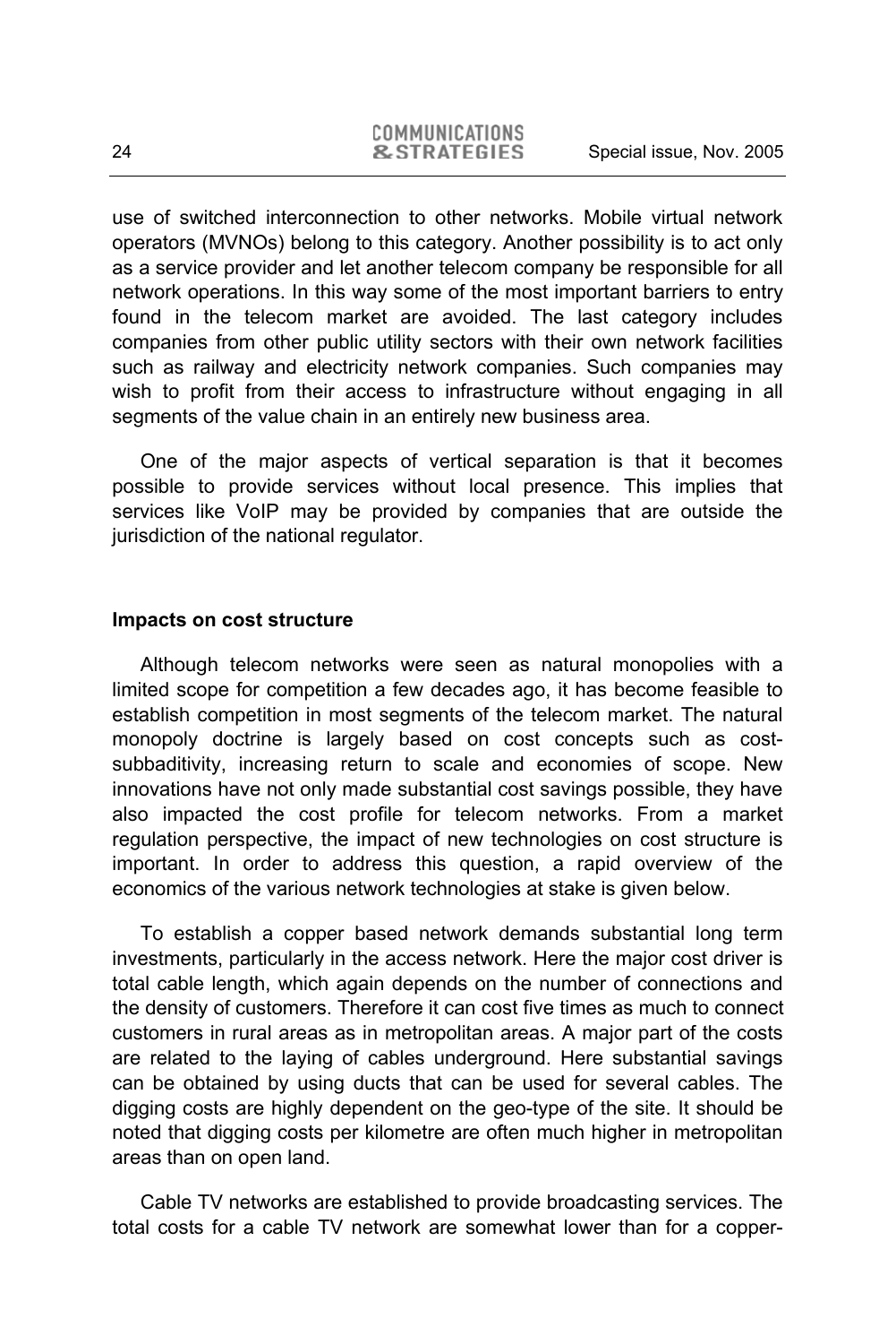use of switched interconnection to other networks. Mobile virtual network operators (MVNOs) belong to this category. Another possibility is to act only as a service provider and let another telecom company be responsible for all network operations. In this way some of the most important barriers to entry found in the telecom market are avoided. The last category includes companies from other public utility sectors with their own network facilities such as railway and electricity network companies. Such companies may wish to profit from their access to infrastructure without engaging in all segments of the value chain in an entirely new business area.

One of the major aspects of vertical separation is that it becomes possible to provide services without local presence. This implies that services like VoIP may be provided by companies that are outside the jurisdiction of the national regulator.

**Impacts on cost structure**

Although telecom networks were seen as natural monopolies with a limited scope for competition a few decades ago, it has become feasible to establish competition in most segments of the telecom market. The natural monopoly doctrine is largely based on cost concepts such as cost-subbaditivity, increasing return to scale and economies of scope. New innovations have not only made substantial cost savings possible, they have also impacted the cost profile for telecom networks. From a market regulation perspective, the impact of new technologies on cost structure is important. In order to address this question, a rapid overview of the economics of the various network technologies at stake is given below.

To establish a copper based network demands substantial long term investments, particularly in the access network. Here the major cost driver is total cable length, which again depends on the number of connections and the density of customers. Therefore it can cost five times as much to connect customers in rural areas as in metropolitan areas. A major part of the costs are related to the laying of cables underground. Here substantial savings can be obtained by using ducts that can be used for several cables. The digging costs are highly dependent on the geo-type of the site. It should be noted that digging costs per kilometre are often much higher in metropolitan areas than on open land.

Cable TV networks are established to provide broadcasting services. The total costs for a cable TV network are somewhat lower than for a copper-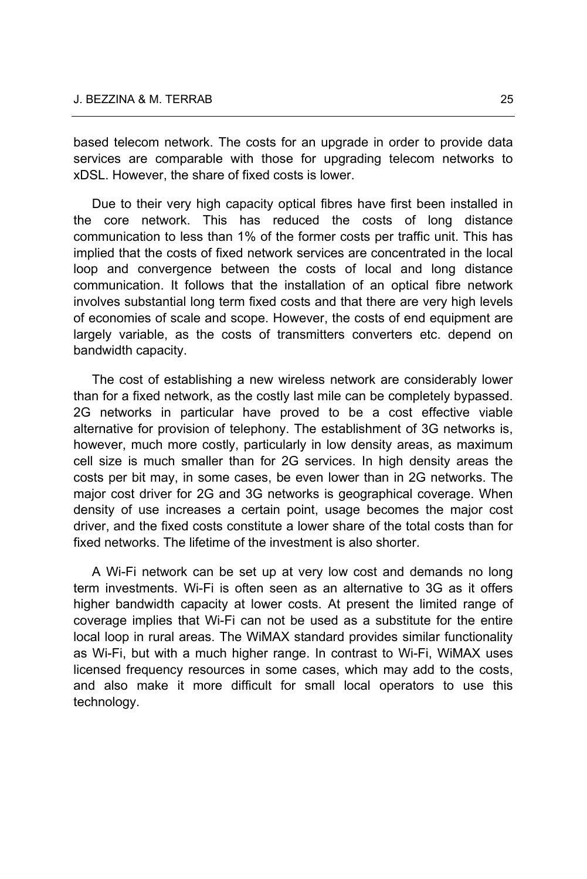based telecom network. The costs for an upgrade in order to provide data services are comparable with those for upgrading telecom networks to xDSL. However, the share of fixed costs is lower.

Due to their very high capacity optical fibres have first been installed in the core network. This has reduced the costs of long distance communication to less than 1% of the former costs per traffic unit. This has implied that the costs of fixed network services are concentrated in the local loop and convergence between the costs of local and long distance communication. It follows that the installation of an optical fibre network involves substantial long term fixed costs and that there are very high levels of economies of scale and scope. However, the costs of end equipment are largely variable, as the costs of transmitters converters etc. depend on bandwidth capacity.

The cost of establishing a new wireless network are considerably lower than for a fixed network, as the costly last mile can be completely bypassed. 2G networks in particular have proved to be a cost effective viable alternative for provision of telephony. The establishment of 3G networks is, however, much more costly, particularly in low density areas, as maximum cell size is much smaller than for 2G services. In high density areas the costs per bit may, in some cases, be even lower than in 2G networks. The major cost driver for 2G and 3G networks is geographical coverage. When density of use increases a certain point, usage becomes the major cost driver, and the fixed costs constitute a lower share of the total costs than for fixed networks. The lifetime of the investment is also shorter.

A Wi-Fi network can be set up at very low cost and demands no long term investments. Wi-Fi is often seen as an alternative to 3G as it offers higher bandwidth capacity at lower costs. At present the limited range of coverage implies that Wi-Fi can not be used as a substitute for the entire local loop in rural areas. The WiMAX standard provides similar functionality as Wi-Fi, but with a much higher range. In contrast to Wi-Fi, WiMAX uses licensed frequency resources in some cases, which may add to the costs, and also make it more difficult for small local operators to use this technology.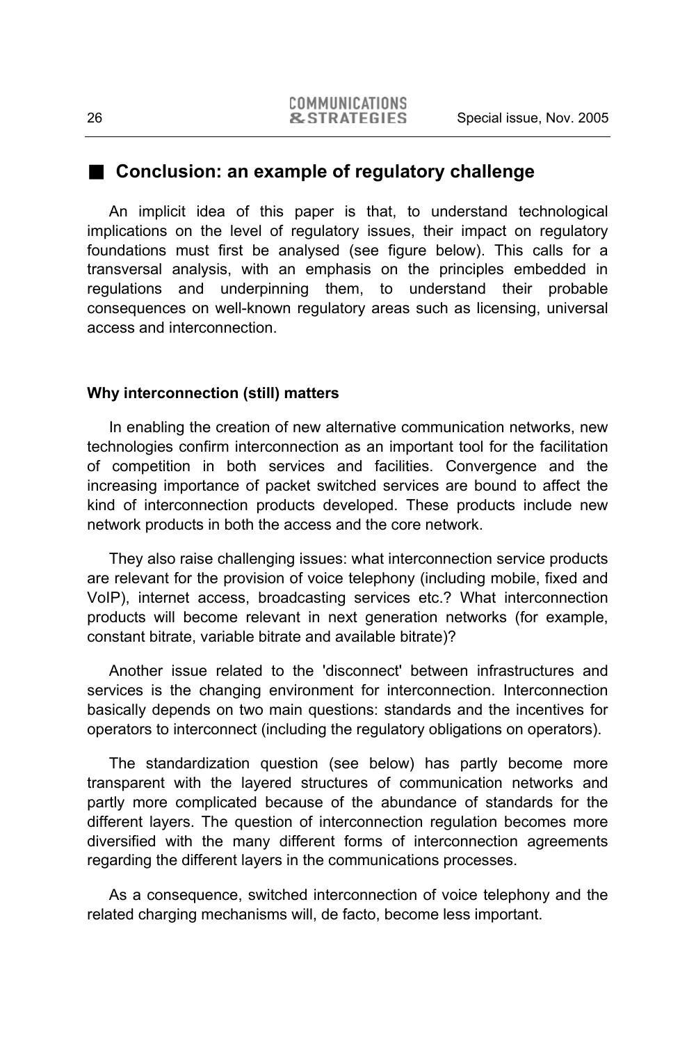## Conclusion: an example of regulatory challenge

An implicit idea of this paper is that, to understand technological implications on the level of regulatory issues, their impact on regulatory foundations must first be analysed (see figure below). This calls for a transversal analysis, with an emphasis on the principles embedded in regulations and underpinning them, to understand their probable consequences on well-known regulatory areas such as licensing, universal access and interconnection.

### Why interconnection (still) matters

In enabling the creation of new alternative communication networks, new technologies confirm interconnection as an important tool for the facilitation of competition in both services and facilities. Convergence and the increasing importance of packet switched services are bound to affect the kind of interconnection products developed. These products include new network products in both the access and the core network.

They also raise challenging issues: what interconnection service products are relevant for the provision of voice telephony (including mobile, fixed and VoIP), internet access, broadcasting services etc.? What interconnection products will become relevant in next generation networks (for example, constant bitrate, variable bitrate and available bitrate)?

Another issue related to the 'disconnect' between infrastructures and services is the changing environment for interconnection. Interconnection basically depends on two main questions: standards and the incentives for operators to interconnect (including the regulatory obligations on operators).

The standardization question (see below) has partly become more transparent with the layered structures of communication networks and partly more complicated because of the abundance of standards for the different layers. The question of interconnection regulation becomes more diversified with the many different forms of interconnection agreements regarding the different layers in the communications processes.

As a consequence, switched interconnection of voice telephony and the related charging mechanisms will, de facto, become less important.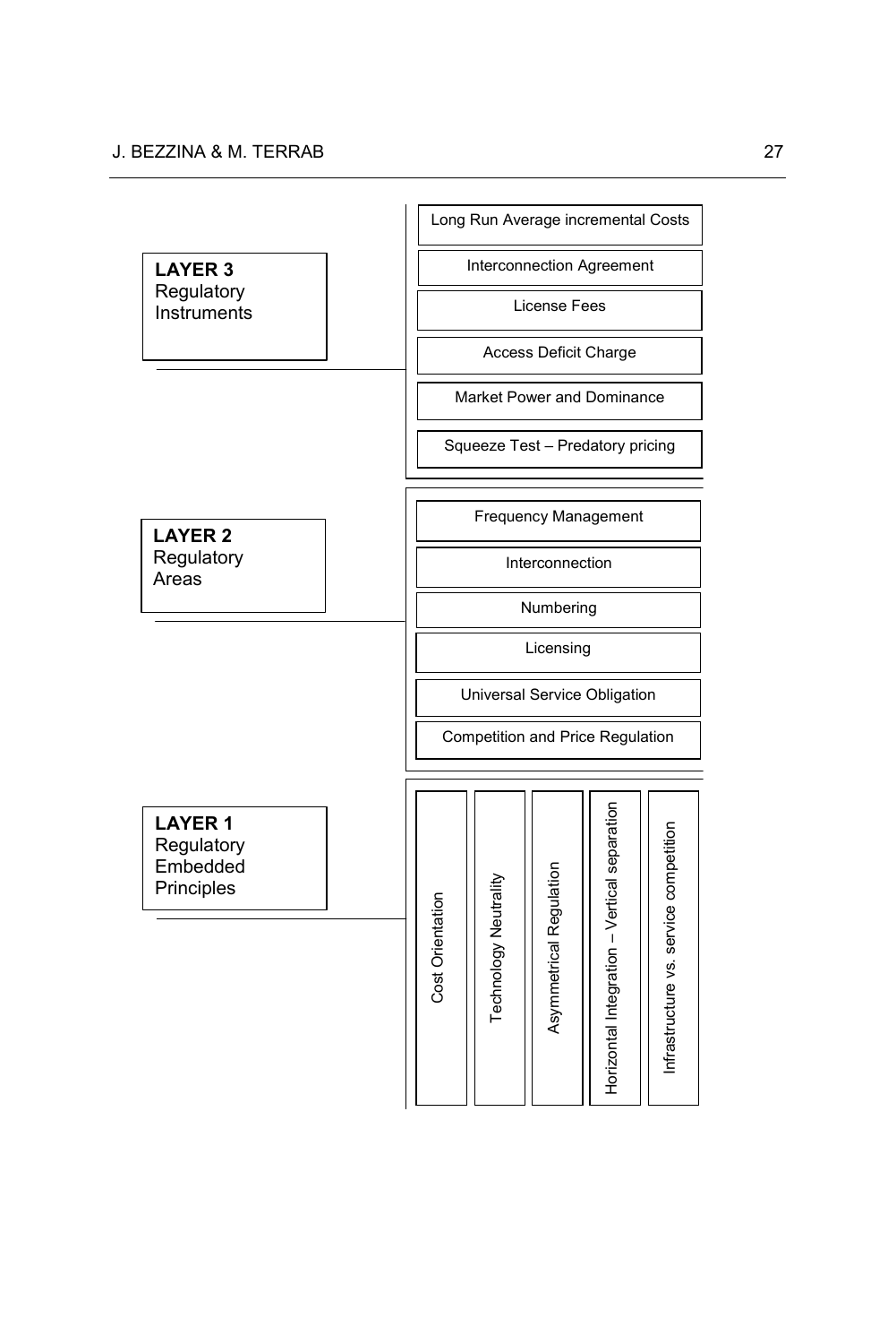**LAYER 3**
Regulatory
Instruments

- Long Run Average incremental Costs
- Interconnection Agreement
- License Fees
- Access Deficit Charge
- Market Power and Dominance
- Squeeze Test – Predatory pricing

**LAYER 2**
Regulatory
Areas

- Frequency Management
- Interconnection
- Numbering
- Licensing
- Universal Service Obligation
- Competition and Price Regulation

**LAYER 1**
Regulatory
Embedded
Principles

- Cost Orientation
- Technology Neutrality
- Asymmetrical Regulation
- Horizontal Integration – Vertical separation
- Infrastructure vs. service competition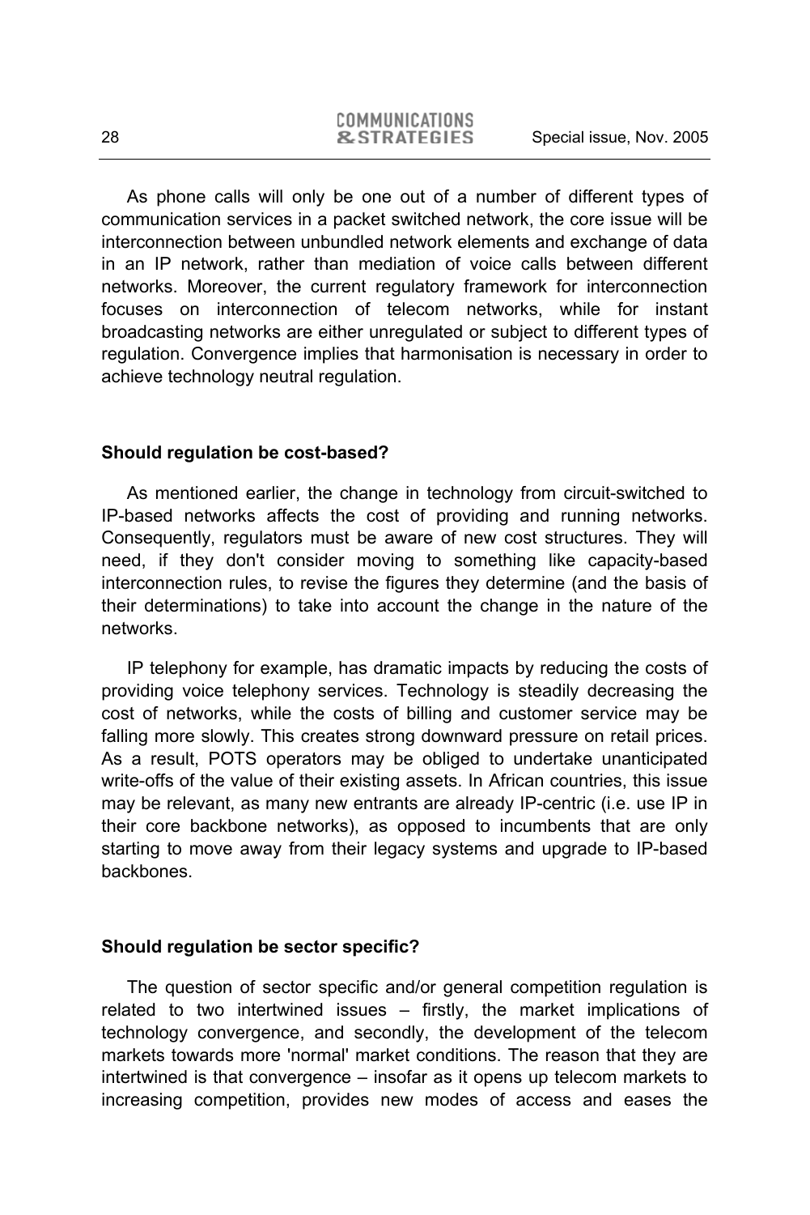As phone calls will only be one out of a number of different types of communication services in a packet switched network, the core issue will be interconnection between unbundled network elements and exchange of data in an IP network, rather than mediation of voice calls between different networks. Moreover, the current regulatory framework for interconnection focuses on interconnection of telecom networks, while for instant broadcasting networks are either unregulated or subject to different types of regulation. Convergence implies that harmonisation is necessary in order to achieve technology neutral regulation.

### Should regulation be cost-based?

As mentioned earlier, the change in technology from circuit-switched to IP-based networks affects the cost of providing and running networks. Consequently, regulators must be aware of new cost structures. They will need, if they don't consider moving to something like capacity-based interconnection rules, to revise the figures they determine (and the basis of their determinations) to take into account the change in the nature of the networks.

IP telephony for example, has dramatic impacts by reducing the costs of providing voice telephony services. Technology is steadily decreasing the cost of networks, while the costs of billing and customer service may be falling more slowly. This creates strong downward pressure on retail prices. As a result, POTS operators may be obliged to undertake unanticipated write-offs of the value of their existing assets. In African countries, this issue may be relevant, as many new entrants are already IP-centric (i.e. use IP in their core backbone networks), as opposed to incumbents that are only starting to move away from their legacy systems and upgrade to IP-based backbones.

### Should regulation be sector specific?

The question of sector specific and/or general competition regulation is related to two intertwined issues – firstly, the market implications of technology convergence, and secondly, the development of the telecom markets towards more 'normal' market conditions. The reason that they are intertwined is that convergence – insofar as it opens up telecom markets to increasing competition, provides new modes of access and eases the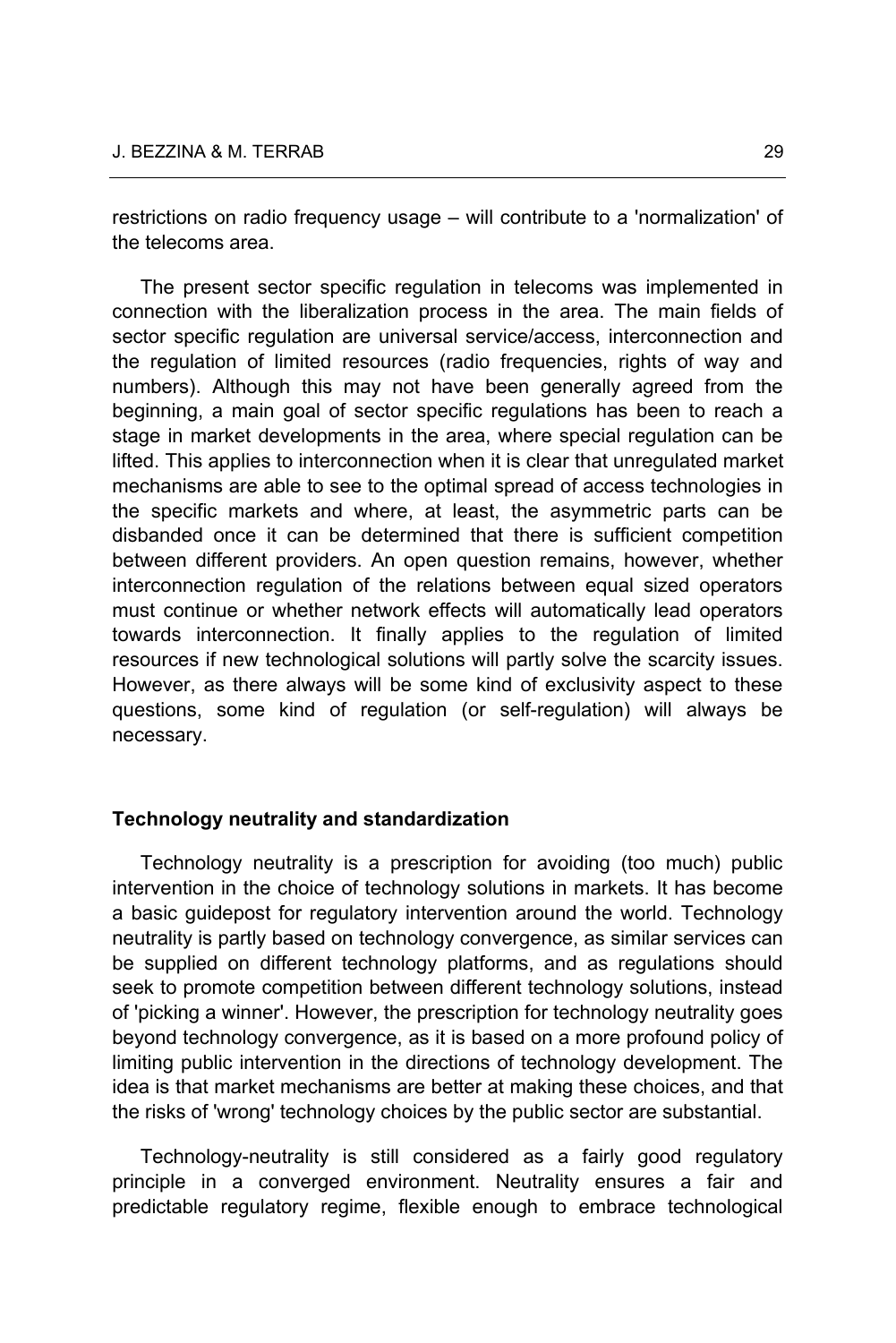restrictions on radio frequency usage – will contribute to a 'normalization' of the telecoms area.

The present sector specific regulation in telecoms was implemented in connection with the liberalization process in the area. The main fields of sector specific regulation are universal service/access, interconnection and the regulation of limited resources (radio frequencies, rights of way and numbers). Although this may not have been generally agreed from the beginning, a main goal of sector specific regulations has been to reach a stage in market developments in the area, where special regulation can be lifted. This applies to interconnection when it is clear that unregulated market mechanisms are able to see to the optimal spread of access technologies in the specific markets and where, at least, the asymmetric parts can be disbanded once it can be determined that there is sufficient competition between different providers. An open question remains, however, whether interconnection regulation of the relations between equal sized operators must continue or whether network effects will automatically lead operators towards interconnection. It finally applies to the regulation of limited resources if new technological solutions will partly solve the scarcity issues. However, as there always will be some kind of exclusivity aspect to these questions, some kind of regulation (or self-regulation) will always be necessary.

### Technology neutrality and standardization

Technology neutrality is a prescription for avoiding (too much) public intervention in the choice of technology solutions in markets. It has become a basic guidepost for regulatory intervention around the world. Technology neutrality is partly based on technology convergence, as similar services can be supplied on different technology platforms, and as regulations should seek to promote competition between different technology solutions, instead of 'picking a winner'. However, the prescription for technology neutrality goes beyond technology convergence, as it is based on a more profound policy of limiting public intervention in the directions of technology development. The idea is that market mechanisms are better at making these choices, and that the risks of 'wrong' technology choices by the public sector are substantial.

Technology-neutrality is still considered as a fairly good regulatory principle in a converged environment. Neutrality ensures a fair and predictable regulatory regime, flexible enough to embrace technological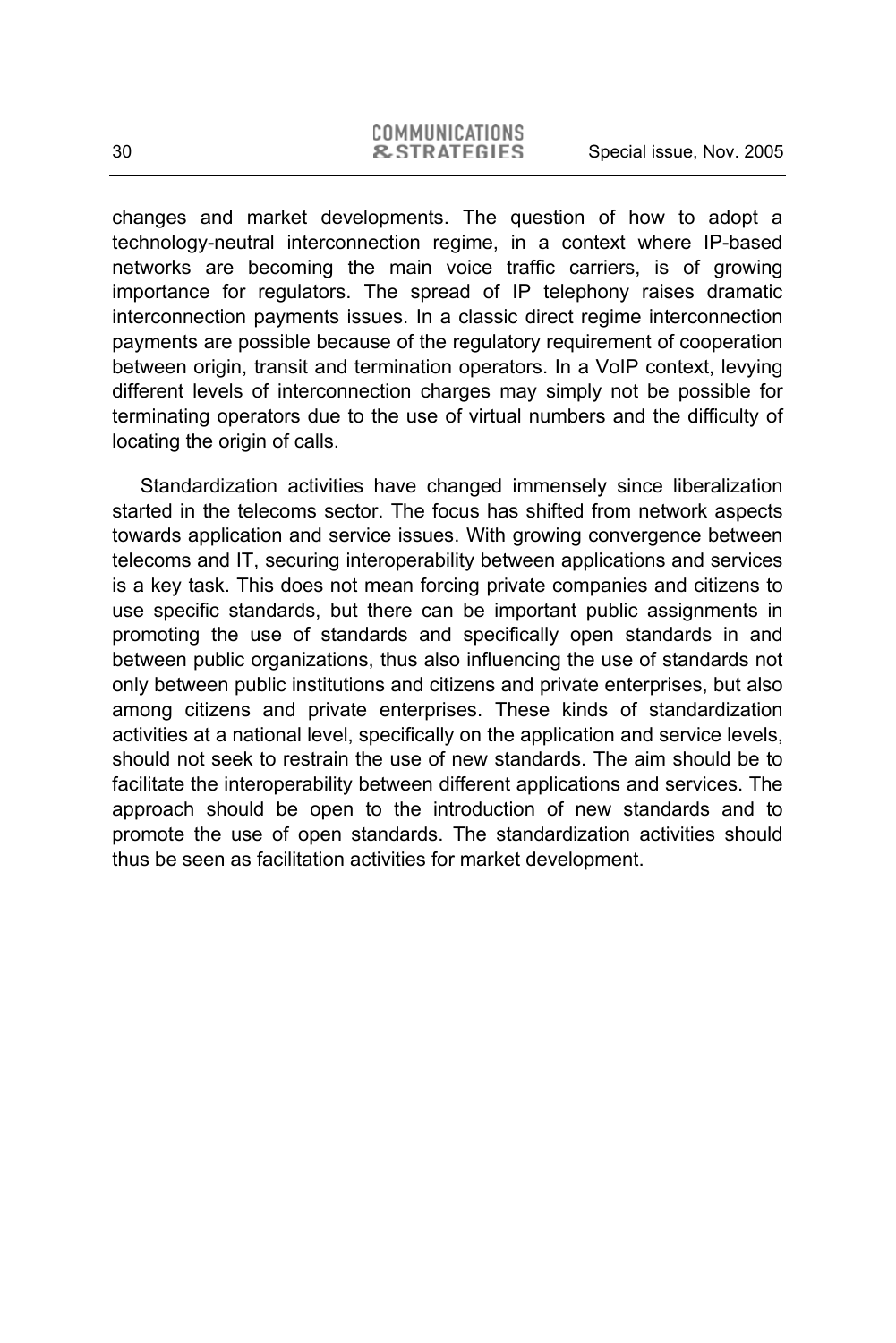changes and market developments. The question of how to adopt a technology-neutral interconnection regime, in a context where IP-based networks are becoming the main voice traffic carriers, is of growing importance for regulators. The spread of IP telephony raises dramatic interconnection payments issues. In a classic direct regime interconnection payments are possible because of the regulatory requirement of cooperation between origin, transit and termination operators. In a VoIP context, levying different levels of interconnection charges may simply not be possible for terminating operators due to the use of virtual numbers and the difficulty of locating the origin of calls.

Standardization activities have changed immensely since liberalization started in the telecoms sector. The focus has shifted from network aspects towards application and service issues. With growing convergence between telecoms and IT, securing interoperability between applications and services is a key task. This does not mean forcing private companies and citizens to use specific standards, but there can be important public assignments in promoting the use of standards and specifically open standards in and between public organizations, thus also influencing the use of standards not only between public institutions and citizens and private enterprises, but also among citizens and private enterprises. These kinds of standardization activities at a national level, specifically on the application and service levels, should not seek to restrain the use of new standards. The aim should be to facilitate the interoperability between different applications and services. The approach should be open to the introduction of new standards and to promote the use of open standards. The standardization activities should thus be seen as facilitation activities for market development.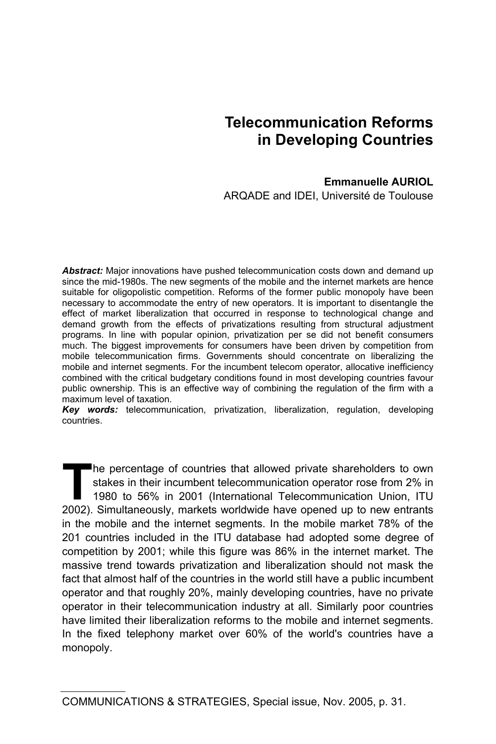# Telecommunication Reforms in Developing Countries

**Emmanuelle AURIOL**
ARQADE and IDEI, Université de Toulouse

***Abstract:*** Major innovations have pushed telecommunication costs down and demand up since the mid-1980s. The new segments of the mobile and the internet markets are hence suitable for oligopolistic competition. Reforms of the former public monopoly have been necessary to accommodate the entry of new operators. It is important to disentangle the effect of market liberalization that occurred in response to technological change and demand growth from the effects of privatizations resulting from structural adjustment programs. In line with popular opinion, privatization per se did not benefit consumers much. The biggest improvements for consumers have been driven by competition from mobile telecommunication firms. Governments should concentrate on liberalizing the mobile and internet segments. For the incumbent telecom operator, allocative inefficiency combined with the critical budgetary conditions found in most developing countries favour public ownership. This is an effective way of combining the regulation of the firm with a maximum level of taxation.

***Key words:*** telecommunication, privatization, liberalization, regulation, developing countries.

The percentage of countries that allowed private shareholders to own stakes in their incumbent telecommunication operator rose from 2% in 1980 to 56% in 2001 (International Telecommunication Union, ITU 2002). Simultaneously, markets worldwide have opened up to new entrants in the mobile and the internet segments. In the mobile market 78% of the 201 countries included in the ITU database had adopted some degree of competition by 2001; while this figure was 86% in the internet market. The massive trend towards privatization and liberalization should not mask the fact that almost half of the countries in the world still have a public incumbent operator and that roughly 20%, mainly developing countries, have no private operator in their telecommunication industry at all. Similarly poor countries have limited their liberalization reforms to the mobile and internet segments. In the fixed telephony market over 60% of the world's countries have a monopoly.

COMMUNICATIONS & STRATEGIES, Special issue, Nov. 2005, p. 31.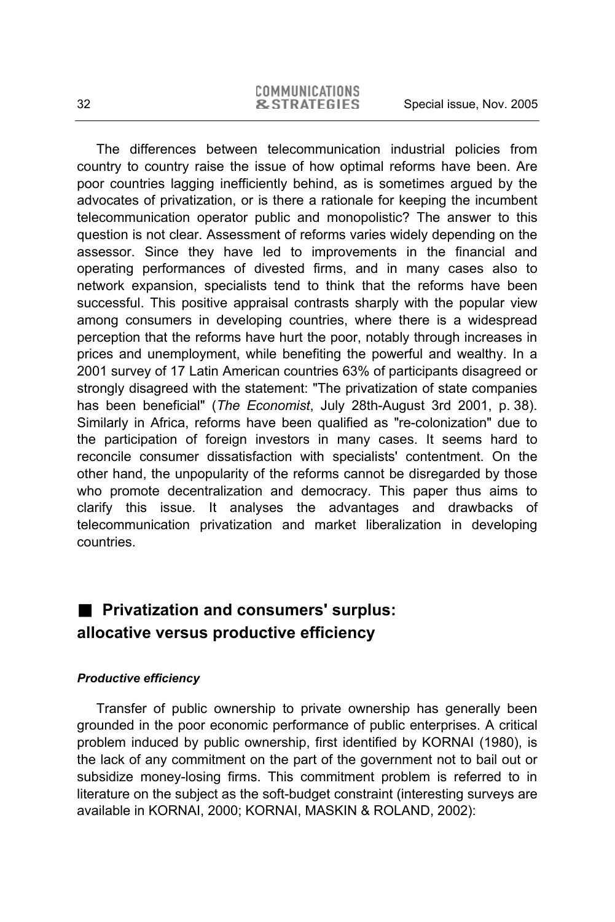The differences between telecommunication industrial policies from country to country raise the issue of how optimal reforms have been. Are poor countries lagging inefficiently behind, as is sometimes argued by the advocates of privatization, or is there a rationale for keeping the incumbent telecommunication operator public and monopolistic? The answer to this question is not clear. Assessment of reforms varies widely depending on the assessor. Since they have led to improvements in the financial and operating performances of divested firms, and in many cases also to network expansion, specialists tend to think that the reforms have been successful. This positive appraisal contrasts sharply with the popular view among consumers in developing countries, where there is a widespread perception that the reforms have hurt the poor, notably through increases in prices and unemployment, while benefiting the powerful and wealthy. In a 2001 survey of 17 Latin American countries 63% of participants disagreed or strongly disagreed with the statement: "The privatization of state companies has been beneficial" (*The Economist*, July 28th-August 3rd 2001, p. 38). Similarly in Africa, reforms have been qualified as "re-colonization" due to the participation of foreign investors in many cases. It seems hard to reconcile consumer dissatisfaction with specialists' contentment. On the other hand, the unpopularity of the reforms cannot be disregarded by those who promote decentralization and democracy. This paper thus aims to clarify this issue. It analyses the advantages and drawbacks of telecommunication privatization and market liberalization in developing countries.

## Privatization and consumers' surplus: allocative versus productive efficiency

### *Productive efficiency*

Transfer of public ownership to private ownership has generally been grounded in the poor economic performance of public enterprises. A critical problem induced by public ownership, first identified by KORNAI (1980), is the lack of any commitment on the part of the government not to bail out or subsidize money-losing firms. This commitment problem is referred to in literature on the subject as the soft-budget constraint (interesting surveys are available in KORNAI, 2000; KORNAI, MASKIN & ROLAND, 2002):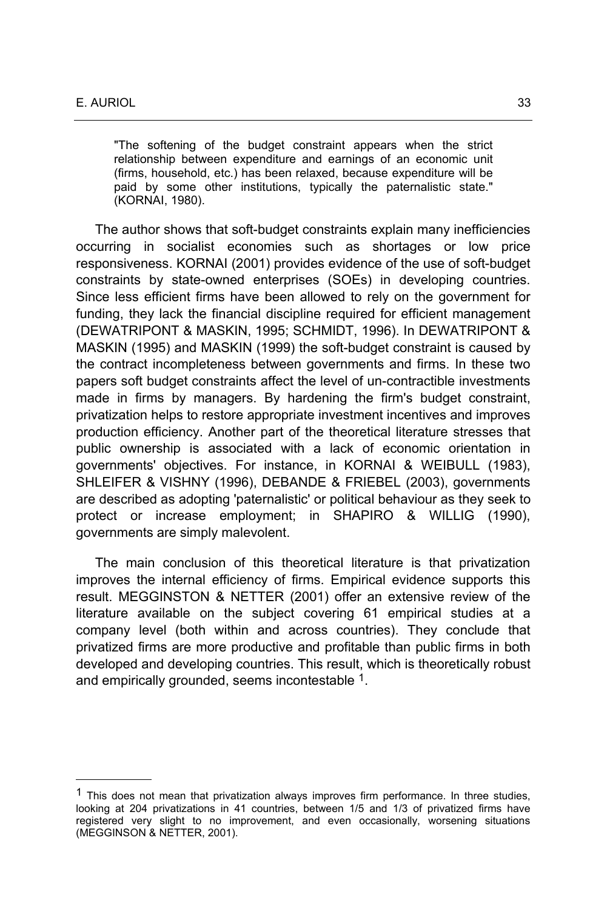> "The softening of the budget constraint appears when the strict relationship between expenditure and earnings of an economic unit (firms, household, etc.) has been relaxed, because expenditure will be paid by some other institutions, typically the paternalistic state." (KORNAI, 1980).

The author shows that soft-budget constraints explain many inefficiencies occurring in socialist economies such as shortages or low price responsiveness. KORNAI (2001) provides evidence of the use of soft-budget constraints by state-owned enterprises (SOEs) in developing countries. Since less efficient firms have been allowed to rely on the government for funding, they lack the financial discipline required for efficient management (DEWATRIPONT & MASKIN, 1995; SCHMIDT, 1996). In DEWATRIPONT & MASKIN (1995) and MASKIN (1999) the soft-budget constraint is caused by the contract incompleteness between governments and firms. In these two papers soft budget constraints affect the level of un-contractible investments made in firms by managers. By hardening the firm's budget constraint, privatization helps to restore appropriate investment incentives and improves production efficiency. Another part of the theoretical literature stresses that public ownership is associated with a lack of economic orientation in governments' objectives. For instance, in KORNAI & WEIBULL (1983), SHLEIFER & VISHNY (1996), DEBANDE & FRIEBEL (2003), governments are described as adopting 'paternalistic' or political behaviour as they seek to protect or increase employment; in SHAPIRO & WILLIG (1990), governments are simply malevolent.

The main conclusion of this theoretical literature is that privatization improves the internal efficiency of firms. Empirical evidence supports this result. MEGGINSTON & NETTER (2001) offer an extensive review of the literature available on the subject covering 61 empirical studies at a company level (both within and across countries). They conclude that privatized firms are more productive and profitable than public firms in both developed and developing countries. This result, which is theoretically robust and empirically grounded, seems incontestable [1].

---

[1] This does not mean that privatization always improves firm performance. In three studies, looking at 204 privatizations in 41 countries, between 1/5 and 1/3 of privatized firms have registered very slight to no improvement, and even occasionally, worsening situations (MEGGINSON & NETTER, 2001).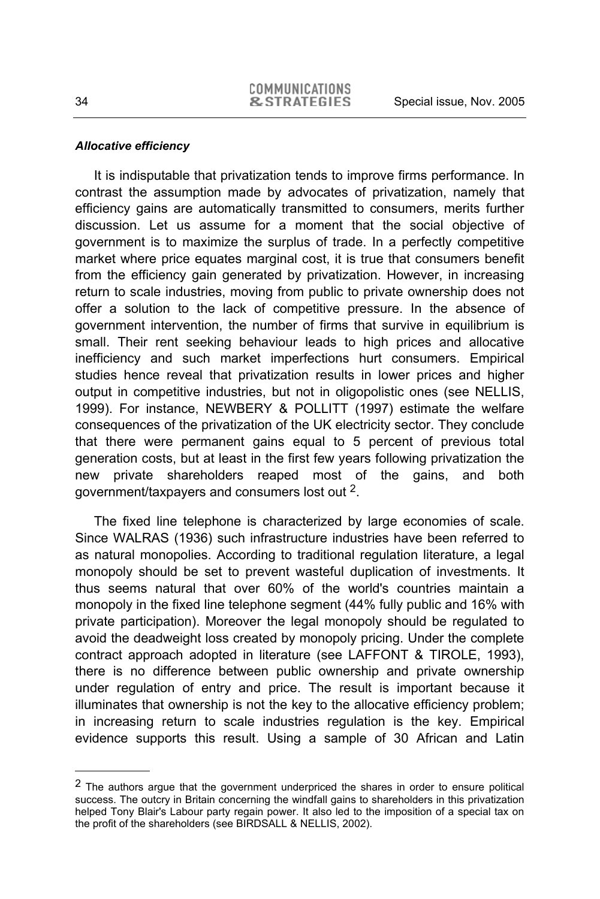***Allocative efficiency***

It is indisputable that privatization tends to improve firms performance. In contrast the assumption made by advocates of privatization, namely that efficiency gains are automatically transmitted to consumers, merits further discussion. Let us assume for a moment that the social objective of government is to maximize the surplus of trade. In a perfectly competitive market where price equates marginal cost, it is true that consumers benefit from the efficiency gain generated by privatization. However, in increasing return to scale industries, moving from public to private ownership does not offer a solution to the lack of competitive pressure. In the absence of government intervention, the number of firms that survive in equilibrium is small. Their rent seeking behaviour leads to high prices and allocative inefficiency and such market imperfections hurt consumers. Empirical studies hence reveal that privatization results in lower prices and higher output in competitive industries, but not in oligopolistic ones (see NELLIS, 1999). For instance, NEWBERY & POLLITT (1997) estimate the welfare consequences of the privatization of the UK electricity sector. They conclude that there were permanent gains equal to 5 percent of previous total generation costs, but at least in the first few years following privatization the new private shareholders reaped most of the gains, and both government/taxpayers and consumers lost out [2].

The fixed line telephone is characterized by large economies of scale. Since WALRAS (1936) such infrastructure industries have been referred to as natural monopolies. According to traditional regulation literature, a legal monopoly should be set to prevent wasteful duplication of investments. It thus seems natural that over 60% of the world's countries maintain a monopoly in the fixed line telephone segment (44% fully public and 16% with private participation). Moreover the legal monopoly should be regulated to avoid the deadweight loss created by monopoly pricing. Under the complete contract approach adopted in literature (see LAFFONT & TIROLE, 1993), there is no difference between public ownership and private ownership under regulation of entry and price. The result is important because it illuminates that ownership is not the key to the allocative efficiency problem; in increasing return to scale industries regulation is the key. Empirical evidence supports this result. Using a sample of 30 African and Latin

---

[2] The authors argue that the government underpriced the shares in order to ensure political success. The outcry in Britain concerning the windfall gains to shareholders in this privatization helped Tony Blair's Labour party regain power. It also led to the imposition of a special tax on the profit of the shareholders (see BIRDSALL & NELLIS, 2002).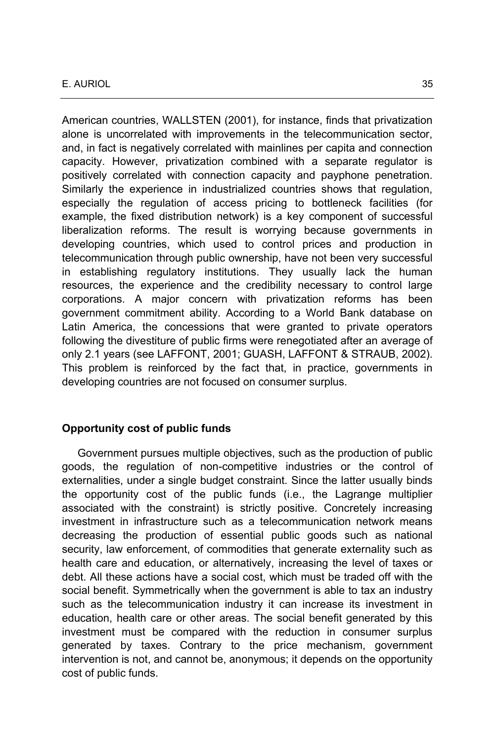American countries, WALLSTEN (2001), for instance, finds that privatization alone is uncorrelated with improvements in the telecommunication sector, and, in fact is negatively correlated with mainlines per capita and connection capacity. However, privatization combined with a separate regulator is positively correlated with connection capacity and payphone penetration. Similarly the experience in industrialized countries shows that regulation, especially the regulation of access pricing to bottleneck facilities (for example, the fixed distribution network) is a key component of successful liberalization reforms. The result is worrying because governments in developing countries, which used to control prices and production in telecommunication through public ownership, have not been very successful in establishing regulatory institutions. They usually lack the human resources, the experience and the credibility necessary to control large corporations. A major concern with privatization reforms has been government commitment ability. According to a World Bank database on Latin America, the concessions that were granted to private operators following the divestiture of public firms were renegotiated after an average of only 2.1 years (see LAFFONT, 2001; GUASH, LAFFONT & STRAUB, 2002). This problem is reinforced by the fact that, in practice, governments in developing countries are not focused on consumer surplus.

### Opportunity cost of public funds

Government pursues multiple objectives, such as the production of public goods, the regulation of non-competitive industries or the control of externalities, under a single budget constraint. Since the latter usually binds the opportunity cost of the public funds (i.e., the Lagrange multiplier associated with the constraint) is strictly positive. Concretely increasing investment in infrastructure such as a telecommunication network means decreasing the production of essential public goods such as national security, law enforcement, of commodities that generate externality such as health care and education, or alternatively, increasing the level of taxes or debt. All these actions have a social cost, which must be traded off with the social benefit. Symmetrically when the government is able to tax an industry such as the telecommunication industry it can increase its investment in education, health care or other areas. The social benefit generated by this investment must be compared with the reduction in consumer surplus generated by taxes. Contrary to the price mechanism, government intervention is not, and cannot be, anonymous; it depends on the opportunity cost of public funds.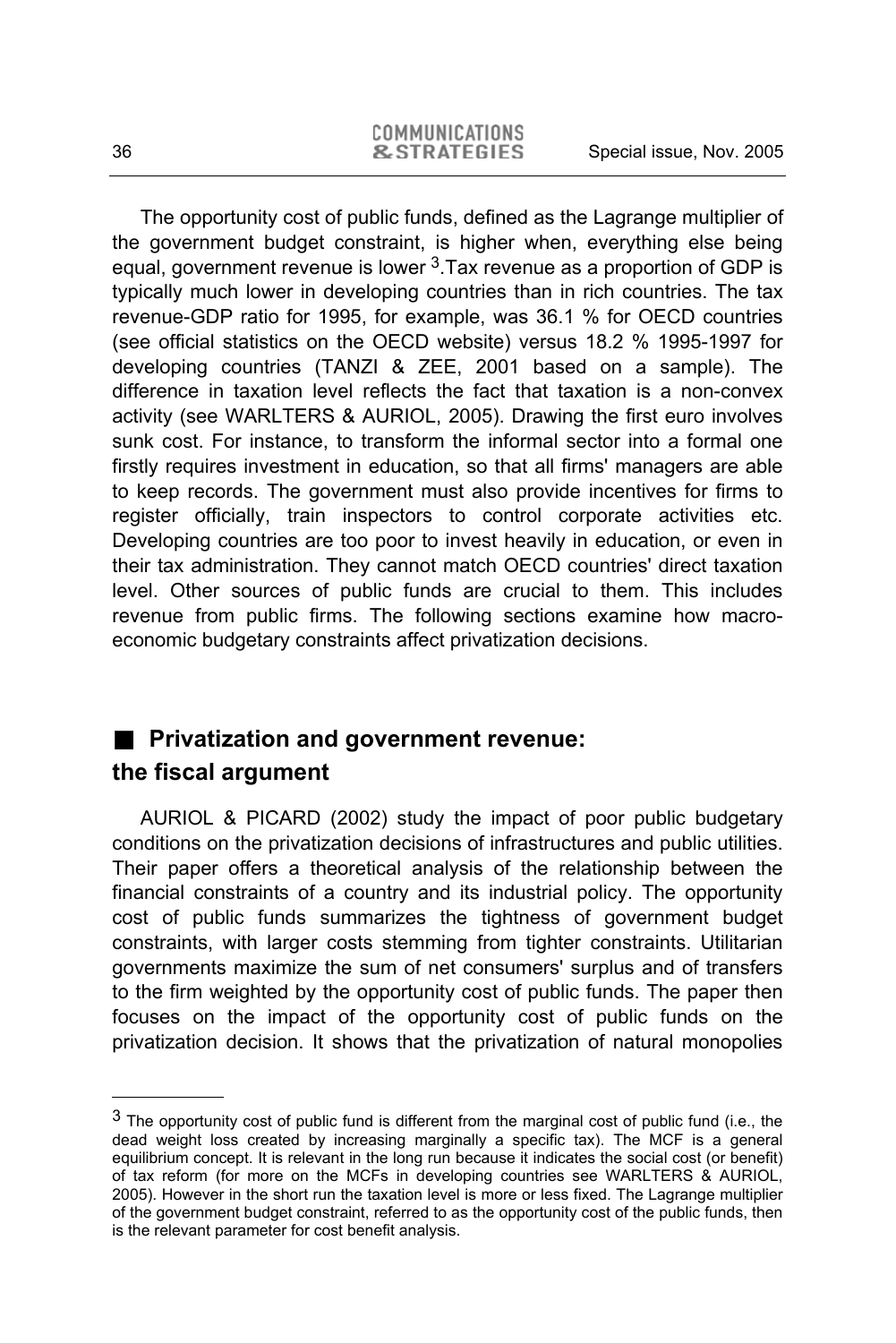The opportunity cost of public funds, defined as the Lagrange multiplier of the government budget constraint, is higher when, everything else being equal, government revenue is lower [3].Tax revenue as a proportion of GDP is typically much lower in developing countries than in rich countries. The tax revenue-GDP ratio for 1995, for example, was 36.1 % for OECD countries (see official statistics on the OECD website) versus 18.2 % 1995-1997 for developing countries (TANZI & ZEE, 2001 based on a sample). The difference in taxation level reflects the fact that taxation is a non-convex activity (see WARLTERS & AURIOL, 2005). Drawing the first euro involves sunk cost. For instance, to transform the informal sector into a formal one firstly requires investment in education, so that all firms' managers are able to keep records. The government must also provide incentives for firms to register officially, train inspectors to control corporate activities etc. Developing countries are too poor to invest heavily in education, or even in their tax administration. They cannot match OECD countries' direct taxation level. Other sources of public funds are crucial to them. This includes revenue from public firms. The following sections examine how macro-economic budgetary constraints affect privatization decisions.

## Privatization and government revenue: the fiscal argument

AURIOL & PICARD (2002) study the impact of poor public budgetary conditions on the privatization decisions of infrastructures and public utilities. Their paper offers a theoretical analysis of the relationship between the financial constraints of a country and its industrial policy. The opportunity cost of public funds summarizes the tightness of government budget constraints, with larger costs stemming from tighter constraints. Utilitarian governments maximize the sum of net consumers' surplus and of transfers to the firm weighted by the opportunity cost of public funds. The paper then focuses on the impact of the opportunity cost of public funds on the privatization decision. It shows that the privatization of natural monopolies

[3] The opportunity cost of public fund is different from the marginal cost of public fund (i.e., the dead weight loss created by increasing marginally a specific tax). The MCF is a general equilibrium concept. It is relevant in the long run because it indicates the social cost (or benefit) of tax reform (for more on the MCFs in developing countries see WARLTERS & AURIOL, 2005). However in the short run the taxation level is more or less fixed. The Lagrange multiplier of the government budget constraint, referred to as the opportunity cost of the public funds, then is the relevant parameter for cost benefit analysis.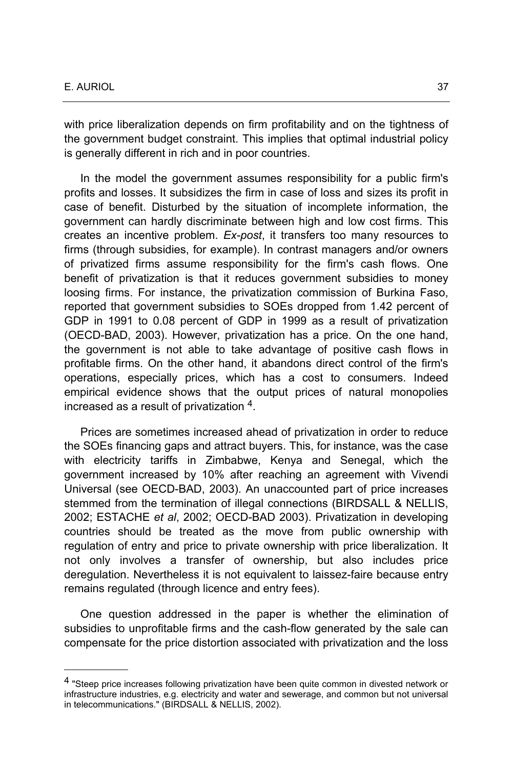with price liberalization depends on firm profitability and on the tightness of the government budget constraint. This implies that optimal industrial policy is generally different in rich and in poor countries.

In the model the government assumes responsibility for a public firm's profits and losses. It subsidizes the firm in case of loss and sizes its profit in case of benefit. Disturbed by the situation of incomplete information, the government can hardly discriminate between high and low cost firms. This creates an incentive problem. *Ex-post*, it transfers too many resources to firms (through subsidies, for example). In contrast managers and/or owners of privatized firms assume responsibility for the firm's cash flows. One benefit of privatization is that it reduces government subsidies to money loosing firms. For instance, the privatization commission of Burkina Faso, reported that government subsidies to SOEs dropped from 1.42 percent of GDP in 1991 to 0.08 percent of GDP in 1999 as a result of privatization (OECD-BAD, 2003). However, privatization has a price. On the one hand, the government is not able to take advantage of positive cash flows in profitable firms. On the other hand, it abandons direct control of the firm's operations, especially prices, which has a cost to consumers. Indeed empirical evidence shows that the output prices of natural monopolies increased as a result of privatization [4].

Prices are sometimes increased ahead of privatization in order to reduce the SOEs financing gaps and attract buyers. This, for instance, was the case with electricity tariffs in Zimbabwe, Kenya and Senegal, which the government increased by 10% after reaching an agreement with Vivendi Universal (see OECD-BAD, 2003). An unaccounted part of price increases stemmed from the termination of illegal connections (BIRDSALL & NELLIS, 2002; ESTACHE *et al*, 2002; OECD-BAD 2003). Privatization in developing countries should be treated as the move from public ownership with regulation of entry and price to private ownership with price liberalization. It not only involves a transfer of ownership, but also includes price deregulation. Nevertheless it is not equivalent to laissez-faire because entry remains regulated (through licence and entry fees).

One question addressed in the paper is whether the elimination of subsidies to unprofitable firms and the cash-flow generated by the sale can compensate for the price distortion associated with privatization and the loss

---

[4] "Steep price increases following privatization have been quite common in divested network or infrastructure industries, e.g. electricity and water and sewerage, and common but not universal in telecommunications." (BIRDSALL & NELLIS, 2002).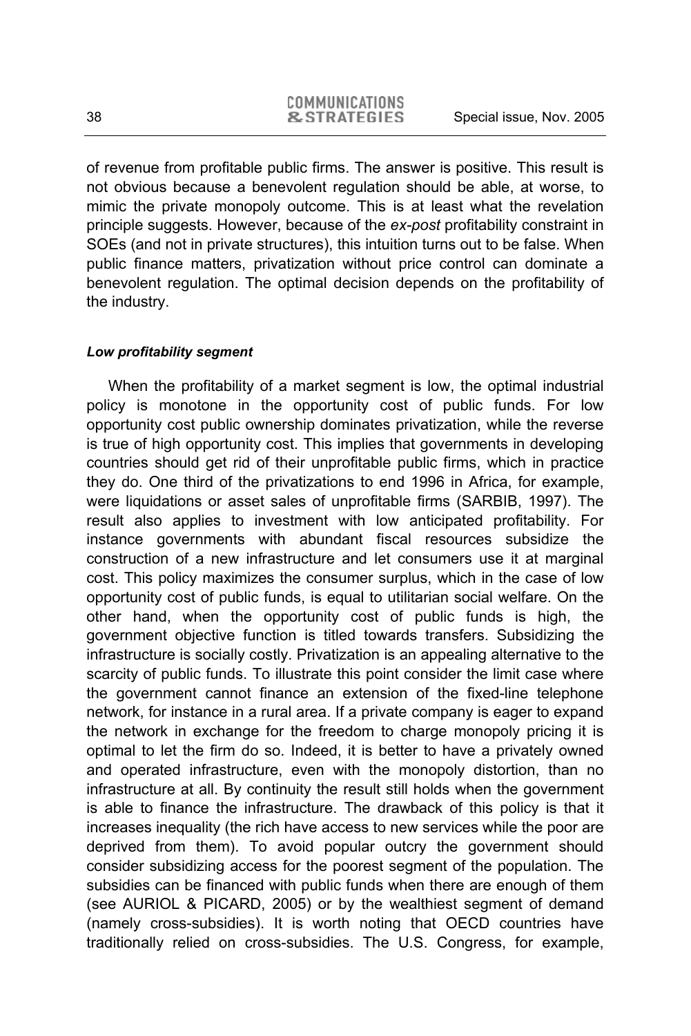of revenue from profitable public firms. The answer is positive. This result is not obvious because a benevolent regulation should be able, at worse, to mimic the private monopoly outcome. This is at least what the revelation principle suggests. However, because of the *ex-post* profitability constraint in SOEs (and not in private structures), this intuition turns out to be false. When public finance matters, privatization without price control can dominate a benevolent regulation. The optimal decision depends on the profitability of the industry.

#### *Low profitability segment*

When the profitability of a market segment is low, the optimal industrial policy is monotone in the opportunity cost of public funds. For low opportunity cost public ownership dominates privatization, while the reverse is true of high opportunity cost. This implies that governments in developing countries should get rid of their unprofitable public firms, which in practice they do. One third of the privatizations to end 1996 in Africa, for example, were liquidations or asset sales of unprofitable firms (SARBIB, 1997). The result also applies to investment with low anticipated profitability. For instance governments with abundant fiscal resources subsidize the construction of a new infrastructure and let consumers use it at marginal cost. This policy maximizes the consumer surplus, which in the case of low opportunity cost of public funds, is equal to utilitarian social welfare. On the other hand, when the opportunity cost of public funds is high, the government objective function is titled towards transfers. Subsidizing the infrastructure is socially costly. Privatization is an appealing alternative to the scarcity of public funds. To illustrate this point consider the limit case where the government cannot finance an extension of the fixed-line telephone network, for instance in a rural area. If a private company is eager to expand the network in exchange for the freedom to charge monopoly pricing it is optimal to let the firm do so. Indeed, it is better to have a privately owned and operated infrastructure, even with the monopoly distortion, than no infrastructure at all. By continuity the result still holds when the government is able to finance the infrastructure. The drawback of this policy is that it increases inequality (the rich have access to new services while the poor are deprived from them). To avoid popular outcry the government should consider subsidizing access for the poorest segment of the population. The subsidies can be financed with public funds when there are enough of them (see AURIOL & PICARD, 2005) or by the wealthiest segment of demand (namely cross-subsidies). It is worth noting that OECD countries have traditionally relied on cross-subsidies. The U.S. Congress, for example,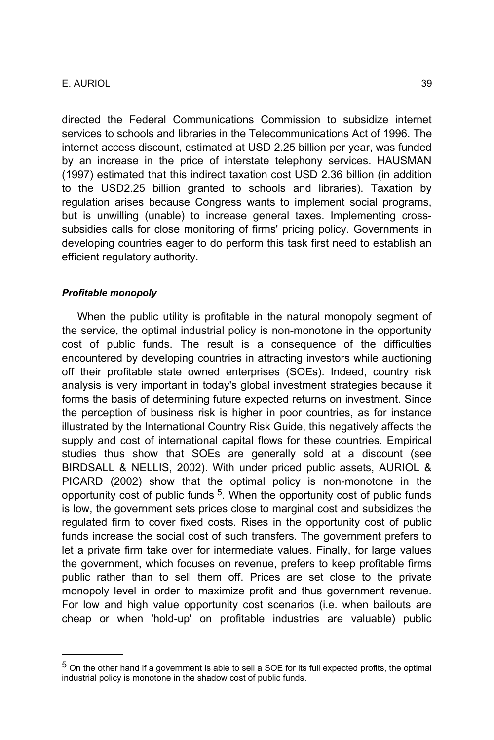directed the Federal Communications Commission to subsidize internet services to schools and libraries in the Telecommunications Act of 1996. The internet access discount, estimated at USD 2.25 billion per year, was funded by an increase in the price of interstate telephony services. HAUSMAN (1997) estimated that this indirect taxation cost USD 2.36 billion (in addition to the USD2.25 billion granted to schools and libraries). Taxation by regulation arises because Congress wants to implement social programs, but is unwilling (unable) to increase general taxes. Implementing cross-subsidies calls for close monitoring of firms' pricing policy. Governments in developing countries eager to do perform this task first need to establish an efficient regulatory authority.

***Profitable monopoly***

When the public utility is profitable in the natural monopoly segment of the service, the optimal industrial policy is non-monotone in the opportunity cost of public funds. The result is a consequence of the difficulties encountered by developing countries in attracting investors while auctioning off their profitable state owned enterprises (SOEs). Indeed, country risk analysis is very important in today's global investment strategies because it forms the basis of determining future expected returns on investment. Since the perception of business risk is higher in poor countries, as for instance illustrated by the International Country Risk Guide, this negatively affects the supply and cost of international capital flows for these countries. Empirical studies thus show that SOEs are generally sold at a discount (see BIRDSALL & NELLIS, 2002). With under priced public assets, AURIOL & PICARD (2002) show that the optimal policy is non-monotone in the opportunity cost of public funds [5]. When the opportunity cost of public funds is low, the government sets prices close to marginal cost and subsidizes the regulated firm to cover fixed costs. Rises in the opportunity cost of public funds increase the social cost of such transfers. The government prefers to let a private firm take over for intermediate values. Finally, for large values the government, which focuses on revenue, prefers to keep profitable firms public rather than to sell them off. Prices are set close to the private monopoly level in order to maximize profit and thus government revenue. For low and high value opportunity cost scenarios (i.e. when bailouts are cheap or when 'hold-up' on profitable industries are valuable) public

---

[5] On the other hand if a government is able to sell a SOE for its full expected profits, the optimal industrial policy is monotone in the shadow cost of public funds.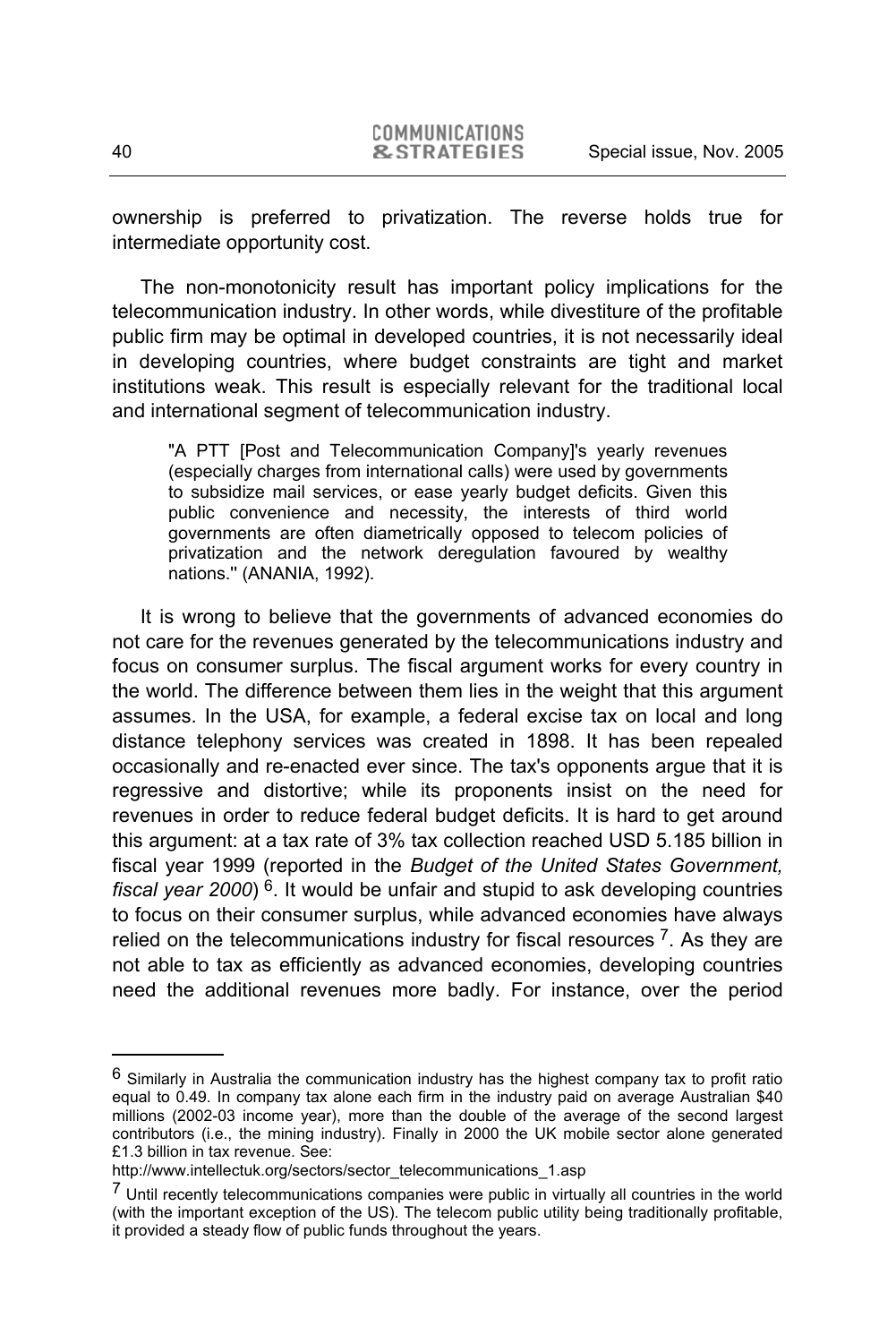ownership is preferred to privatization. The reverse holds true for intermediate opportunity cost.

The non-monotonicity result has important policy implications for the telecommunication industry. In other words, while divestiture of the profitable public firm may be optimal in developed countries, it is not necessarily ideal in developing countries, where budget constraints are tight and market institutions weak. This result is especially relevant for the traditional local and international segment of telecommunication industry.

> "A PTT [Post and Telecommunication Company]'s yearly revenues (especially charges from international calls) were used by governments to subsidize mail services, or ease yearly budget deficits. Given this public convenience and necessity, the interests of third world governments are often diametrically opposed to telecom policies of privatization and the network deregulation favoured by wealthy nations.'' (ANANIA, 1992).

It is wrong to believe that the governments of advanced economies do not care for the revenues generated by the telecommunications industry and focus on consumer surplus. The fiscal argument works for every country in the world. The difference between them lies in the weight that this argument assumes. In the USA, for example, a federal excise tax on local and long distance telephony services was created in 1898. It has been repealed occasionally and re-enacted ever since. The tax's opponents argue that it is regressive and distortive; while its proponents insist on the need for revenues in order to reduce federal budget deficits. It is hard to get around this argument: at a tax rate of 3% tax collection reached USD 5.185 billion in fiscal year 1999 (reported in the *Budget of the United States Government, fiscal year 2000*) [6]. It would be unfair and stupid to ask developing countries to focus on their consumer surplus, while advanced economies have always relied on the telecommunications industry for fiscal resources [7]. As they are not able to tax as efficiently as advanced economies, developing countries need the additional revenues more badly. For instance, over the period

---

[6] Similarly in Australia the communication industry has the highest company tax to profit ratio equal to 0.49. In company tax alone each firm in the industry paid on average Australian $40 millions (2002-03 income year), more than the double of the average of the second largest contributors (i.e., the mining industry). Finally in 2000 the UK mobile sector alone generated £1.3 billion in tax revenue. See:
http://www.intellectuk.org/sectors/sector_telecommunications_1.asp

[7] Until recently telecommunications companies were public in virtually all countries in the world (with the important exception of the US). The telecom public utility being traditionally profitable, it provided a steady flow of public funds throughout the years.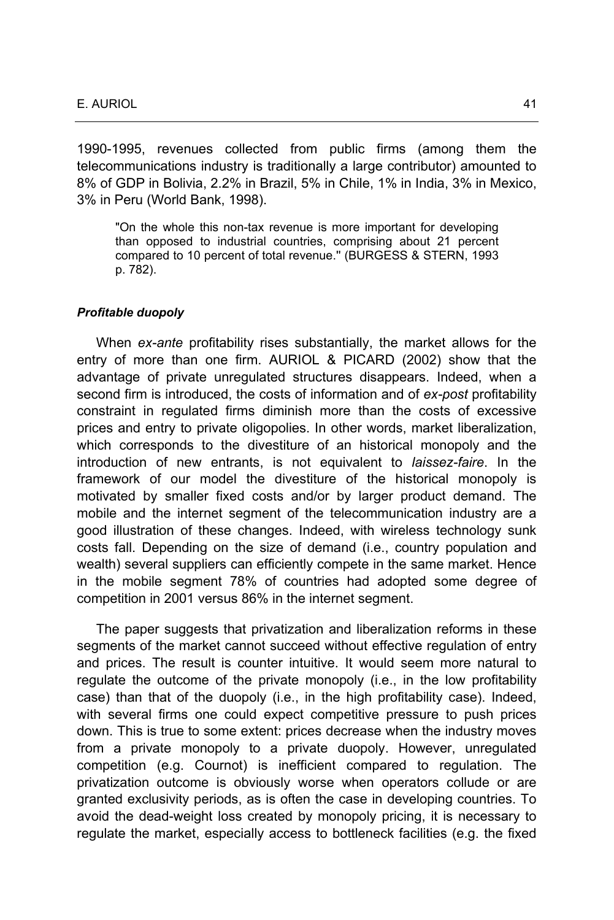1990-1995, revenues collected from public firms (among them the telecommunications industry is traditionally a large contributor) amounted to 8% of GDP in Bolivia, 2.2% in Brazil, 5% in Chile, 1% in India, 3% in Mexico, 3% in Peru (World Bank, 1998).

> "On the whole this non-tax revenue is more important for developing than opposed to industrial countries, comprising about 21 percent compared to 10 percent of total revenue." (BURGESS & STERN, 1993 p. 782).

#### *Profitable duopoly*

When *ex-ante* profitability rises substantially, the market allows for the entry of more than one firm. AURIOL & PICARD (2002) show that the advantage of private unregulated structures disappears. Indeed, when a second firm is introduced, the costs of information and of *ex-post* profitability constraint in regulated firms diminish more than the costs of excessive prices and entry to private oligopolies. In other words, market liberalization, which corresponds to the divestiture of an historical monopoly and the introduction of new entrants, is not equivalent to *laissez-faire*. In the framework of our model the divestiture of the historical monopoly is motivated by smaller fixed costs and/or by larger product demand. The mobile and the internet segment of the telecommunication industry are a good illustration of these changes. Indeed, with wireless technology sunk costs fall. Depending on the size of demand (i.e., country population and wealth) several suppliers can efficiently compete in the same market. Hence in the mobile segment 78% of countries had adopted some degree of competition in 2001 versus 86% in the internet segment.

The paper suggests that privatization and liberalization reforms in these segments of the market cannot succeed without effective regulation of entry and prices. The result is counter intuitive. It would seem more natural to regulate the outcome of the private monopoly (i.e., in the low profitability case) than that of the duopoly (i.e., in the high profitability case). Indeed, with several firms one could expect competitive pressure to push prices down. This is true to some extent: prices decrease when the industry moves from a private monopoly to a private duopoly. However, unregulated competition (e.g. Cournot) is inefficient compared to regulation. The privatization outcome is obviously worse when operators collude or are granted exclusivity periods, as is often the case in developing countries. To avoid the dead-weight loss created by monopoly pricing, it is necessary to regulate the market, especially access to bottleneck facilities (e.g. the fixed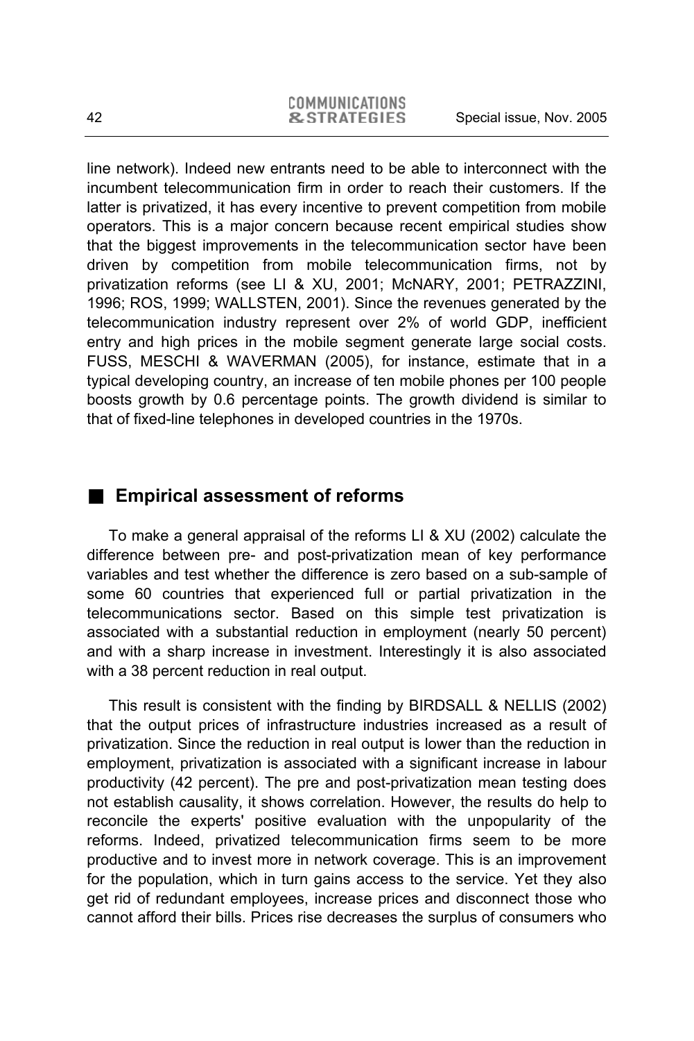line network). Indeed new entrants need to be able to interconnect with the incumbent telecommunication firm in order to reach their customers. If the latter is privatized, it has every incentive to prevent competition from mobile operators. This is a major concern because recent empirical studies show that the biggest improvements in the telecommunication sector have been driven by competition from mobile telecommunication firms, not by privatization reforms (see LI & XU, 2001; McNARY, 2001; PETRAZZINI, 1996; ROS, 1999; WALLSTEN, 2001). Since the revenues generated by the telecommunication industry represent over 2% of world GDP, inefficient entry and high prices in the mobile segment generate large social costs. FUSS, MESCHI & WAVERMAN (2005), for instance, estimate that in a typical developing country, an increase of ten mobile phones per 100 people boosts growth by 0.6 percentage points. The growth dividend is similar to that of fixed-line telephones in developed countries in the 1970s.

## Empirical assessment of reforms

To make a general appraisal of the reforms LI & XU (2002) calculate the difference between pre- and post-privatization mean of key performance variables and test whether the difference is zero based on a sub-sample of some 60 countries that experienced full or partial privatization in the telecommunications sector. Based on this simple test privatization is associated with a substantial reduction in employment (nearly 50 percent) and with a sharp increase in investment. Interestingly it is also associated with a 38 percent reduction in real output.

This result is consistent with the finding by BIRDSALL & NELLIS (2002) that the output prices of infrastructure industries increased as a result of privatization. Since the reduction in real output is lower than the reduction in employment, privatization is associated with a significant increase in labour productivity (42 percent). The pre and post-privatization mean testing does not establish causality, it shows correlation. However, the results do help to reconcile the experts' positive evaluation with the unpopularity of the reforms. Indeed, privatized telecommunication firms seem to be more productive and to invest more in network coverage. This is an improvement for the population, which in turn gains access to the service. Yet they also get rid of redundant employees, increase prices and disconnect those who cannot afford their bills. Prices rise decreases the surplus of consumers who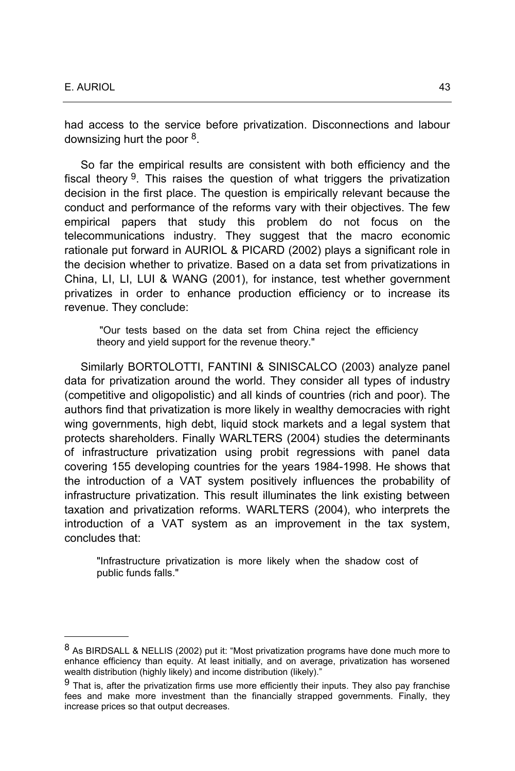had access to the service before privatization. Disconnections and labour downsizing hurt the poor [8].

So far the empirical results are consistent with both efficiency and the fiscal theory [9]. This raises the question of what triggers the privatization decision in the first place. The question is empirically relevant because the conduct and performance of the reforms vary with their objectives. The few empirical papers that study this problem do not focus on the telecommunications industry. They suggest that the macro economic rationale put forward in AURIOL & PICARD (2002) plays a significant role in the decision whether to privatize. Based on a data set from privatizations in China, LI, LI, LUI & WANG (2001), for instance, test whether government privatizes in order to enhance production efficiency or to increase its revenue. They conclude:

> "Our tests based on the data set from China reject the efficiency theory and yield support for the revenue theory."

Similarly BORTOLOTTI, FANTINI & SINISCALCO (2003) analyze panel data for privatization around the world. They consider all types of industry (competitive and oligopolistic) and all kinds of countries (rich and poor). The authors find that privatization is more likely in wealthy democracies with right wing governments, high debt, liquid stock markets and a legal system that protects shareholders. Finally WARLTERS (2004) studies the determinants of infrastructure privatization using probit regressions with panel data covering 155 developing countries for the years 1984-1998. He shows that the introduction of a VAT system positively influences the probability of infrastructure privatization. This result illuminates the link existing between taxation and privatization reforms. WARLTERS (2004), who interprets the introduction of a VAT system as an improvement in the tax system, concludes that:

> "Infrastructure privatization is more likely when the shadow cost of public funds falls."

---

[8] As BIRDSALL & NELLIS (2002) put it: "Most privatization programs have done much more to enhance efficiency than equity. At least initially, and on average, privatization has worsened wealth distribution (highly likely) and income distribution (likely)."

[9] That is, after the privatization firms use more efficiently their inputs. They also pay franchise fees and make more investment than the financially strapped governments. Finally, they increase prices so that output decreases.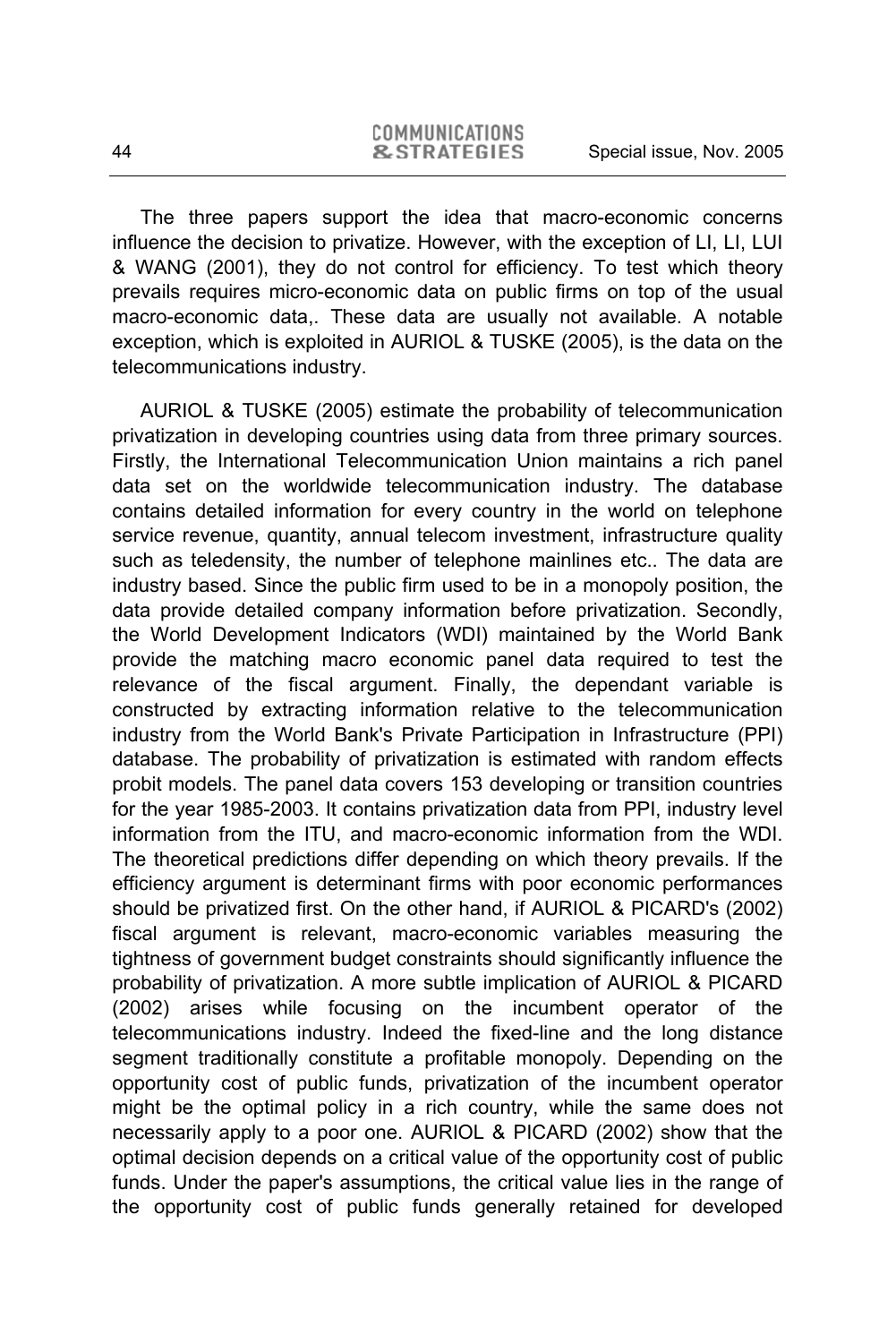The three papers support the idea that macro-economic concerns influence the decision to privatize. However, with the exception of LI, LI, LUI & WANG (2001), they do not control for efficiency. To test which theory prevails requires micro-economic data on public firms on top of the usual macro-economic data,. These data are usually not available. A notable exception, which is exploited in AURIOL & TUSKE (2005), is the data on the telecommunications industry.

AURIOL & TUSKE (2005) estimate the probability of telecommunication privatization in developing countries using data from three primary sources. Firstly, the International Telecommunication Union maintains a rich panel data set on the worldwide telecommunication industry. The database contains detailed information for every country in the world on telephone service revenue, quantity, annual telecom investment, infrastructure quality such as teledensity, the number of telephone mainlines etc.. The data are industry based. Since the public firm used to be in a monopoly position, the data provide detailed company information before privatization. Secondly, the World Development Indicators (WDI) maintained by the World Bank provide the matching macro economic panel data required to test the relevance of the fiscal argument. Finally, the dependant variable is constructed by extracting information relative to the telecommunication industry from the World Bank's Private Participation in Infrastructure (PPI) database. The probability of privatization is estimated with random effects probit models. The panel data covers 153 developing or transition countries for the year 1985-2003. It contains privatization data from PPI, industry level information from the ITU, and macro-economic information from the WDI. The theoretical predictions differ depending on which theory prevails. If the efficiency argument is determinant firms with poor economic performances should be privatized first. On the other hand, if AURIOL & PICARD's (2002) fiscal argument is relevant, macro-economic variables measuring the tightness of government budget constraints should significantly influence the probability of privatization. A more subtle implication of AURIOL & PICARD (2002) arises while focusing on the incumbent operator of the telecommunications industry. Indeed the fixed-line and the long distance segment traditionally constitute a profitable monopoly. Depending on the opportunity cost of public funds, privatization of the incumbent operator might be the optimal policy in a rich country, while the same does not necessarily apply to a poor one. AURIOL & PICARD (2002) show that the optimal decision depends on a critical value of the opportunity cost of public funds. Under the paper's assumptions, the critical value lies in the range of the opportunity cost of public funds generally retained for developed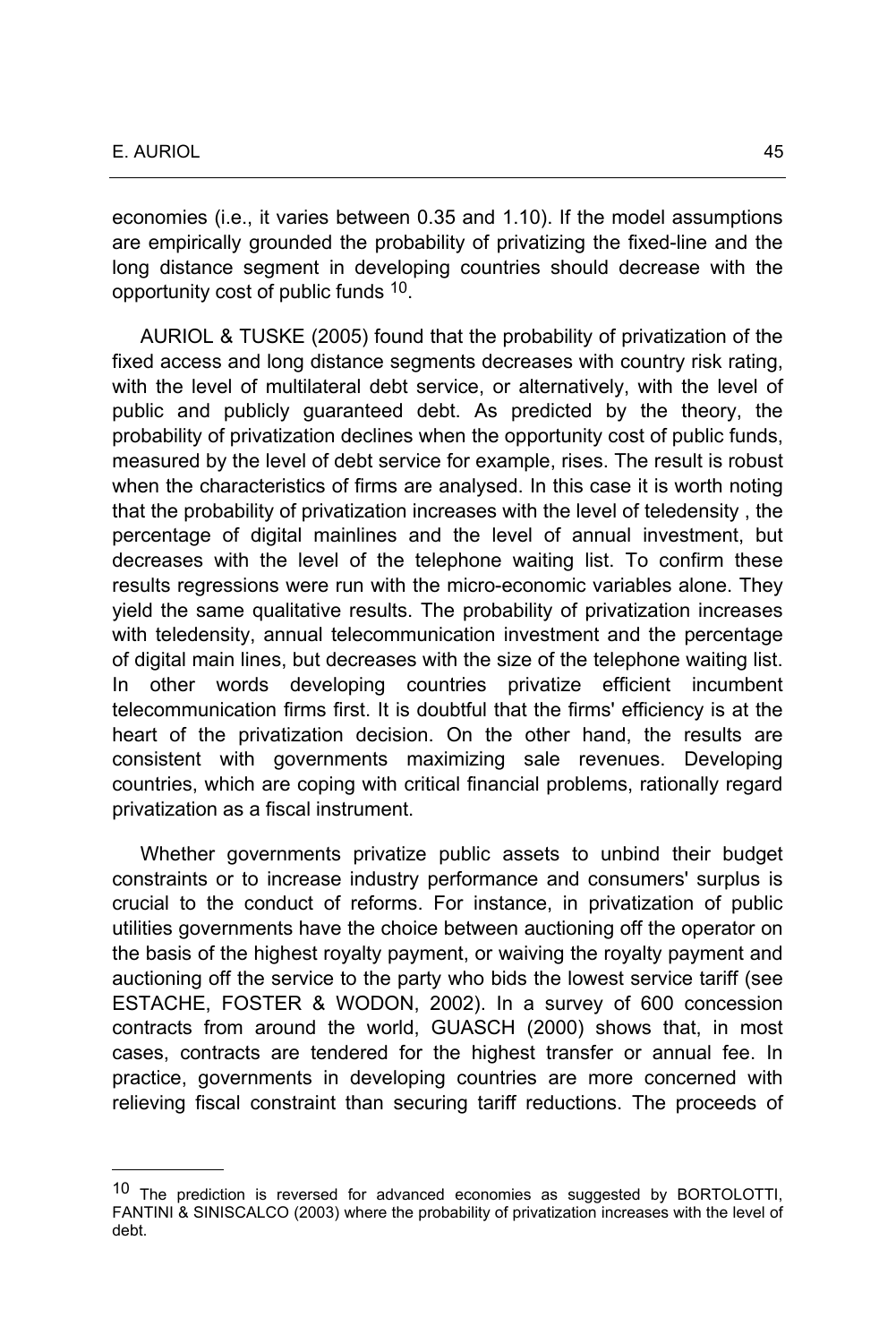economies (i.e., it varies between 0.35 and 1.10). If the model assumptions are empirically grounded the probability of privatizing the fixed-line and the long distance segment in developing countries should decrease with the opportunity cost of public funds [10].

AURIOL & TUSKE (2005) found that the probability of privatization of the fixed access and long distance segments decreases with country risk rating, with the level of multilateral debt service, or alternatively, with the level of public and publicly guaranteed debt. As predicted by the theory, the probability of privatization declines when the opportunity cost of public funds, measured by the level of debt service for example, rises. The result is robust when the characteristics of firms are analysed. In this case it is worth noting that the probability of privatization increases with the level of teledensity , the percentage of digital mainlines and the level of annual investment, but decreases with the level of the telephone waiting list. To confirm these results regressions were run with the micro-economic variables alone. They yield the same qualitative results. The probability of privatization increases with teledensity, annual telecommunication investment and the percentage of digital main lines, but decreases with the size of the telephone waiting list. In other words developing countries privatize efficient incumbent telecommunication firms first. It is doubtful that the firms' efficiency is at the heart of the privatization decision. On the other hand, the results are consistent with governments maximizing sale revenues. Developing countries, which are coping with critical financial problems, rationally regard privatization as a fiscal instrument.

Whether governments privatize public assets to unbind their budget constraints or to increase industry performance and consumers' surplus is crucial to the conduct of reforms. For instance, in privatization of public utilities governments have the choice between auctioning off the operator on the basis of the highest royalty payment, or waiving the royalty payment and auctioning off the service to the party who bids the lowest service tariff (see ESTACHE, FOSTER & WODON, 2002). In a survey of 600 concession contracts from around the world, GUASCH (2000) shows that, in most cases, contracts are tendered for the highest transfer or annual fee. In practice, governments in developing countries are more concerned with relieving fiscal constraint than securing tariff reductions. The proceeds of

---

[10] The prediction is reversed for advanced economies as suggested by BORTOLOTTI, FANTINI & SINISCALCO (2003) where the probability of privatization increases with the level of debt.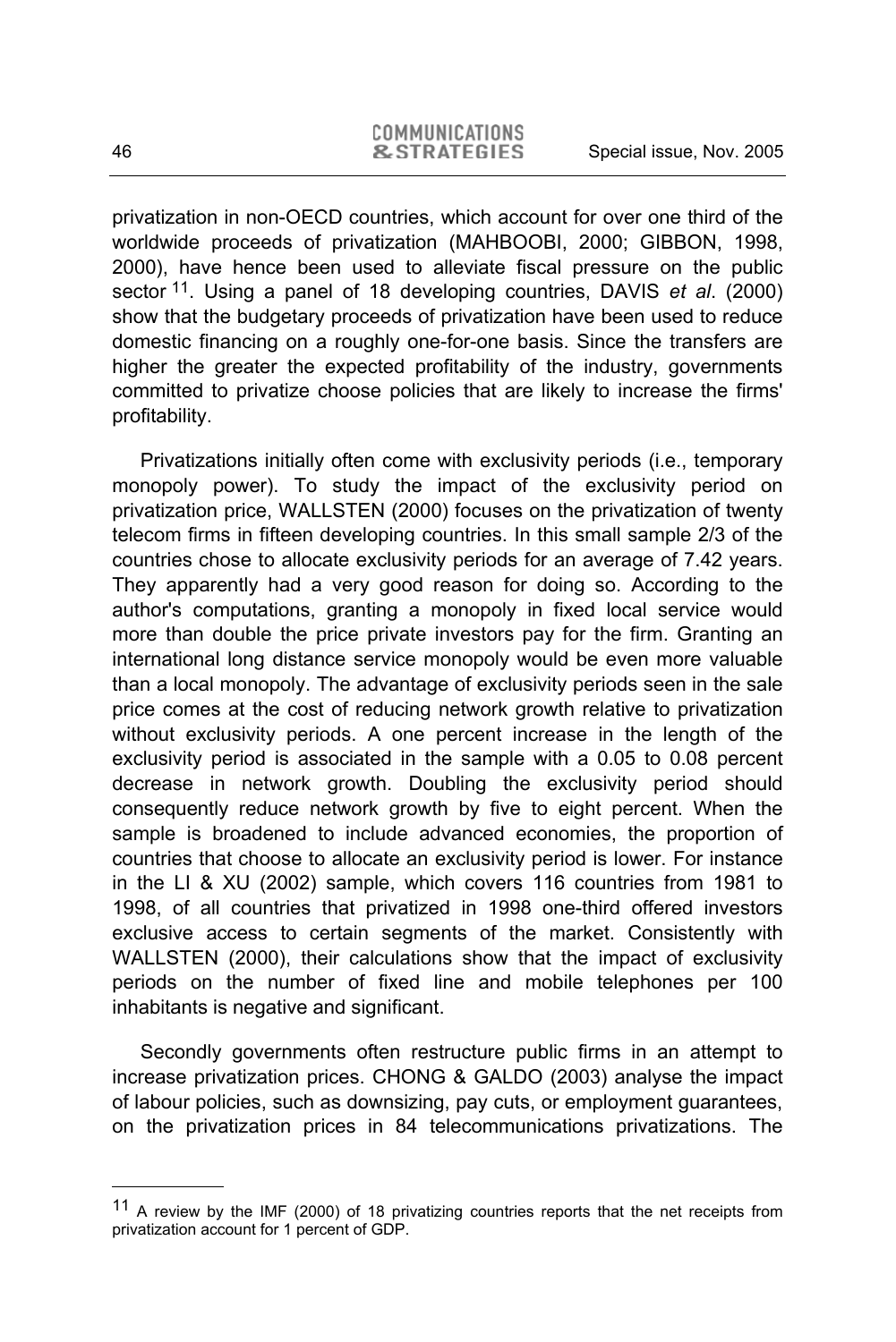privatization in non-OECD countries, which account for over one third of the worldwide proceeds of privatization (MAHBOOBI, 2000; GIBBON, 1998, 2000), have hence been used to alleviate fiscal pressure on the public sector [11]. Using a panel of 18 developing countries, DAVIS *et al*. (2000) show that the budgetary proceeds of privatization have been used to reduce domestic financing on a roughly one-for-one basis. Since the transfers are higher the greater the expected profitability of the industry, governments committed to privatize choose policies that are likely to increase the firms' profitability.

Privatizations initially often come with exclusivity periods (i.e., temporary monopoly power). To study the impact of the exclusivity period on privatization price, WALLSTEN (2000) focuses on the privatization of twenty telecom firms in fifteen developing countries. In this small sample 2/3 of the countries chose to allocate exclusivity periods for an average of 7.42 years. They apparently had a very good reason for doing so. According to the author's computations, granting a monopoly in fixed local service would more than double the price private investors pay for the firm. Granting an international long distance service monopoly would be even more valuable than a local monopoly. The advantage of exclusivity periods seen in the sale price comes at the cost of reducing network growth relative to privatization without exclusivity periods. A one percent increase in the length of the exclusivity period is associated in the sample with a 0.05 to 0.08 percent decrease in network growth. Doubling the exclusivity period should consequently reduce network growth by five to eight percent. When the sample is broadened to include advanced economies, the proportion of countries that choose to allocate an exclusivity period is lower. For instance in the LI & XU (2002) sample, which covers 116 countries from 1981 to 1998, of all countries that privatized in 1998 one-third offered investors exclusive access to certain segments of the market. Consistently with WALLSTEN (2000), their calculations show that the impact of exclusivity periods on the number of fixed line and mobile telephones per 100 inhabitants is negative and significant.

Secondly governments often restructure public firms in an attempt to increase privatization prices. CHONG & GALDO (2003) analyse the impact of labour policies, such as downsizing, pay cuts, or employment guarantees, on the privatization prices in 84 telecommunications privatizations. The

---

[11] A review by the IMF (2000) of 18 privatizing countries reports that the net receipts from privatization account for 1 percent of GDP.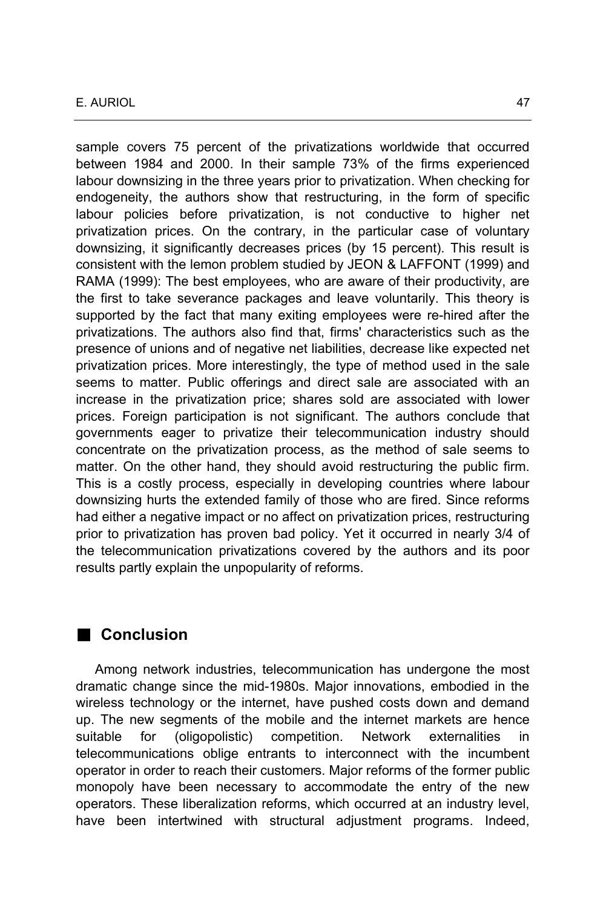sample covers 75 percent of the privatizations worldwide that occurred between 1984 and 2000. In their sample 73% of the firms experienced labour downsizing in the three years prior to privatization. When checking for endogeneity, the authors show that restructuring, in the form of specific labour policies before privatization, is not conductive to higher net privatization prices. On the contrary, in the particular case of voluntary downsizing, it significantly decreases prices (by 15 percent). This result is consistent with the lemon problem studied by JEON & LAFFONT (1999) and RAMA (1999): The best employees, who are aware of their productivity, are the first to take severance packages and leave voluntarily. This theory is supported by the fact that many exiting employees were re-hired after the privatizations. The authors also find that, firms' characteristics such as the presence of unions and of negative net liabilities, decrease like expected net privatization prices. More interestingly, the type of method used in the sale seems to matter. Public offerings and direct sale are associated with an increase in the privatization price; shares sold are associated with lower prices. Foreign participation is not significant. The authors conclude that governments eager to privatize their telecommunication industry should concentrate on the privatization process, as the method of sale seems to matter. On the other hand, they should avoid restructuring the public firm. This is a costly process, especially in developing countries where labour downsizing hurts the extended family of those who are fired. Since reforms had either a negative impact or no affect on privatization prices, restructuring prior to privatization has proven bad policy. Yet it occurred in nearly 3/4 of the telecommunication privatizations covered by the authors and its poor results partly explain the unpopularity of reforms.

## Conclusion

Among network industries, telecommunication has undergone the most dramatic change since the mid-1980s. Major innovations, embodied in the wireless technology or the internet, have pushed costs down and demand up. The new segments of the mobile and the internet markets are hence suitable for (oligopolistic) competition. Network externalities in telecommunications oblige entrants to interconnect with the incumbent operator in order to reach their customers. Major reforms of the former public monopoly have been necessary to accommodate the entry of the new operators. These liberalization reforms, which occurred at an industry level, have been intertwined with structural adjustment programs. Indeed,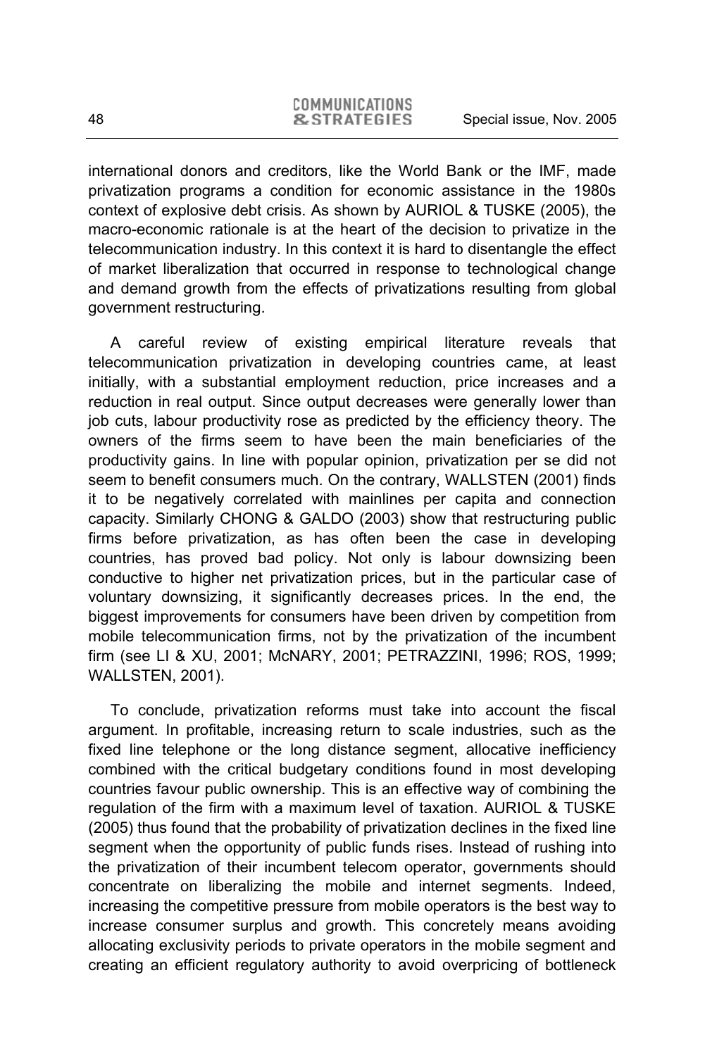international donors and creditors, like the World Bank or the IMF, made privatization programs a condition for economic assistance in the 1980s context of explosive debt crisis. As shown by AURIOL & TUSKE (2005), the macro-economic rationale is at the heart of the decision to privatize in the telecommunication industry. In this context it is hard to disentangle the effect of market liberalization that occurred in response to technological change and demand growth from the effects of privatizations resulting from global government restructuring.

A careful review of existing empirical literature reveals that telecommunication privatization in developing countries came, at least initially, with a substantial employment reduction, price increases and a reduction in real output. Since output decreases were generally lower than job cuts, labour productivity rose as predicted by the efficiency theory. The owners of the firms seem to have been the main beneficiaries of the productivity gains. In line with popular opinion, privatization per se did not seem to benefit consumers much. On the contrary, WALLSTEN (2001) finds it to be negatively correlated with mainlines per capita and connection capacity. Similarly CHONG & GALDO (2003) show that restructuring public firms before privatization, as has often been the case in developing countries, has proved bad policy. Not only is labour downsizing been conductive to higher net privatization prices, but in the particular case of voluntary downsizing, it significantly decreases prices. In the end, the biggest improvements for consumers have been driven by competition from mobile telecommunication firms, not by the privatization of the incumbent firm (see LI & XU, 2001; McNARY, 2001; PETRAZZINI, 1996; ROS, 1999; WALLSTEN, 2001).

To conclude, privatization reforms must take into account the fiscal argument. In profitable, increasing return to scale industries, such as the fixed line telephone or the long distance segment, allocative inefficiency combined with the critical budgetary conditions found in most developing countries favour public ownership. This is an effective way of combining the regulation of the firm with a maximum level of taxation. AURIOL & TUSKE (2005) thus found that the probability of privatization declines in the fixed line segment when the opportunity of public funds rises. Instead of rushing into the privatization of their incumbent telecom operator, governments should concentrate on liberalizing the mobile and internet segments. Indeed, increasing the competitive pressure from mobile operators is the best way to increase consumer surplus and growth. This concretely means avoiding allocating exclusivity periods to private operators in the mobile segment and creating an efficient regulatory authority to avoid overpricing of bottleneck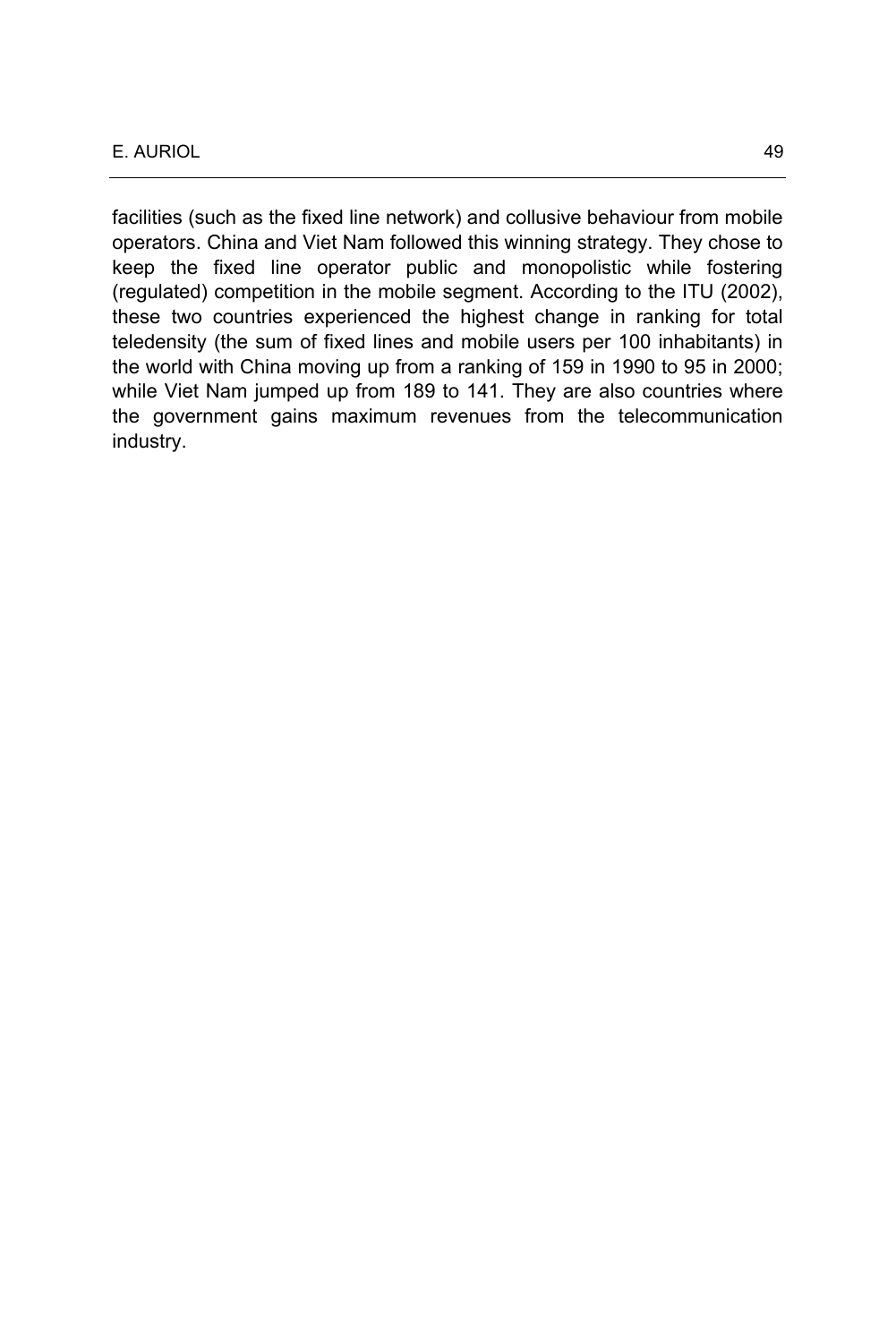facilities (such as the fixed line network) and collusive behaviour from mobile operators. China and Viet Nam followed this winning strategy. They chose to keep the fixed line operator public and monopolistic while fostering (regulated) competition in the mobile segment. According to the ITU (2002), these two countries experienced the highest change in ranking for total teledensity (the sum of fixed lines and mobile users per 100 inhabitants) in the world with China moving up from a ranking of 159 in 1990 to 95 in 2000; while Viet Nam jumped up from 189 to 141. They are also countries where the government gains maximum revenues from the telecommunication industry.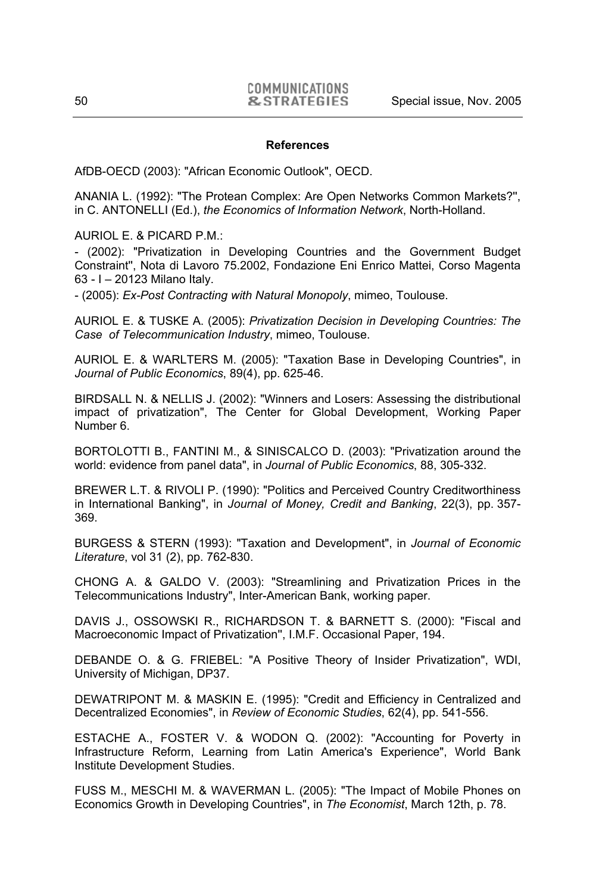**References**

AfDB-OECD (2003): "African Economic Outlook", OECD.

ANANIA L. (1992): "The Protean Complex: Are Open Networks Common Markets?", in C. ANTONELLI (Ed.), *the Economics of Information Network*, North-Holland.

AURIOL E. & PICARD P.M.:

- (2002): "Privatization in Developing Countries and the Government Budget Constraint", Nota di Lavoro 75.2002, Fondazione Eni Enrico Mattei, Corso Magenta 63 - I – 20123 Milano Italy.

- (2005): *Ex-Post Contracting with Natural Monopoly*, mimeo, Toulouse.

AURIOL E. & TUSKE A. (2005): *Privatization Decision in Developing Countries: The Case of Telecommunication Industry*, mimeo, Toulouse.

AURIOL E. & WARLTERS M. (2005): "Taxation Base in Developing Countries", in *Journal of Public Economics*, 89(4), pp. 625-46.

BIRDSALL N. & NELLIS J. (2002): "Winners and Losers: Assessing the distributional impact of privatization", The Center for Global Development, Working Paper Number 6.

BORTOLOTTI B., FANTINI M., & SINISCALCO D. (2003): "Privatization around the world: evidence from panel data", in *Journal of Public Economics*, 88, 305-332.

BREWER L.T. & RIVOLI P. (1990): "Politics and Perceived Country Creditworthiness in International Banking", in *Journal of Money, Credit and Banking*, 22(3), pp. 357-369.

BURGESS & STERN (1993): "Taxation and Development", in *Journal of Economic Literature*, vol 31 (2), pp. 762-830.

CHONG A. & GALDO V. (2003): "Streamlining and Privatization Prices in the Telecommunications Industry", Inter-American Bank, working paper.

DAVIS J., OSSOWSKI R., RICHARDSON T. & BARNETT S. (2000): "Fiscal and Macroeconomic Impact of Privatization", I.M.F. Occasional Paper, 194.

DEBANDE O. & G. FRIEBEL: "A Positive Theory of Insider Privatization", WDI, University of Michigan, DP37.

DEWATRIPONT M. & MASKIN E. (1995): "Credit and Efficiency in Centralized and Decentralized Economies", in *Review of Economic Studies*, 62(4), pp. 541-556.

ESTACHE A., FOSTER V. & WODON Q. (2002): "Accounting for Poverty in Infrastructure Reform, Learning from Latin America's Experience", World Bank Institute Development Studies.

FUSS M., MESCHI M. & WAVERMAN L. (2005): "The Impact of Mobile Phones on Economics Growth in Developing Countries", in *The Economist*, March 12th, p. 78.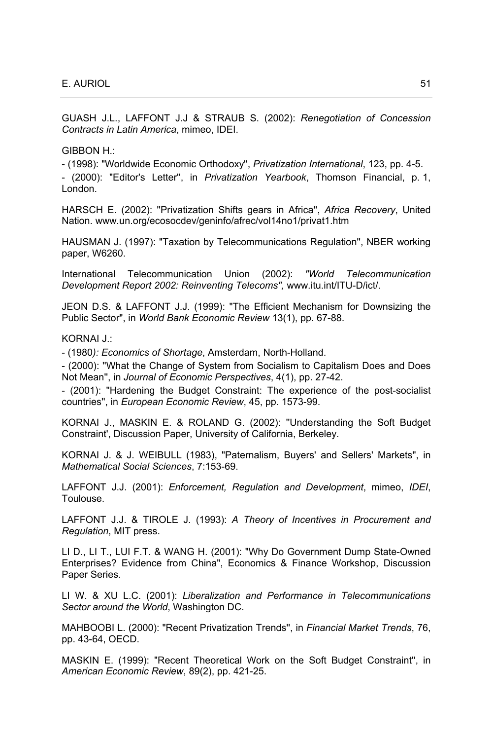GUASH J.L., LAFFONT J.J & STRAUB S. (2002): *Renegotiation of Concession Contracts in Latin America*, mimeo, IDEI.

GIBBON H.:

- (1998): "Worldwide Economic Orthodoxy", *Privatization International*, 123, pp. 4-5.
- (2000): "Editor's Letter", in *Privatization Yearbook*, Thomson Financial, p. 1, London.

HARSCH E. (2002): "Privatization Shifts gears in Africa", *Africa Recovery*, United Nation. www.un.org/ecosocdev/geninfo/afrec/vol14no1/privat1.htm

HAUSMAN J. (1997): "Taxation by Telecommunications Regulation", NBER working paper, W6260.

International Telecommunication Union (2002): *"World Telecommunication Development Report 2002: Reinventing Telecoms",* www.itu.int/ITU-D/ict/.

JEON D.S. & LAFFONT J.J. (1999): "The Efficient Mechanism for Downsizing the Public Sector", in *World Bank Economic Review* 13(1), pp. 67-88.

KORNAI J.:

- (1980*): Economics of Shortage*, Amsterdam, North-Holland.
- (2000): "What the Change of System from Socialism to Capitalism Does and Does Not Mean", in *Journal of Economic Perspectives*, 4(1), pp. 27-42.
- (2001): "Hardening the Budget Constraint: The experience of the post-socialist countries", in *European Economic Review*, 45, pp. 1573-99.

KORNAI J., MASKIN E. & ROLAND G. (2002): "Understanding the Soft Budget Constraint', Discussion Paper, University of California, Berkeley.

KORNAI J. & J. WEIBULL (1983), "Paternalism, Buyers' and Sellers' Markets", in *Mathematical Social Sciences*, 7:153-69.

LAFFONT J.J. (2001): *Enforcement, Regulation and Development*, mimeo, *IDEI*, Toulouse.

LAFFONT J.J. & TIROLE J. (1993): *A Theory of Incentives in Procurement and Regulation*, MIT press.

LI D., LI T., LUI F.T. & WANG H. (2001): "Why Do Government Dump State-Owned Enterprises? Evidence from China", Economics & Finance Workshop, Discussion Paper Series.

LI W. & XU L.C. (2001): *Liberalization and Performance in Telecommunications Sector around the World*, Washington DC.

MAHBOOBI L. (2000): "Recent Privatization Trends", in *Financial Market Trends*, 76, pp. 43-64, OECD.

MASKIN E. (1999): "Recent Theoretical Work on the Soft Budget Constraint", in *American Economic Review*, 89(2), pp. 421-25.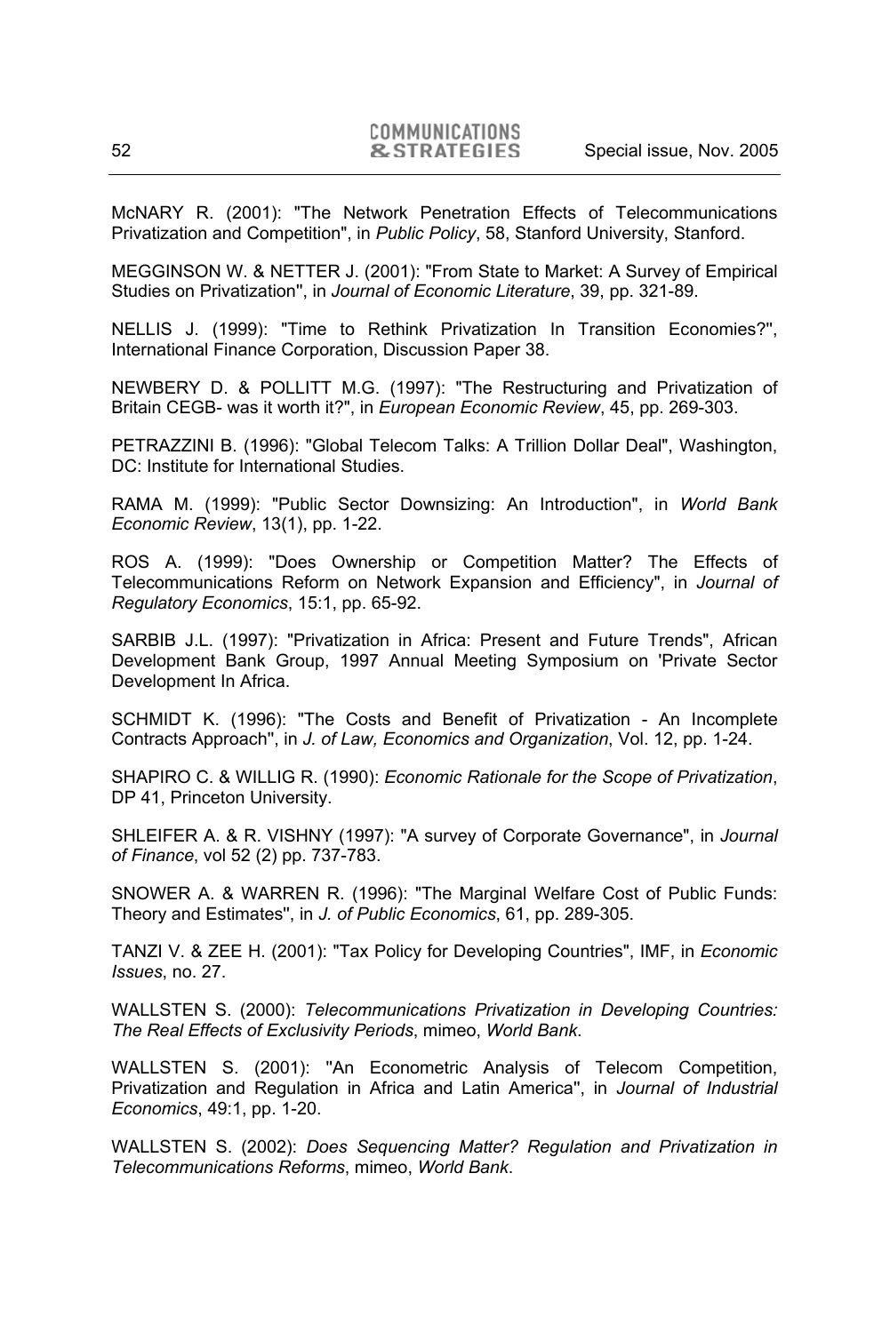McNARY R. (2001): "The Network Penetration Effects of Telecommunications Privatization and Competition", in *Public Policy*, 58, Stanford University, Stanford.

MEGGINSON W. & NETTER J. (2001): "From State to Market: A Survey of Empirical Studies on Privatization", in *Journal of Economic Literature*, 39, pp. 321-89.

NELLIS J. (1999): "Time to Rethink Privatization In Transition Economies?", International Finance Corporation, Discussion Paper 38.

NEWBERY D. & POLLITT M.G. (1997): "The Restructuring and Privatization of Britain CEGB- was it worth it?", in *European Economic Review*, 45, pp. 269-303.

PETRAZZINI B. (1996): "Global Telecom Talks: A Trillion Dollar Deal", Washington, DC: Institute for International Studies.

RAMA M. (1999): "Public Sector Downsizing: An Introduction", in *World Bank Economic Review*, 13(1), pp. 1-22.

ROS A. (1999): "Does Ownership or Competition Matter? The Effects of Telecommunications Reform on Network Expansion and Efficiency", in *Journal of Regulatory Economics*, 15:1, pp. 65-92.

SARBIB J.L. (1997): "Privatization in Africa: Present and Future Trends", African Development Bank Group, 1997 Annual Meeting Symposium on 'Private Sector Development In Africa.

SCHMIDT K. (1996): "The Costs and Benefit of Privatization - An Incomplete Contracts Approach", in *J. of Law, Economics and Organization*, Vol. 12, pp. 1-24.

SHAPIRO C. & WILLIG R. (1990): *Economic Rationale for the Scope of Privatization*, DP 41, Princeton University.

SHLEIFER A. & R. VISHNY (1997): "A survey of Corporate Governance", in *Journal of Finance*, vol 52 (2) pp. 737-783.

SNOWER A. & WARREN R. (1996): "The Marginal Welfare Cost of Public Funds: Theory and Estimates", in *J. of Public Economics*, 61, pp. 289-305.

TANZI V. & ZEE H. (2001): "Tax Policy for Developing Countries", IMF, in *Economic Issues*, no. 27.

WALLSTEN S. (2000): *Telecommunications Privatization in Developing Countries: The Real Effects of Exclusivity Periods*, mimeo, *World Bank*.

WALLSTEN S. (2001): "An Econometric Analysis of Telecom Competition, Privatization and Regulation in Africa and Latin America", in *Journal of Industrial Economics*, 49:1, pp. 1-20.

WALLSTEN S. (2002): *Does Sequencing Matter? Regulation and Privatization in Telecommunications Reforms*, mimeo, *World Bank*.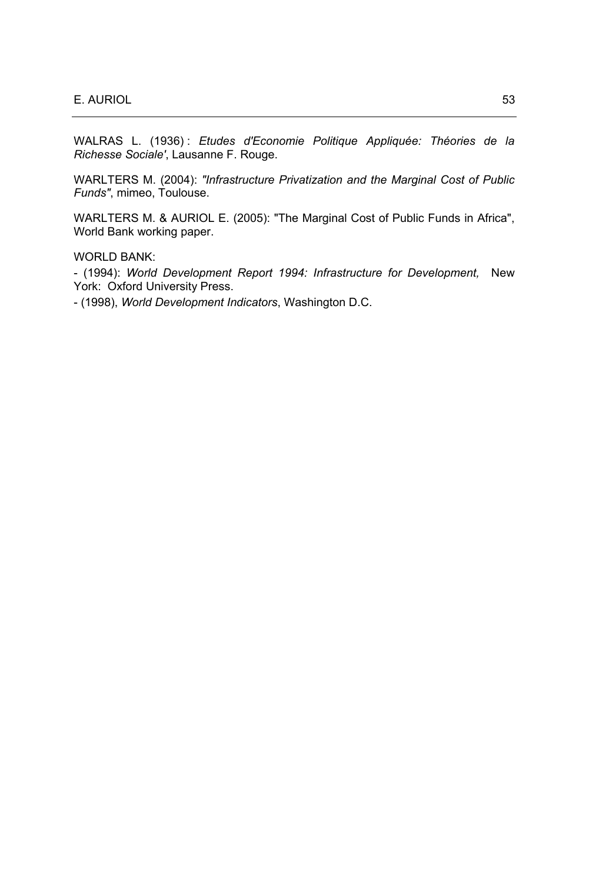WALRAS L. (1936) : *Etudes d'Economie Politique Appliquée: Théories de la Richesse Sociale'*, Lausanne F. Rouge.

WARLTERS M. (2004): *"Infrastructure Privatization and the Marginal Cost of Public Funds"*, mimeo, Toulouse.

WARLTERS M. & AURIOL E. (2005): "The Marginal Cost of Public Funds in Africa", World Bank working paper.

WORLD BANK:

- (1994): *World Development Report 1994: Infrastructure for Development,* New York: Oxford University Press.

- (1998), *World Development Indicators*, Washington D.C.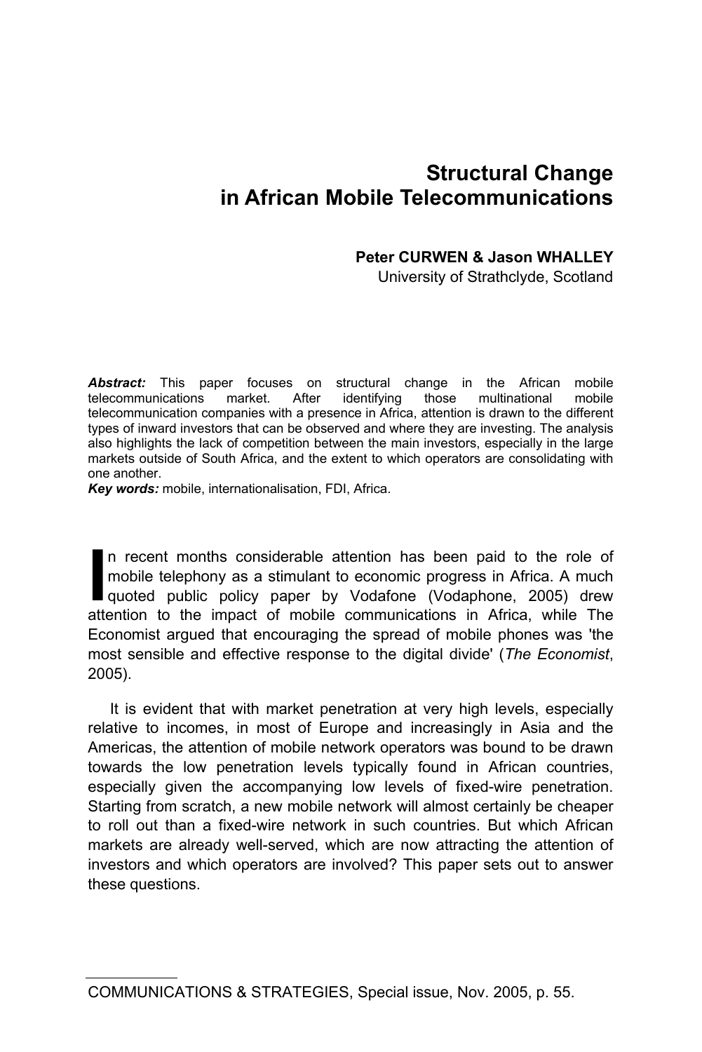# Structural Change in African Mobile Telecommunications

**Peter CURWEN & Jason WHALLEY**

University of Strathclyde, Scotland

***Abstract:*** This paper focuses on structural change in the African mobile telecommunications market. After identifying those multinational mobile telecommunication companies with a presence in Africa, attention is drawn to the different types of inward investors that can be observed and where they are investing. The analysis also highlights the lack of competition between the main investors, especially in the large markets outside of South Africa, and the extent to which operators are consolidating with one another.

***Key words:*** mobile, internationalisation, FDI, Africa.

In recent months considerable attention has been paid to the role of mobile telephony as a stimulant to economic progress in Africa. A much quoted public policy paper by Vodafone (Vodaphone, 2005) drew attention to the impact of mobile communications in Africa, while The Economist argued that encouraging the spread of mobile phones was 'the most sensible and effective response to the digital divide' (*The Economist*, 2005).

It is evident that with market penetration at very high levels, especially relative to incomes, in most of Europe and increasingly in Asia and the Americas, the attention of mobile network operators was bound to be drawn towards the low penetration levels typically found in African countries, especially given the accompanying low levels of fixed-wire penetration. Starting from scratch, a new mobile network will almost certainly be cheaper to roll out than a fixed-wire network in such countries. But which African markets are already well-served, which are now attracting the attention of investors and which operators are involved? This paper sets out to answer these questions.

COMMUNICATIONS & STRATEGIES, Special issue, Nov. 2005, p. 55.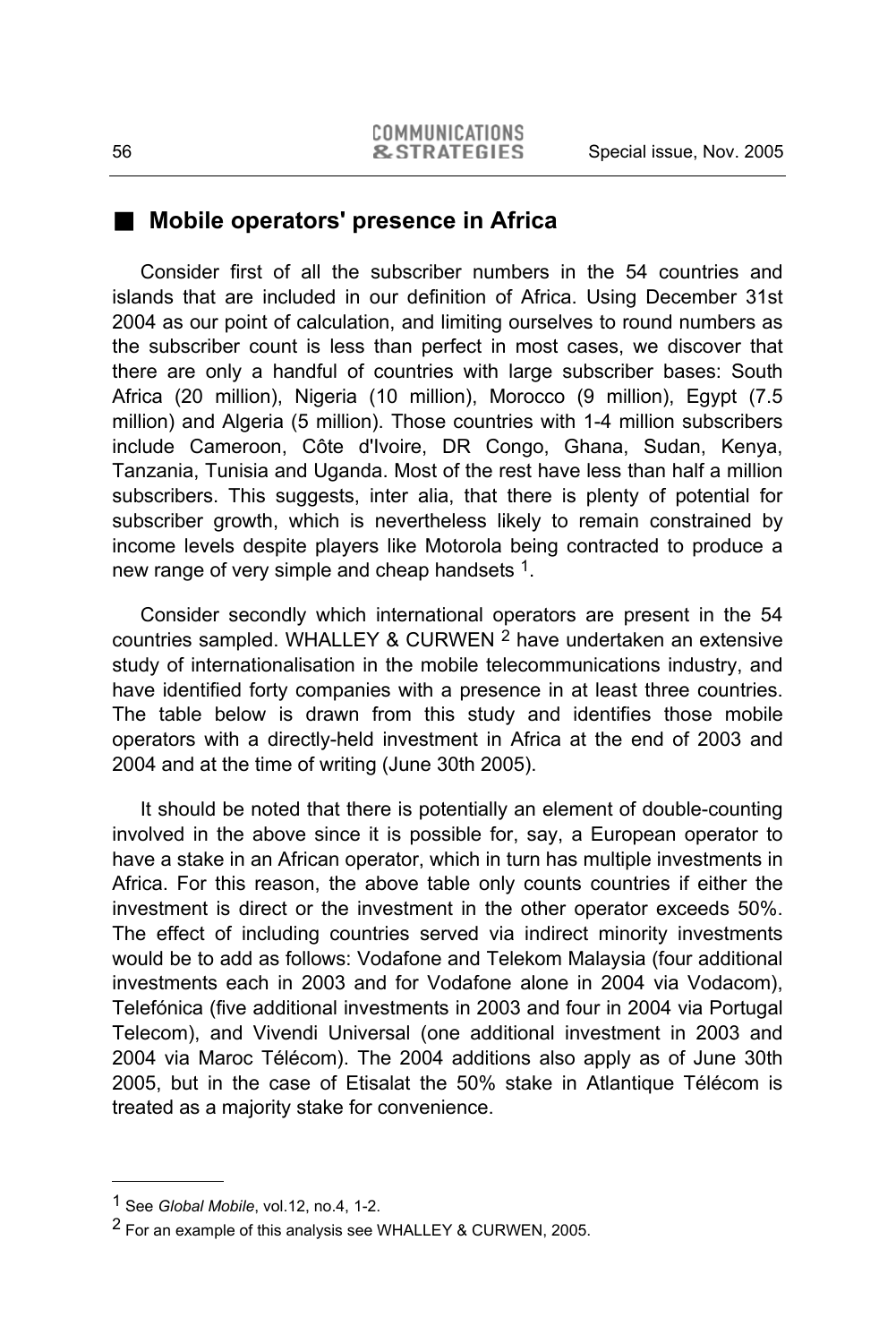## Mobile operators' presence in Africa

Consider first of all the subscriber numbers in the 54 countries and islands that are included in our definition of Africa. Using December 31st 2004 as our point of calculation, and limiting ourselves to round numbers as the subscriber count is less than perfect in most cases, we discover that there are only a handful of countries with large subscriber bases: South Africa (20 million), Nigeria (10 million), Morocco (9 million), Egypt (7.5 million) and Algeria (5 million). Those countries with 1-4 million subscribers include Cameroon, Côte d'Ivoire, DR Congo, Ghana, Sudan, Kenya, Tanzania, Tunisia and Uganda. Most of the rest have less than half a million subscribers. This suggests, inter alia, that there is plenty of potential for subscriber growth, which is nevertheless likely to remain constrained by income levels despite players like Motorola being contracted to produce a new range of very simple and cheap handsets [1].

Consider secondly which international operators are present in the 54 countries sampled. WHALLEY & CURWEN [2] have undertaken an extensive study of internationalisation in the mobile telecommunications industry, and have identified forty companies with a presence in at least three countries. The table below is drawn from this study and identifies those mobile operators with a directly-held investment in Africa at the end of 2003 and 2004 and at the time of writing (June 30th 2005).

It should be noted that there is potentially an element of double-counting involved in the above since it is possible for, say, a European operator to have a stake in an African operator, which in turn has multiple investments in Africa. For this reason, the above table only counts countries if either the investment is direct or the investment in the other operator exceeds 50%. The effect of including countries served via indirect minority investments would be to add as follows: Vodafone and Telekom Malaysia (four additional investments each in 2003 and for Vodafone alone in 2004 via Vodacom), Telefónica (five additional investments in 2003 and four in 2004 via Portugal Telecom), and Vivendi Universal (one additional investment in 2003 and 2004 via Maroc Télécom). The 2004 additions also apply as of June 30th 2005, but in the case of Etisalat the 50% stake in Atlantique Télécom is treated as a majority stake for convenience.

---

[1] See *Global Mobile*, vol.12, no.4, 1-2.

[2] For an example of this analysis see WHALLEY & CURWEN, 2005.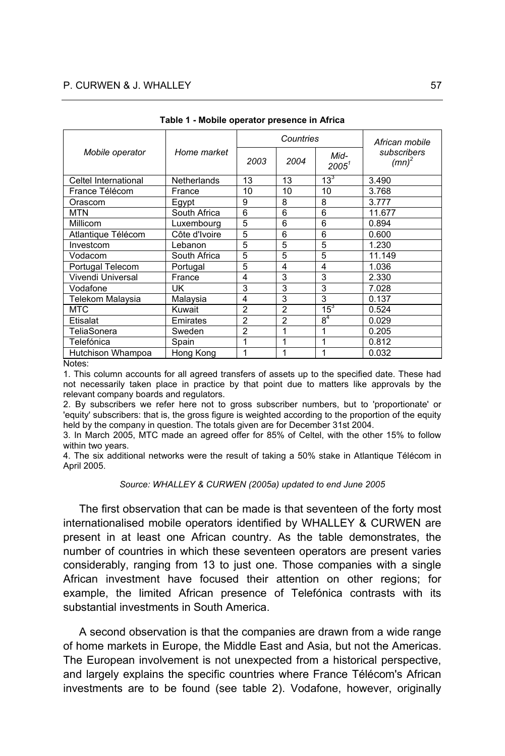**Table 1 - Mobile operator presence in Africa**

| Mobile operator | Home market | Countries | | | African mobile subscribers (mn)[2] |
|---|---|---|---|---|---|
| | | 2003 | 2004 | Mid-2005[1] | |
| Celtel International | Netherlands | 13 | 13 | 13[3] | 3.490 |
| France Télécom | France | 10 | 10 | 10 | 3.768 |
| Orascom | Egypt | 9 | 8 | 8 | 3.777 |
| MTN | South Africa | 6 | 6 | 6 | 11.677 |
| Millicom | Luxembourg | 5 | 6 | 6 | 0.894 |
| Atlantique Télécom | Côte d'Ivoire | 5 | 6 | 6 | 0.600 |
| Investcom | Lebanon | 5 | 5 | 5 | 1.230 |
| Vodacom | South Africa | 5 | 5 | 5 | 11.149 |
| Portugal Telecom | Portugal | 5 | 4 | 4 | 1.036 |
| Vivendi Universal | France | 4 | 3 | 3 | 2.330 |
| Vodafone | UK | 3 | 3 | 3 | 7.028 |
| Telekom Malaysia | Malaysia | 4 | 3 | 3 | 0.137 |
| MTC | Kuwait | 2 | 2 | 15[3] | 0.524 |
| Etisalat | Emirates | 2 | 2 | 8[4] | 0.029 |
| TeliaSonera | Sweden | 2 | 1 | 1 | 0.205 |
| Telefónica | Spain | 1 | 1 | 1 | 0.812 |
| Hutchison Whampoa | Hong Kong | 1 | 1 | 1 | 0.032 |

Notes:

1. This column accounts for all agreed transfers of assets up to the specified date. These had not necessarily taken place in practice by that point due to matters like approvals by the relevant company boards and regulators.
2. By subscribers we refer here not to gross subscriber numbers, but to 'proportionate' or 'equity' subscribers: that is, the gross figure is weighted according to the proportion of the equity held by the company in question. The totals given are for December 31st 2004.
3. In March 2005, MTC made an agreed offer for 85% of Celtel, with the other 15% to follow within two years.
4. The six additional networks were the result of taking a 50% stake in Atlantique Télécom in April 2005.

*Source: WHALLEY & CURWEN (2005a) updated to end June 2005*

The first observation that can be made is that seventeen of the forty most internationalised mobile operators identified by WHALLEY & CURWEN are present in at least one African country. As the table demonstrates, the number of countries in which these seventeen operators are present varies considerably, ranging from 13 to just one. Those companies with a single African investment have focused their attention on other regions; for example, the limited African presence of Telefónica contrasts with its substantial investments in South America.

A second observation is that the companies are drawn from a wide range of home markets in Europe, the Middle East and Asia, but not the Americas. The European involvement is not unexpected from a historical perspective, and largely explains the specific countries where France Télécom's African investments are to be found (see table 2). Vodafone, however, originally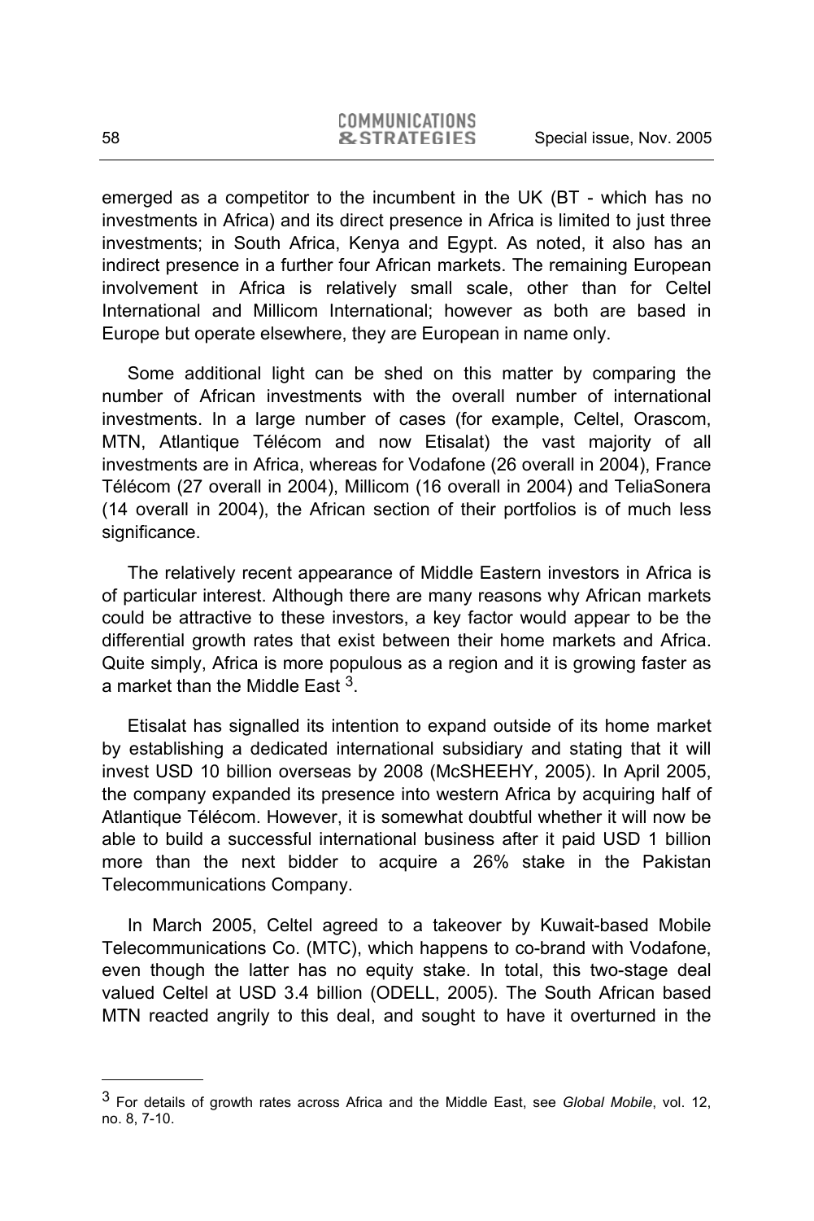emerged as a competitor to the incumbent in the UK (BT - which has no investments in Africa) and its direct presence in Africa is limited to just three investments; in South Africa, Kenya and Egypt. As noted, it also has an indirect presence in a further four African markets. The remaining European involvement in Africa is relatively small scale, other than for Celtel International and Millicom International; however as both are based in Europe but operate elsewhere, they are European in name only.

Some additional light can be shed on this matter by comparing the number of African investments with the overall number of international investments. In a large number of cases (for example, Celtel, Orascom, MTN, Atlantique Télécom and now Etisalat) the vast majority of all investments are in Africa, whereas for Vodafone (26 overall in 2004), France Télécom (27 overall in 2004), Millicom (16 overall in 2004) and TeliaSonera (14 overall in 2004), the African section of their portfolios is of much less significance.

The relatively recent appearance of Middle Eastern investors in Africa is of particular interest. Although there are many reasons why African markets could be attractive to these investors, a key factor would appear to be the differential growth rates that exist between their home markets and Africa. Quite simply, Africa is more populous as a region and it is growing faster as a market than the Middle East [3].

Etisalat has signalled its intention to expand outside of its home market by establishing a dedicated international subsidiary and stating that it will invest USD 10 billion overseas by 2008 (McSHEEHY, 2005). In April 2005, the company expanded its presence into western Africa by acquiring half of Atlantique Télécom. However, it is somewhat doubtful whether it will now be able to build a successful international business after it paid USD 1 billion more than the next bidder to acquire a 26% stake in the Pakistan Telecommunications Company.

In March 2005, Celtel agreed to a takeover by Kuwait-based Mobile Telecommunications Co. (MTC), which happens to co-brand with Vodafone, even though the latter has no equity stake. In total, this two-stage deal valued Celtel at USD 3.4 billion (ODELL, 2005). The South African based MTN reacted angrily to this deal, and sought to have it overturned in the

---

[3] For details of growth rates across Africa and the Middle East, see *Global Mobile*, vol. 12, no. 8, 7-10.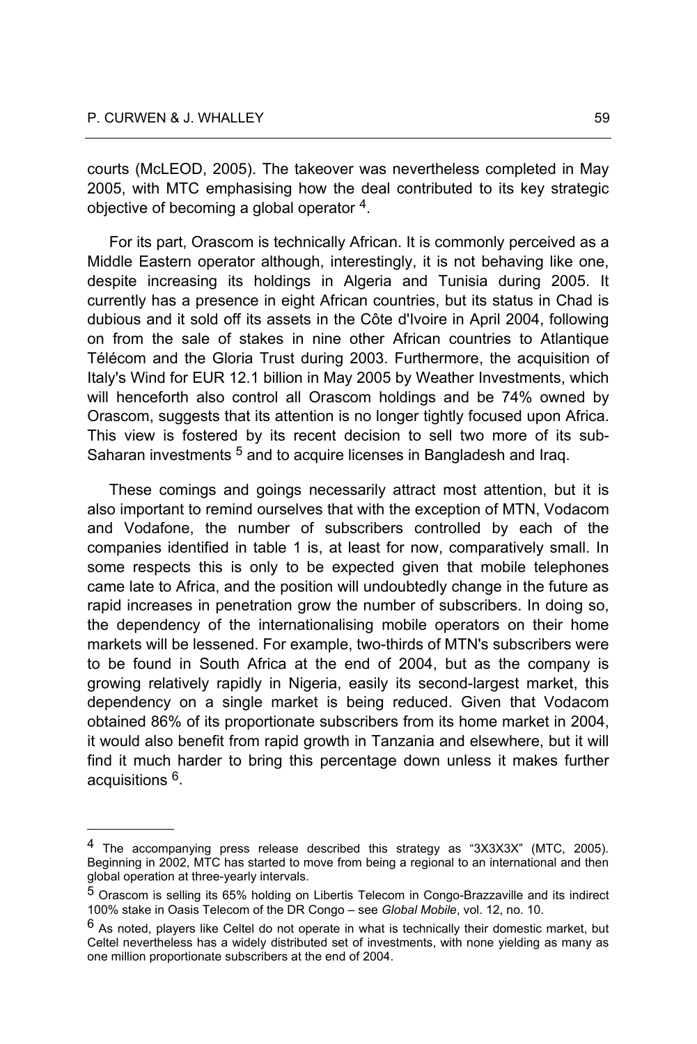courts (McLEOD, 2005). The takeover was nevertheless completed in May 2005, with MTC emphasising how the deal contributed to its key strategic objective of becoming a global operator [4].

For its part, Orascom is technically African. It is commonly perceived as a Middle Eastern operator although, interestingly, it is not behaving like one, despite increasing its holdings in Algeria and Tunisia during 2005. It currently has a presence in eight African countries, but its status in Chad is dubious and it sold off its assets in the Côte d'Ivoire in April 2004, following on from the sale of stakes in nine other African countries to Atlantique Télécom and the Gloria Trust during 2003. Furthermore, the acquisition of Italy's Wind for EUR 12.1 billion in May 2005 by Weather Investments, which will henceforth also control all Orascom holdings and be 74% owned by Orascom, suggests that its attention is no longer tightly focused upon Africa. This view is fostered by its recent decision to sell two more of its sub-Saharan investments [5] and to acquire licenses in Bangladesh and Iraq.

These comings and goings necessarily attract most attention, but it is also important to remind ourselves that with the exception of MTN, Vodacom and Vodafone, the number of subscribers controlled by each of the companies identified in table 1 is, at least for now, comparatively small. In some respects this is only to be expected given that mobile telephones came late to Africa, and the position will undoubtedly change in the future as rapid increases in penetration grow the number of subscribers. In doing so, the dependency of the internationalising mobile operators on their home markets will be lessened. For example, two-thirds of MTN's subscribers were to be found in South Africa at the end of 2004, but as the company is growing relatively rapidly in Nigeria, easily its second-largest market, this dependency on a single market is being reduced. Given that Vodacom obtained 86% of its proportionate subscribers from its home market in 2004, it would also benefit from rapid growth in Tanzania and elsewhere, but it will find it much harder to bring this percentage down unless it makes further acquisitions [6].

---

[4] The accompanying press release described this strategy as "3X3X3X" (MTC, 2005). Beginning in 2002, MTC has started to move from being a regional to an international and then global operation at three-yearly intervals.

[5] Orascom is selling its 65% holding on Libertis Telecom in Congo-Brazzaville and its indirect 100% stake in Oasis Telecom of the DR Congo – see *Global Mobile*, vol. 12, no. 10.

[6] As noted, players like Celtel do not operate in what is technically their domestic market, but Celtel nevertheless has a widely distributed set of investments, with none yielding as many as one million proportionate subscribers at the end of 2004.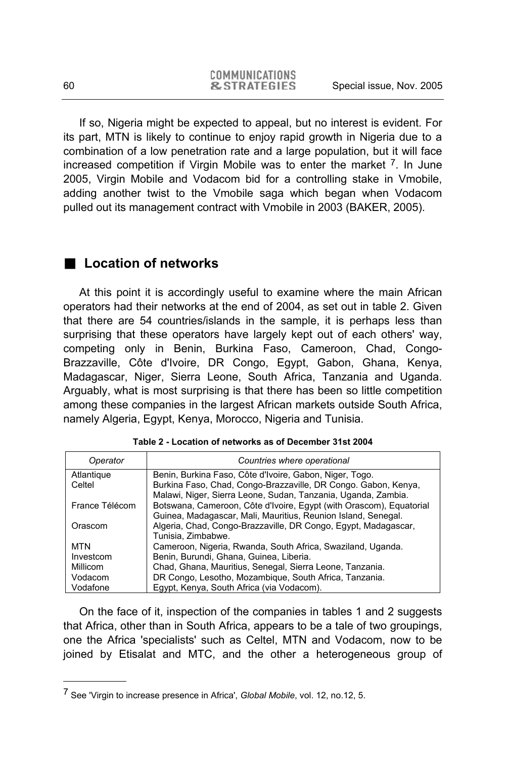If so, Nigeria might be expected to appeal, but no interest is evident. For its part, MTN is likely to continue to enjoy rapid growth in Nigeria due to a combination of a low penetration rate and a large population, but it will face increased competition if Virgin Mobile was to enter the market [7]. In June 2005, Virgin Mobile and Vodacom bid for a controlling stake in Vmobile, adding another twist to the Vmobile saga which began when Vodacom pulled out its management contract with Vmobile in 2003 (BAKER, 2005).

## Location of networks

At this point it is accordingly useful to examine where the main African operators had their networks at the end of 2004, as set out in table 2. Given that there are 54 countries/islands in the sample, it is perhaps less than surprising that these operators have largely kept out of each others' way, competing only in Benin, Burkina Faso, Cameroon, Chad, Congo-Brazzaville, Côte d'Ivoire, DR Congo, Egypt, Gabon, Ghana, Kenya, Madagascar, Niger, Sierra Leone, South Africa, Tanzania and Uganda. Arguably, what is most surprising is that there has been so little competition among these companies in the largest African markets outside South Africa, namely Algeria, Egypt, Kenya, Morocco, Nigeria and Tunisia.

**Table 2 - Location of networks as of December 31st 2004**

| *Operator* | *Countries where operational* |
|---|---|
| Atlantique | Benin, Burkina Faso, Côte d'Ivoire, Gabon, Niger, Togo. |
| Celtel | Burkina Faso, Chad, Congo-Brazzaville, DR Congo. Gabon, Kenya, Malawi, Niger, Sierra Leone, Sudan, Tanzania, Uganda, Zambia. |
| France Télécom | Botswana, Cameroon, Côte d'Ivoire, Egypt (with Orascom), Equatorial Guinea, Madagascar, Mali, Mauritius, Reunion Island, Senegal. |
| Orascom | Algeria, Chad, Congo-Brazzaville, DR Congo, Egypt, Madagascar, Tunisia, Zimbabwe. |
| MTN | Cameroon, Nigeria, Rwanda, South Africa, Swaziland, Uganda. |
| Investcom | Benin, Burundi, Ghana, Guinea, Liberia. |
| Millicom | Chad, Ghana, Mauritius, Senegal, Sierra Leone, Tanzania. |
| Vodacom | DR Congo, Lesotho, Mozambique, South Africa, Tanzania. |
| Vodafone | Egypt, Kenya, South Africa (via Vodacom). |

On the face of it, inspection of the companies in tables 1 and 2 suggests that Africa, other than in South Africa, appears to be a tale of two groupings, one the Africa 'specialists' such as Celtel, MTN and Vodacom, now to be joined by Etisalat and MTC, and the other a heterogeneous group of

---

[7] See 'Virgin to increase presence in Africa', *Global Mobile*, vol. 12, no.12, 5.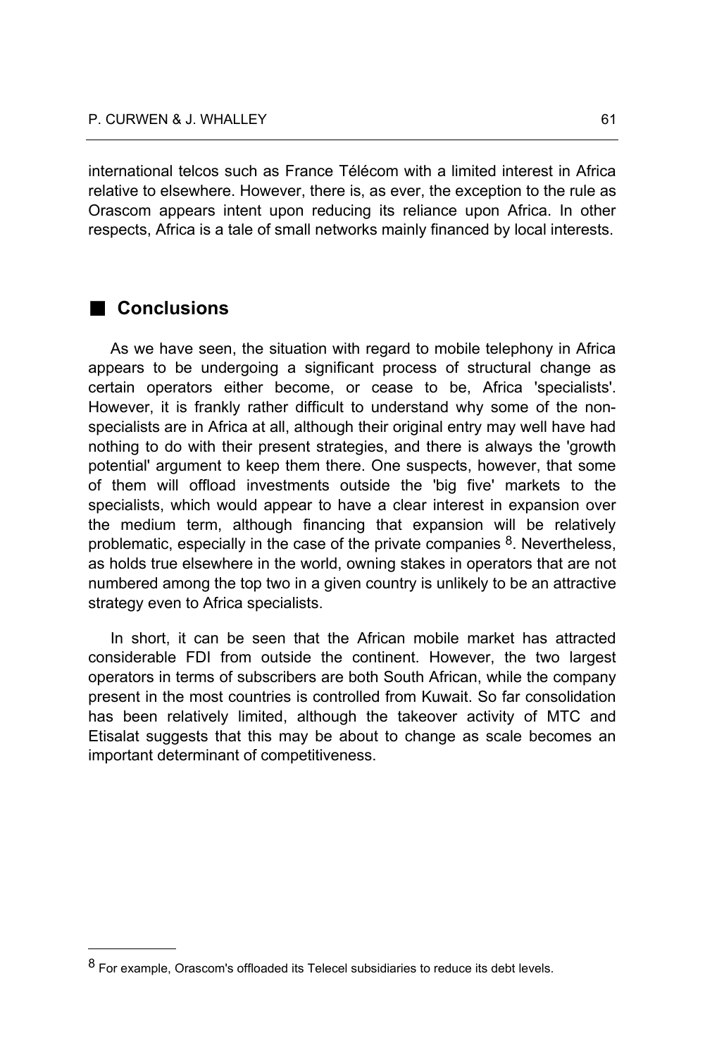international telcos such as France Télécom with a limited interest in Africa relative to elsewhere. However, there is, as ever, the exception to the rule as Orascom appears intent upon reducing its reliance upon Africa. In other respects, Africa is a tale of small networks mainly financed by local interests.

## Conclusions

As we have seen, the situation with regard to mobile telephony in Africa appears to be undergoing a significant process of structural change as certain operators either become, or cease to be, Africa 'specialists'. However, it is frankly rather difficult to understand why some of the non-specialists are in Africa at all, although their original entry may well have had nothing to do with their present strategies, and there is always the 'growth potential' argument to keep them there. One suspects, however, that some of them will offload investments outside the 'big five' markets to the specialists, which would appear to have a clear interest in expansion over the medium term, although financing that expansion will be relatively problematic, especially in the case of the private companies [8]. Nevertheless, as holds true elsewhere in the world, owning stakes in operators that are not numbered among the top two in a given country is unlikely to be an attractive strategy even to Africa specialists.

In short, it can be seen that the African mobile market has attracted considerable FDI from outside the continent. However, the two largest operators in terms of subscribers are both South African, while the company present in the most countries is controlled from Kuwait. So far consolidation has been relatively limited, although the takeover activity of MTC and Etisalat suggests that this may be about to change as scale becomes an important determinant of competitiveness.

---

[8] For example, Orascom's offloaded its Telecel subsidiaries to reduce its debt levels.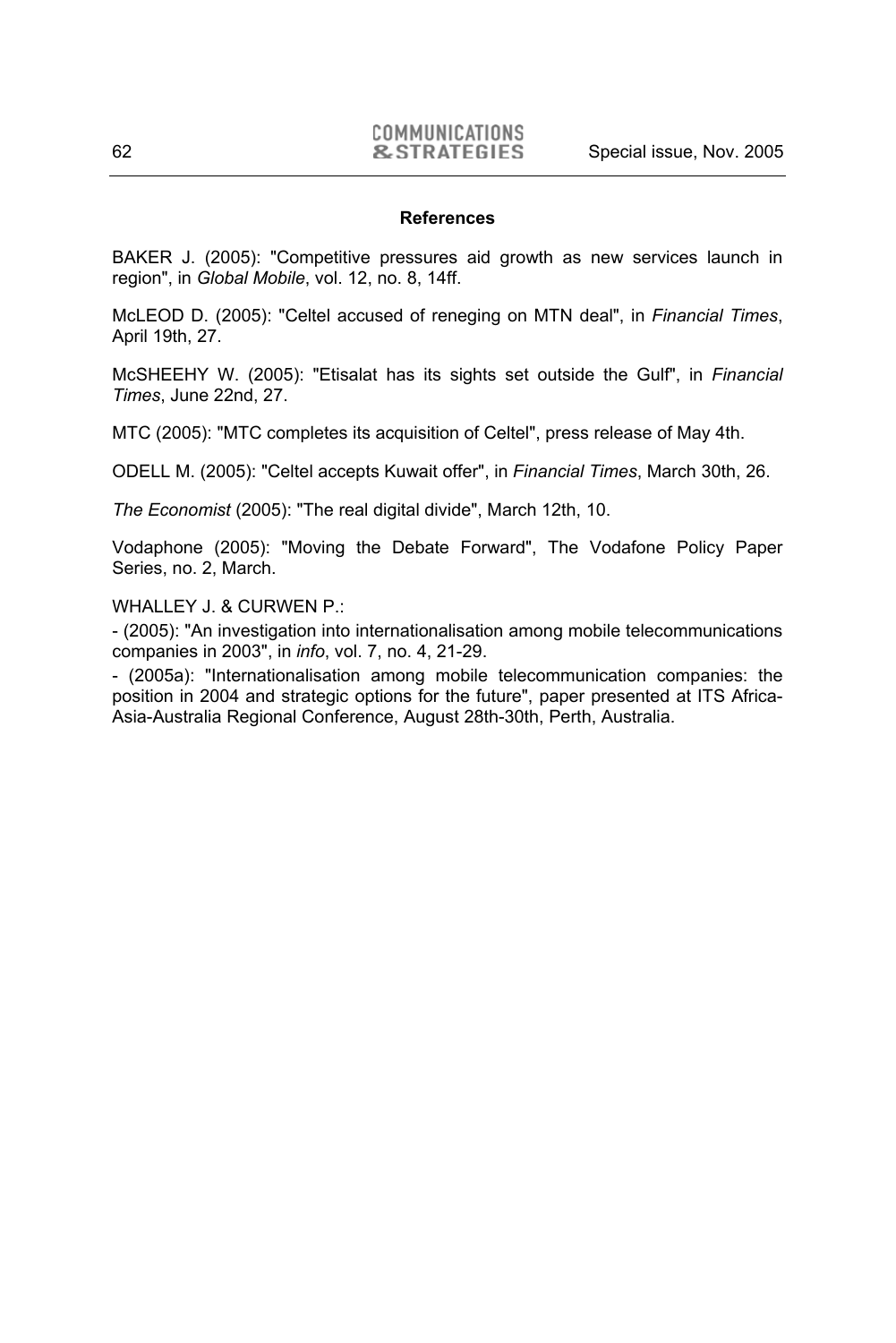### References

BAKER J. (2005): "Competitive pressures aid growth as new services launch in region", in *Global Mobile*, vol. 12, no. 8, 14ff.

McLEOD D. (2005): "Celtel accused of reneging on MTN deal", in *Financial Times*, April 19th, 27.

McSHEEHY W. (2005): "Etisalat has its sights set outside the Gulf", in *Financial Times*, June 22nd, 27.

MTC (2005): "MTC completes its acquisition of Celtel", press release of May 4th.

ODELL M. (2005): "Celtel accepts Kuwait offer", in *Financial Times*, March 30th, 26.

*The Economist* (2005): "The real digital divide", March 12th, 10.

Vodaphone (2005): "Moving the Debate Forward", The Vodafone Policy Paper Series, no. 2, March.

WHALLEY J. & CURWEN P.:

- (2005): "An investigation into internationalisation among mobile telecommunications companies in 2003", in *info*, vol. 7, no. 4, 21-29.
- (2005a): "Internationalisation among mobile telecommunication companies: the position in 2004 and strategic options for the future", paper presented at ITS Africa-Asia-Australia Regional Conference, August 28th-30th, Perth, Australia.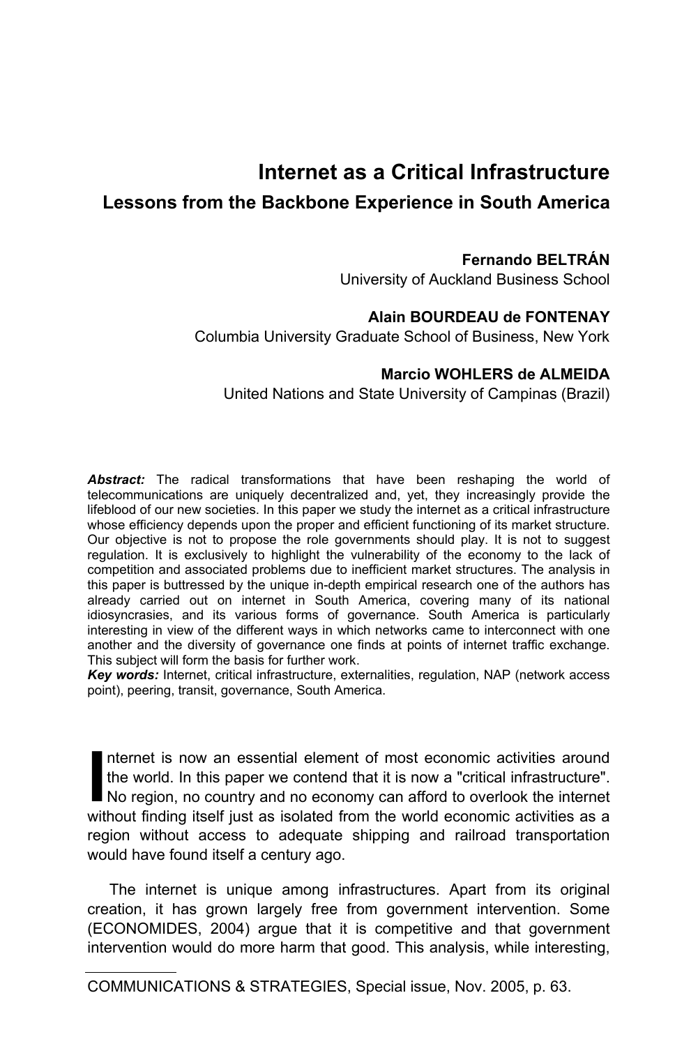# Internet as a Critical Infrastructure

## Lessons from the Backbone Experience in South America

**Fernando BELTRÁN**
University of Auckland Business School

**Alain BOURDEAU de FONTENAY**
Columbia University Graduate School of Business, New York

**Marcio WOHLERS de ALMEIDA**
United Nations and State University of Campinas (Brazil)

***Abstract:*** The radical transformations that have been reshaping the world of telecommunications are uniquely decentralized and, yet, they increasingly provide the lifeblood of our new societies. In this paper we study the internet as a critical infrastructure whose efficiency depends upon the proper and efficient functioning of its market structure. Our objective is not to propose the role governments should play. It is not to suggest regulation. It is exclusively to highlight the vulnerability of the economy to the lack of competition and associated problems due to inefficient market structures. The analysis in this paper is buttressed by the unique in-depth empirical research one of the authors has already carried out on internet in South America, covering many of its national idiosyncrasies, and its various forms of governance. South America is particularly interesting in view of the different ways in which networks came to interconnect with one another and the diversity of governance one finds at points of internet traffic exchange. This subject will form the basis for further work.

***Key words:*** Internet, critical infrastructure, externalities, regulation, NAP (network access point), peering, transit, governance, South America.

Internet is now an essential element of most economic activities around the world. In this paper we contend that it is now a "critical infrastructure". No region, no country and no economy can afford to overlook the internet without finding itself just as isolated from the world economic activities as a region without access to adequate shipping and railroad transportation would have found itself a century ago.

The internet is unique among infrastructures. Apart from its original creation, it has grown largely free from government intervention. Some (ECONOMIDES, 2004) argue that it is competitive and that government intervention would do more harm that good. This analysis, while interesting,

COMMUNICATIONS & STRATEGIES, Special issue, Nov. 2005, p. 63.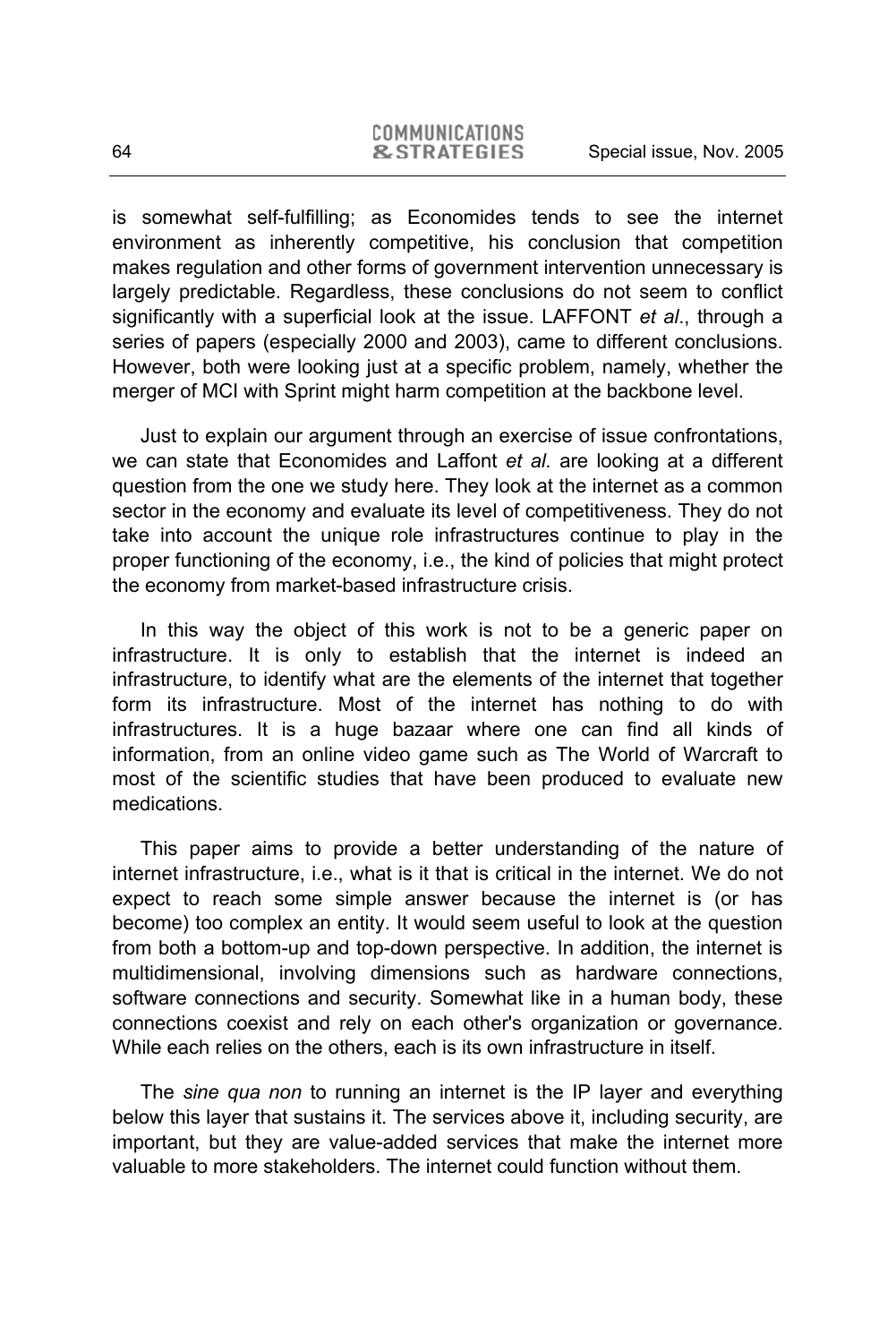is somewhat self-fulfilling; as Economides tends to see the internet environment as inherently competitive, his conclusion that competition makes regulation and other forms of government intervention unnecessary is largely predictable. Regardless, these conclusions do not seem to conflict significantly with a superficial look at the issue. LAFFONT *et al*., through a series of papers (especially 2000 and 2003), came to different conclusions. However, both were looking just at a specific problem, namely, whether the merger of MCI with Sprint might harm competition at the backbone level.

Just to explain our argument through an exercise of issue confrontations, we can state that Economides and Laffont *et al.* are looking at a different question from the one we study here. They look at the internet as a common sector in the economy and evaluate its level of competitiveness. They do not take into account the unique role infrastructures continue to play in the proper functioning of the economy, i.e., the kind of policies that might protect the economy from market-based infrastructure crisis.

In this way the object of this work is not to be a generic paper on infrastructure. It is only to establish that the internet is indeed an infrastructure, to identify what are the elements of the internet that together form its infrastructure. Most of the internet has nothing to do with infrastructures. It is a huge bazaar where one can find all kinds of information, from an online video game such as The World of Warcraft to most of the scientific studies that have been produced to evaluate new medications.

This paper aims to provide a better understanding of the nature of internet infrastructure, i.e., what is it that is critical in the internet. We do not expect to reach some simple answer because the internet is (or has become) too complex an entity. It would seem useful to look at the question from both a bottom-up and top-down perspective. In addition, the internet is multidimensional, involving dimensions such as hardware connections, software connections and security. Somewhat like in a human body, these connections coexist and rely on each other's organization or governance. While each relies on the others, each is its own infrastructure in itself.

The *sine qua non* to running an internet is the IP layer and everything below this layer that sustains it. The services above it, including security, are important, but they are value-added services that make the internet more valuable to more stakeholders. The internet could function without them.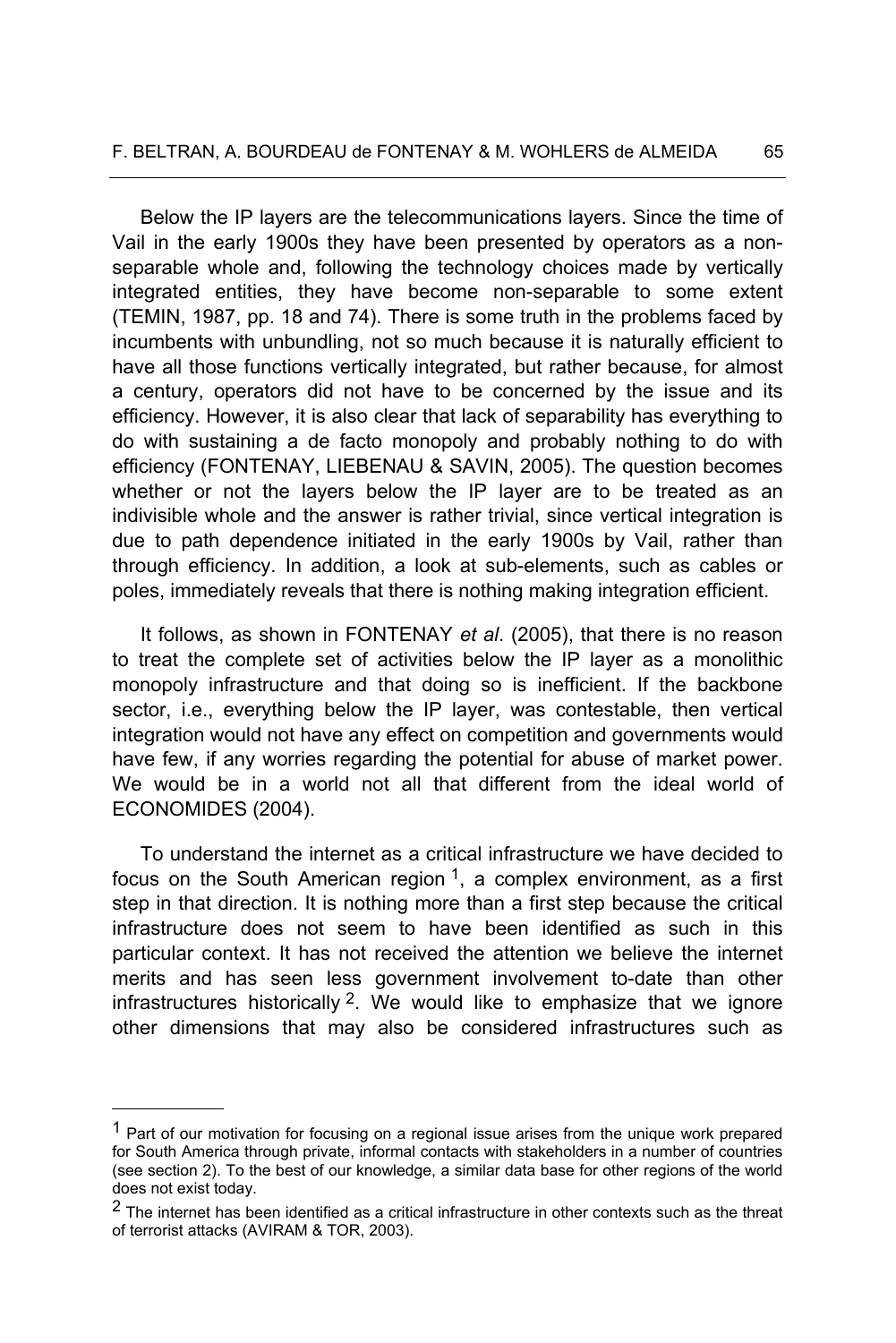Below the IP layers are the telecommunications layers. Since the time of Vail in the early 1900s they have been presented by operators as a non-separable whole and, following the technology choices made by vertically integrated entities, they have become non-separable to some extent (TEMIN, 1987, pp. 18 and 74). There is some truth in the problems faced by incumbents with unbundling, not so much because it is naturally efficient to have all those functions vertically integrated, but rather because, for almost a century, operators did not have to be concerned by the issue and its efficiency. However, it is also clear that lack of separability has everything to do with sustaining a de facto monopoly and probably nothing to do with efficiency (FONTENAY, LIEBENAU & SAVIN, 2005). The question becomes whether or not the layers below the IP layer are to be treated as an indivisible whole and the answer is rather trivial, since vertical integration is due to path dependence initiated in the early 1900s by Vail, rather than through efficiency. In addition, a look at sub-elements, such as cables or poles, immediately reveals that there is nothing making integration efficient.

It follows, as shown in FONTENAY *et al*. (2005), that there is no reason to treat the complete set of activities below the IP layer as a monolithic monopoly infrastructure and that doing so is inefficient. If the backbone sector, i.e., everything below the IP layer, was contestable, then vertical integration would not have any effect on competition and governments would have few, if any worries regarding the potential for abuse of market power. We would be in a world not all that different from the ideal world of ECONOMIDES (2004).

To understand the internet as a critical infrastructure we have decided to focus on the South American region [1], a complex environment, as a first step in that direction. It is nothing more than a first step because the critical infrastructure does not seem to have been identified as such in this particular context. It has not received the attention we believe the internet merits and has seen less government involvement to-date than other infrastructures historically [2]. We would like to emphasize that we ignore other dimensions that may also be considered infrastructures such as

---

[1] Part of our motivation for focusing on a regional issue arises from the unique work prepared for South America through private, informal contacts with stakeholders in a number of countries (see section 2). To the best of our knowledge, a similar data base for other regions of the world does not exist today.

[2] The internet has been identified as a critical infrastructure in other contexts such as the threat of terrorist attacks (AVIRAM & TOR, 2003).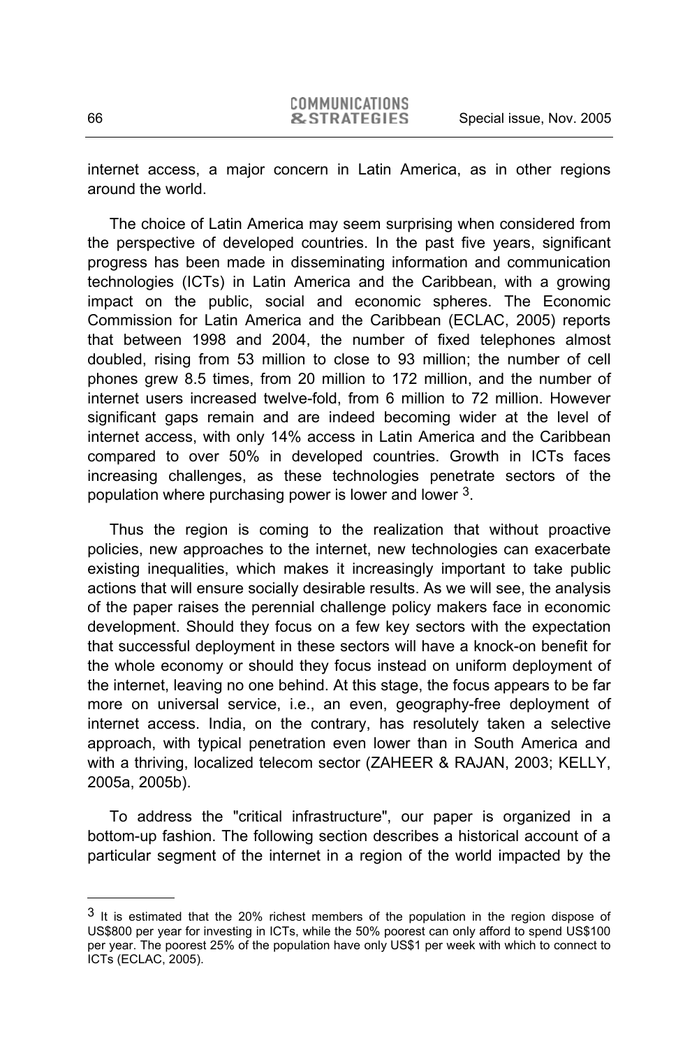internet access, a major concern in Latin America, as in other regions around the world.

The choice of Latin America may seem surprising when considered from the perspective of developed countries. In the past five years, significant progress has been made in disseminating information and communication technologies (ICTs) in Latin America and the Caribbean, with a growing impact on the public, social and economic spheres. The Economic Commission for Latin America and the Caribbean (ECLAC, 2005) reports that between 1998 and 2004, the number of fixed telephones almost doubled, rising from 53 million to close to 93 million; the number of cell phones grew 8.5 times, from 20 million to 172 million, and the number of internet users increased twelve-fold, from 6 million to 72 million. However significant gaps remain and are indeed becoming wider at the level of internet access, with only 14% access in Latin America and the Caribbean compared to over 50% in developed countries. Growth in ICTs faces increasing challenges, as these technologies penetrate sectors of the population where purchasing power is lower and lower [3].

Thus the region is coming to the realization that without proactive policies, new approaches to the internet, new technologies can exacerbate existing inequalities, which makes it increasingly important to take public actions that will ensure socially desirable results. As we will see, the analysis of the paper raises the perennial challenge policy makers face in economic development. Should they focus on a few key sectors with the expectation that successful deployment in these sectors will have a knock-on benefit for the whole economy or should they focus instead on uniform deployment of the internet, leaving no one behind. At this stage, the focus appears to be far more on universal service, i.e., an even, geography-free deployment of internet access. India, on the contrary, has resolutely taken a selective approach, with typical penetration even lower than in South America and with a thriving, localized telecom sector (ZAHEER & RAJAN, 2003; KELLY, 2005a, 2005b).

To address the "critical infrastructure", our paper is organized in a bottom-up fashion. The following section describes a historical account of a particular segment of the internet in a region of the world impacted by the

---

[3] It is estimated that the 20% richest members of the population in the region dispose of US$800 per year for investing in ICTs, while the 50% poorest can only afford to spend US$100 per year. The poorest 25% of the population have only US$1 per week with which to connect to ICTs (ECLAC, 2005).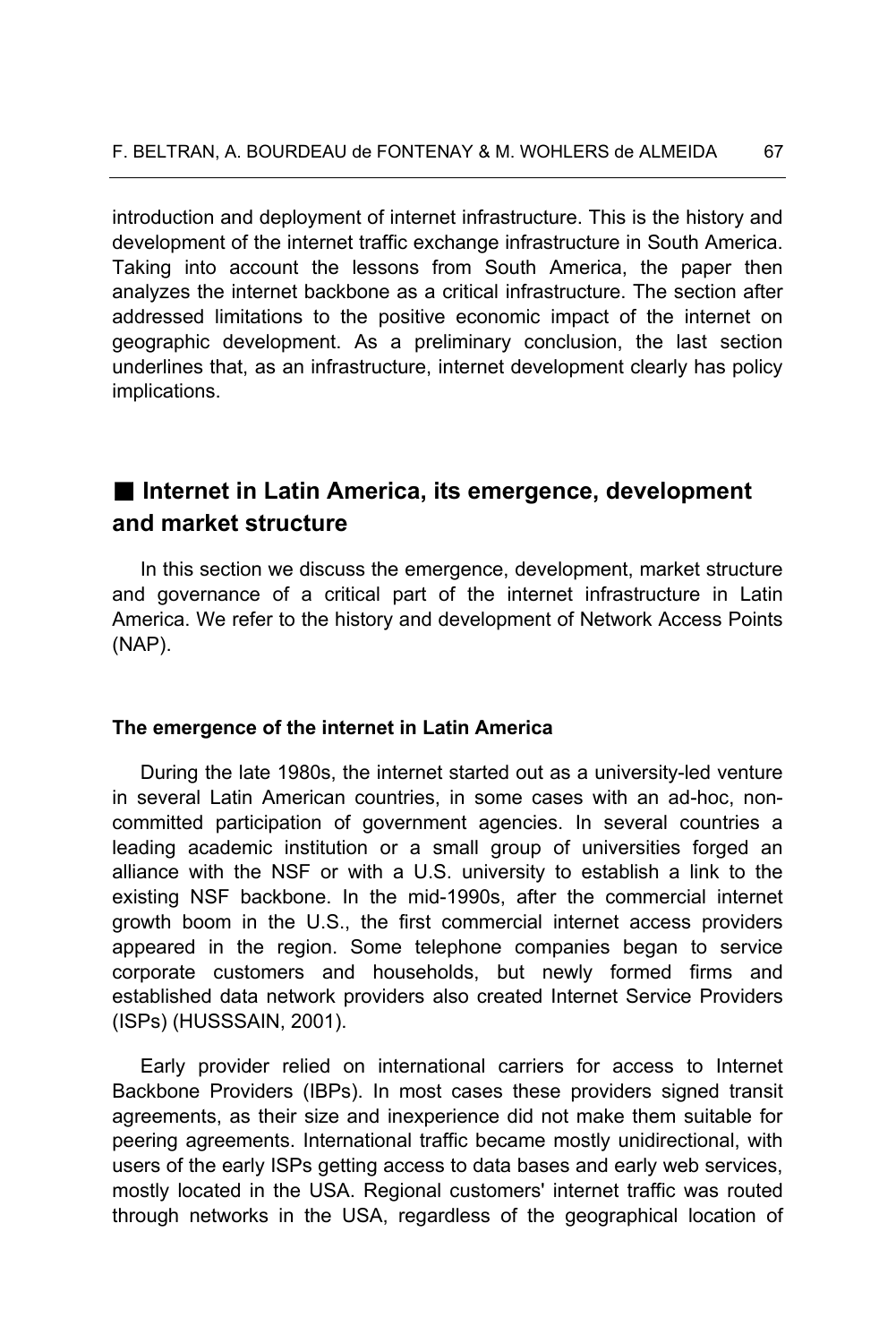introduction and deployment of internet infrastructure. This is the history and development of the internet traffic exchange infrastructure in South America. Taking into account the lessons from South America, the paper then analyzes the internet backbone as a critical infrastructure. The section after addressed limitations to the positive economic impact of the internet on geographic development. As a preliminary conclusion, the last section underlines that, as an infrastructure, internet development clearly has policy implications.

## ■ Internet in Latin America, its emergence, development and market structure

In this section we discuss the emergence, development, market structure and governance of a critical part of the internet infrastructure in Latin America. We refer to the history and development of Network Access Points (NAP).

### The emergence of the internet in Latin America

During the late 1980s, the internet started out as a university-led venture in several Latin American countries, in some cases with an ad-hoc, non-committed participation of government agencies. In several countries a leading academic institution or a small group of universities forged an alliance with the NSF or with a U.S. university to establish a link to the existing NSF backbone. In the mid-1990s, after the commercial internet growth boom in the U.S., the first commercial internet access providers appeared in the region. Some telephone companies began to service corporate customers and households, but newly formed firms and established data network providers also created Internet Service Providers (ISPs) (HUSSSAIN, 2001).

Early provider relied on international carriers for access to Internet Backbone Providers (IBPs). In most cases these providers signed transit agreements, as their size and inexperience did not make them suitable for peering agreements. International traffic became mostly unidirectional, with users of the early ISPs getting access to data bases and early web services, mostly located in the USA. Regional customers' internet traffic was routed through networks in the USA, regardless of the geographical location of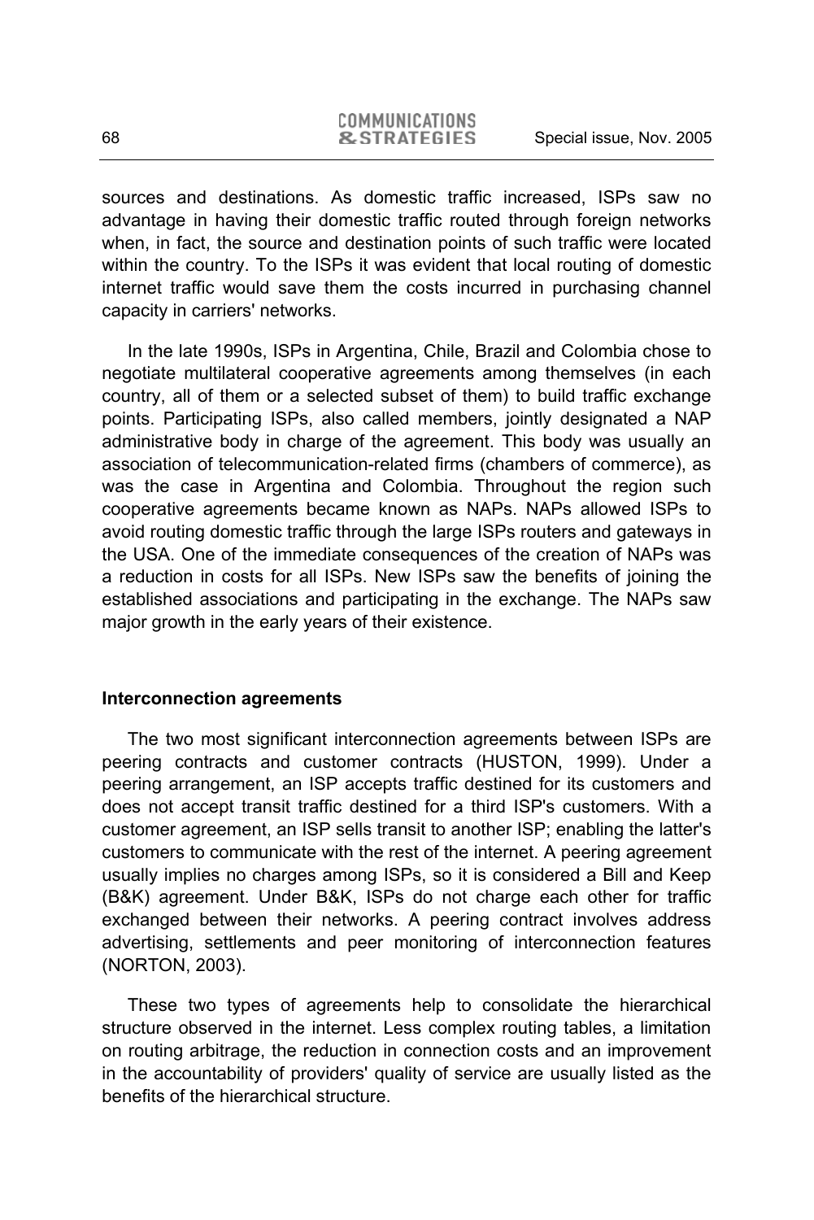sources and destinations. As domestic traffic increased, ISPs saw no advantage in having their domestic traffic routed through foreign networks when, in fact, the source and destination points of such traffic were located within the country. To the ISPs it was evident that local routing of domestic internet traffic would save them the costs incurred in purchasing channel capacity in carriers' networks.

In the late 1990s, ISPs in Argentina, Chile, Brazil and Colombia chose to negotiate multilateral cooperative agreements among themselves (in each country, all of them or a selected subset of them) to build traffic exchange points. Participating ISPs, also called members, jointly designated a NAP administrative body in charge of the agreement. This body was usually an association of telecommunication-related firms (chambers of commerce), as was the case in Argentina and Colombia. Throughout the region such cooperative agreements became known as NAPs. NAPs allowed ISPs to avoid routing domestic traffic through the large ISPs routers and gateways in the USA. One of the immediate consequences of the creation of NAPs was a reduction in costs for all ISPs. New ISPs saw the benefits of joining the established associations and participating in the exchange. The NAPs saw major growth in the early years of their existence.

## Interconnection agreements

The two most significant interconnection agreements between ISPs are peering contracts and customer contracts (HUSTON, 1999). Under a peering arrangement, an ISP accepts traffic destined for its customers and does not accept transit traffic destined for a third ISP's customers. With a customer agreement, an ISP sells transit to another ISP; enabling the latter's customers to communicate with the rest of the internet. A peering agreement usually implies no charges among ISPs, so it is considered a Bill and Keep (B&K) agreement. Under B&K, ISPs do not charge each other for traffic exchanged between their networks. A peering contract involves address advertising, settlements and peer monitoring of interconnection features (NORTON, 2003).

These two types of agreements help to consolidate the hierarchical structure observed in the internet. Less complex routing tables, a limitation on routing arbitrage, the reduction in connection costs and an improvement in the accountability of providers' quality of service are usually listed as the benefits of the hierarchical structure.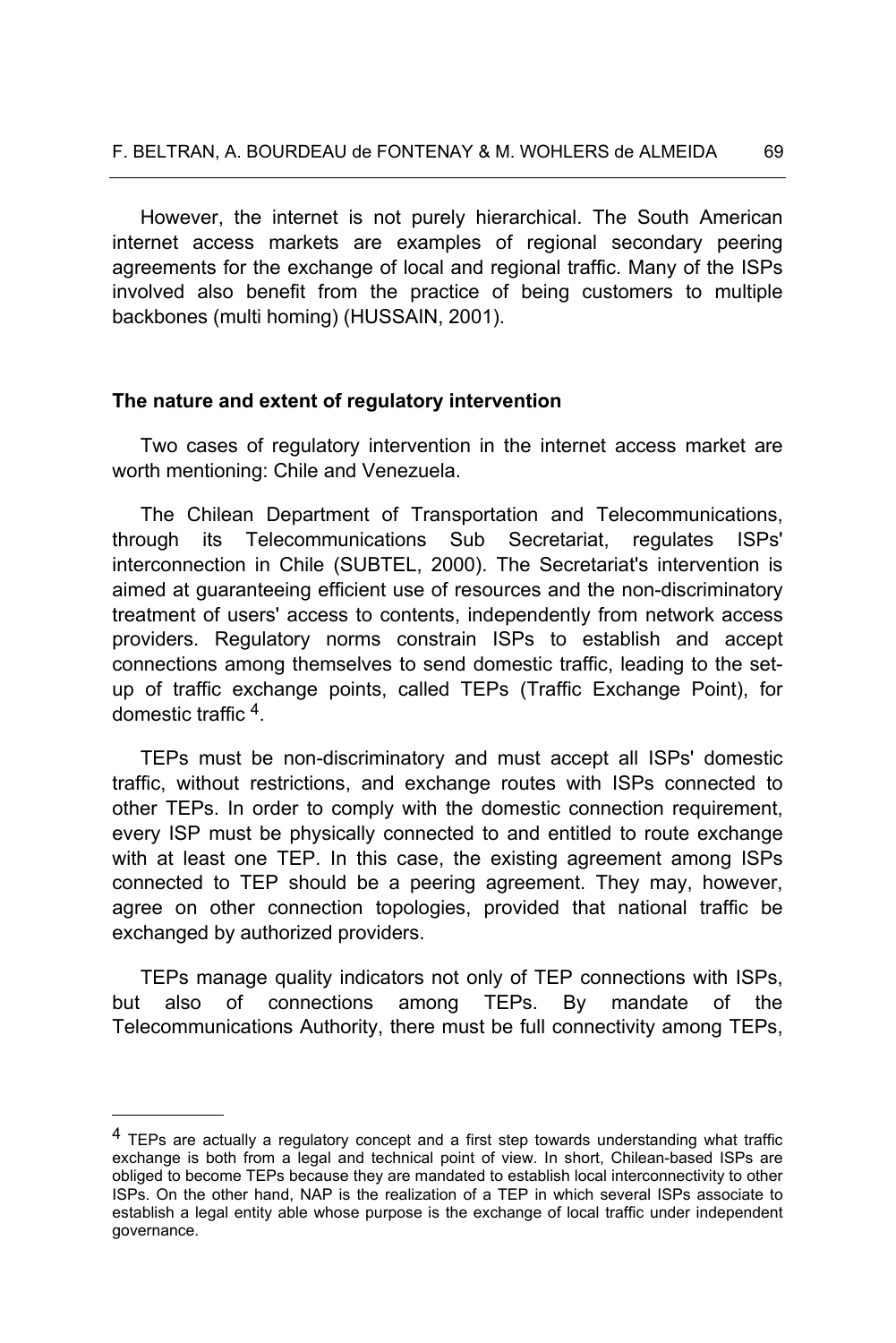However, the internet is not purely hierarchical. The South American internet access markets are examples of regional secondary peering agreements for the exchange of local and regional traffic. Many of the ISPs involved also benefit from the practice of being customers to multiple backbones (multi homing) (HUSSAIN, 2001).

### The nature and extent of regulatory intervention

Two cases of regulatory intervention in the internet access market are worth mentioning: Chile and Venezuela.

The Chilean Department of Transportation and Telecommunications, through its Telecommunications Sub Secretariat, regulates ISPs' interconnection in Chile (SUBTEL, 2000). The Secretariat's intervention is aimed at guaranteeing efficient use of resources and the non-discriminatory treatment of users' access to contents, independently from network access providers. Regulatory norms constrain ISPs to establish and accept connections among themselves to send domestic traffic, leading to the set-up of traffic exchange points, called TEPs (Traffic Exchange Point), for domestic traffic [4].

TEPs must be non-discriminatory and must accept all ISPs' domestic traffic, without restrictions, and exchange routes with ISPs connected to other TEPs. In order to comply with the domestic connection requirement, every ISP must be physically connected to and entitled to route exchange with at least one TEP. In this case, the existing agreement among ISPs connected to TEP should be a peering agreement. They may, however, agree on other connection topologies, provided that national traffic be exchanged by authorized providers.

TEPs manage quality indicators not only of TEP connections with ISPs, but also of connections among TEPs. By mandate of the Telecommunications Authority, there must be full connectivity among TEPs,

---

[4] TEPs are actually a regulatory concept and a first step towards understanding what traffic exchange is both from a legal and technical point of view. In short, Chilean-based ISPs are obliged to become TEPs because they are mandated to establish local interconnectivity to other ISPs. On the other hand, NAP is the realization of a TEP in which several ISPs associate to establish a legal entity able whose purpose is the exchange of local traffic under independent governance.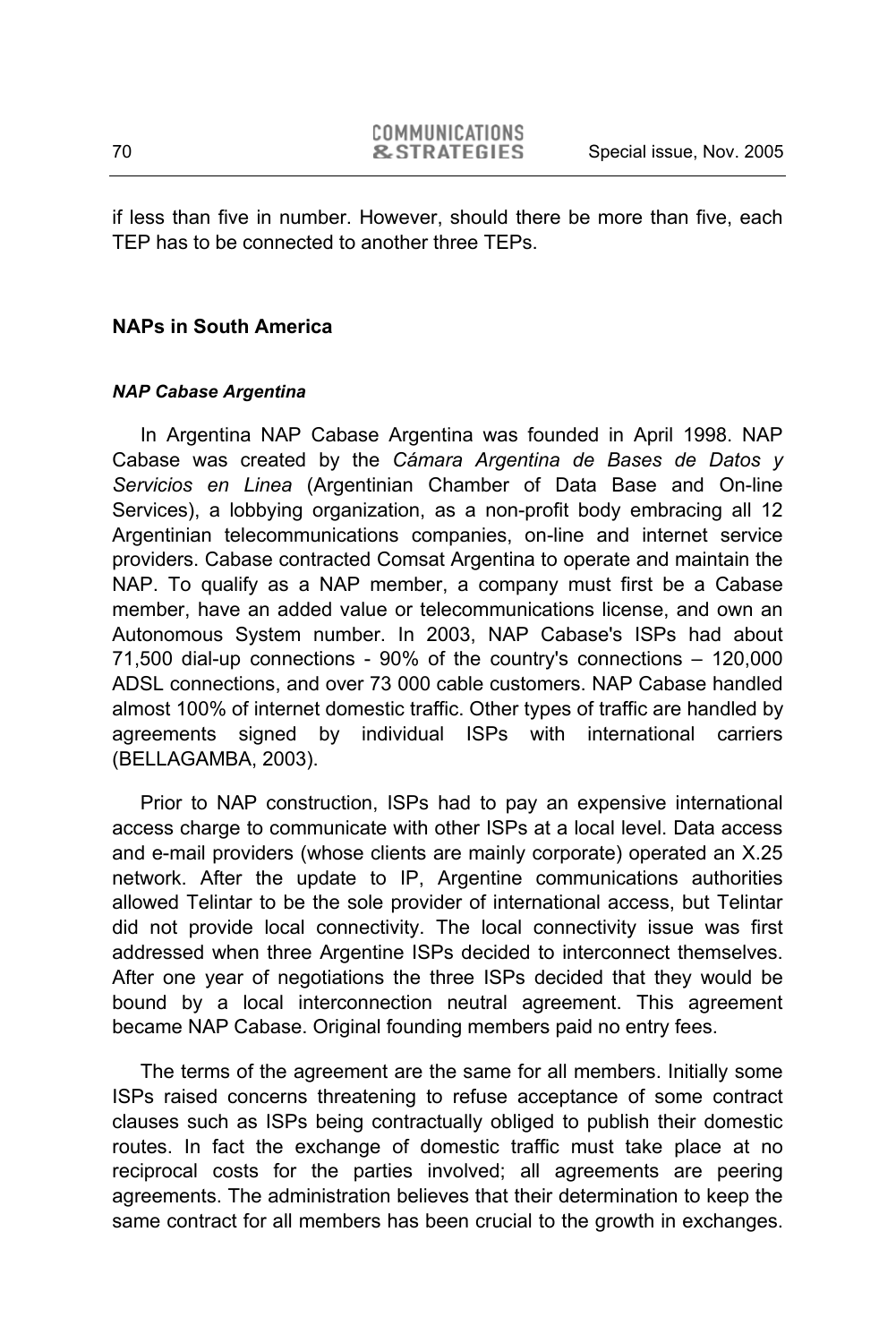if less than five in number. However, should there be more than five, each TEP has to be connected to another three TEPs.

## NAPs in South America

### *NAP Cabase Argentina*

In Argentina NAP Cabase Argentina was founded in April 1998. NAP Cabase was created by the *Cámara Argentina de Bases de Datos y Servicios en Linea* (Argentinian Chamber of Data Base and On-line Services), a lobbying organization, as a non-profit body embracing all 12 Argentinian telecommunications companies, on-line and internet service providers. Cabase contracted Comsat Argentina to operate and maintain the NAP. To qualify as a NAP member, a company must first be a Cabase member, have an added value or telecommunications license, and own an Autonomous System number. In 2003, NAP Cabase's ISPs had about 71,500 dial-up connections - 90% of the country's connections – 120,000 ADSL connections, and over 73 000 cable customers. NAP Cabase handled almost 100% of internet domestic traffic. Other types of traffic are handled by agreements signed by individual ISPs with international carriers (BELLAGAMBA, 2003).

Prior to NAP construction, ISPs had to pay an expensive international access charge to communicate with other ISPs at a local level. Data access and e-mail providers (whose clients are mainly corporate) operated an X.25 network. After the update to IP, Argentine communications authorities allowed Telintar to be the sole provider of international access, but Telintar did not provide local connectivity. The local connectivity issue was first addressed when three Argentine ISPs decided to interconnect themselves. After one year of negotiations the three ISPs decided that they would be bound by a local interconnection neutral agreement. This agreement became NAP Cabase. Original founding members paid no entry fees.

The terms of the agreement are the same for all members. Initially some ISPs raised concerns threatening to refuse acceptance of some contract clauses such as ISPs being contractually obliged to publish their domestic routes. In fact the exchange of domestic traffic must take place at no reciprocal costs for the parties involved; all agreements are peering agreements. The administration believes that their determination to keep the same contract for all members has been crucial to the growth in exchanges.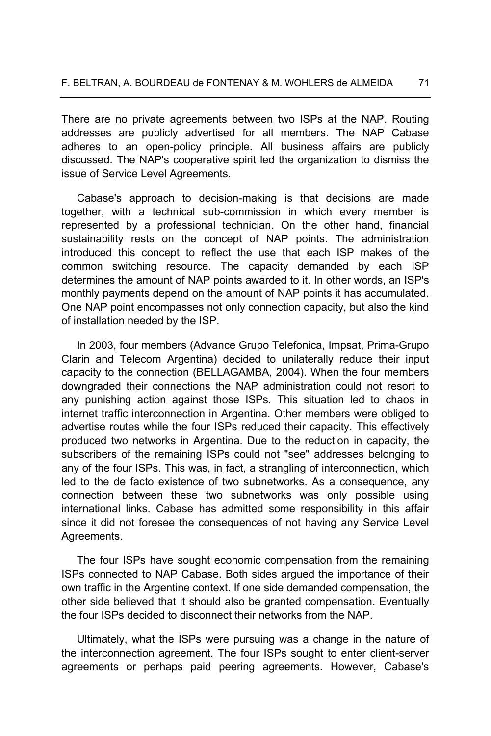There are no private agreements between two ISPs at the NAP. Routing addresses are publicly advertised for all members. The NAP Cabase adheres to an open-policy principle. All business affairs are publicly discussed. The NAP's cooperative spirit led the organization to dismiss the issue of Service Level Agreements.

Cabase's approach to decision-making is that decisions are made together, with a technical sub-commission in which every member is represented by a professional technician. On the other hand, financial sustainability rests on the concept of NAP points. The administration introduced this concept to reflect the use that each ISP makes of the common switching resource. The capacity demanded by each ISP determines the amount of NAP points awarded to it. In other words, an ISP's monthly payments depend on the amount of NAP points it has accumulated. One NAP point encompasses not only connection capacity, but also the kind of installation needed by the ISP.

In 2003, four members (Advance Grupo Telefonica, Impsat, Prima-Grupo Clarin and Telecom Argentina) decided to unilaterally reduce their input capacity to the connection (BELLAGAMBA, 2004). When the four members downgraded their connections the NAP administration could not resort to any punishing action against those ISPs. This situation led to chaos in internet traffic interconnection in Argentina. Other members were obliged to advertise routes while the four ISPs reduced their capacity. This effectively produced two networks in Argentina. Due to the reduction in capacity, the subscribers of the remaining ISPs could not "see" addresses belonging to any of the four ISPs. This was, in fact, a strangling of interconnection, which led to the de facto existence of two subnetworks. As a consequence, any connection between these two subnetworks was only possible using international links. Cabase has admitted some responsibility in this affair since it did not foresee the consequences of not having any Service Level Agreements.

The four ISPs have sought economic compensation from the remaining ISPs connected to NAP Cabase. Both sides argued the importance of their own traffic in the Argentine context. If one side demanded compensation, the other side believed that it should also be granted compensation. Eventually the four ISPs decided to disconnect their networks from the NAP.

Ultimately, what the ISPs were pursuing was a change in the nature of the interconnection agreement. The four ISPs sought to enter client-server agreements or perhaps paid peering agreements. However, Cabase's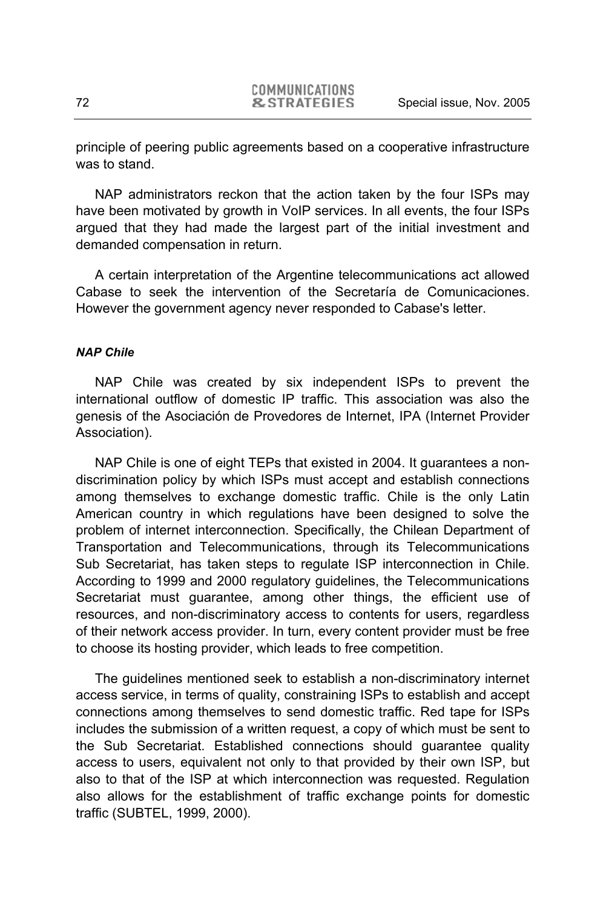principle of peering public agreements based on a cooperative infrastructure was to stand.

NAP administrators reckon that the action taken by the four ISPs may have been motivated by growth in VoIP services. In all events, the four ISPs argued that they had made the largest part of the initial investment and demanded compensation in return.

A certain interpretation of the Argentine telecommunications act allowed Cabase to seek the intervention of the Secretaría de Comunicaciones. However the government agency never responded to Cabase's letter.

#### *NAP Chile*

NAP Chile was created by six independent ISPs to prevent the international outflow of domestic IP traffic. This association was also the genesis of the Asociación de Provedores de Internet, IPA (Internet Provider Association).

NAP Chile is one of eight TEPs that existed in 2004. It guarantees a non-discrimination policy by which ISPs must accept and establish connections among themselves to exchange domestic traffic. Chile is the only Latin American country in which regulations have been designed to solve the problem of internet interconnection. Specifically, the Chilean Department of Transportation and Telecommunications, through its Telecommunications Sub Secretariat, has taken steps to regulate ISP interconnection in Chile. According to 1999 and 2000 regulatory guidelines, the Telecommunications Secretariat must guarantee, among other things, the efficient use of resources, and non-discriminatory access to contents for users, regardless of their network access provider. In turn, every content provider must be free to choose its hosting provider, which leads to free competition.

The guidelines mentioned seek to establish a non-discriminatory internet access service, in terms of quality, constraining ISPs to establish and accept connections among themselves to send domestic traffic. Red tape for ISPs includes the submission of a written request, a copy of which must be sent to the Sub Secretariat. Established connections should guarantee quality access to users, equivalent not only to that provided by their own ISP, but also to that of the ISP at which interconnection was requested. Regulation also allows for the establishment of traffic exchange points for domestic traffic (SUBTEL, 1999, 2000).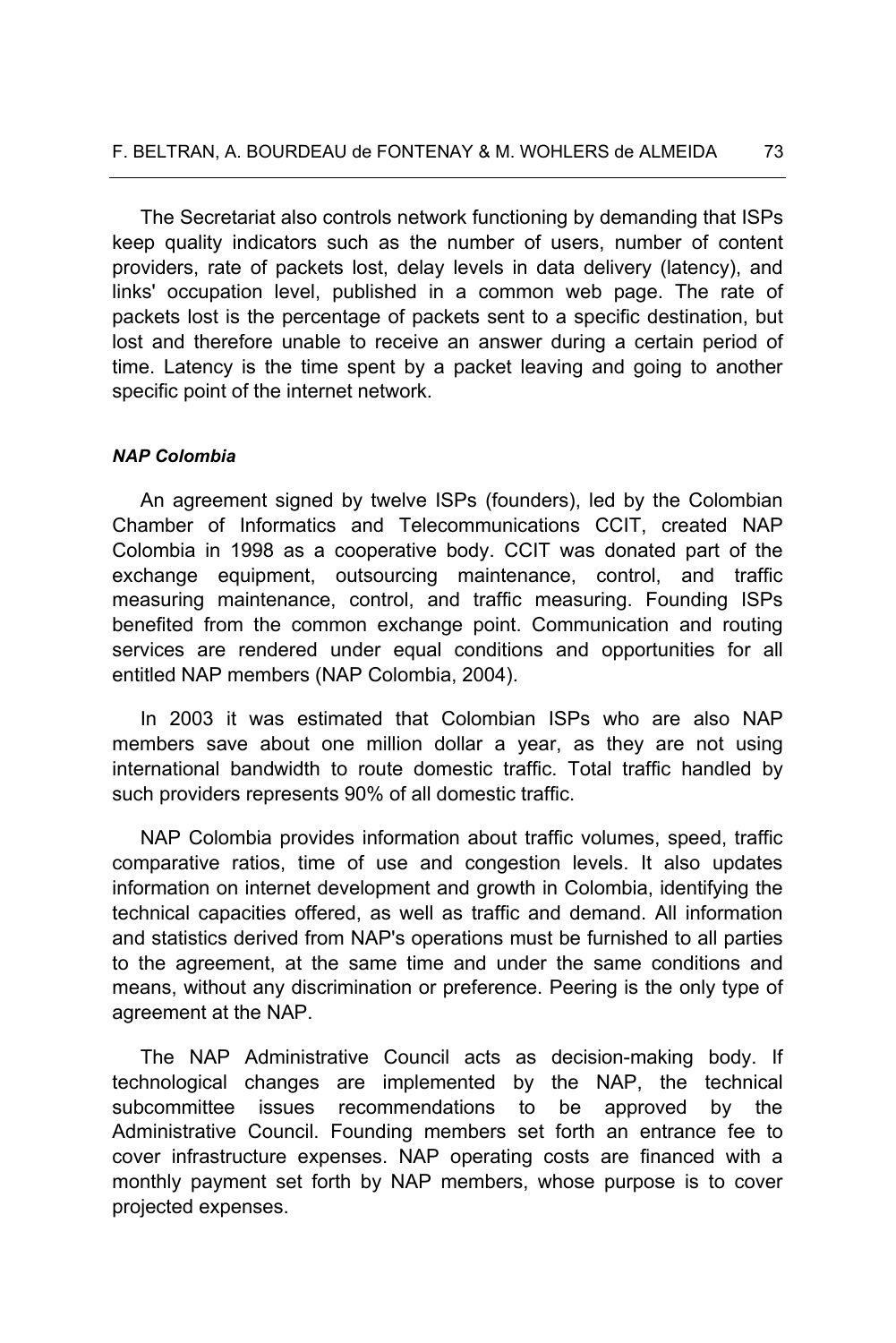The Secretariat also controls network functioning by demanding that ISPs keep quality indicators such as the number of users, number of content providers, rate of packets lost, delay levels in data delivery (latency), and links' occupation level, published in a common web page. The rate of packets lost is the percentage of packets sent to a specific destination, but lost and therefore unable to receive an answer during a certain period of time. Latency is the time spent by a packet leaving and going to another specific point of the internet network.

***NAP Colombia***

An agreement signed by twelve ISPs (founders), led by the Colombian Chamber of Informatics and Telecommunications CCIT, created NAP Colombia in 1998 as a cooperative body. CCIT was donated part of the exchange equipment, outsourcing maintenance, control, and traffic measuring maintenance, control, and traffic measuring. Founding ISPs benefited from the common exchange point. Communication and routing services are rendered under equal conditions and opportunities for all entitled NAP members (NAP Colombia, 2004).

In 2003 it was estimated that Colombian ISPs who are also NAP members save about one million dollar a year, as they are not using international bandwidth to route domestic traffic. Total traffic handled by such providers represents 90% of all domestic traffic.

NAP Colombia provides information about traffic volumes, speed, traffic comparative ratios, time of use and congestion levels. It also updates information on internet development and growth in Colombia, identifying the technical capacities offered, as well as traffic and demand. All information and statistics derived from NAP's operations must be furnished to all parties to the agreement, at the same time and under the same conditions and means, without any discrimination or preference. Peering is the only type of agreement at the NAP.

The NAP Administrative Council acts as decision-making body. If technological changes are implemented by the NAP, the technical subcommittee issues recommendations to be approved by the Administrative Council. Founding members set forth an entrance fee to cover infrastructure expenses. NAP operating costs are financed with a monthly payment set forth by NAP members, whose purpose is to cover projected expenses.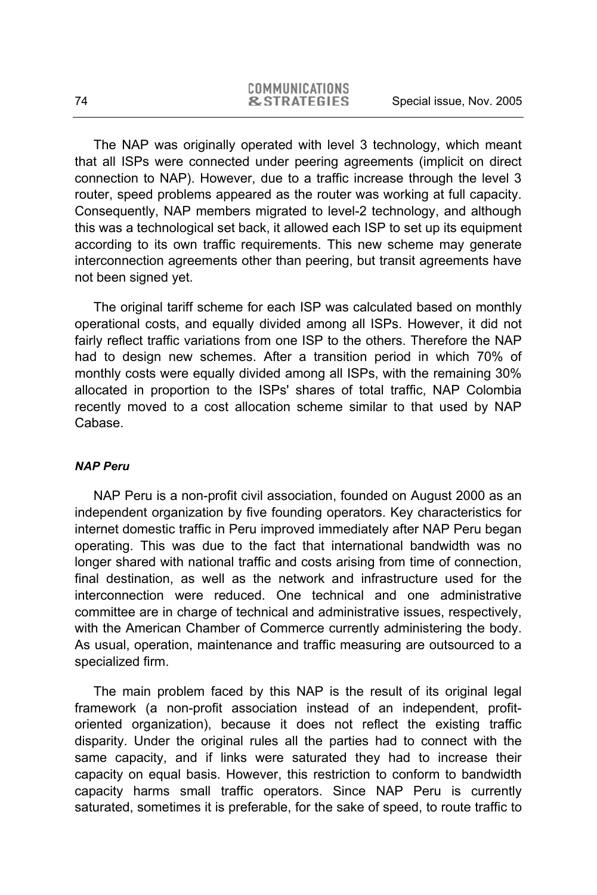The NAP was originally operated with level 3 technology, which meant that all ISPs were connected under peering agreements (implicit on direct connection to NAP). However, due to a traffic increase through the level 3 router, speed problems appeared as the router was working at full capacity. Consequently, NAP members migrated to level-2 technology, and although this was a technological set back, it allowed each ISP to set up its equipment according to its own traffic requirements. This new scheme may generate interconnection agreements other than peering, but transit agreements have not been signed yet.

The original tariff scheme for each ISP was calculated based on monthly operational costs, and equally divided among all ISPs. However, it did not fairly reflect traffic variations from one ISP to the others. Therefore the NAP had to design new schemes. After a transition period in which 70% of monthly costs were equally divided among all ISPs, with the remaining 30% allocated in proportion to the ISPs' shares of total traffic, NAP Colombia recently moved to a cost allocation scheme similar to that used by NAP Cabase.

***NAP Peru***

NAP Peru is a non-profit civil association, founded on August 2000 as an independent organization by five founding operators. Key characteristics for internet domestic traffic in Peru improved immediately after NAP Peru began operating. This was due to the fact that international bandwidth was no longer shared with national traffic and costs arising from time of connection, final destination, as well as the network and infrastructure used for the interconnection were reduced. One technical and one administrative committee are in charge of technical and administrative issues, respectively, with the American Chamber of Commerce currently administering the body. As usual, operation, maintenance and traffic measuring are outsourced to a specialized firm.

The main problem faced by this NAP is the result of its original legal framework (a non-profit association instead of an independent, profit-oriented organization), because it does not reflect the existing traffic disparity. Under the original rules all the parties had to connect with the same capacity, and if links were saturated they had to increase their capacity on equal basis. However, this restriction to conform to bandwidth capacity harms small traffic operators. Since NAP Peru is currently saturated, sometimes it is preferable, for the sake of speed, to route traffic to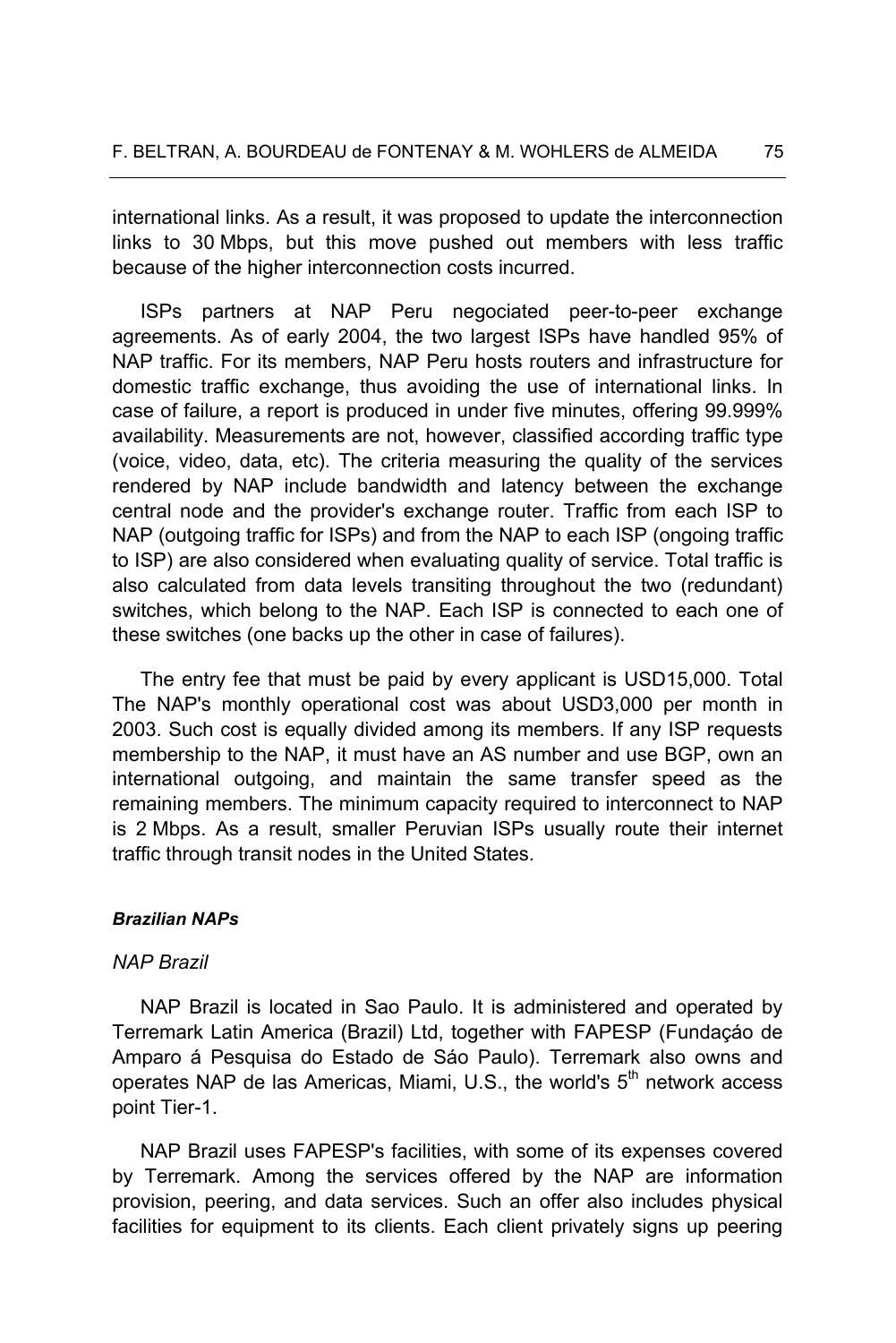international links. As a result, it was proposed to update the interconnection links to 30 Mbps, but this move pushed out members with less traffic because of the higher interconnection costs incurred.

ISPs partners at NAP Peru negociated peer-to-peer exchange agreements. As of early 2004, the two largest ISPs have handled 95% of NAP traffic. For its members, NAP Peru hosts routers and infrastructure for domestic traffic exchange, thus avoiding the use of international links. In case of failure, a report is produced in under five minutes, offering 99.999% availability. Measurements are not, however, classified according traffic type (voice, video, data, etc). The criteria measuring the quality of the services rendered by NAP include bandwidth and latency between the exchange central node and the provider's exchange router. Traffic from each ISP to NAP (outgoing traffic for ISPs) and from the NAP to each ISP (ongoing traffic to ISP) are also considered when evaluating quality of service. Total traffic is also calculated from data levels transiting throughout the two (redundant) switches, which belong to the NAP. Each ISP is connected to each one of these switches (one backs up the other in case of failures).

The entry fee that must be paid by every applicant is USD15,000. Total The NAP's monthly operational cost was about USD3,000 per month in 2003. Such cost is equally divided among its members. If any ISP requests membership to the NAP, it must have an AS number and use BGP, own an international outgoing, and maintain the same transfer speed as the remaining members. The minimum capacity required to interconnect to NAP is 2 Mbps. As a result, smaller Peruvian ISPs usually route their internet traffic through transit nodes in the United States.

#### ***Brazilian NAPs***

##### *NAP Brazil*

NAP Brazil is located in Sao Paulo. It is administered and operated by Terremark Latin America (Brazil) Ltd, together with FAPESP (Fundaçáo de Amparo á Pesquisa do Estado de Sáo Paulo). Terremark also owns and operates NAP de las Americas, Miami, U.S., the world's 5th network access point Tier-1.

NAP Brazil uses FAPESP's facilities, with some of its expenses covered by Terremark. Among the services offered by the NAP are information provision, peering, and data services. Such an offer also includes physical facilities for equipment to its clients. Each client privately signs up peering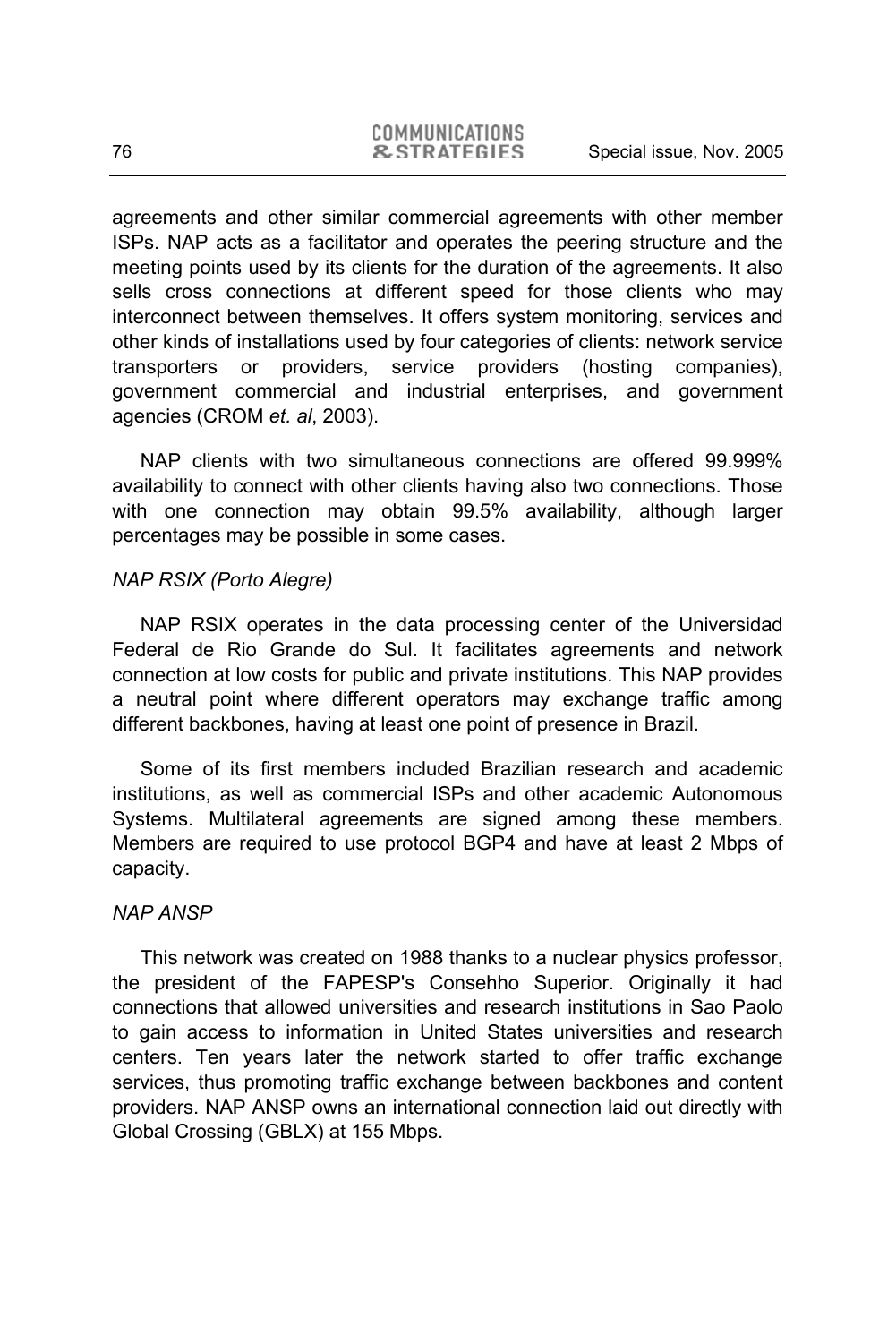agreements and other similar commercial agreements with other member ISPs. NAP acts as a facilitator and operates the peering structure and the meeting points used by its clients for the duration of the agreements. It also sells cross connections at different speed for those clients who may interconnect between themselves. It offers system monitoring, services and other kinds of installations used by four categories of clients: network service transporters or providers, service providers (hosting companies), government commercial and industrial enterprises, and government agencies (CROM *et. al*, 2003).

NAP clients with two simultaneous connections are offered 99.999% availability to connect with other clients having also two connections. Those with one connection may obtain 99.5% availability, although larger percentages may be possible in some cases.

*NAP RSIX (Porto Alegre)*

NAP RSIX operates in the data processing center of the Universidad Federal de Rio Grande do Sul. It facilitates agreements and network connection at low costs for public and private institutions. This NAP provides a neutral point where different operators may exchange traffic among different backbones, having at least one point of presence in Brazil.

Some of its first members included Brazilian research and academic institutions, as well as commercial ISPs and other academic Autonomous Systems. Multilateral agreements are signed among these members. Members are required to use protocol BGP4 and have at least 2 Mbps of capacity.

*NAP ANSP*

This network was created on 1988 thanks to a nuclear physics professor, the president of the FAPESP's Consehho Superior. Originally it had connections that allowed universities and research institutions in Sao Paolo to gain access to information in United States universities and research centers. Ten years later the network started to offer traffic exchange services, thus promoting traffic exchange between backbones and content providers. NAP ANSP owns an international connection laid out directly with Global Crossing (GBLX) at 155 Mbps.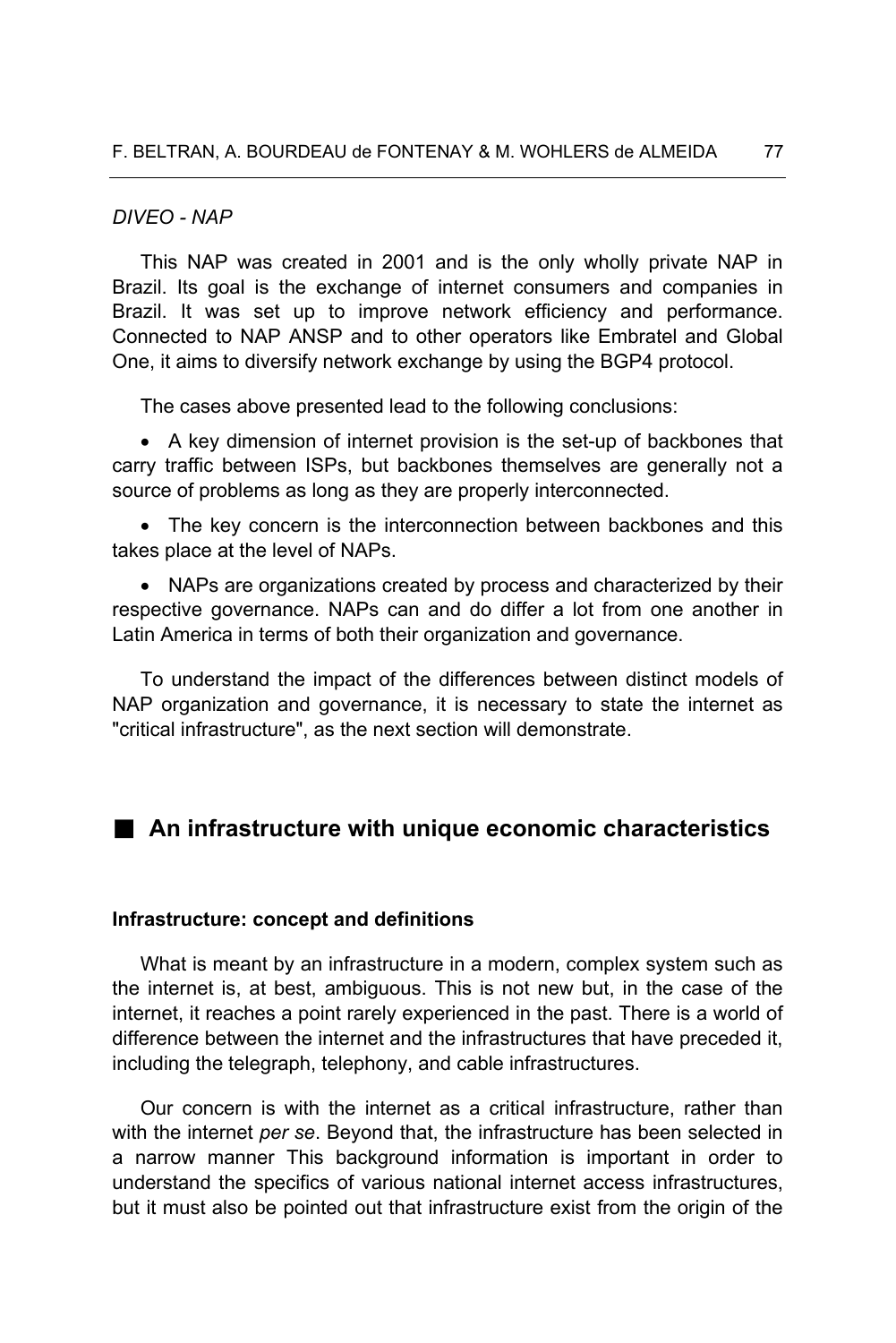*DIVEO - NAP*

This NAP was created in 2001 and is the only wholly private NAP in Brazil. Its goal is the exchange of internet consumers and companies in Brazil. It was set up to improve network efficiency and performance. Connected to NAP ANSP and to other operators like Embratel and Global One, it aims to diversify network exchange by using the BGP4 protocol.

The cases above presented lead to the following conclusions:

- A key dimension of internet provision is the set-up of backbones that carry traffic between ISPs, but backbones themselves are generally not a source of problems as long as they are properly interconnected.
- The key concern is the interconnection between backbones and this takes place at the level of NAPs.
- NAPs are organizations created by process and characterized by their respective governance. NAPs can and do differ a lot from one another in Latin America in terms of both their organization and governance.

To understand the impact of the differences between distinct models of NAP organization and governance, it is necessary to state the internet as "critical infrastructure", as the next section will demonstrate.

## An infrastructure with unique economic characteristics

### Infrastructure: concept and definitions

What is meant by an infrastructure in a modern, complex system such as the internet is, at best, ambiguous. This is not new but, in the case of the internet, it reaches a point rarely experienced in the past. There is a world of difference between the internet and the infrastructures that have preceded it, including the telegraph, telephony, and cable infrastructures.

Our concern is with the internet as a critical infrastructure, rather than with the internet *per se*. Beyond that, the infrastructure has been selected in a narrow manner This background information is important in order to understand the specifics of various national internet access infrastructures, but it must also be pointed out that infrastructure exist from the origin of the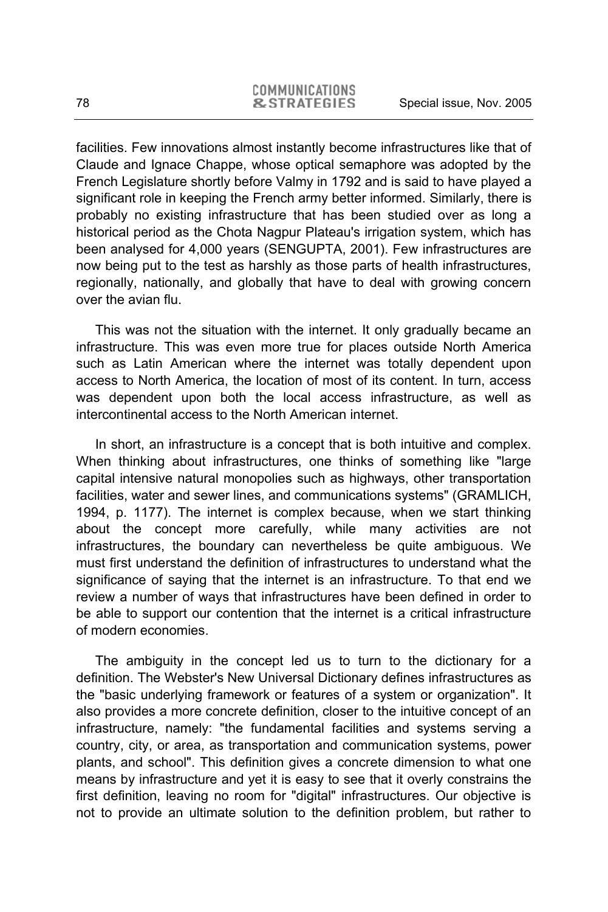facilities. Few innovations almost instantly become infrastructures like that of Claude and Ignace Chappe, whose optical semaphore was adopted by the French Legislature shortly before Valmy in 1792 and is said to have played a significant role in keeping the French army better informed. Similarly, there is probably no existing infrastructure that has been studied over as long a historical period as the Chota Nagpur Plateau's irrigation system, which has been analysed for 4,000 years (SENGUPTA, 2001). Few infrastructures are now being put to the test as harshly as those parts of health infrastructures, regionally, nationally, and globally that have to deal with growing concern over the avian flu.

This was not the situation with the internet. It only gradually became an infrastructure. This was even more true for places outside North America such as Latin American where the internet was totally dependent upon access to North America, the location of most of its content. In turn, access was dependent upon both the local access infrastructure, as well as intercontinental access to the North American internet.

In short, an infrastructure is a concept that is both intuitive and complex. When thinking about infrastructures, one thinks of something like "large capital intensive natural monopolies such as highways, other transportation facilities, water and sewer lines, and communications systems" (GRAMLICH, 1994, p. 1177). The internet is complex because, when we start thinking about the concept more carefully, while many activities are not infrastructures, the boundary can nevertheless be quite ambiguous. We must first understand the definition of infrastructures to understand what the significance of saying that the internet is an infrastructure. To that end we review a number of ways that infrastructures have been defined in order to be able to support our contention that the internet is a critical infrastructure of modern economies.

The ambiguity in the concept led us to turn to the dictionary for a definition. The Webster's New Universal Dictionary defines infrastructures as the "basic underlying framework or features of a system or organization". It also provides a more concrete definition, closer to the intuitive concept of an infrastructure, namely: "the fundamental facilities and systems serving a country, city, or area, as transportation and communication systems, power plants, and school". This definition gives a concrete dimension to what one means by infrastructure and yet it is easy to see that it overly constrains the first definition, leaving no room for "digital" infrastructures. Our objective is not to provide an ultimate solution to the definition problem, but rather to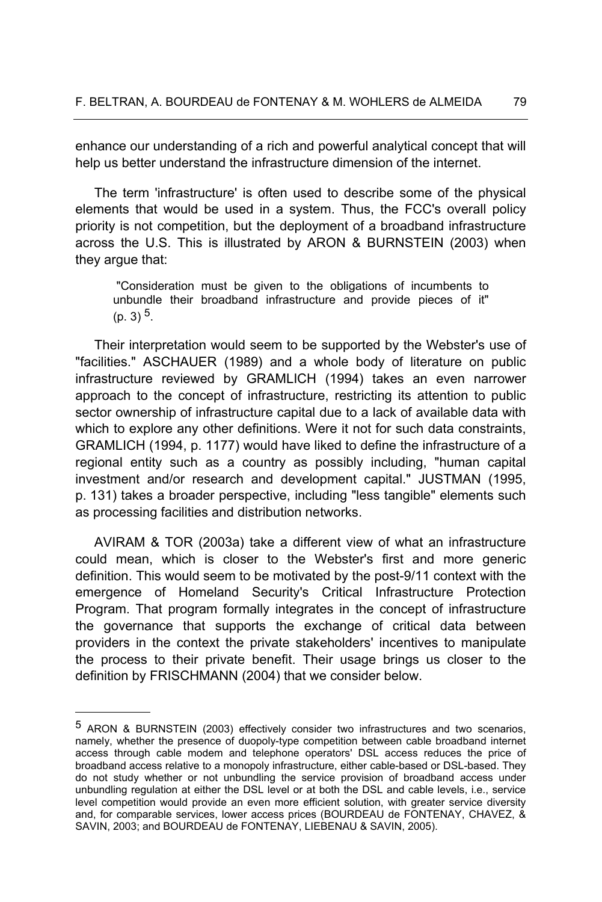enhance our understanding of a rich and powerful analytical concept that will help us better understand the infrastructure dimension of the internet.

The term 'infrastructure' is often used to describe some of the physical elements that would be used in a system. Thus, the FCC's overall policy priority is not competition, but the deployment of a broadband infrastructure across the U.S. This is illustrated by ARON & BURNSTEIN (2003) when they argue that:

> "Consideration must be given to the obligations of incumbents to unbundle their broadband infrastructure and provide pieces of it" (p. 3) [5].

Their interpretation would seem to be supported by the Webster's use of "facilities." ASCHAUER (1989) and a whole body of literature on public infrastructure reviewed by GRAMLICH (1994) takes an even narrower approach to the concept of infrastructure, restricting its attention to public sector ownership of infrastructure capital due to a lack of available data with which to explore any other definitions. Were it not for such data constraints, GRAMLICH (1994, p. 1177) would have liked to define the infrastructure of a regional entity such as a country as possibly including, "human capital investment and/or research and development capital." JUSTMAN (1995, p. 131) takes a broader perspective, including "less tangible" elements such as processing facilities and distribution networks.

AVIRAM & TOR (2003a) take a different view of what an infrastructure could mean, which is closer to the Webster's first and more generic definition. This would seem to be motivated by the post-9/11 context with the emergence of Homeland Security's Critical Infrastructure Protection Program. That program formally integrates in the concept of infrastructure the governance that supports the exchange of critical data between providers in the context the private stakeholders' incentives to manipulate the process to their private benefit. Their usage brings us closer to the definition by FRISCHMANN (2004) that we consider below.

---

[5] ARON & BURNSTEIN (2003) effectively consider two infrastructures and two scenarios, namely, whether the presence of duopoly-type competition between cable broadband internet access through cable modem and telephone operators' DSL access reduces the price of broadband access relative to a monopoly infrastructure, either cable-based or DSL-based. They do not study whether or not unbundling the service provision of broadband access under unbundling regulation at either the DSL level or at both the DSL and cable levels, i.e., service level competition would provide an even more efficient solution, with greater service diversity and, for comparable services, lower access prices (BOURDEAU de FONTENAY, CHAVEZ, & SAVIN, 2003; and BOURDEAU de FONTENAY, LIEBENAU & SAVIN, 2005).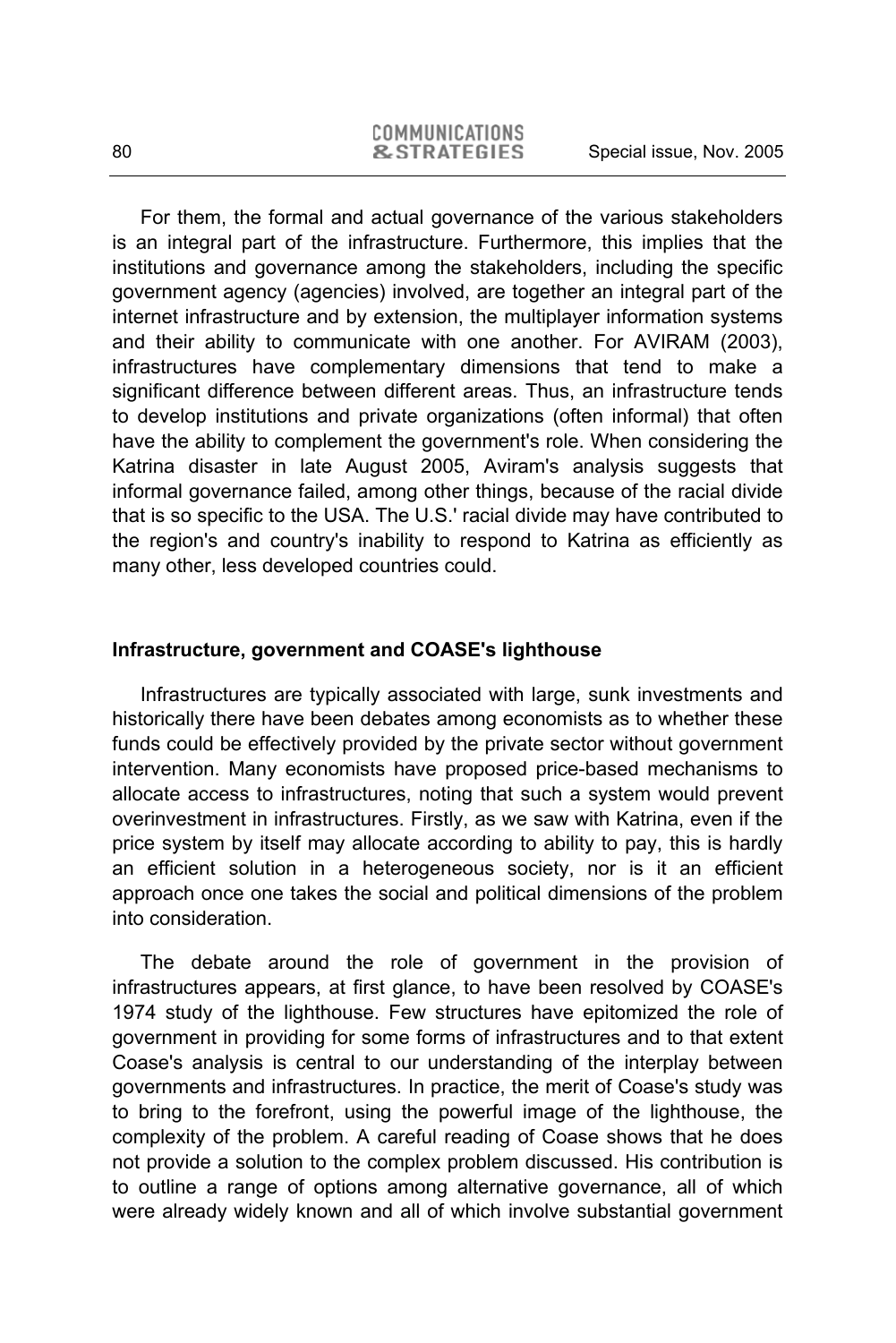For them, the formal and actual governance of the various stakeholders is an integral part of the infrastructure. Furthermore, this implies that the institutions and governance among the stakeholders, including the specific government agency (agencies) involved, are together an integral part of the internet infrastructure and by extension, the multiplayer information systems and their ability to communicate with one another. For AVIRAM (2003), infrastructures have complementary dimensions that tend to make a significant difference between different areas. Thus, an infrastructure tends to develop institutions and private organizations (often informal) that often have the ability to complement the government's role. When considering the Katrina disaster in late August 2005, Aviram's analysis suggests that informal governance failed, among other things, because of the racial divide that is so specific to the USA. The U.S.' racial divide may have contributed to the region's and country's inability to respond to Katrina as efficiently as many other, less developed countries could.

## Infrastructure, government and COASE's lighthouse

Infrastructures are typically associated with large, sunk investments and historically there have been debates among economists as to whether these funds could be effectively provided by the private sector without government intervention. Many economists have proposed price-based mechanisms to allocate access to infrastructures, noting that such a system would prevent overinvestment in infrastructures. Firstly, as we saw with Katrina, even if the price system by itself may allocate according to ability to pay, this is hardly an efficient solution in a heterogeneous society, nor is it an efficient approach once one takes the social and political dimensions of the problem into consideration.

The debate around the role of government in the provision of infrastructures appears, at first glance, to have been resolved by COASE's 1974 study of the lighthouse. Few structures have epitomized the role of government in providing for some forms of infrastructures and to that extent Coase's analysis is central to our understanding of the interplay between governments and infrastructures. In practice, the merit of Coase's study was to bring to the forefront, using the powerful image of the lighthouse, the complexity of the problem. A careful reading of Coase shows that he does not provide a solution to the complex problem discussed. His contribution is to outline a range of options among alternative governance, all of which were already widely known and all of which involve substantial government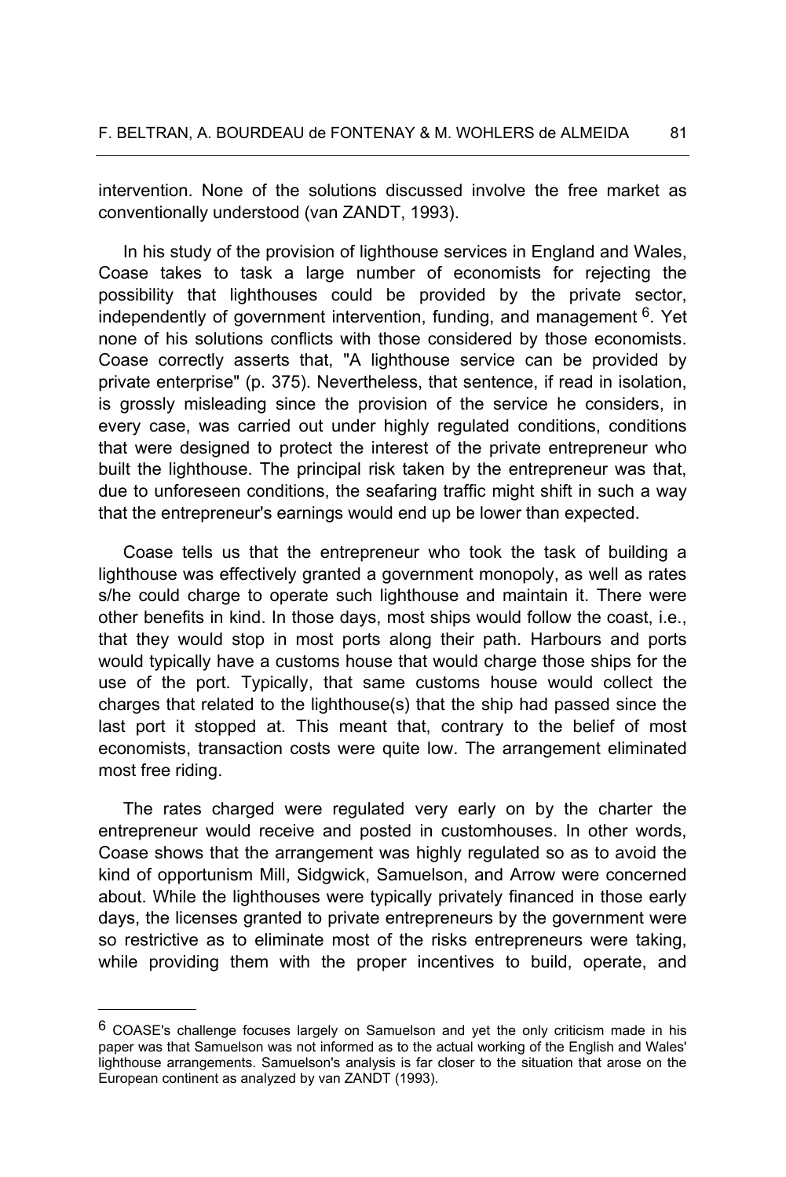intervention. None of the solutions discussed involve the free market as conventionally understood (van ZANDT, 1993).

In his study of the provision of lighthouse services in England and Wales, Coase takes to task a large number of economists for rejecting the possibility that lighthouses could be provided by the private sector, independently of government intervention, funding, and management [6]. Yet none of his solutions conflicts with those considered by those economists. Coase correctly asserts that, "A lighthouse service can be provided by private enterprise" (p. 375). Nevertheless, that sentence, if read in isolation, is grossly misleading since the provision of the service he considers, in every case, was carried out under highly regulated conditions, conditions that were designed to protect the interest of the private entrepreneur who built the lighthouse. The principal risk taken by the entrepreneur was that, due to unforeseen conditions, the seafaring traffic might shift in such a way that the entrepreneur's earnings would end up be lower than expected.

Coase tells us that the entrepreneur who took the task of building a lighthouse was effectively granted a government monopoly, as well as rates s/he could charge to operate such lighthouse and maintain it. There were other benefits in kind. In those days, most ships would follow the coast, i.e., that they would stop in most ports along their path. Harbours and ports would typically have a customs house that would charge those ships for the use of the port. Typically, that same customs house would collect the charges that related to the lighthouse(s) that the ship had passed since the last port it stopped at. This meant that, contrary to the belief of most economists, transaction costs were quite low. The arrangement eliminated most free riding.

The rates charged were regulated very early on by the charter the entrepreneur would receive and posted in customhouses. In other words, Coase shows that the arrangement was highly regulated so as to avoid the kind of opportunism Mill, Sidgwick, Samuelson, and Arrow were concerned about. While the lighthouses were typically privately financed in those early days, the licenses granted to private entrepreneurs by the government were so restrictive as to eliminate most of the risks entrepreneurs were taking, while providing them with the proper incentives to build, operate, and

---

[6] COASE's challenge focuses largely on Samuelson and yet the only criticism made in his paper was that Samuelson was not informed as to the actual working of the English and Wales' lighthouse arrangements. Samuelson's analysis is far closer to the situation that arose on the European continent as analyzed by van ZANDT (1993).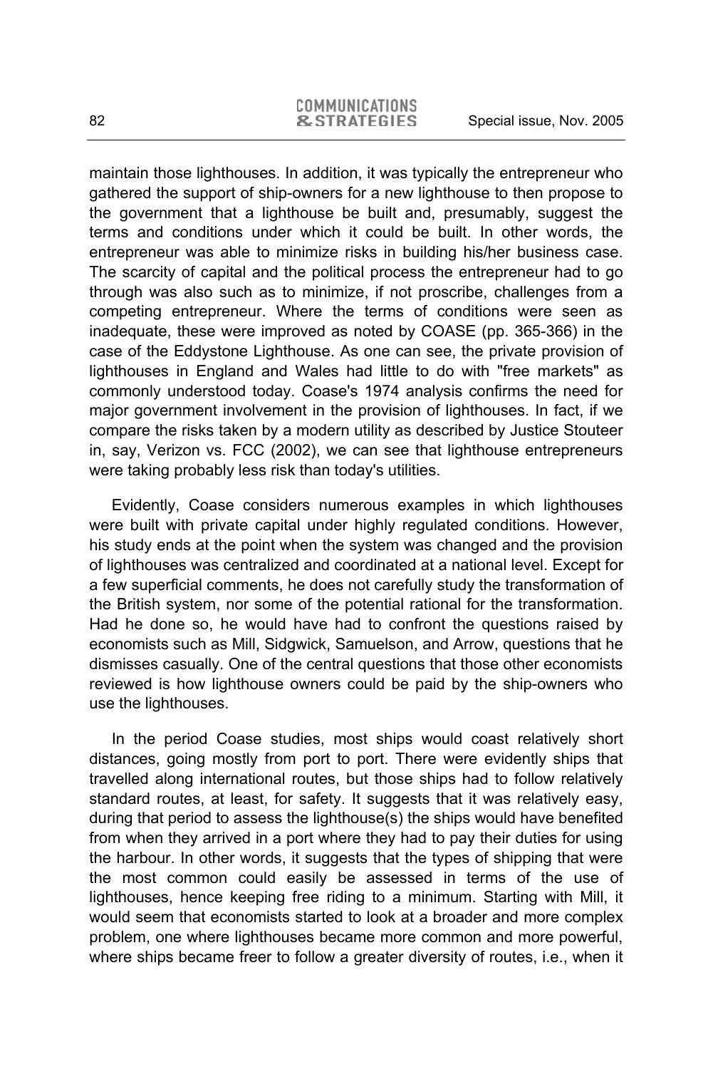maintain those lighthouses. In addition, it was typically the entrepreneur who gathered the support of ship-owners for a new lighthouse to then propose to the government that a lighthouse be built and, presumably, suggest the terms and conditions under which it could be built. In other words, the entrepreneur was able to minimize risks in building his/her business case. The scarcity of capital and the political process the entrepreneur had to go through was also such as to minimize, if not proscribe, challenges from a competing entrepreneur. Where the terms of conditions were seen as inadequate, these were improved as noted by COASE (pp. 365-366) in the case of the Eddystone Lighthouse. As one can see, the private provision of lighthouses in England and Wales had little to do with "free markets" as commonly understood today. Coase's 1974 analysis confirms the need for major government involvement in the provision of lighthouses. In fact, if we compare the risks taken by a modern utility as described by Justice Stouteer in, say, Verizon vs. FCC (2002), we can see that lighthouse entrepreneurs were taking probably less risk than today's utilities.

Evidently, Coase considers numerous examples in which lighthouses were built with private capital under highly regulated conditions. However, his study ends at the point when the system was changed and the provision of lighthouses was centralized and coordinated at a national level. Except for a few superficial comments, he does not carefully study the transformation of the British system, nor some of the potential rational for the transformation. Had he done so, he would have had to confront the questions raised by economists such as Mill, Sidgwick, Samuelson, and Arrow, questions that he dismisses casually. One of the central questions that those other economists reviewed is how lighthouse owners could be paid by the ship-owners who use the lighthouses.

In the period Coase studies, most ships would coast relatively short distances, going mostly from port to port. There were evidently ships that travelled along international routes, but those ships had to follow relatively standard routes, at least, for safety. It suggests that it was relatively easy, during that period to assess the lighthouse(s) the ships would have benefited from when they arrived in a port where they had to pay their duties for using the harbour. In other words, it suggests that the types of shipping that were the most common could easily be assessed in terms of the use of lighthouses, hence keeping free riding to a minimum. Starting with Mill, it would seem that economists started to look at a broader and more complex problem, one where lighthouses became more common and more powerful, where ships became freer to follow a greater diversity of routes, i.e., when it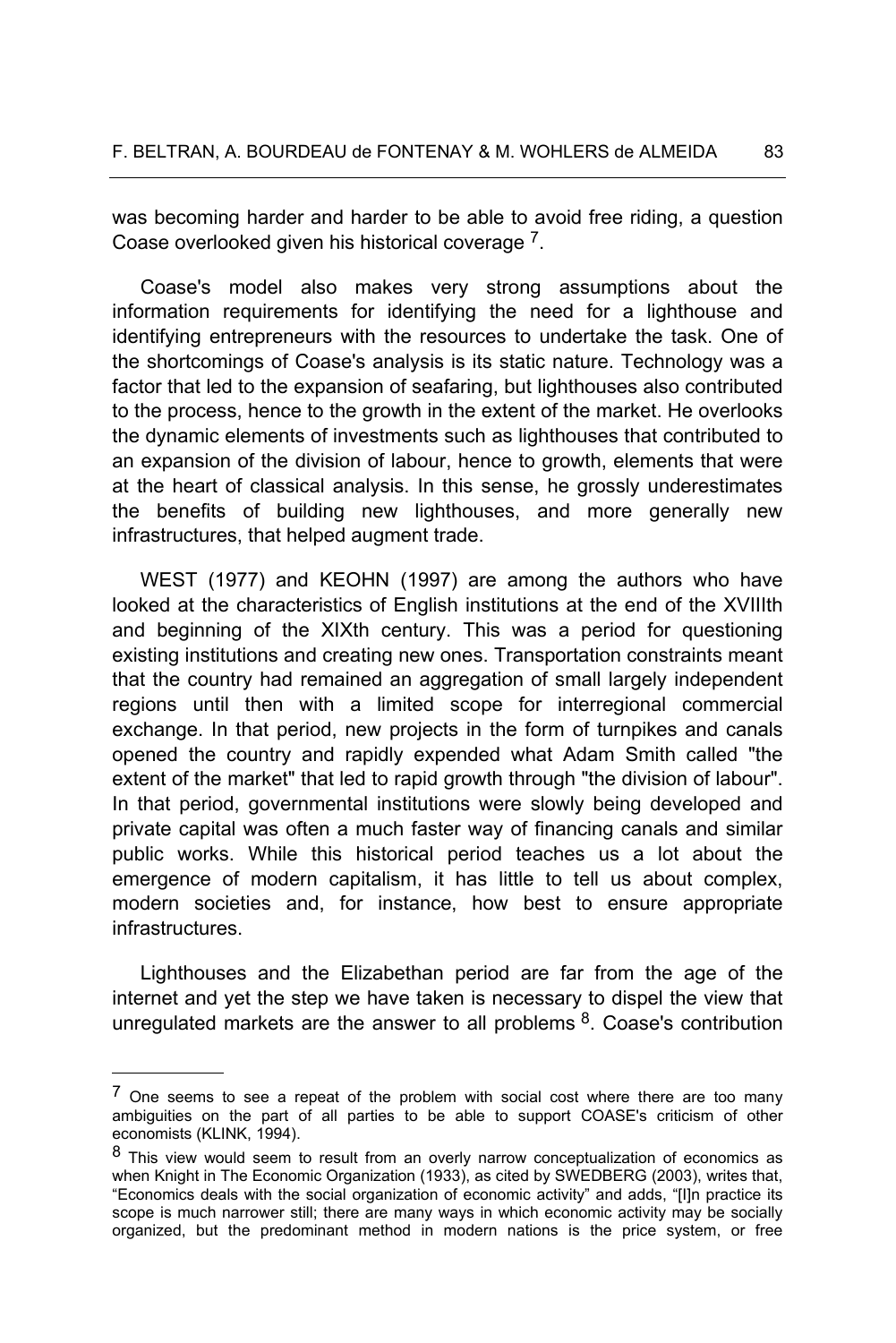was becoming harder and harder to be able to avoid free riding, a question Coase overlooked given his historical coverage [7].

Coase's model also makes very strong assumptions about the information requirements for identifying the need for a lighthouse and identifying entrepreneurs with the resources to undertake the task. One of the shortcomings of Coase's analysis is its static nature. Technology was a factor that led to the expansion of seafaring, but lighthouses also contributed to the process, hence to the growth in the extent of the market. He overlooks the dynamic elements of investments such as lighthouses that contributed to an expansion of the division of labour, hence to growth, elements that were at the heart of classical analysis. In this sense, he grossly underestimates the benefits of building new lighthouses, and more generally new infrastructures, that helped augment trade.

WEST (1977) and KEOHN (1997) are among the authors who have looked at the characteristics of English institutions at the end of the XVIIIth and beginning of the XIXth century. This was a period for questioning existing institutions and creating new ones. Transportation constraints meant that the country had remained an aggregation of small largely independent regions until then with a limited scope for interregional commercial exchange. In that period, new projects in the form of turnpikes and canals opened the country and rapidly expended what Adam Smith called "the extent of the market" that led to rapid growth through "the division of labour". In that period, governmental institutions were slowly being developed and private capital was often a much faster way of financing canals and similar public works. While this historical period teaches us a lot about the emergence of modern capitalism, it has little to tell us about complex, modern societies and, for instance, how best to ensure appropriate infrastructures.

Lighthouses and the Elizabethan period are far from the age of the internet and yet the step we have taken is necessary to dispel the view that unregulated markets are the answer to all problems [8]. Coase's contribution

---

[7] One seems to see a repeat of the problem with social cost where there are too many ambiguities on the part of all parties to be able to support COASE's criticism of other economists (KLINK, 1994).

[8] This view would seem to result from an overly narrow conceptualization of economics as when Knight in The Economic Organization (1933), as cited by SWEDBERG (2003), writes that, "Economics deals with the social organization of economic activity" and adds, "[I]n practice its scope is much narrower still; there are many ways in which economic activity may be socially organized, but the predominant method in modern nations is the price system, or free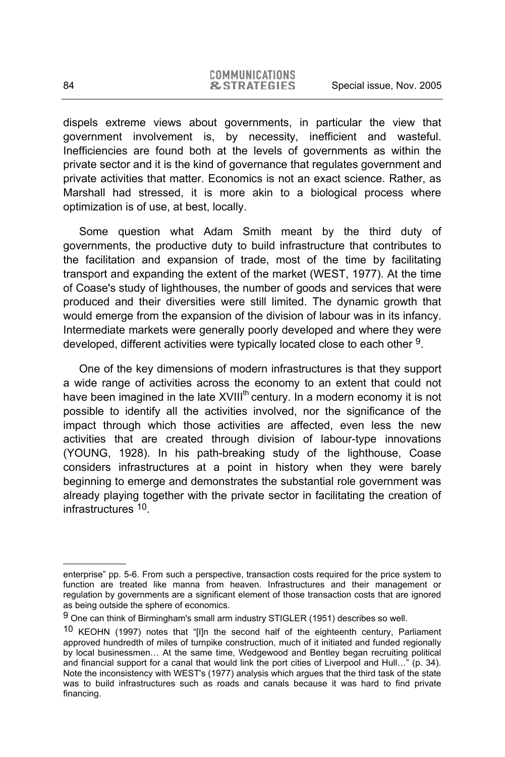dispels extreme views about governments, in particular the view that government involvement is, by necessity, inefficient and wasteful. Inefficiencies are found both at the levels of governments as within the private sector and it is the kind of governance that regulates government and private activities that matter. Economics is not an exact science. Rather, as Marshall had stressed, it is more akin to a biological process where optimization is of use, at best, locally.

Some question what Adam Smith meant by the third duty of governments, the productive duty to build infrastructure that contributes to the facilitation and expansion of trade, most of the time by facilitating transport and expanding the extent of the market (WEST, 1977). At the time of Coase's study of lighthouses, the number of goods and services that were produced and their diversities were still limited. The dynamic growth that would emerge from the expansion of the division of labour was in its infancy. Intermediate markets were generally poorly developed and where they were developed, different activities were typically located close to each other [9].

One of the key dimensions of modern infrastructures is that they support a wide range of activities across the economy to an extent that could not have been imagined in the late XVIII^th century. In a modern economy it is not possible to identify all the activities involved, nor the significance of the impact through which those activities are affected, even less the new activities that are created through division of labour-type innovations (YOUNG, 1928). In his path-breaking study of the lighthouse, Coase considers infrastructures at a point in history when they were barely beginning to emerge and demonstrates the substantial role government was already playing together with the private sector in facilitating the creation of infrastructures [10].

---

enterprise" pp. 5-6. From such a perspective, transaction costs required for the price system to function are treated like manna from heaven. Infrastructures and their management or regulation by governments are a significant element of those transaction costs that are ignored as being outside the sphere of economics.

[9] One can think of Birmingham's small arm industry STIGLER (1951) describes so well.

[10] KEOHN (1997) notes that "[I]n the second half of the eighteenth century, Parliament approved hundredth of miles of turnpike construction, much of it initiated and funded regionally by local businessmen… At the same time, Wedgewood and Bentley began recruiting political and financial support for a canal that would link the port cities of Liverpool and Hull…" (p. 34). Note the inconsistency with WEST's (1977) analysis which argues that the third task of the state was to build infrastructures such as roads and canals because it was hard to find private financing.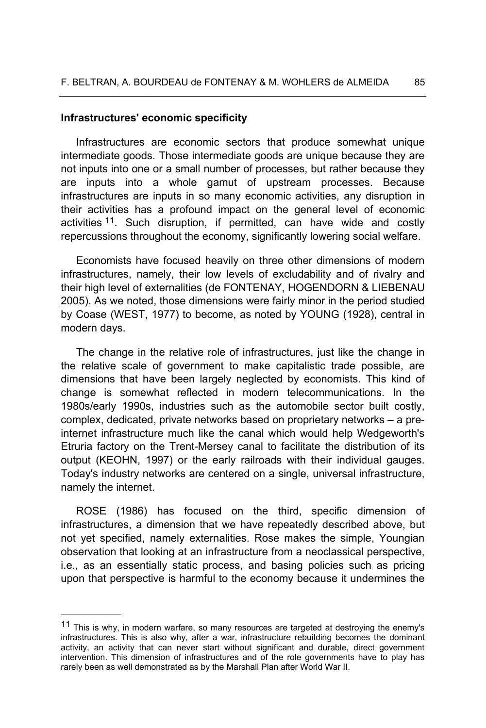**Infrastructures' economic specificity**

Infrastructures are economic sectors that produce somewhat unique intermediate goods. Those intermediate goods are unique because they are not inputs into one or a small number of processes, but rather because they are inputs into a whole gamut of upstream processes. Because infrastructures are inputs in so many economic activities, any disruption in their activities has a profound impact on the general level of economic activities [11]. Such disruption, if permitted, can have wide and costly repercussions throughout the economy, significantly lowering social welfare.

Economists have focused heavily on three other dimensions of modern infrastructures, namely, their low levels of excludability and of rivalry and their high level of externalities (de FONTENAY, HOGENDORN & LIEBENAU 2005). As we noted, those dimensions were fairly minor in the period studied by Coase (WEST, 1977) to become, as noted by YOUNG (1928), central in modern days.

The change in the relative role of infrastructures, just like the change in the relative scale of government to make capitalistic trade possible, are dimensions that have been largely neglected by economists. This kind of change is somewhat reflected in modern telecommunications. In the 1980s/early 1990s, industries such as the automobile sector built costly, complex, dedicated, private networks based on proprietary networks – a pre-internet infrastructure much like the canal which would help Wedgeworth's Etruria factory on the Trent-Mersey canal to facilitate the distribution of its output (KEOHN, 1997) or the early railroads with their individual gauges. Today's industry networks are centered on a single, universal infrastructure, namely the internet.

ROSE (1986) has focused on the third, specific dimension of infrastructures, a dimension that we have repeatedly described above, but not yet specified, namely externalities. Rose makes the simple, Youngian observation that looking at an infrastructure from a neoclassical perspective, i.e., as an essentially static process, and basing policies such as pricing upon that perspective is harmful to the economy because it undermines the

[11] This is why, in modern warfare, so many resources are targeted at destroying the enemy's infrastructures. This is also why, after a war, infrastructure rebuilding becomes the dominant activity, an activity that can never start without significant and durable, direct government intervention. This dimension of infrastructures and of the role governments have to play has rarely been as well demonstrated as by the Marshall Plan after World War II.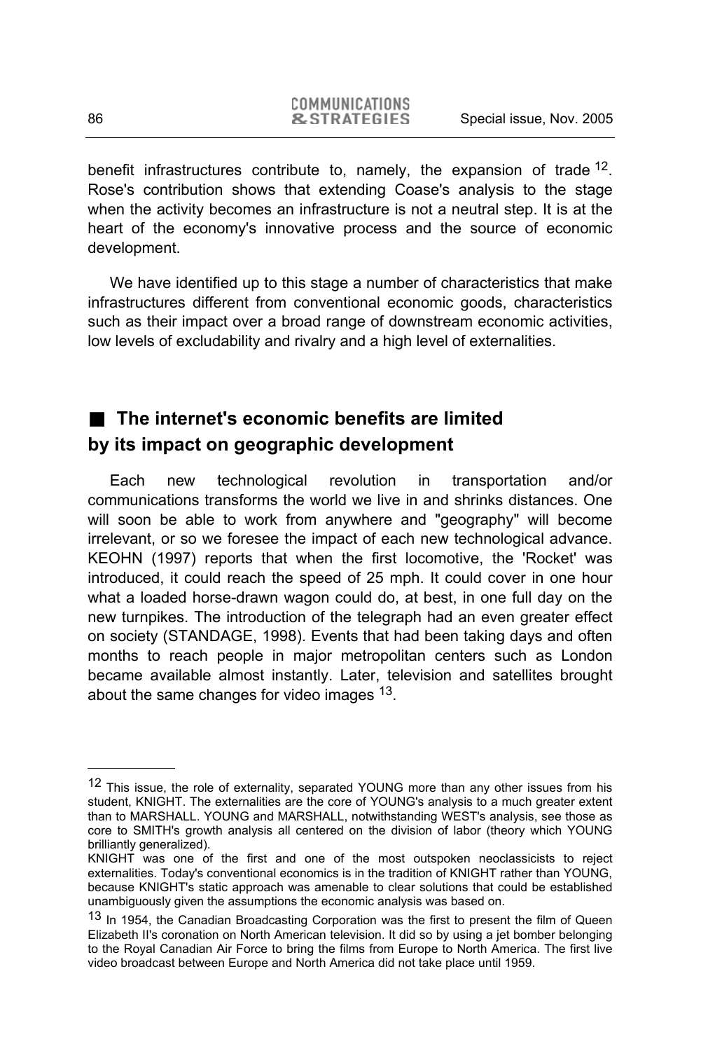benefit infrastructures contribute to, namely, the expansion of trade [12]. Rose's contribution shows that extending Coase's analysis to the stage when the activity becomes an infrastructure is not a neutral step. It is at the heart of the economy's innovative process and the source of economic development.

We have identified up to this stage a number of characteristics that make infrastructures different from conventional economic goods, characteristics such as their impact over a broad range of downstream economic activities, low levels of excludability and rivalry and a high level of externalities.

## ■ The internet's economic benefits are limited by its impact on geographic development

Each new technological revolution in transportation and/or communications transforms the world we live in and shrinks distances. One will soon be able to work from anywhere and "geography" will become irrelevant, or so we foresee the impact of each new technological advance. KEOHN (1997) reports that when the first locomotive, the 'Rocket' was introduced, it could reach the speed of 25 mph. It could cover in one hour what a loaded horse-drawn wagon could do, at best, in one full day on the new turnpikes. The introduction of the telegraph had an even greater effect on society (STANDAGE, 1998). Events that had been taking days and often months to reach people in major metropolitan centers such as London became available almost instantly. Later, television and satellites brought about the same changes for video images [13].

---

[12] This issue, the role of externality, separated YOUNG more than any other issues from his student, KNIGHT. The externalities are the core of YOUNG's analysis to a much greater extent than to MARSHALL. YOUNG and MARSHALL, notwithstanding WEST's analysis, see those as core to SMITH's growth analysis all centered on the division of labor (theory which YOUNG brilliantly generalized).
KNIGHT was one of the first and one of the most outspoken neoclassicists to reject externalities. Today's conventional economics is in the tradition of KNIGHT rather than YOUNG, because KNIGHT's static approach was amenable to clear solutions that could be established unambiguously given the assumptions the economic analysis was based on.

[13] In 1954, the Canadian Broadcasting Corporation was the first to present the film of Queen Elizabeth II's coronation on North American television. It did so by using a jet bomber belonging to the Royal Canadian Air Force to bring the films from Europe to North America. The first live video broadcast between Europe and North America did not take place until 1959.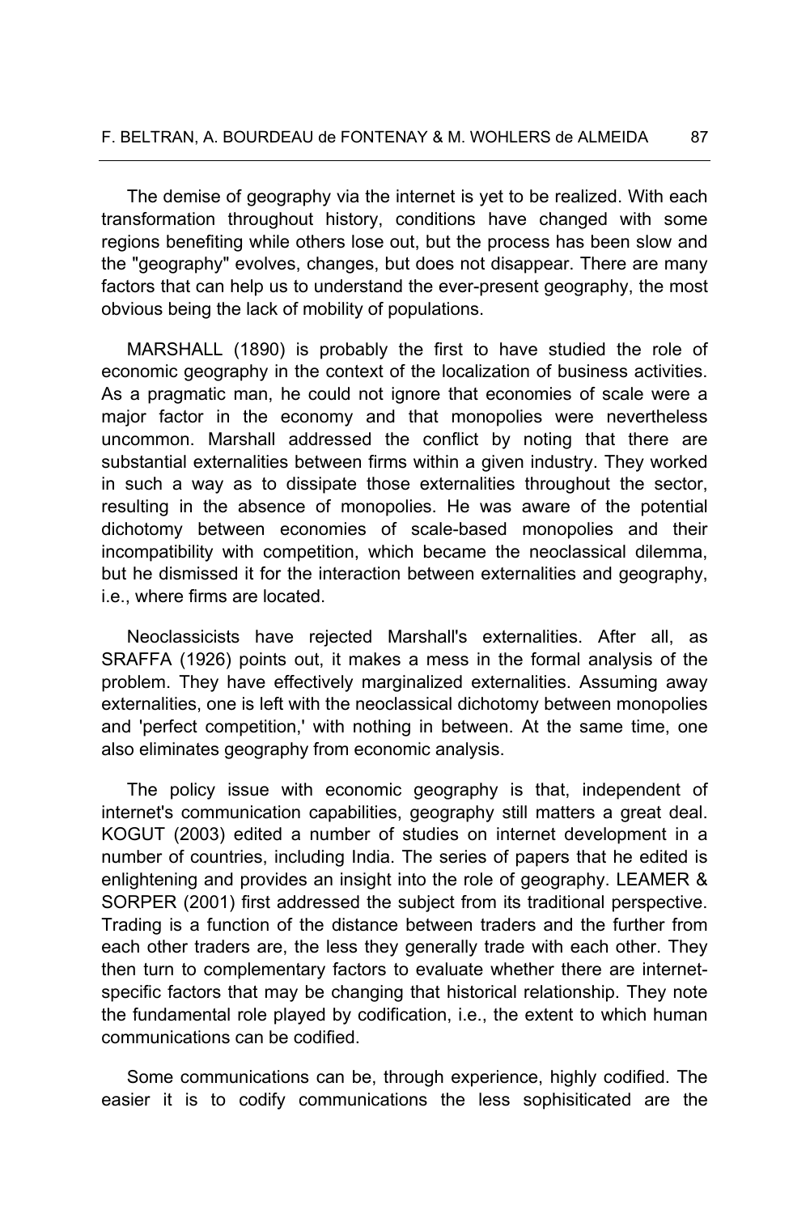The demise of geography via the internet is yet to be realized. With each transformation throughout history, conditions have changed with some regions benefiting while others lose out, but the process has been slow and the "geography" evolves, changes, but does not disappear. There are many factors that can help us to understand the ever-present geography, the most obvious being the lack of mobility of populations.

MARSHALL (1890) is probably the first to have studied the role of economic geography in the context of the localization of business activities. As a pragmatic man, he could not ignore that economies of scale were a major factor in the economy and that monopolies were nevertheless uncommon. Marshall addressed the conflict by noting that there are substantial externalities between firms within a given industry. They worked in such a way as to dissipate those externalities throughout the sector, resulting in the absence of monopolies. He was aware of the potential dichotomy between economies of scale-based monopolies and their incompatibility with competition, which became the neoclassical dilemma, but he dismissed it for the interaction between externalities and geography, i.e., where firms are located.

Neoclassicists have rejected Marshall's externalities. After all, as SRAFFA (1926) points out, it makes a mess in the formal analysis of the problem. They have effectively marginalized externalities. Assuming away externalities, one is left with the neoclassical dichotomy between monopolies and 'perfect competition,' with nothing in between. At the same time, one also eliminates geography from economic analysis.

The policy issue with economic geography is that, independent of internet's communication capabilities, geography still matters a great deal. KOGUT (2003) edited a number of studies on internet development in a number of countries, including India. The series of papers that he edited is enlightening and provides an insight into the role of geography. LEAMER & SORPER (2001) first addressed the subject from its traditional perspective. Trading is a function of the distance between traders and the further from each other traders are, the less they generally trade with each other. They then turn to complementary factors to evaluate whether there are internet-specific factors that may be changing that historical relationship. They note the fundamental role played by codification, i.e., the extent to which human communications can be codified.

Some communications can be, through experience, highly codified. The easier it is to codify communications the less sophisiticated are the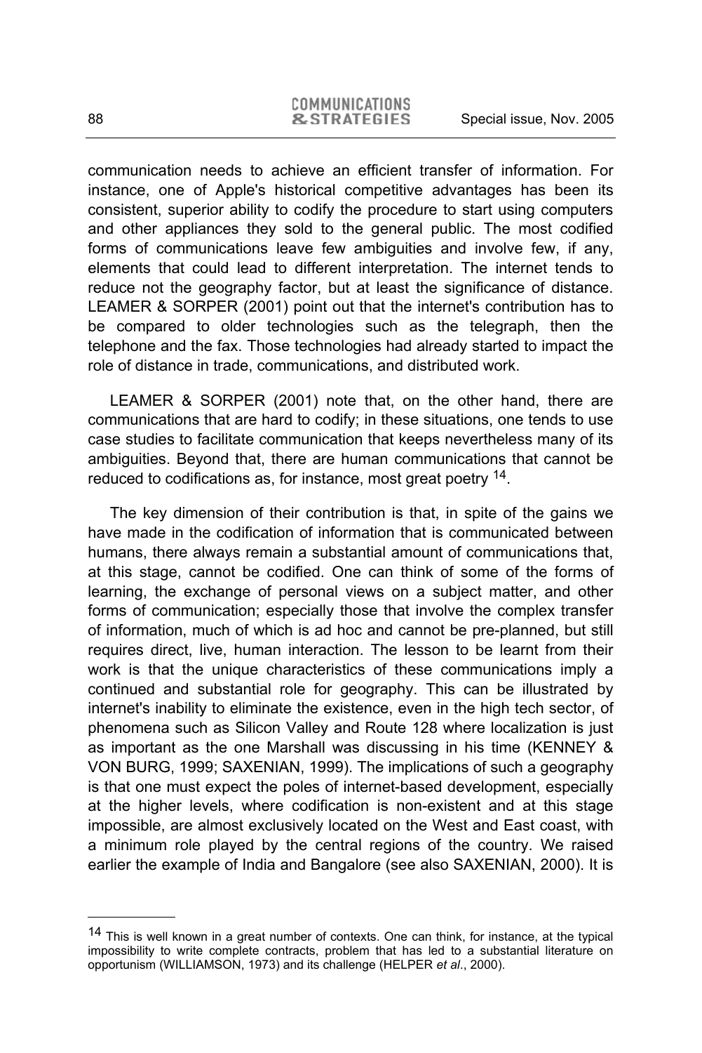communication needs to achieve an efficient transfer of information. For instance, one of Apple's historical competitive advantages has been its consistent, superior ability to codify the procedure to start using computers and other appliances they sold to the general public. The most codified forms of communications leave few ambiguities and involve few, if any, elements that could lead to different interpretation. The internet tends to reduce not the geography factor, but at least the significance of distance. LEAMER & SORPER (2001) point out that the internet's contribution has to be compared to older technologies such as the telegraph, then the telephone and the fax. Those technologies had already started to impact the role of distance in trade, communications, and distributed work.

LEAMER & SORPER (2001) note that, on the other hand, there are communications that are hard to codify; in these situations, one tends to use case studies to facilitate communication that keeps nevertheless many of its ambiguities. Beyond that, there are human communications that cannot be reduced to codifications as, for instance, most great poetry [14].

The key dimension of their contribution is that, in spite of the gains we have made in the codification of information that is communicated between humans, there always remain a substantial amount of communications that, at this stage, cannot be codified. One can think of some of the forms of learning, the exchange of personal views on a subject matter, and other forms of communication; especially those that involve the complex transfer of information, much of which is ad hoc and cannot be pre-planned, but still requires direct, live, human interaction. The lesson to be learnt from their work is that the unique characteristics of these communications imply a continued and substantial role for geography. This can be illustrated by internet's inability to eliminate the existence, even in the high tech sector, of phenomena such as Silicon Valley and Route 128 where localization is just as important as the one Marshall was discussing in his time (KENNEY & VON BURG, 1999; SAXENIAN, 1999). The implications of such a geography is that one must expect the poles of internet-based development, especially at the higher levels, where codification is non-existent and at this stage impossible, are almost exclusively located on the West and East coast, with a minimum role played by the central regions of the country. We raised earlier the example of India and Bangalore (see also SAXENIAN, 2000). It is

---

[14] This is well known in a great number of contexts. One can think, for instance, at the typical impossibility to write complete contracts, problem that has led to a substantial literature on opportunism (WILLIAMSON, 1973) and its challenge (HELPER *et al.*, 2000).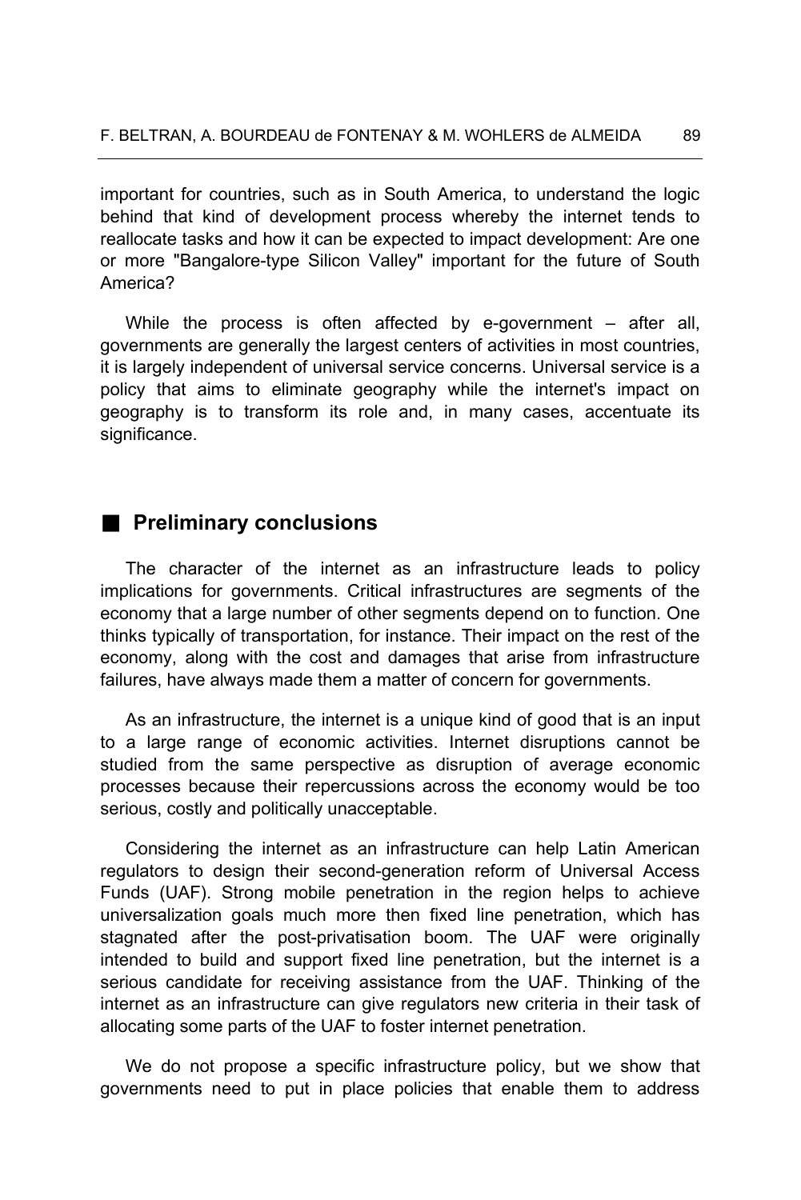important for countries, such as in South America, to understand the logic behind that kind of development process whereby the internet tends to reallocate tasks and how it can be expected to impact development: Are one or more "Bangalore-type Silicon Valley" important for the future of South America?

While the process is often affected by e-government – after all, governments are generally the largest centers of activities in most countries, it is largely independent of universal service concerns. Universal service is a policy that aims to eliminate geography while the internet's impact on geography is to transform its role and, in many cases, accentuate its significance.

## Preliminary conclusions

The character of the internet as an infrastructure leads to policy implications for governments. Critical infrastructures are segments of the economy that a large number of other segments depend on to function. One thinks typically of transportation, for instance. Their impact on the rest of the economy, along with the cost and damages that arise from infrastructure failures, have always made them a matter of concern for governments.

As an infrastructure, the internet is a unique kind of good that is an input to a large range of economic activities. Internet disruptions cannot be studied from the same perspective as disruption of average economic processes because their repercussions across the economy would be too serious, costly and politically unacceptable.

Considering the internet as an infrastructure can help Latin American regulators to design their second-generation reform of Universal Access Funds (UAF). Strong mobile penetration in the region helps to achieve universalization goals much more then fixed line penetration, which has stagnated after the post-privatisation boom. The UAF were originally intended to build and support fixed line penetration, but the internet is a serious candidate for receiving assistance from the UAF. Thinking of the internet as an infrastructure can give regulators new criteria in their task of allocating some parts of the UAF to foster internet penetration.

We do not propose a specific infrastructure policy, but we show that governments need to put in place policies that enable them to address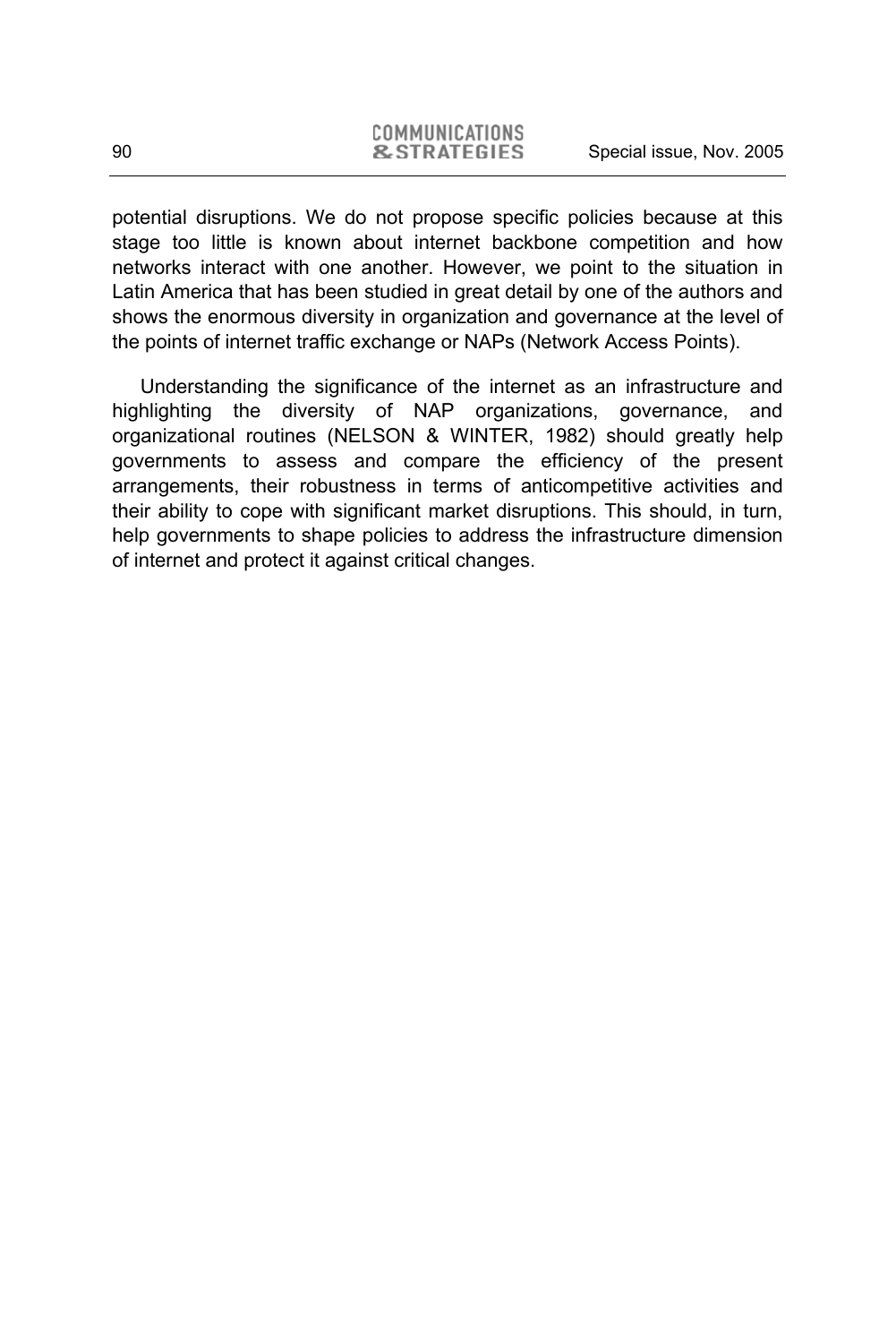potential disruptions. We do not propose specific policies because at this stage too little is known about internet backbone competition and how networks interact with one another. However, we point to the situation in Latin America that has been studied in great detail by one of the authors and shows the enormous diversity in organization and governance at the level of the points of internet traffic exchange or NAPs (Network Access Points).

Understanding the significance of the internet as an infrastructure and highlighting the diversity of NAP organizations, governance, and organizational routines (NELSON & WINTER, 1982) should greatly help governments to assess and compare the efficiency of the present arrangements, their robustness in terms of anticompetitive activities and their ability to cope with significant market disruptions. This should, in turn, help governments to shape policies to address the infrastructure dimension of internet and protect it against critical changes.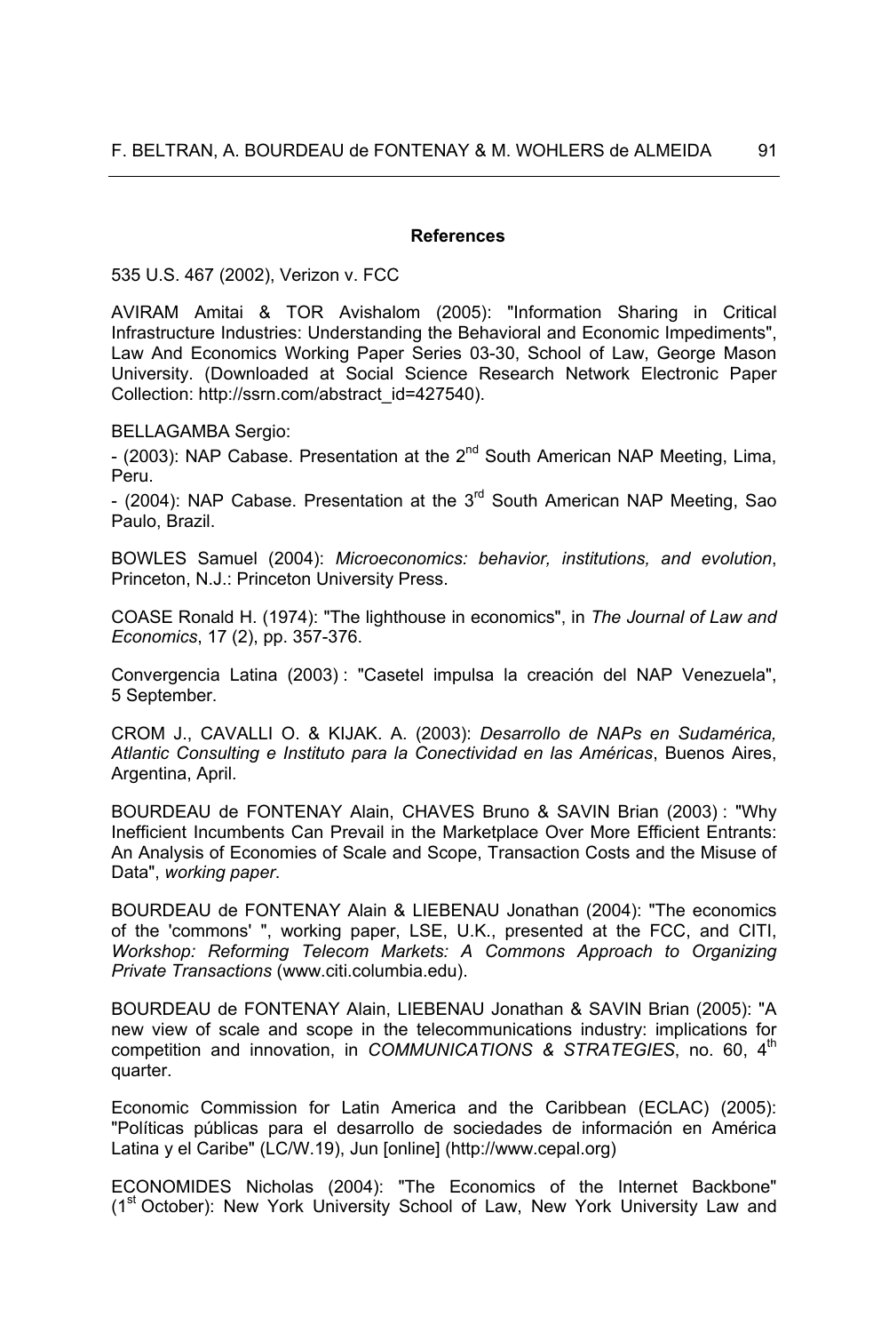#### References

535 U.S. 467 (2002), Verizon v. FCC

AVIRAM Amitai & TOR Avishalom (2005): "Information Sharing in Critical Infrastructure Industries: Understanding the Behavioral and Economic Impediments", Law And Economics Working Paper Series 03-30, School of Law, George Mason University. (Downloaded at Social Science Research Network Electronic Paper Collection: http://ssrn.com/abstract_id=427540).

BELLAGAMBA Sergio:

- (2003): NAP Cabase. Presentation at the 2nd South American NAP Meeting, Lima, Peru.
- (2004): NAP Cabase. Presentation at the 3rd South American NAP Meeting, Sao Paulo, Brazil.

BOWLES Samuel (2004): *Microeconomics: behavior, institutions, and evolution*, Princeton, N.J.: Princeton University Press.

COASE Ronald H. (1974): "The lighthouse in economics", in *The Journal of Law and Economics*, 17 (2), pp. 357-376.

Convergencia Latina (2003) : "Casetel impulsa la creación del NAP Venezuela", 5 September.

CROM J., CAVALLI O. & KIJAK. A. (2003): *Desarrollo de NAPs en Sudamérica, Atlantic Consulting e Instituto para la Conectividad en las Américas*, Buenos Aires, Argentina, April.

BOURDEAU de FONTENAY Alain, CHAVES Bruno & SAVIN Brian (2003) : "Why Inefficient Incumbents Can Prevail in the Marketplace Over More Efficient Entrants: An Analysis of Economies of Scale and Scope, Transaction Costs and the Misuse of Data", *working paper*.

BOURDEAU de FONTENAY Alain & LIEBENAU Jonathan (2004): "The economics of the 'commons' ", working paper, LSE, U.K., presented at the FCC, and CITI, *Workshop: Reforming Telecom Markets: A Commons Approach to Organizing Private Transactions* (www.citi.columbia.edu).

BOURDEAU de FONTENAY Alain, LIEBENAU Jonathan & SAVIN Brian (2005): "A new view of scale and scope in the telecommunications industry: implications for competition and innovation, in *COMMUNICATIONS & STRATEGIES*, no. 60, 4th quarter.

Economic Commission for Latin America and the Caribbean (ECLAC) (2005): "Políticas públicas para el desarrollo de sociedades de información en América Latina y el Caribe" (LC/W.19), Jun [online] (http://www.cepal.org)

ECONOMIDES Nicholas (2004): "The Economics of the Internet Backbone" (1st October): New York University School of Law, New York University Law and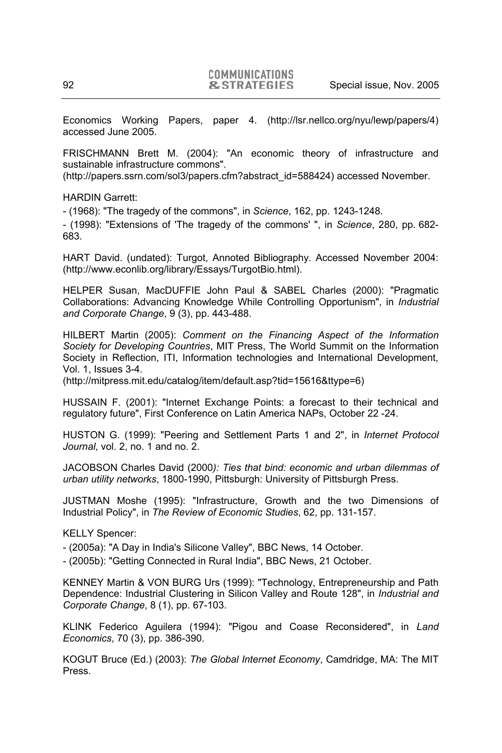Economics Working Papers, paper 4. (http://lsr.nellco.org/nyu/lewp/papers/4) accessed June 2005.

FRISCHMANN Brett M. (2004): "An economic theory of infrastructure and sustainable infrastructure commons". (http://papers.ssrn.com/sol3/papers.cfm?abstract_id=588424) accessed November.

HARDIN Garrett:

- (1968): "The tragedy of the commons", in *Science*, 162, pp. 1243-1248.
- (1998): "Extensions of 'The tragedy of the commons' ", in *Science*, 280, pp. 682-683.

HART David. (undated): Turgot, Annoted Bibliography. Accessed November 2004: (http://www.econlib.org/library/Essays/TurgotBio.html).

HELPER Susan, MacDUFFIE John Paul & SABEL Charles (2000): "Pragmatic Collaborations: Advancing Knowledge While Controlling Opportunism", in *Industrial and Corporate Change*, 9 (3), pp. 443-488.

HILBERT Martin (2005): *Comment on the Financing Aspect of the Information Society for Developing Countries*, MIT Press, The World Summit on the Information Society in Reflection, ITI, Information technologies and International Development, Vol. 1, Issues 3-4. (http://mitpress.mit.edu/catalog/item/default.asp?tid=15616&ttype=6)

HUSSAIN F. (2001): "Internet Exchange Points: a forecast to their technical and regulatory future", First Conference on Latin America NAPs, October 22 -24.

HUSTON G. (1999): "Peering and Settlement Parts 1 and 2", in *Internet Protocol Journal*, vol. 2, no. 1 and no. 2.

JACOBSON Charles David (2000*): Ties that bind: economic and urban dilemmas of urban utility networks*, 1800-1990, Pittsburgh: University of Pittsburgh Press.

JUSTMAN Moshe (1995): "Infrastructure, Growth and the two Dimensions of Industrial Policy", in *The Review of Economic Studies*, 62, pp. 131-157.

KELLY Spencer:

- (2005a): "A Day in India's Silicone Valley", BBC News, 14 October.
- (2005b): "Getting Connected in Rural India", BBC News, 21 October.

KENNEY Martin & VON BURG Urs (1999): "Technology, Entrepreneurship and Path Dependence: Industrial Clustering in Silicon Valley and Route 128", in *Industrial and Corporate Change*, 8 (1), pp. 67-103.

KLINK Federico Aguilera (1994): "Pigou and Coase Reconsidered", in *Land Economics*, 70 (3), pp. 386-390.

KOGUT Bruce (Ed.) (2003): *The Global Internet Economy*, Camdridge, MA: The MIT Press.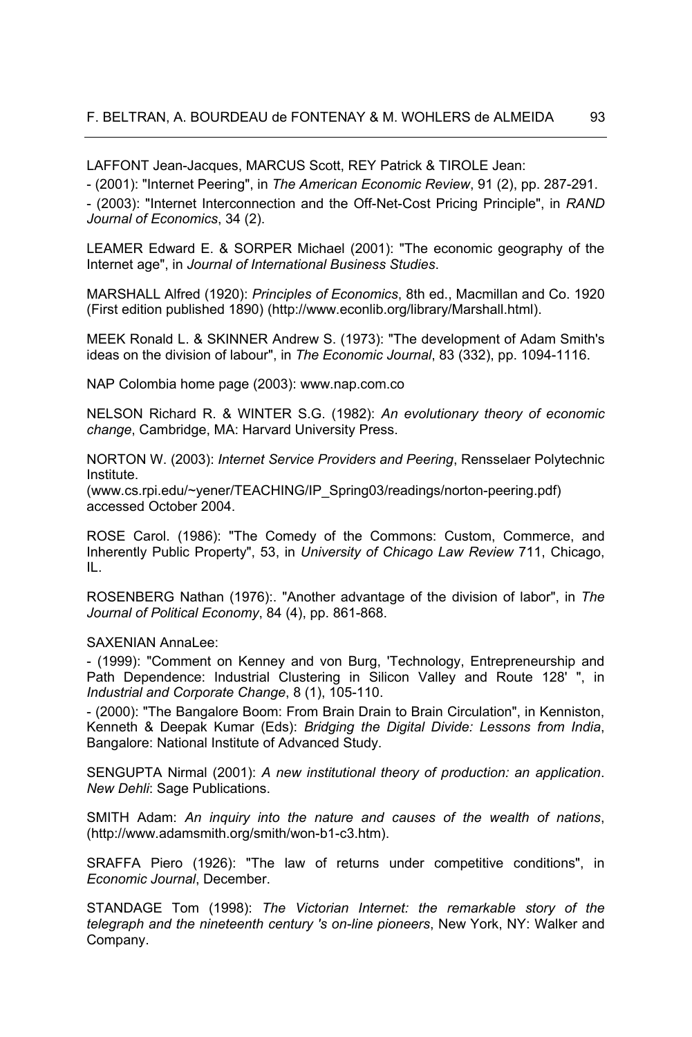LAFFONT Jean-Jacques, MARCUS Scott, REY Patrick & TIROLE Jean:

- (2001): "Internet Peering", in *The American Economic Review*, 91 (2), pp. 287-291.

- (2003): "Internet Interconnection and the Off-Net-Cost Pricing Principle", in *RAND Journal of Economics*, 34 (2).

LEAMER Edward E. & SORPER Michael (2001): "The economic geography of the Internet age", in *Journal of International Business Studies*.

MARSHALL Alfred (1920): *Principles of Economics*, 8th ed., Macmillan and Co. 1920 (First edition published 1890) (http://www.econlib.org/library/Marshall.html).

MEEK Ronald L. & SKINNER Andrew S. (1973): "The development of Adam Smith's ideas on the division of labour", in *The Economic Journal*, 83 (332), pp. 1094-1116.

NAP Colombia home page (2003): www.nap.com.co

NELSON Richard R. & WINTER S.G. (1982): *An evolutionary theory of economic change*, Cambridge, MA: Harvard University Press.

NORTON W. (2003): *Internet Service Providers and Peering*, Rensselaer Polytechnic Institute.
(www.cs.rpi.edu/~yener/TEACHING/IP_Spring03/readings/norton-peering.pdf) accessed October 2004.

ROSE Carol. (1986): "The Comedy of the Commons: Custom, Commerce, and Inherently Public Property", 53, in *University of Chicago Law Review* 711, Chicago, IL.

ROSENBERG Nathan (1976):. "Another advantage of the division of labor", in *The Journal of Political Economy*, 84 (4), pp. 861-868.

SAXENIAN AnnaLee:

- (1999): "Comment on Kenney and von Burg, 'Technology, Entrepreneurship and Path Dependence: Industrial Clustering in Silicon Valley and Route 128' ", in *Industrial and Corporate Change*, 8 (1), 105-110.

- (2000): "The Bangalore Boom: From Brain Drain to Brain Circulation", in Kenniston, Kenneth & Deepak Kumar (Eds): *Bridging the Digital Divide: Lessons from India*, Bangalore: National Institute of Advanced Study.

SENGUPTA Nirmal (2001): *A new institutional theory of production: an application*. *New Dehli*: Sage Publications.

SMITH Adam: *An inquiry into the nature and causes of the wealth of nations*, (http://www.adamsmith.org/smith/won-b1-c3.htm).

SRAFFA Piero (1926): "The law of returns under competitive conditions", in *Economic Journal*, December.

STANDAGE Tom (1998): *The Victorian Internet: the remarkable story of the telegraph and the nineteenth century 's on-line pioneers*, New York, NY: Walker and Company.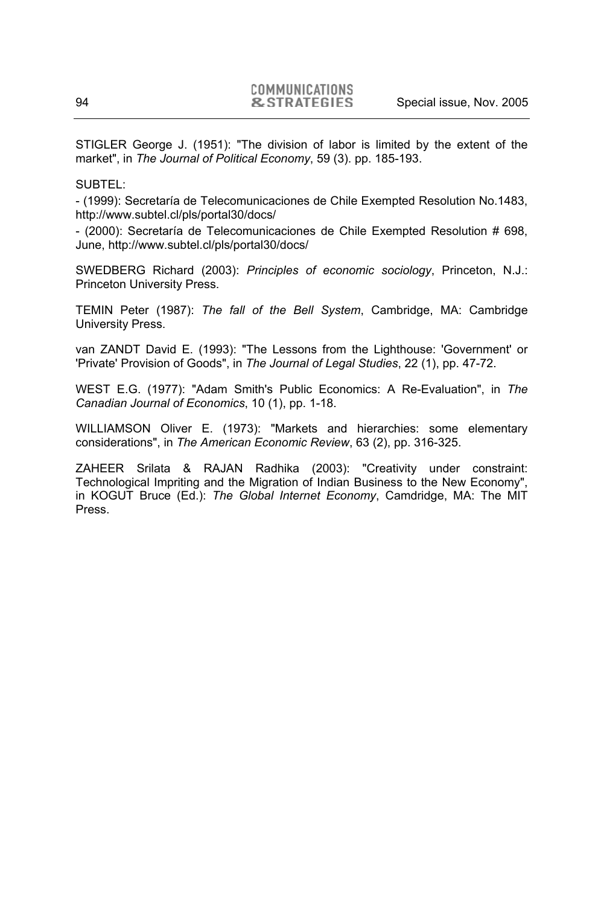STIGLER George J. (1951): "The division of labor is limited by the extent of the market", in *The Journal of Political Economy*, 59 (3). pp. 185-193.

SUBTEL:

- (1999): Secretaría de Telecomunicaciones de Chile Exempted Resolution No.1483, http://www.subtel.cl/pls/portal30/docs/

- (2000): Secretaría de Telecomunicaciones de Chile Exempted Resolution # 698, June, http://www.subtel.cl/pls/portal30/docs/

SWEDBERG Richard (2003): *Principles of economic sociology*, Princeton, N.J.: Princeton University Press.

TEMIN Peter (1987): *The fall of the Bell System*, Cambridge, MA: Cambridge University Press.

van ZANDT David E. (1993): "The Lessons from the Lighthouse: 'Government' or 'Private' Provision of Goods", in *The Journal of Legal Studies*, 22 (1), pp. 47-72.

WEST E.G. (1977): "Adam Smith's Public Economics: A Re-Evaluation", in *The Canadian Journal of Economics*, 10 (1), pp. 1-18.

WILLIAMSON Oliver E. (1973): "Markets and hierarchies: some elementary considerations", in *The American Economic Review*, 63 (2), pp. 316-325.

ZAHEER Srilata & RAJAN Radhika (2003): "Creativity under constraint: Technological Impriting and the Migration of Indian Business to the New Economy", in KOGUT Bruce (Ed.): *The Global Internet Economy*, Camdridge, MA: The MIT Press.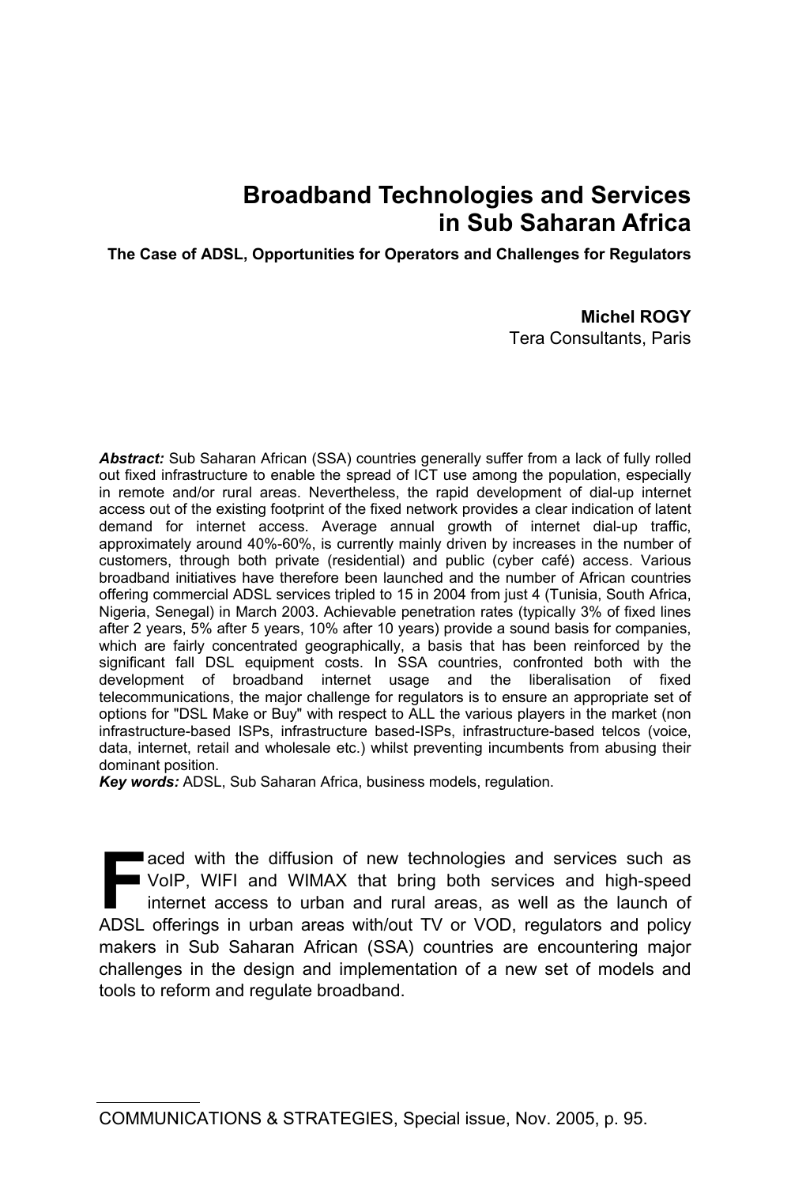# Broadband Technologies and Services in Sub Saharan Africa

**The Case of ADSL, Opportunities for Operators and Challenges for Regulators**

**Michel ROGY**
Tera Consultants, Paris

***Abstract:*** Sub Saharan African (SSA) countries generally suffer from a lack of fully rolled out fixed infrastructure to enable the spread of ICT use among the population, especially in remote and/or rural areas. Nevertheless, the rapid development of dial-up internet access out of the existing footprint of the fixed network provides a clear indication of latent demand for internet access. Average annual growth of internet dial-up traffic, approximately around 40%-60%, is currently mainly driven by increases in the number of customers, through both private (residential) and public (cyber café) access. Various broadband initiatives have therefore been launched and the number of African countries offering commercial ADSL services tripled to 15 in 2004 from just 4 (Tunisia, South Africa, Nigeria, Senegal) in March 2003. Achievable penetration rates (typically 3% of fixed lines after 2 years, 5% after 5 years, 10% after 10 years) provide a sound basis for companies, which are fairly concentrated geographically, a basis that has been reinforced by the significant fall DSL equipment costs. In SSA countries, confronted both with the development of broadband internet usage and the liberalisation of fixed telecommunications, the major challenge for regulators is to ensure an appropriate set of options for "DSL Make or Buy" with respect to ALL the various players in the market (non infrastructure-based ISPs, infrastructure based-ISPs, infrastructure-based telcos (voice, data, internet, retail and wholesale etc.) whilst preventing incumbents from abusing their dominant position.

***Key words:*** ADSL, Sub Saharan Africa, business models, regulation.

Faced with the diffusion of new technologies and services such as VoIP, WIFI and WIMAX that bring both services and high-speed internet access to urban and rural areas, as well as the launch of ADSL offerings in urban areas with/out TV or VOD, regulators and policy makers in Sub Saharan African (SSA) countries are encountering major challenges in the design and implementation of a new set of models and tools to reform and regulate broadband.

COMMUNICATIONS & STRATEGIES, Special issue, Nov. 2005, p. 95.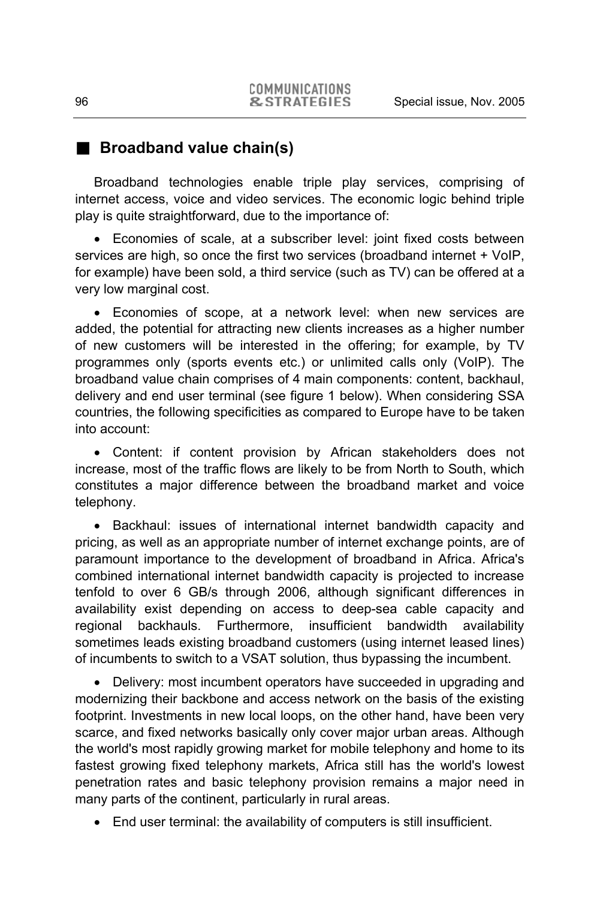## Broadband value chain(s)

Broadband technologies enable triple play services, comprising of internet access, voice and video services. The economic logic behind triple play is quite straightforward, due to the importance of:

- Economies of scale, at a subscriber level: joint fixed costs between services are high, so once the first two services (broadband internet + VoIP, for example) have been sold, a third service (such as TV) can be offered at a very low marginal cost.

- Economies of scope, at a network level: when new services are added, the potential for attracting new clients increases as a higher number of new customers will be interested in the offering; for example, by TV programmes only (sports events etc.) or unlimited calls only (VoIP). The broadband value chain comprises of 4 main components: content, backhaul, delivery and end user terminal (see figure 1 below). When considering SSA countries, the following specificities as compared to Europe have to be taken into account:

- Content: if content provision by African stakeholders does not increase, most of the traffic flows are likely to be from North to South, which constitutes a major difference between the broadband market and voice telephony.

- Backhaul: issues of international internet bandwidth capacity and pricing, as well as an appropriate number of internet exchange points, are of paramount importance to the development of broadband in Africa. Africa's combined international internet bandwidth capacity is projected to increase tenfold to over 6 GB/s through 2006, although significant differences in availability exist depending on access to deep-sea cable capacity and regional backhauls. Furthermore, insufficient bandwidth availability sometimes leads existing broadband customers (using internet leased lines) of incumbents to switch to a VSAT solution, thus bypassing the incumbent.

- Delivery: most incumbent operators have succeeded in upgrading and modernizing their backbone and access network on the basis of the existing footprint. Investments in new local loops, on the other hand, have been very scarce, and fixed networks basically only cover major urban areas. Although the world's most rapidly growing market for mobile telephony and home to its fastest growing fixed telephony markets, Africa still has the world's lowest penetration rates and basic telephony provision remains a major need in many parts of the continent, particularly in rural areas.

- End user terminal: the availability of computers is still insufficient.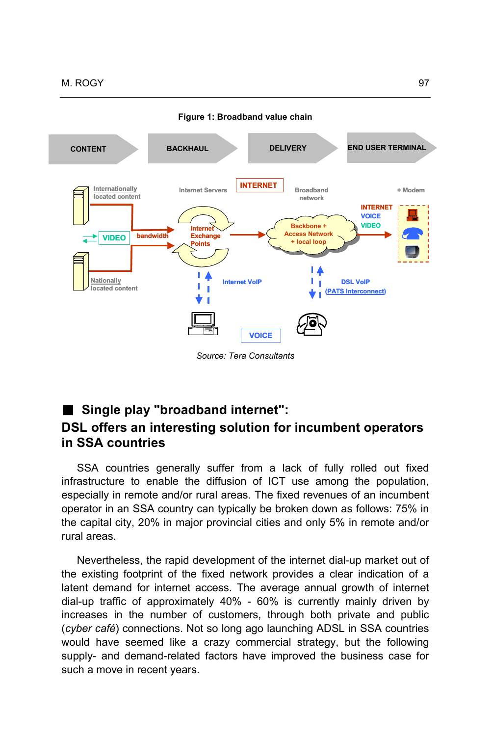**Figure 1: Broadband value chain**

Source: *Tera Consultants*

## ■ Single play "broadband internet": DSL offers an interesting solution for incumbent operators in SSA countries

SSA countries generally suffer from a lack of fully rolled out fixed infrastructure to enable the diffusion of ICT use among the population, especially in remote and/or rural areas. The fixed revenues of an incumbent operator in an SSA country can typically be broken down as follows: 75% in the capital city, 20% in major provincial cities and only 5% in remote and/or rural areas.

Nevertheless, the rapid development of the internet dial-up market out of the existing footprint of the fixed network provides a clear indication of a latent demand for internet access. The average annual growth of internet dial-up traffic of approximately 40% - 60% is currently mainly driven by increases in the number of customers, through both private and public (*cyber café*) connections. Not so long ago launching ADSL in SSA countries would have seemed like a crazy commercial strategy, but the following supply- and demand-related factors have improved the business case for such a move in recent years.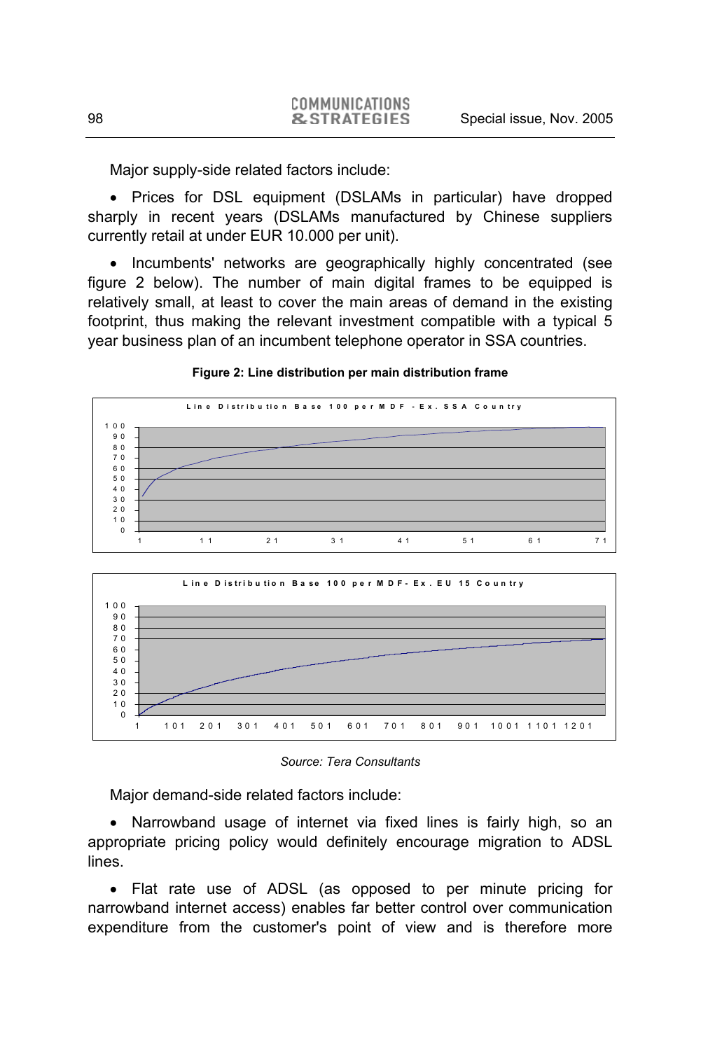Major supply-side related factors include:

- Prices for DSL equipment (DSLAMs in particular) have dropped sharply in recent years (DSLAMs manufactured by Chinese suppliers currently retail at under EUR 10.000 per unit).

- Incumbents' networks are geographically highly concentrated (see figure 2 below). The number of main digital frames to be equipped is relatively small, at least to cover the main areas of demand in the existing footprint, thus making the relevant investment compatible with a typical 5 year business plan of an incumbent telephone operator in SSA countries.

**Figure 2: Line distribution per main distribution frame**

Line Distribution Base 100 per MDF - Ex. SSA Country

Line Distribution Base 100 per MDF- Ex. EU 15 Country

*Source: Tera Consultants*

Major demand-side related factors include:

- Narrowband usage of internet via fixed lines is fairly high, so an appropriate pricing policy would definitely encourage migration to ADSL lines.

- Flat rate use of ADSL (as opposed to per minute pricing for narrowband internet access) enables far better control over communication expenditure from the customer's point of view and is therefore more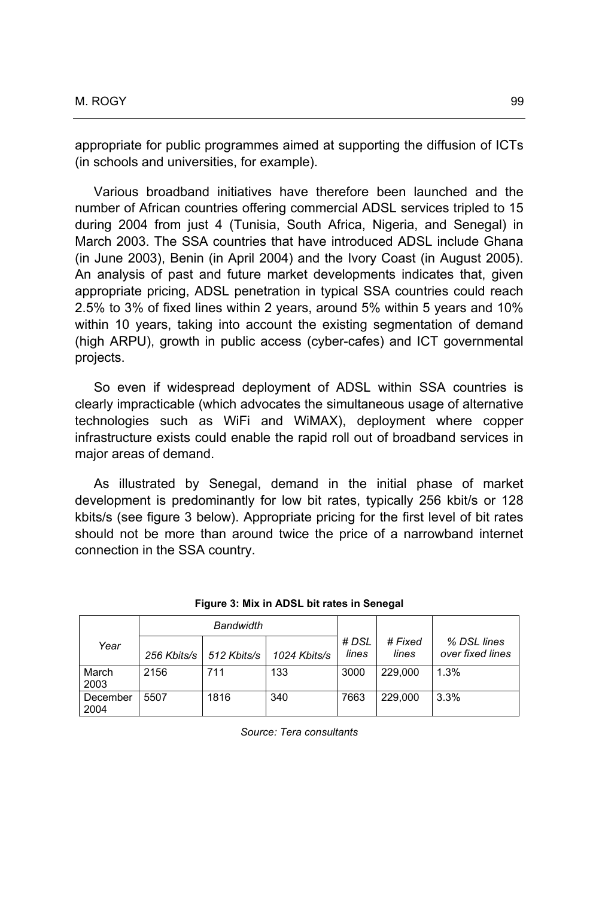appropriate for public programmes aimed at supporting the diffusion of ICTs (in schools and universities, for example).

Various broadband initiatives have therefore been launched and the number of African countries offering commercial ADSL services tripled to 15 during 2004 from just 4 (Tunisia, South Africa, Nigeria, and Senegal) in March 2003. The SSA countries that have introduced ADSL include Ghana (in June 2003), Benin (in April 2004) and the Ivory Coast (in August 2005). An analysis of past and future market developments indicates that, given appropriate pricing, ADSL penetration in typical SSA countries could reach 2.5% to 3% of fixed lines within 2 years, around 5% within 5 years and 10% within 10 years, taking into account the existing segmentation of demand (high ARPU), growth in public access (cyber-cafes) and ICT governmental projects.

So even if widespread deployment of ADSL within SSA countries is clearly impracticable (which advocates the simultaneous usage of alternative technologies such as WiFi and WiMAX), deployment where copper infrastructure exists could enable the rapid roll out of broadband services in major areas of demand.

As illustrated by Senegal, demand in the initial phase of market development is predominantly for low bit rates, typically 256 kbit/s or 128 kbits/s (see figure 3 below). Appropriate pricing for the first level of bit rates should not be more than around twice the price of a narrowband internet connection in the SSA country.

**Figure 3: Mix in ADSL bit rates in Senegal**

| *Year* | *Bandwidth* | | | *# DSL lines* | *# Fixed lines* | *% DSL lines over fixed lines* |
|---|---|---|---|---|---|---|
| | *256 Kbits/s* | *512 Kbits/s* | *1024 Kbits/s* | | | |
| March 2003 | 2156 | 711 | 133 | 3000 | 229,000 | 1.3% |
| December 2004 | 5507 | 1816 | 340 | 7663 | 229,000 | 3.3% |

*Source: Tera consultants*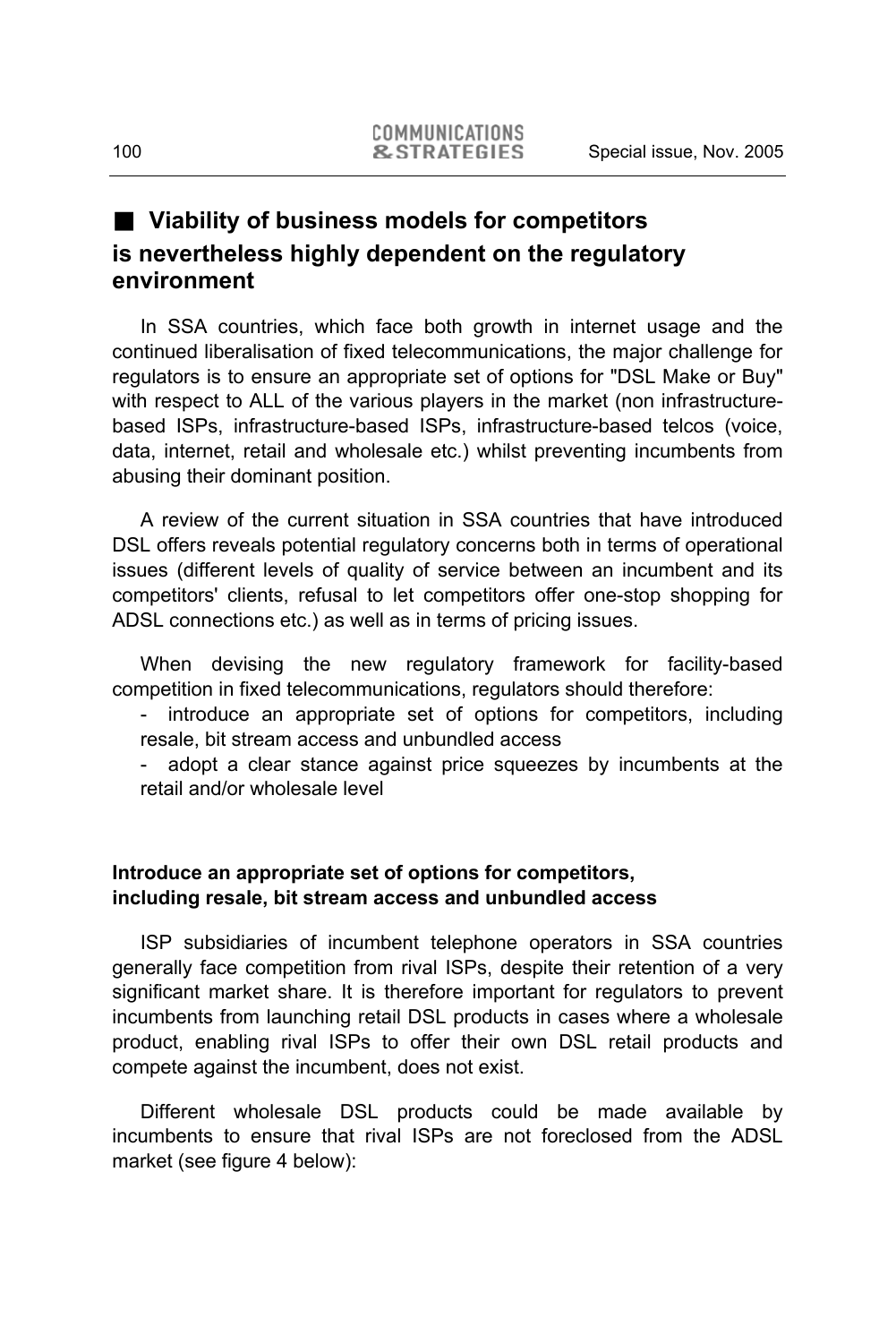## ■ Viability of business models for competitors is nevertheless highly dependent on the regulatory environment

In SSA countries, which face both growth in internet usage and the continued liberalisation of fixed telecommunications, the major challenge for regulators is to ensure an appropriate set of options for "DSL Make or Buy" with respect to ALL of the various players in the market (non infrastructure-based ISPs, infrastructure-based ISPs, infrastructure-based telcos (voice, data, internet, retail and wholesale etc.) whilst preventing incumbents from abusing their dominant position.

A review of the current situation in SSA countries that have introduced DSL offers reveals potential regulatory concerns both in terms of operational issues (different levels of quality of service between an incumbent and its competitors' clients, refusal to let competitors offer one-stop shopping for ADSL connections etc.) as well as in terms of pricing issues.

When devising the new regulatory framework for facility-based competition in fixed telecommunications, regulators should therefore:

- introduce an appropriate set of options for competitors, including resale, bit stream access and unbundled access
- adopt a clear stance against price squeezes by incumbents at the retail and/or wholesale level

### Introduce an appropriate set of options for competitors, including resale, bit stream access and unbundled access

ISP subsidiaries of incumbent telephone operators in SSA countries generally face competition from rival ISPs, despite their retention of a very significant market share. It is therefore important for regulators to prevent incumbents from launching retail DSL products in cases where a wholesale product, enabling rival ISPs to offer their own DSL retail products and compete against the incumbent, does not exist.

Different wholesale DSL products could be made available by incumbents to ensure that rival ISPs are not foreclosed from the ADSL market (see figure 4 below):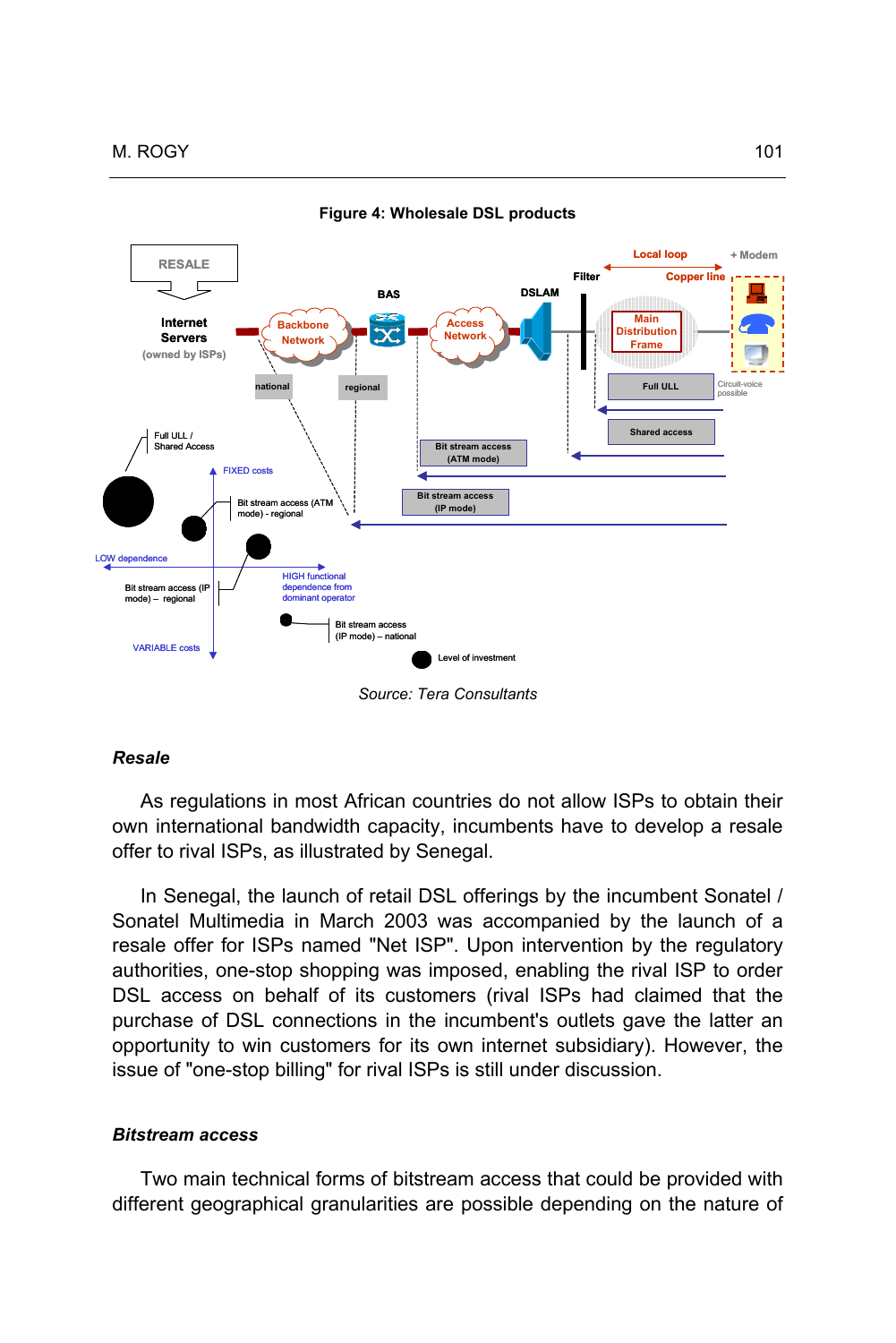**Figure 4: Wholesale DSL products**

Source: Tera Consultants

### *Resale*

As regulations in most African countries do not allow ISPs to obtain their own international bandwidth capacity, incumbents have to develop a resale offer to rival ISPs, as illustrated by Senegal.

In Senegal, the launch of retail DSL offerings by the incumbent Sonatel / Sonatel Multimedia in March 2003 was accompanied by the launch of a resale offer for ISPs named "Net ISP". Upon intervention by the regulatory authorities, one-stop shopping was imposed, enabling the rival ISP to order DSL access on behalf of its customers (rival ISPs had claimed that the purchase of DSL connections in the incumbent's outlets gave the latter an opportunity to win customers for its own internet subsidiary). However, the issue of "one-stop billing" for rival ISPs is still under discussion.

### *Bitstream access*

Two main technical forms of bitstream access that could be provided with different geographical granularities are possible depending on the nature of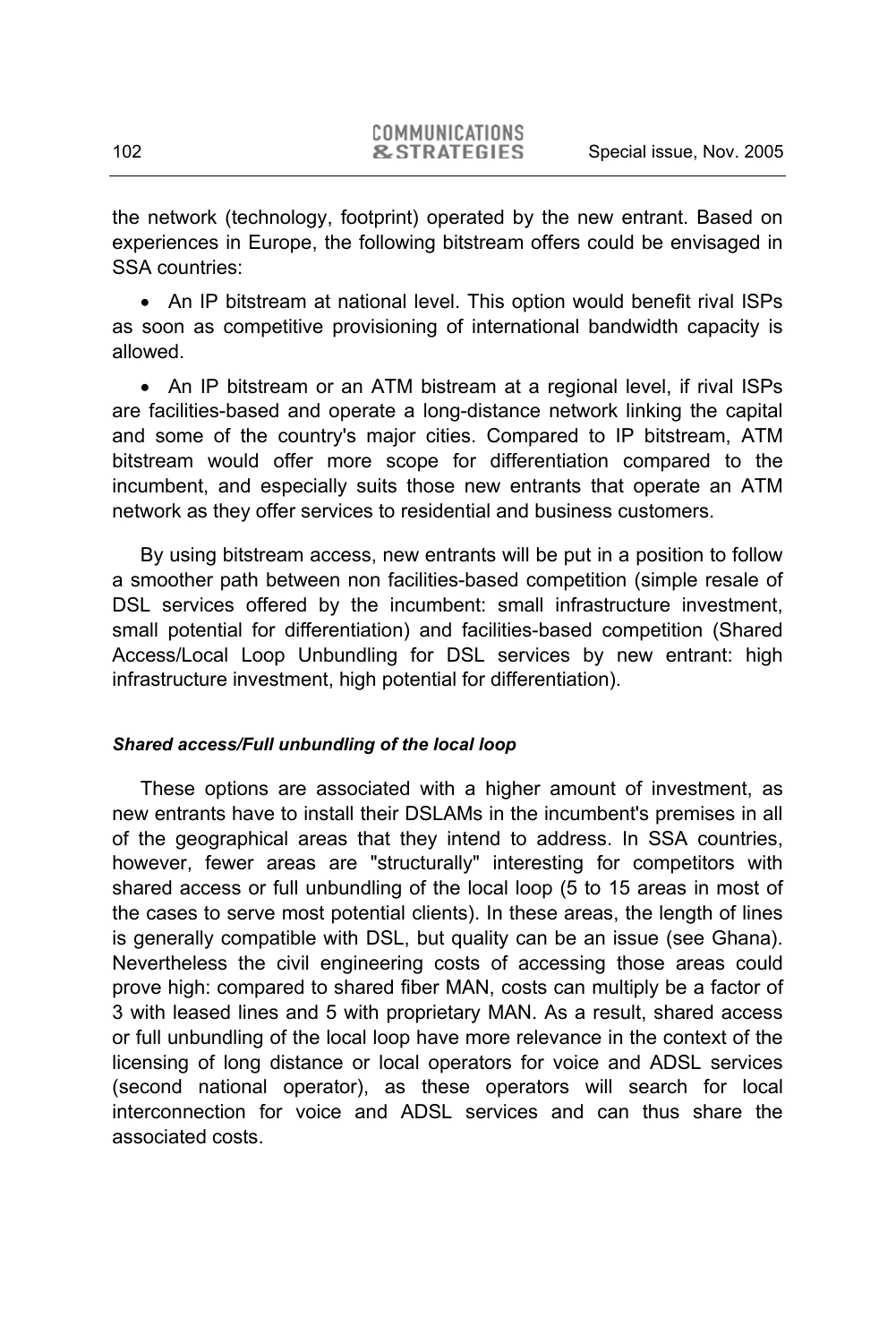the network (technology, footprint) operated by the new entrant. Based on experiences in Europe, the following bitstream offers could be envisaged in SSA countries:

- An IP bitstream at national level. This option would benefit rival ISPs as soon as competitive provisioning of international bandwidth capacity is allowed.
- An IP bitstream or an ATM bistream at a regional level, if rival ISPs are facilities-based and operate a long-distance network linking the capital and some of the country's major cities. Compared to IP bitstream, ATM bitstream would offer more scope for differentiation compared to the incumbent, and especially suits those new entrants that operate an ATM network as they offer services to residential and business customers.

By using bitstream access, new entrants will be put in a position to follow a smoother path between non facilities-based competition (simple resale of DSL services offered by the incumbent: small infrastructure investment, small potential for differentiation) and facilities-based competition (Shared Access/Local Loop Unbundling for DSL services by new entrant: high infrastructure investment, high potential for differentiation).

***Shared access/Full unbundling of the local loop***

These options are associated with a higher amount of investment, as new entrants have to install their DSLAMs in the incumbent's premises in all of the geographical areas that they intend to address. In SSA countries, however, fewer areas are "structurally" interesting for competitors with shared access or full unbundling of the local loop (5 to 15 areas in most of the cases to serve most potential clients). In these areas, the length of lines is generally compatible with DSL, but quality can be an issue (see Ghana). Nevertheless the civil engineering costs of accessing those areas could prove high: compared to shared fiber MAN, costs can multiply be a factor of 3 with leased lines and 5 with proprietary MAN. As a result, shared access or full unbundling of the local loop have more relevance in the context of the licensing of long distance or local operators for voice and ADSL services (second national operator), as these operators will search for local interconnection for voice and ADSL services and can thus share the associated costs.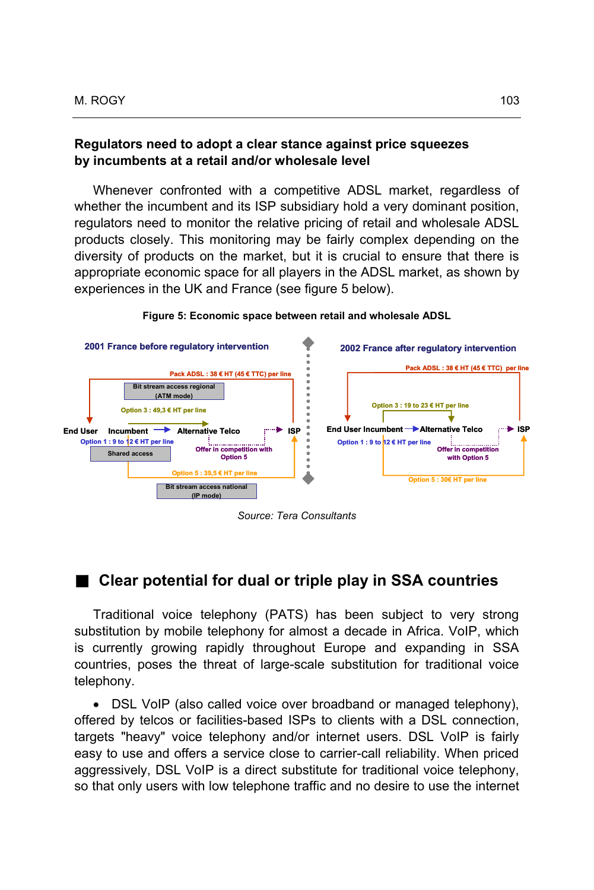### Regulators need to adopt a clear stance against price squeezes by incumbents at a retail and/or wholesale level

Whenever confronted with a competitive ADSL market, regardless of whether the incumbent and its ISP subsidiary hold a very dominant position, regulators need to monitor the relative pricing of retail and wholesale ADSL products closely. This monitoring may be fairly complex depending on the diversity of products on the market, but it is crucial to ensure that there is appropriate economic space for all players in the ADSL market, as shown by experiences in the UK and France (see figure 5 below).

**Figure 5: Economic space between retail and wholesale ADSL**

2001 France before regulatory intervention

Pack ADSL : 38 € HT (45 € TTC) per line

Bit stream access regional (ATM mode)

Option 3 : 49,3 € HT per line

End User — Incumbent — Alternative Telco — ISP

Option 1 : 9 to 12 € HT per line

Shared access

Offer in competition with Option 5

Option 5 : 39,5 € HT per line

Bit stream access national (IP mode)

2002 France after regulatory intervention

Pack ADSL : 38 € HT (45 € TTC) per line

Option 3 : 19 to 23 € HT per line

End User — Incumbent — Alternative Telco — ISP

Option 1 : 9 to 12 € HT per line

Offer in competition with Option 5

Option 5 : 30€ HT per line

*Source: Tera Consultants*

## Clear potential for dual or triple play in SSA countries

Traditional voice telephony (PATS) has been subject to very strong substitution by mobile telephony for almost a decade in Africa. VoIP, which is currently growing rapidly throughout Europe and expanding in SSA countries, poses the threat of large-scale substitution for traditional voice telephony.

- DSL VoIP (also called voice over broadband or managed telephony), offered by telcos or facilities-based ISPs to clients with a DSL connection, targets "heavy" voice telephony and/or internet users. DSL VoIP is fairly easy to use and offers a service close to carrier-call reliability. When priced aggressively, DSL VoIP is a direct substitute for traditional voice telephony, so that only users with low telephone traffic and no desire to use the internet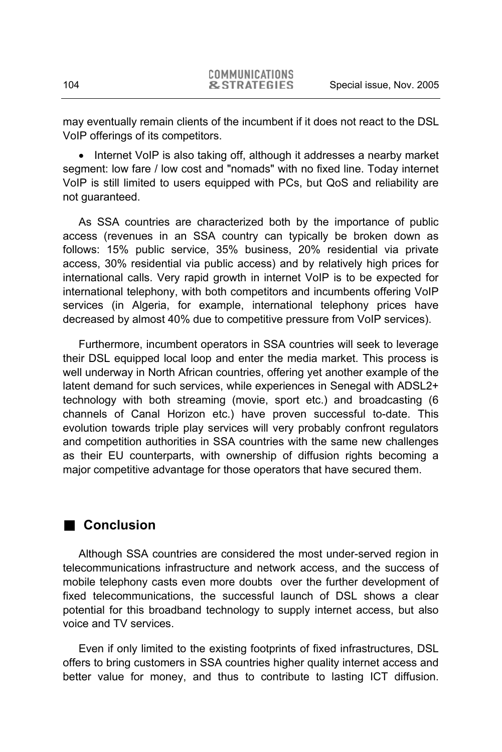may eventually remain clients of the incumbent if it does not react to the DSL VoIP offerings of its competitors.

- Internet VoIP is also taking off, although it addresses a nearby market segment: low fare / low cost and "nomads" with no fixed line. Today internet VoIP is still limited to users equipped with PCs, but QoS and reliability are not guaranteed.

As SSA countries are characterized both by the importance of public access (revenues in an SSA country can typically be broken down as follows: 15% public service, 35% business, 20% residential via private access, 30% residential via public access) and by relatively high prices for international calls. Very rapid growth in internet VoIP is to be expected for international telephony, with both competitors and incumbents offering VoIP services (in Algeria, for example, international telephony prices have decreased by almost 40% due to competitive pressure from VoIP services).

Furthermore, incumbent operators in SSA countries will seek to leverage their DSL equipped local loop and enter the media market. This process is well underway in North African countries, offering yet another example of the latent demand for such services, while experiences in Senegal with ADSL2+ technology with both streaming (movie, sport etc.) and broadcasting (6 channels of Canal Horizon etc.) have proven successful to-date. This evolution towards triple play services will very probably confront regulators and competition authorities in SSA countries with the same new challenges as their EU counterparts, with ownership of diffusion rights becoming a major competitive advantage for those operators that have secured them.

## Conclusion

Although SSA countries are considered the most under-served region in telecommunications infrastructure and network access, and the success of mobile telephony casts even more doubts over the further development of fixed telecommunications, the successful launch of DSL shows a clear potential for this broadband technology to supply internet access, but also voice and TV services.

Even if only limited to the existing footprints of fixed infrastructures, DSL offers to bring customers in SSA countries higher quality internet access and better value for money, and thus to contribute to lasting ICT diffusion.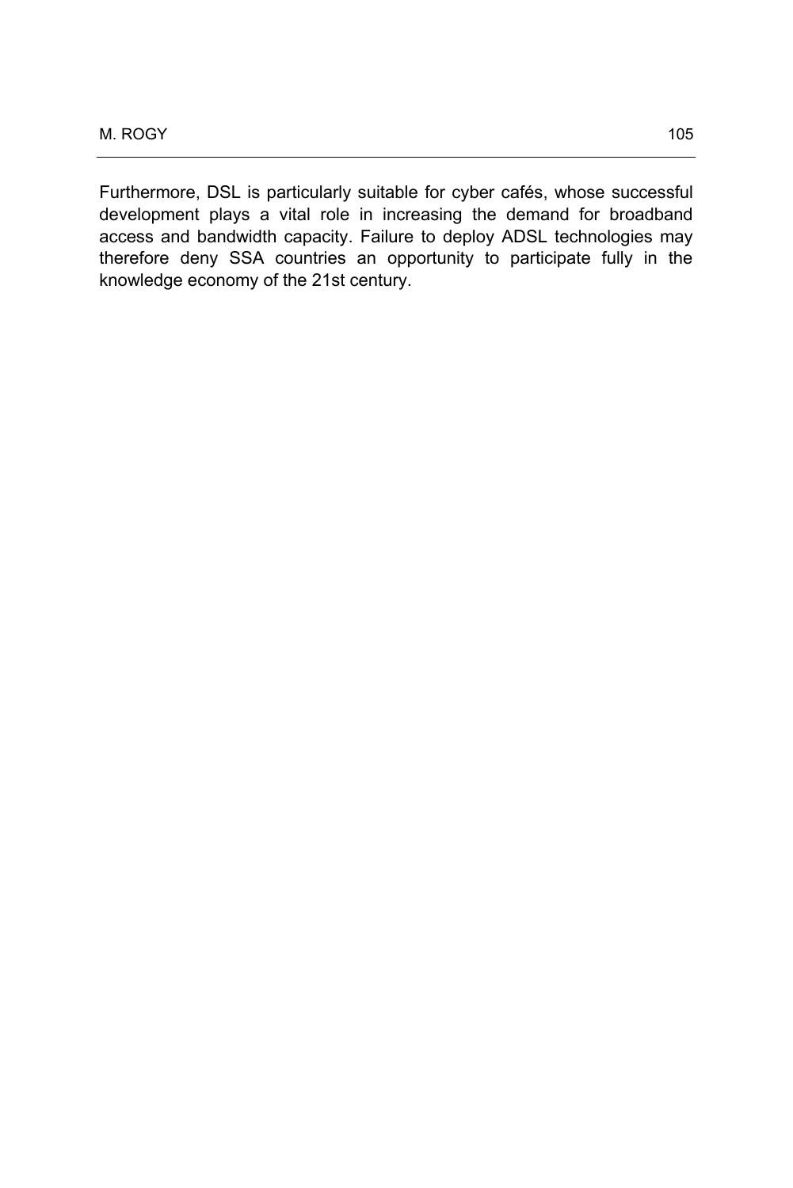Furthermore, DSL is particularly suitable for cyber cafés, whose successful development plays a vital role in increasing the demand for broadband access and bandwidth capacity. Failure to deploy ADSL technologies may therefore deny SSA countries an opportunity to participate fully in the knowledge economy of the 21st century.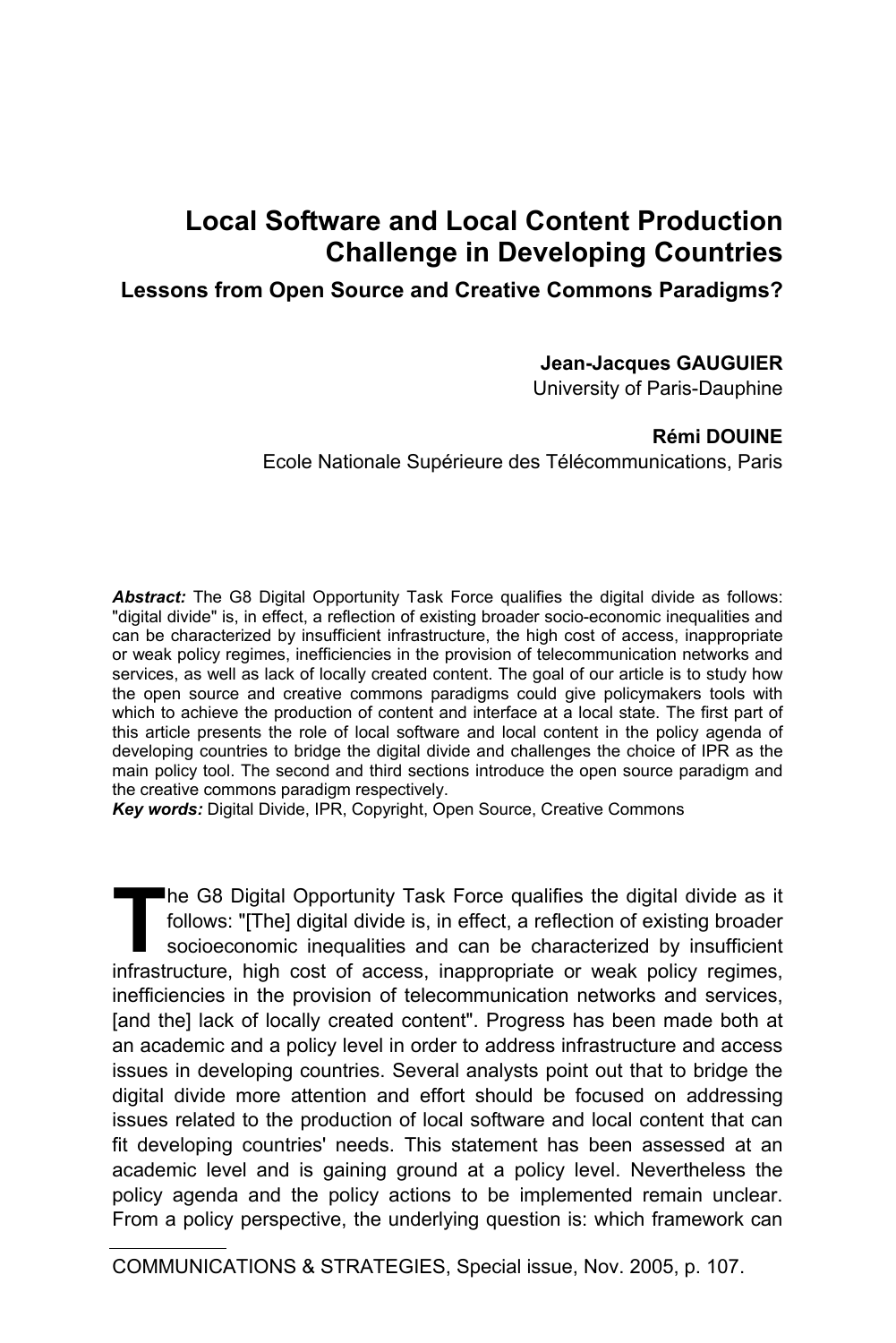# Local Software and Local Content Production Challenge in Developing Countries

## Lessons from Open Source and Creative Commons Paradigms?

**Jean-Jacques GAUGUIER**
University of Paris-Dauphine

**Rémi DOUINE**
Ecole Nationale Supérieure des Télécommunications, Paris

***Abstract:*** The G8 Digital Opportunity Task Force qualifies the digital divide as follows: "digital divide" is, in effect, a reflection of existing broader socio-economic inequalities and can be characterized by insufficient infrastructure, the high cost of access, inappropriate or weak policy regimes, inefficiencies in the provision of telecommunication networks and services, as well as lack of locally created content. The goal of our article is to study how the open source and creative commons paradigms could give policymakers tools with which to achieve the production of content and interface at a local state. The first part of this article presents the role of local software and local content in the policy agenda of developing countries to bridge the digital divide and challenges the choice of IPR as the main policy tool. The second and third sections introduce the open source paradigm and the creative commons paradigm respectively.

***Key words:*** Digital Divide, IPR, Copyright, Open Source, Creative Commons

The G8 Digital Opportunity Task Force qualifies the digital divide as it follows: "[The] digital divide is, in effect, a reflection of existing broader socioeconomic inequalities and can be characterized by insufficient infrastructure, high cost of access, inappropriate or weak policy regimes, inefficiencies in the provision of telecommunication networks and services, [and the] lack of locally created content". Progress has been made both at an academic and a policy level in order to address infrastructure and access issues in developing countries. Several analysts point out that to bridge the digital divide more attention and effort should be focused on addressing issues related to the production of local software and local content that can fit developing countries' needs. This statement has been assessed at an academic level and is gaining ground at a policy level. Nevertheless the policy agenda and the policy actions to be implemented remain unclear. From a policy perspective, the underlying question is: which framework can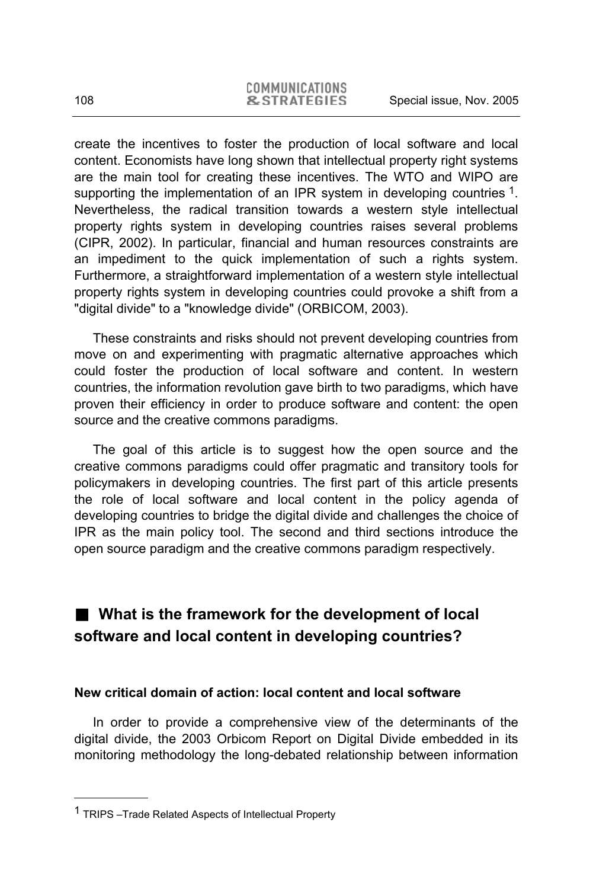create the incentives to foster the production of local software and local content. Economists have long shown that intellectual property right systems are the main tool for creating these incentives. The WTO and WIPO are supporting the implementation of an IPR system in developing countries [1]. Nevertheless, the radical transition towards a western style intellectual property rights system in developing countries raises several problems (CIPR, 2002). In particular, financial and human resources constraints are an impediment to the quick implementation of such a rights system. Furthermore, a straightforward implementation of a western style intellectual property rights system in developing countries could provoke a shift from a "digital divide" to a "knowledge divide" (ORBICOM, 2003).

These constraints and risks should not prevent developing countries from move on and experimenting with pragmatic alternative approaches which could foster the production of local software and content. In western countries, the information revolution gave birth to two paradigms, which have proven their efficiency in order to produce software and content: the open source and the creative commons paradigms.

The goal of this article is to suggest how the open source and the creative commons paradigms could offer pragmatic and transitory tools for policymakers in developing countries. The first part of this article presents the role of local software and local content in the policy agenda of developing countries to bridge the digital divide and challenges the choice of IPR as the main policy tool. The second and third sections introduce the open source paradigm and the creative commons paradigm respectively.

## What is the framework for the development of local software and local content in developing countries?

### New critical domain of action: local content and local software

In order to provide a comprehensive view of the determinants of the digital divide, the 2003 Orbicom Report on Digital Divide embedded in its monitoring methodology the long-debated relationship between information

[1] TRIPS –Trade Related Aspects of Intellectual Property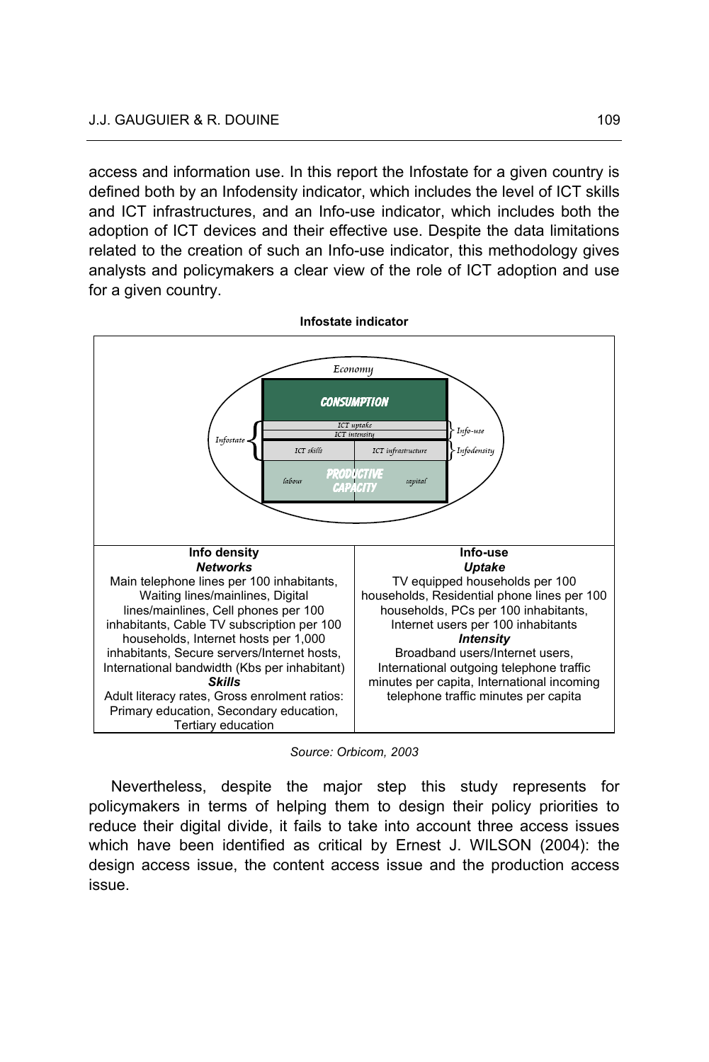access and information use. In this report the Infostate for a given country is defined both by an Infodensity indicator, which includes the level of ICT skills and ICT infrastructures, and an Info-use indicator, which includes both the adoption of ICT devices and their effective use. Despite the data limitations related to the creation of such an Info-use indicator, this methodology gives analysts and policymakers a clear view of the role of ICT adoption and use for a given country.

**Infostate indicator**

| Info density | Info-use |
|---|---|
| ***Networks*** Main telephone lines per 100 inhabitants, Waiting lines/mainlines, Digital lines/mainlines, Cell phones per 100 inhabitants, Cable TV subscription per 100 households, Internet hosts per 1,000 inhabitants, Secure servers/Internet hosts, International bandwidth (Kbs per inhabitant) ***Skills*** Adult literacy rates, Gross enrolment ratios: Primary education, Secondary education, Tertiary education | ***Uptake*** TV equipped households per 100 households, Residential phone lines per 100 households, PCs per 100 inhabitants, Internet users per 100 inhabitants ***Intensity*** Broadband users/Internet users, International outgoing telephone traffic minutes per capita, International incoming telephone traffic minutes per capita |

*Source: Orbicom, 2003*

Nevertheless, despite the major step this study represents for policymakers in terms of helping them to design their policy priorities to reduce their digital divide, it fails to take into account three access issues which have been identified as critical by Ernest J. WILSON (2004): the design access issue, the content access issue and the production access issue.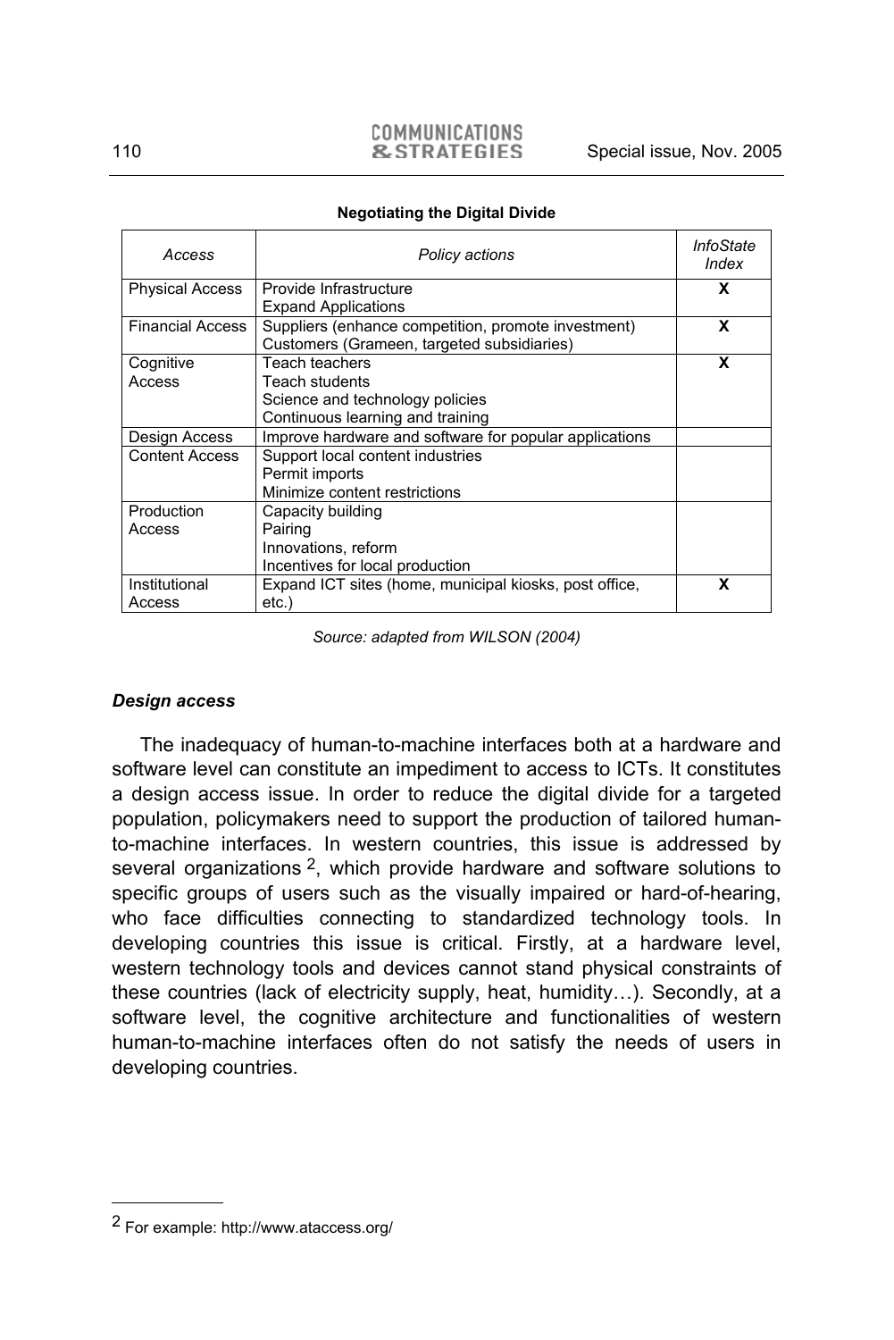**Negotiating the Digital Divide**

| *Access* | *Policy actions* | *InfoState Index* |
|---|---|---|
| Physical Access | Provide Infrastructure<br>Expand Applications | **X** |
| Financial Access | Suppliers (enhance competition, promote investment)<br>Customers (Grameen, targeted subsidiaries) | **X** |
| Cognitive Access | Teach teachers<br>Teach students<br>Science and technology policies<br>Continuous learning and training | **X** |
| Design Access | Improve hardware and software for popular applications | |
| Content Access | Support local content industries<br>Permit imports<br>Minimize content restrictions | |
| Production Access | Capacity building<br>Pairing<br>Innovations, reform<br>Incentives for local production | |
| Institutional Access | Expand ICT sites (home, municipal kiosks, post office, etc.) | **X** |

*Source: adapted from WILSON (2004)*

### *Design access*

The inadequacy of human-to-machine interfaces both at a hardware and software level can constitute an impediment to access to ICTs. It constitutes a design access issue. In order to reduce the digital divide for a targeted population, policymakers need to support the production of tailored human-to-machine interfaces. In western countries, this issue is addressed by several organizations [2], which provide hardware and software solutions to specific groups of users such as the visually impaired or hard-of-hearing, who face difficulties connecting to standardized technology tools. In developing countries this issue is critical. Firstly, at a hardware level, western technology tools and devices cannot stand physical constraints of these countries (lack of electricity supply, heat, humidity…). Secondly, at a software level, the cognitive architecture and functionalities of western human-to-machine interfaces often do not satisfy the needs of users in developing countries.

---

[2] For example: http://www.ataccess.org/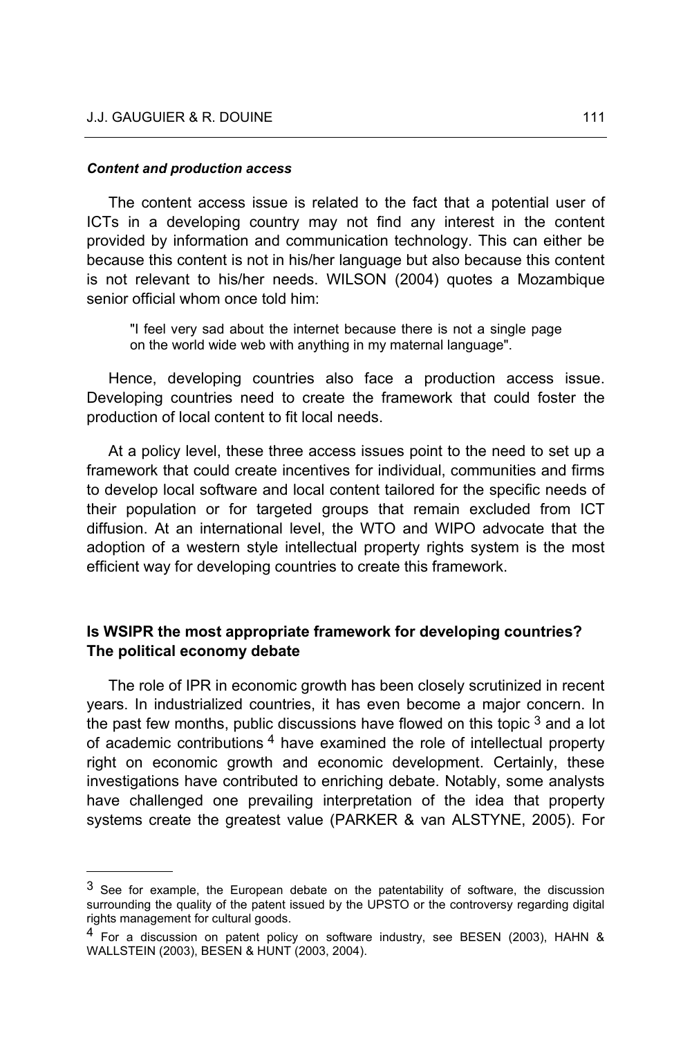***Content and production access***

The content access issue is related to the fact that a potential user of ICTs in a developing country may not find any interest in the content provided by information and communication technology. This can either be because this content is not in his/her language but also because this content is not relevant to his/her needs. WILSON (2004) quotes a Mozambique senior official whom once told him:

> "I feel very sad about the internet because there is not a single page on the world wide web with anything in my maternal language".

Hence, developing countries also face a production access issue. Developing countries need to create the framework that could foster the production of local content to fit local needs.

At a policy level, these three access issues point to the need to set up a framework that could create incentives for individual, communities and firms to develop local software and local content tailored for the specific needs of their population or for targeted groups that remain excluded from ICT diffusion. At an international level, the WTO and WIPO advocate that the adoption of a western style intellectual property rights system is the most efficient way for developing countries to create this framework.

## Is WSIPR the most appropriate framework for developing countries? The political economy debate

The role of IPR in economic growth has been closely scrutinized in recent years. In industrialized countries, it has even become a major concern. In the past few months, public discussions have flowed on this topic [3] and a lot of academic contributions [4] have examined the role of intellectual property right on economic growth and economic development. Certainly, these investigations have contributed to enriching debate. Notably, some analysts have challenged one prevailing interpretation of the idea that property systems create the greatest value (PARKER & van ALSTYNE, 2005). For

---

[3] See for example, the European debate on the patentability of software, the discussion surrounding the quality of the patent issued by the UPSTO or the controversy regarding digital rights management for cultural goods.

[4] For a discussion on patent policy on software industry, see BESEN (2003), HAHN & WALLSTEIN (2003), BESEN & HUNT (2003, 2004).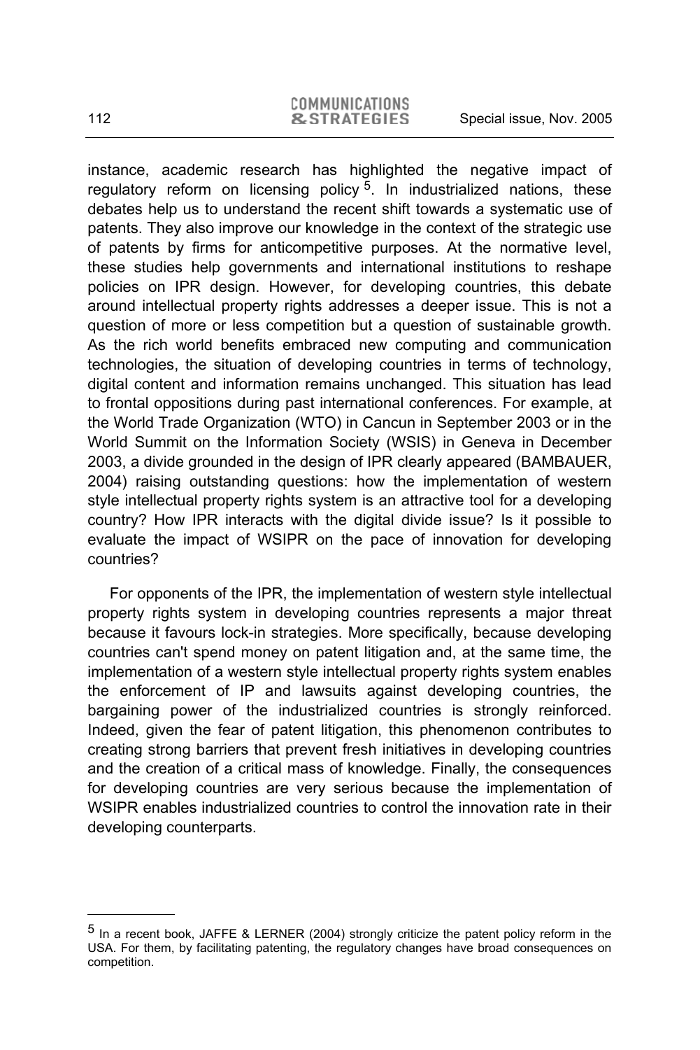instance, academic research has highlighted the negative impact of regulatory reform on licensing policy [5]. In industrialized nations, these debates help us to understand the recent shift towards a systematic use of patents. They also improve our knowledge in the context of the strategic use of patents by firms for anticompetitive purposes. At the normative level, these studies help governments and international institutions to reshape policies on IPR design. However, for developing countries, this debate around intellectual property rights addresses a deeper issue. This is not a question of more or less competition but a question of sustainable growth. As the rich world benefits embraced new computing and communication technologies, the situation of developing countries in terms of technology, digital content and information remains unchanged. This situation has lead to frontal oppositions during past international conferences. For example, at the World Trade Organization (WTO) in Cancun in September 2003 or in the World Summit on the Information Society (WSIS) in Geneva in December 2003, a divide grounded in the design of IPR clearly appeared (BAMBAUER, 2004) raising outstanding questions: how the implementation of western style intellectual property rights system is an attractive tool for a developing country? How IPR interacts with the digital divide issue? Is it possible to evaluate the impact of WSIPR on the pace of innovation for developing countries?

For opponents of the IPR, the implementation of western style intellectual property rights system in developing countries represents a major threat because it favours lock-in strategies. More specifically, because developing countries can't spend money on patent litigation and, at the same time, the implementation of a western style intellectual property rights system enables the enforcement of IP and lawsuits against developing countries, the bargaining power of the industrialized countries is strongly reinforced. Indeed, given the fear of patent litigation, this phenomenon contributes to creating strong barriers that prevent fresh initiatives in developing countries and the creation of a critical mass of knowledge. Finally, the consequences for developing countries are very serious because the implementation of WSIPR enables industrialized countries to control the innovation rate in their developing counterparts.

---

[5] In a recent book, JAFFE & LERNER (2004) strongly criticize the patent policy reform in the USA. For them, by facilitating patenting, the regulatory changes have broad consequences on competition.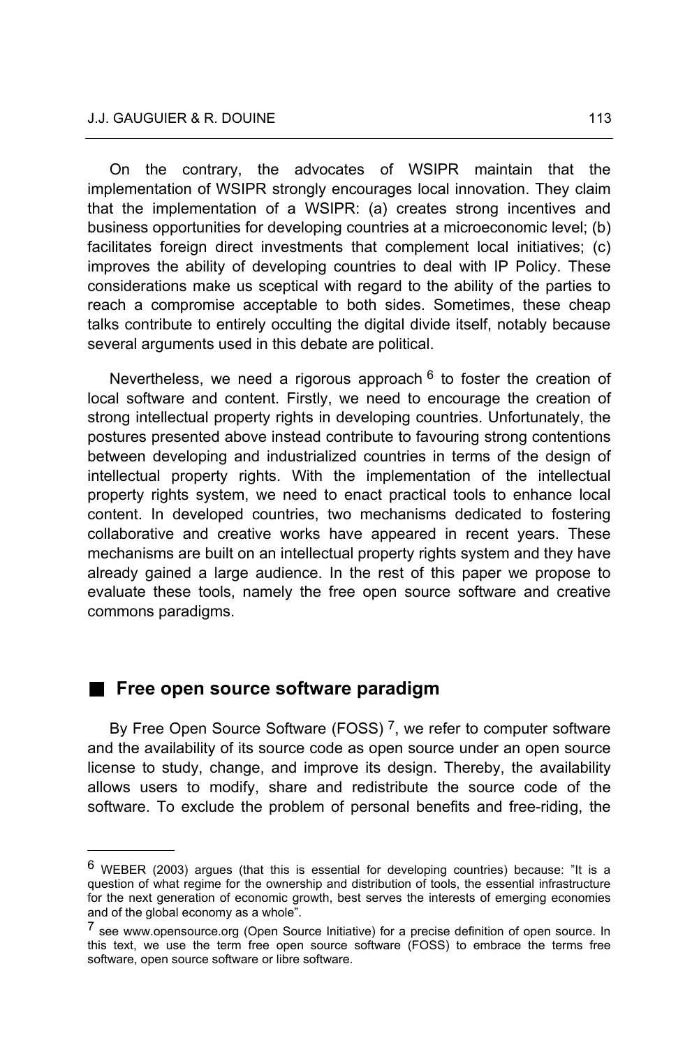On the contrary, the advocates of WSIPR maintain that the implementation of WSIPR strongly encourages local innovation. They claim that the implementation of a WSIPR: (a) creates strong incentives and business opportunities for developing countries at a microeconomic level; (b) facilitates foreign direct investments that complement local initiatives; (c) improves the ability of developing countries to deal with IP Policy. These considerations make us sceptical with regard to the ability of the parties to reach a compromise acceptable to both sides. Sometimes, these cheap talks contribute to entirely occulting the digital divide itself, notably because several arguments used in this debate are political.

Nevertheless, we need a rigorous approach [6] to foster the creation of local software and content. Firstly, we need to encourage the creation of strong intellectual property rights in developing countries. Unfortunately, the postures presented above instead contribute to favouring strong contentions between developing and industrialized countries in terms of the design of intellectual property rights. With the implementation of the intellectual property rights system, we need to enact practical tools to enhance local content. In developed countries, two mechanisms dedicated to fostering collaborative and creative works have appeared in recent years. These mechanisms are built on an intellectual property rights system and they have already gained a large audience. In the rest of this paper we propose to evaluate these tools, namely the free open source software and creative commons paradigms.

## Free open source software paradigm

By Free Open Source Software (FOSS) [7], we refer to computer software and the availability of its source code as open source under an open source license to study, change, and improve its design. Thereby, the availability allows users to modify, share and redistribute the source code of the software. To exclude the problem of personal benefits and free-riding, the

---

[6] WEBER (2003) argues (that this is essential for developing countries) because: "It is a question of what regime for the ownership and distribution of tools, the essential infrastructure for the next generation of economic growth, best serves the interests of emerging economies and of the global economy as a whole".

[7] see www.opensource.org (Open Source Initiative) for a precise definition of open source. In this text, we use the term free open source software (FOSS) to embrace the terms free software, open source software or libre software.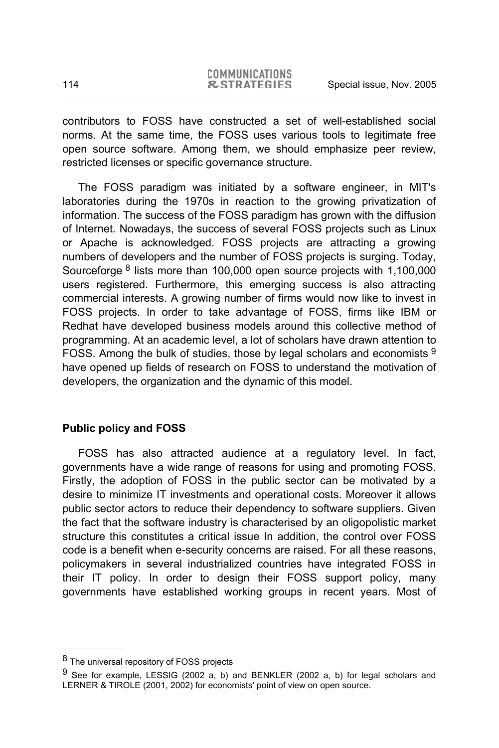contributors to FOSS have constructed a set of well-established social norms. At the same time, the FOSS uses various tools to legitimate free open source software. Among them, we should emphasize peer review, restricted licenses or specific governance structure.

The FOSS paradigm was initiated by a software engineer, in MIT's laboratories during the 1970s in reaction to the growing privatization of information. The success of the FOSS paradigm has grown with the diffusion of Internet. Nowadays, the success of several FOSS projects such as Linux or Apache is acknowledged. FOSS projects are attracting a growing numbers of developers and the number of FOSS projects is surging. Today, Sourceforge [8] lists more than 100,000 open source projects with 1,100,000 users registered. Furthermore, this emerging success is also attracting commercial interests. A growing number of firms would now like to invest in FOSS projects. In order to take advantage of FOSS, firms like IBM or Redhat have developed business models around this collective method of programming. At an academic level, a lot of scholars have drawn attention to FOSS. Among the bulk of studies, those by legal scholars and economists [9] have opened up fields of research on FOSS to understand the motivation of developers, the organization and the dynamic of this model.

**Public policy and FOSS**

FOSS has also attracted audience at a regulatory level. In fact, governments have a wide range of reasons for using and promoting FOSS. Firstly, the adoption of FOSS in the public sector can be motivated by a desire to minimize IT investments and operational costs. Moreover it allows public sector actors to reduce their dependency to software suppliers. Given the fact that the software industry is characterised by an oligopolistic market structure this constitutes a critical issue In addition, the control over FOSS code is a benefit when e-security concerns are raised. For all these reasons, policymakers in several industrialized countries have integrated FOSS in their IT policy. In order to design their FOSS support policy, many governments have established working groups in recent years. Most of

---

[8] The universal repository of FOSS projects

[9] See for example, LESSIG (2002 a, b) and BENKLER (2002 a, b) for legal scholars and LERNER & TIROLE (2001, 2002) for economists' point of view on open source.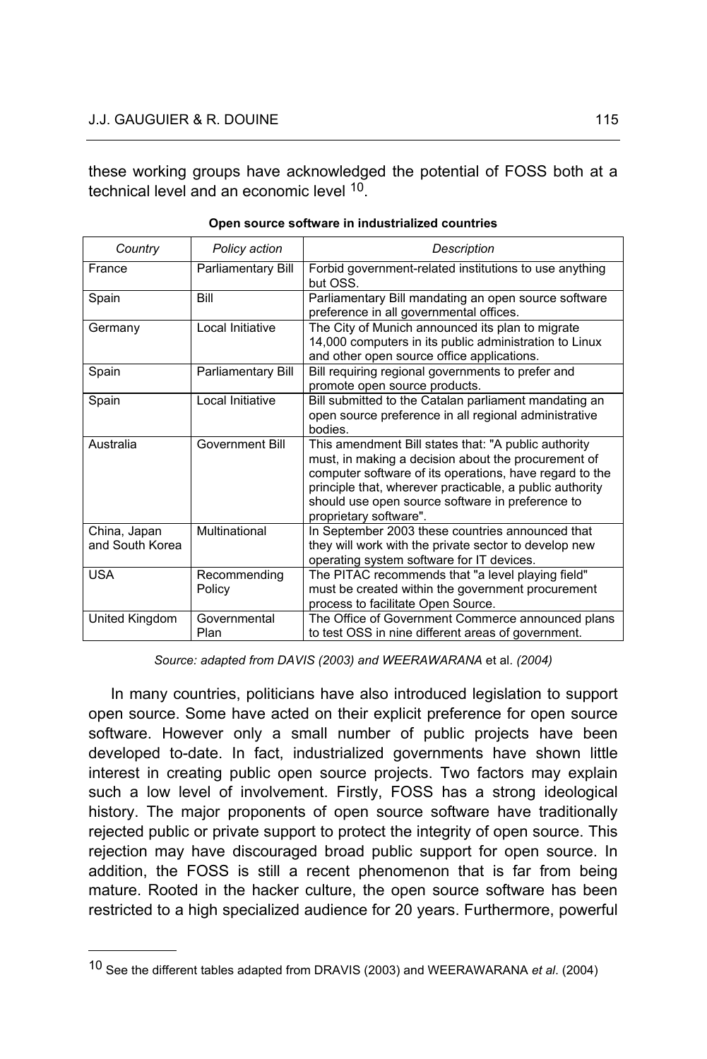these working groups have acknowledged the potential of FOSS both at a technical level and an economic level [10].

**Open source software in industrialized countries**

| *Country* | *Policy action* | *Description* |
|---|---|---|
| France | Parliamentary Bill | Forbid government-related institutions to use anything but OSS. |
| Spain | Bill | Parliamentary Bill mandating an open source software preference in all governmental offices. |
| Germany | Local Initiative | The City of Munich announced its plan to migrate 14,000 computers in its public administration to Linux and other open source office applications. |
| Spain | Parliamentary Bill | Bill requiring regional governments to prefer and promote open source products. |
| Spain | Local Initiative | Bill submitted to the Catalan parliament mandating an open source preference in all regional administrative bodies. |
| Australia | Government Bill | This amendment Bill states that: "A public authority must, in making a decision about the procurement of computer software of its operations, have regard to the principle that, wherever practicable, a public authority should use open source software in preference to proprietary software". |
| China, Japan and South Korea | Multinational | In September 2003 these countries announced that they will work with the private sector to develop new operating system software for IT devices. |
| USA | Recommending Policy | The PITAC recommends that "a level playing field" must be created within the government procurement process to facilitate Open Source. |
| United Kingdom | Governmental Plan | The Office of Government Commerce announced plans to test OSS in nine different areas of government. |

*Source: adapted from DAVIS (2003) and WEERAWARANA* et al. *(2004)*

In many countries, politicians have also introduced legislation to support open source. Some have acted on their explicit preference for open source software. However only a small number of public projects have been developed to-date. In fact, industrialized governments have shown little interest in creating public open source projects. Two factors may explain such a low level of involvement. Firstly, FOSS has a strong ideological history. The major proponents of open source software have traditionally rejected public or private support to protect the integrity of open source. This rejection may have discouraged broad public support for open source. In addition, the FOSS is still a recent phenomenon that is far from being mature. Rooted in the hacker culture, the open source software has been restricted to a high specialized audience for 20 years. Furthermore, powerful

[10] See the different tables adapted from DRAVIS (2003) and WEERAWARANA *et al*. (2004)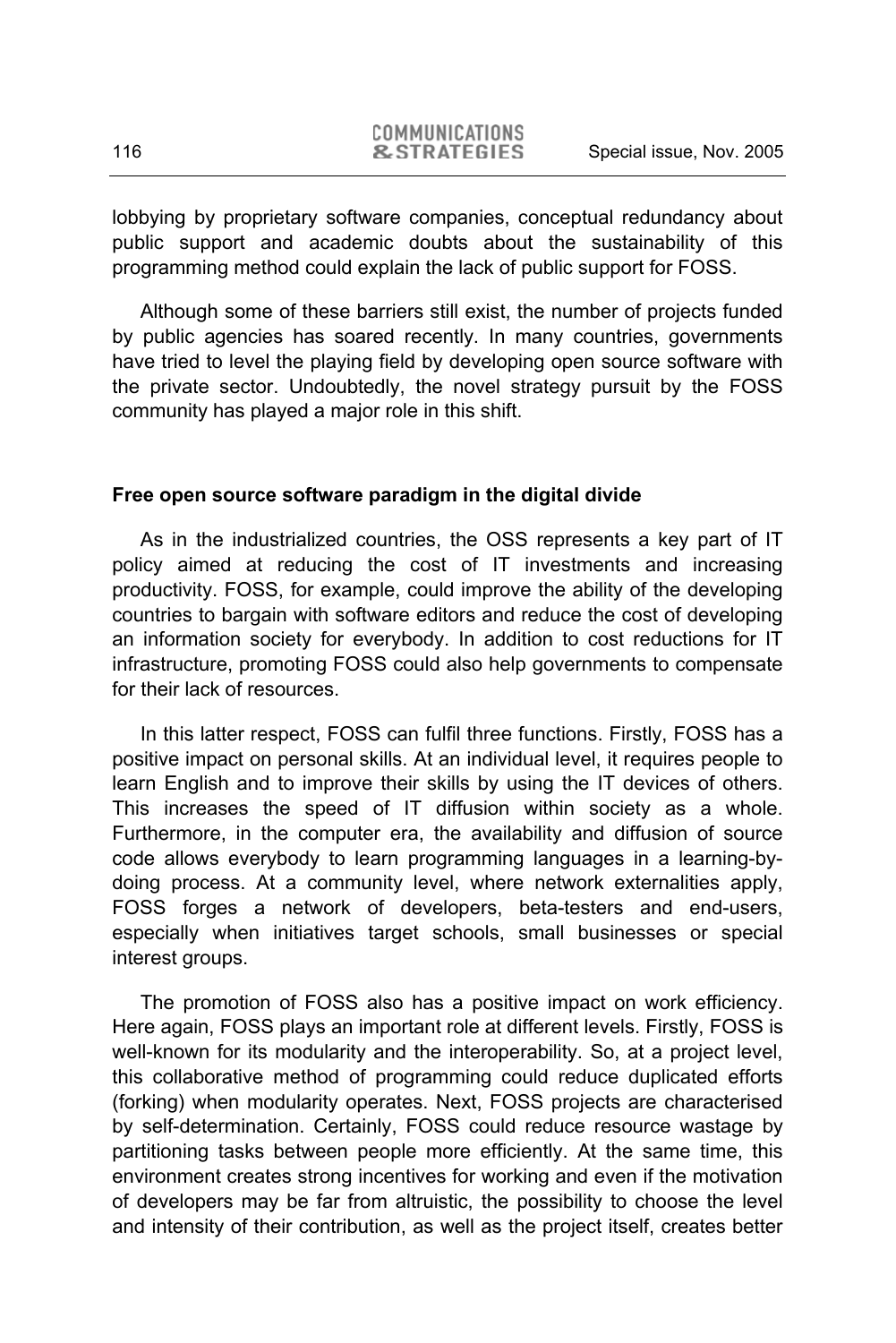lobbying by proprietary software companies, conceptual redundancy about public support and academic doubts about the sustainability of this programming method could explain the lack of public support for FOSS.

Although some of these barriers still exist, the number of projects funded by public agencies has soared recently. In many countries, governments have tried to level the playing field by developing open source software with the private sector. Undoubtedly, the novel strategy pursuit by the FOSS community has played a major role in this shift.

**Free open source software paradigm in the digital divide**

As in the industrialized countries, the OSS represents a key part of IT policy aimed at reducing the cost of IT investments and increasing productivity. FOSS, for example, could improve the ability of the developing countries to bargain with software editors and reduce the cost of developing an information society for everybody. In addition to cost reductions for IT infrastructure, promoting FOSS could also help governments to compensate for their lack of resources.

In this latter respect, FOSS can fulfil three functions. Firstly, FOSS has a positive impact on personal skills. At an individual level, it requires people to learn English and to improve their skills by using the IT devices of others. This increases the speed of IT diffusion within society as a whole. Furthermore, in the computer era, the availability and diffusion of source code allows everybody to learn programming languages in a learning-by-doing process. At a community level, where network externalities apply, FOSS forges a network of developers, beta-testers and end-users, especially when initiatives target schools, small businesses or special interest groups.

The promotion of FOSS also has a positive impact on work efficiency. Here again, FOSS plays an important role at different levels. Firstly, FOSS is well-known for its modularity and the interoperability. So, at a project level, this collaborative method of programming could reduce duplicated efforts (forking) when modularity operates. Next, FOSS projects are characterised by self-determination. Certainly, FOSS could reduce resource wastage by partitioning tasks between people more efficiently. At the same time, this environment creates strong incentives for working and even if the motivation of developers may be far from altruistic, the possibility to choose the level and intensity of their contribution, as well as the project itself, creates better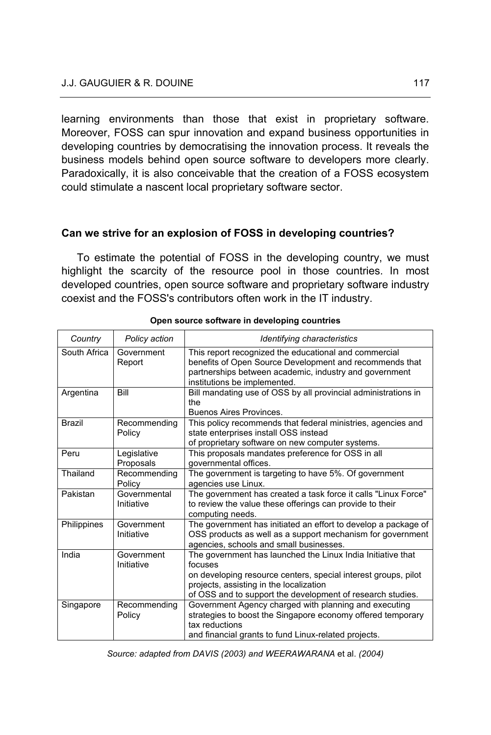learning environments than those that exist in proprietary software. Moreover, FOSS can spur innovation and expand business opportunities in developing countries by democratising the innovation process. It reveals the business models behind open source software to developers more clearly. Paradoxically, it is also conceivable that the creation of a FOSS ecosystem could stimulate a nascent local proprietary software sector.

## Can we strive for an explosion of FOSS in developing countries?

To estimate the potential of FOSS in the developing country, we must highlight the scarcity of the resource pool in those countries. In most developed countries, open source software and proprietary software industry coexist and the FOSS's contributors often work in the IT industry.

**Open source software in developing countries**

| *Country* | *Policy action* | *Identifying characteristics* |
|---|---|---|
| South Africa | Government Report | This report recognized the educational and commercial benefits of Open Source Development and recommends that partnerships between academic, industry and government institutions be implemented. |
| Argentina | Bill | Bill mandating use of OSS by all provincial administrations in the Buenos Aires Provinces. |
| Brazil | Recommending Policy | This policy recommends that federal ministries, agencies and state enterprises install OSS instead of proprietary software on new computer systems. |
| Peru | Legislative Proposals | This proposals mandates preference for OSS in all governmental offices. |
| Thailand | Recommending Policy | The government is targeting to have 5%. Of government agencies use Linux. |
| Pakistan | Governmental Initiative | The government has created a task force it calls "Linux Force" to review the value these offerings can provide to their computing needs. |
| Philippines | Government Initiative | The government has initiated an effort to develop a package of OSS products as well as a support mechanism for government agencies, schools and small businesses. |
| India | Government Initiative | The government has launched the Linux India Initiative that focuses on developing resource centers, special interest groups, pilot projects, assisting in the localization of OSS and to support the development of research studies. |
| Singapore | Recommending Policy | Government Agency charged with planning and executing strategies to boost the Singapore economy offered temporary tax reductions and financial grants to fund Linux-related projects. |

*Source: adapted from DAVIS (2003) and WEERAWARANA* et al. *(2004)*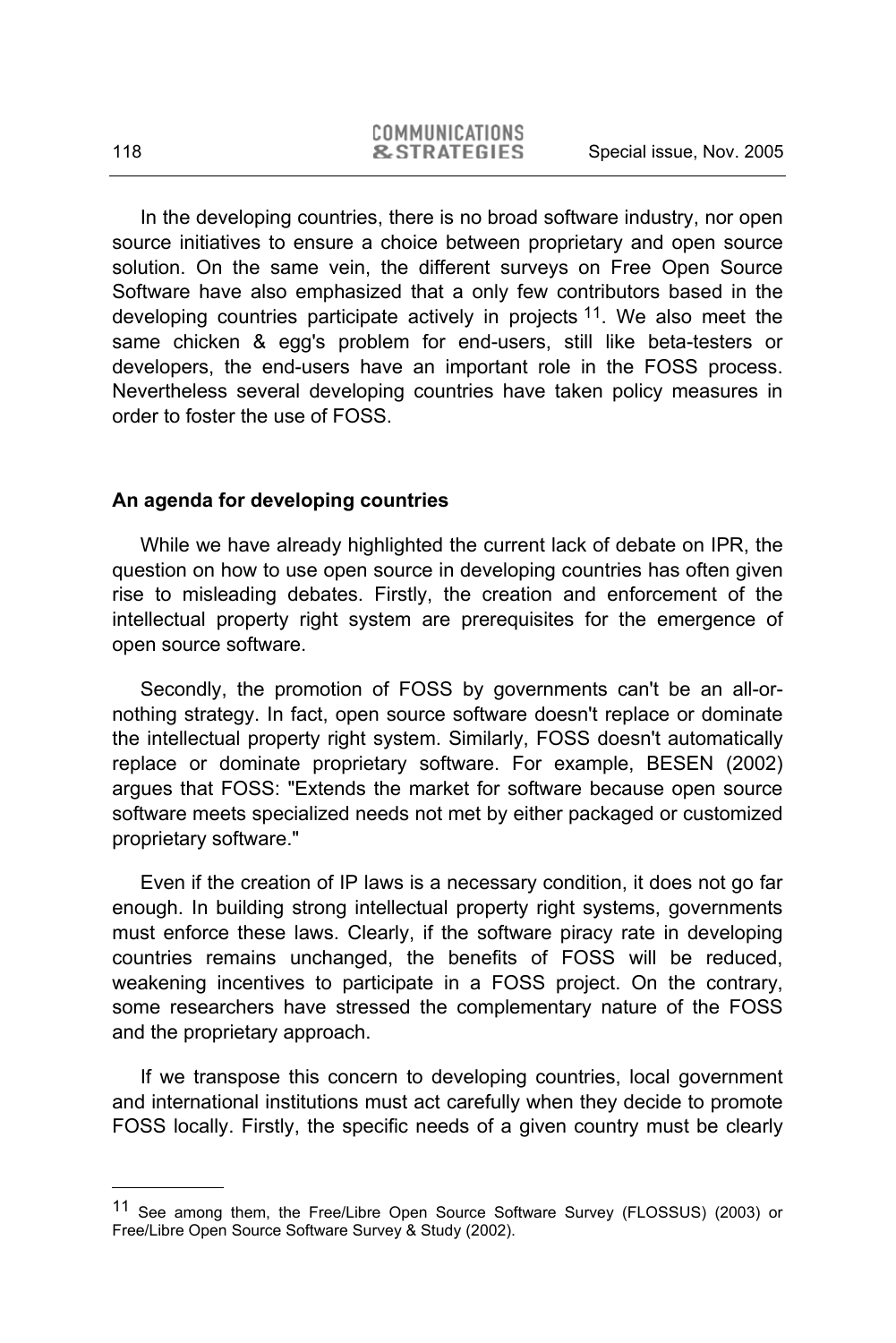In the developing countries, there is no broad software industry, nor open source initiatives to ensure a choice between proprietary and open source solution. On the same vein, the different surveys on Free Open Source Software have also emphasized that a only few contributors based in the developing countries participate actively in projects [11]. We also meet the same chicken & egg's problem for end-users, still like beta-testers or developers, the end-users have an important role in the FOSS process. Nevertheless several developing countries have taken policy measures in order to foster the use of FOSS.

## An agenda for developing countries

While we have already highlighted the current lack of debate on IPR, the question on how to use open source in developing countries has often given rise to misleading debates. Firstly, the creation and enforcement of the intellectual property right system are prerequisites for the emergence of open source software.

Secondly, the promotion of FOSS by governments can't be an all-or-nothing strategy. In fact, open source software doesn't replace or dominate the intellectual property right system. Similarly, FOSS doesn't automatically replace or dominate proprietary software. For example, BESEN (2002) argues that FOSS: "Extends the market for software because open source software meets specialized needs not met by either packaged or customized proprietary software."

Even if the creation of IP laws is a necessary condition, it does not go far enough. In building strong intellectual property right systems, governments must enforce these laws. Clearly, if the software piracy rate in developing countries remains unchanged, the benefits of FOSS will be reduced, weakening incentives to participate in a FOSS project. On the contrary, some researchers have stressed the complementary nature of the FOSS and the proprietary approach.

If we transpose this concern to developing countries, local government and international institutions must act carefully when they decide to promote FOSS locally. Firstly, the specific needs of a given country must be clearly

---

[11] See among them, the Free/Libre Open Source Software Survey (FLOSSUS) (2003) or Free/Libre Open Source Software Survey & Study (2002).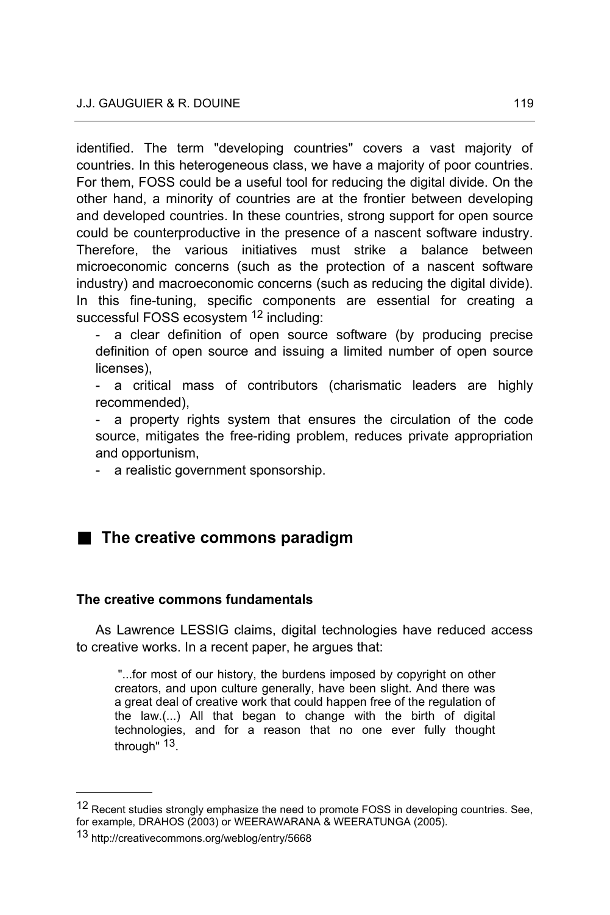identified. The term "developing countries" covers a vast majority of countries. In this heterogeneous class, we have a majority of poor countries. For them, FOSS could be a useful tool for reducing the digital divide. On the other hand, a minority of countries are at the frontier between developing and developed countries. In these countries, strong support for open source could be counterproductive in the presence of a nascent software industry. Therefore, the various initiatives must strike a balance between microeconomic concerns (such as the protection of a nascent software industry) and macroeconomic concerns (such as reducing the digital divide). In this fine-tuning, specific components are essential for creating a successful FOSS ecosystem [12] including:

- a clear definition of open source software (by producing precise definition of open source and issuing a limited number of open source licenses),
- a critical mass of contributors (charismatic leaders are highly recommended),
- a property rights system that ensures the circulation of the code source, mitigates the free-riding problem, reduces private appropriation and opportunism,
- a realistic government sponsorship.

## The creative commons paradigm

### The creative commons fundamentals

As Lawrence LESSIG claims, digital technologies have reduced access to creative works. In a recent paper, he argues that:

> "...for most of our history, the burdens imposed by copyright on other creators, and upon culture generally, have been slight. And there was a great deal of creative work that could happen free of the regulation of the law.(...) All that began to change with the birth of digital technologies, and for a reason that no one ever fully thought through" [13].

---

[12] Recent studies strongly emphasize the need to promote FOSS in developing countries. See, for example, DRAHOS (2003) or WEERAWARANA & WEERATUNGA (2005).

[13] http://creativecommons.org/weblog/entry/5668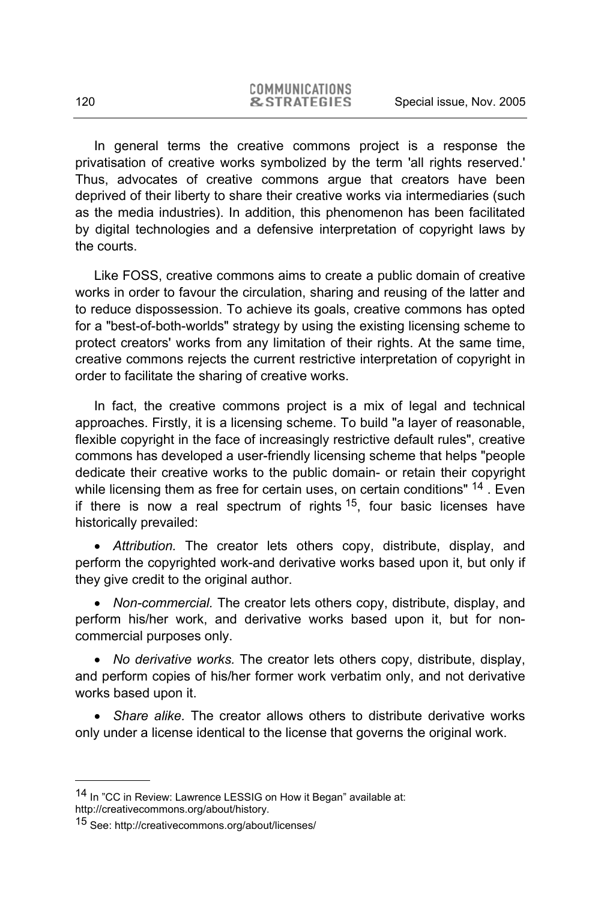In general terms the creative commons project is a response the privatisation of creative works symbolized by the term 'all rights reserved.' Thus, advocates of creative commons argue that creators have been deprived of their liberty to share their creative works via intermediaries (such as the media industries). In addition, this phenomenon has been facilitated by digital technologies and a defensive interpretation of copyright laws by the courts.

Like FOSS, creative commons aims to create a public domain of creative works in order to favour the circulation, sharing and reusing of the latter and to reduce dispossession. To achieve its goals, creative commons has opted for a "best-of-both-worlds" strategy by using the existing licensing scheme to protect creators' works from any limitation of their rights. At the same time, creative commons rejects the current restrictive interpretation of copyright in order to facilitate the sharing of creative works.

In fact, the creative commons project is a mix of legal and technical approaches. Firstly, it is a licensing scheme. To build "a layer of reasonable, flexible copyright in the face of increasingly restrictive default rules", creative commons has developed a user-friendly licensing scheme that helps "people dedicate their creative works to the public domain- or retain their copyright while licensing them as free for certain uses, on certain conditions" [14] . Even if there is now a real spectrum of rights [15], four basic licenses have historically prevailed:

- *Attribution.* The creator lets others copy, distribute, display, and perform the copyrighted work-and derivative works based upon it, but only if they give credit to the original author.
- *Non-commercial.* The creator lets others copy, distribute, display, and perform his/her work, and derivative works based upon it, but for non-commercial purposes only.
- *No derivative works.* The creator lets others copy, distribute, display, and perform copies of his/her former work verbatim only, and not derivative works based upon it.
- *Share alike.* The creator allows others to distribute derivative works only under a license identical to the license that governs the original work.

---

[14] In "CC in Review: Lawrence LESSIG on How it Began" available at: http://creativecommons.org/about/history.

[15] See: http://creativecommons.org/about/licenses/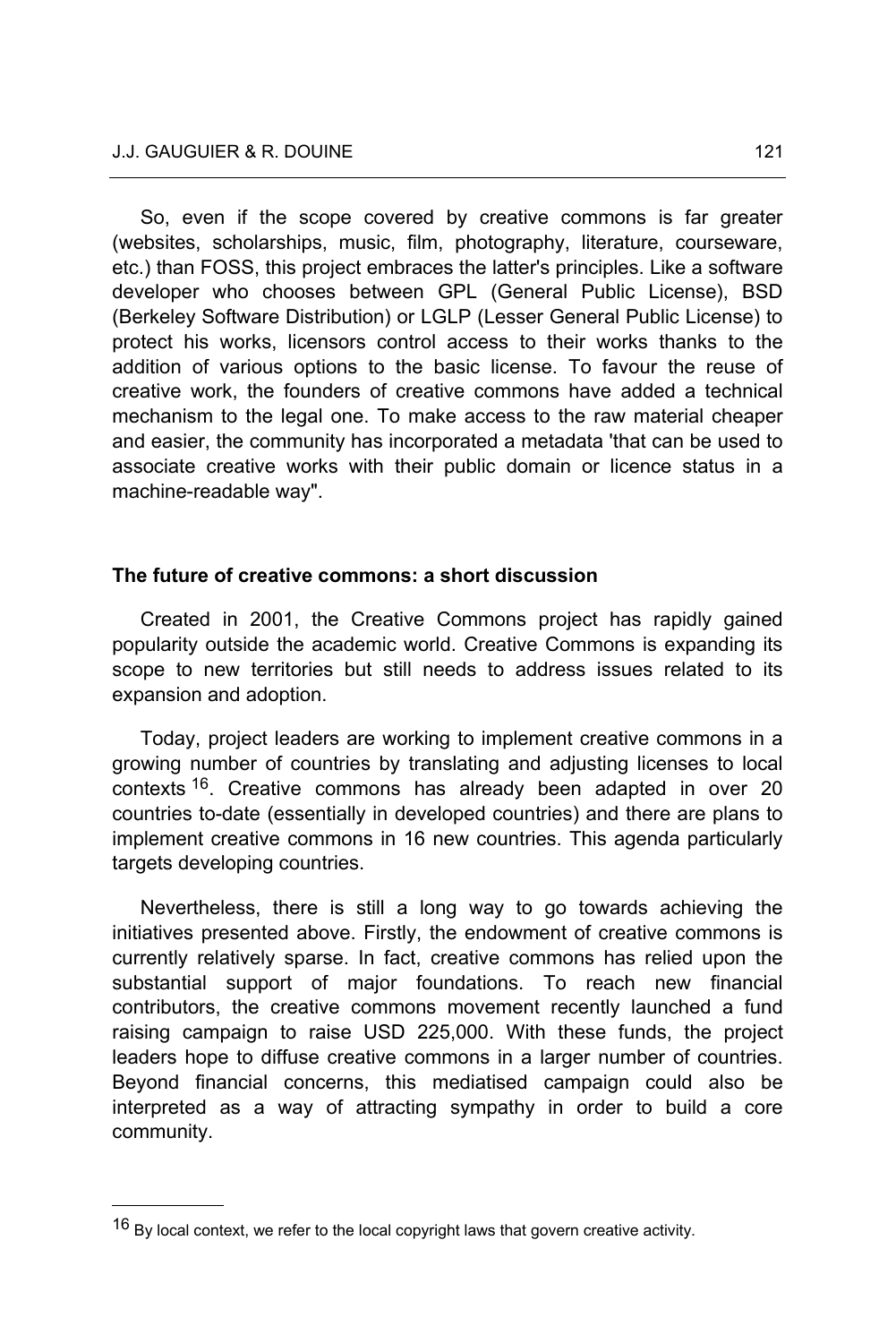So, even if the scope covered by creative commons is far greater (websites, scholarships, music, film, photography, literature, courseware, etc.) than FOSS, this project embraces the latter's principles. Like a software developer who chooses between GPL (General Public License), BSD (Berkeley Software Distribution) or LGLP (Lesser General Public License) to protect his works, licensors control access to their works thanks to the addition of various options to the basic license. To favour the reuse of creative work, the founders of creative commons have added a technical mechanism to the legal one. To make access to the raw material cheaper and easier, the community has incorporated a metadata 'that can be used to associate creative works with their public domain or licence status in a machine-readable way".

**The future of creative commons: a short discussion**

Created in 2001, the Creative Commons project has rapidly gained popularity outside the academic world. Creative Commons is expanding its scope to new territories but still needs to address issues related to its expansion and adoption.

Today, project leaders are working to implement creative commons in a growing number of countries by translating and adjusting licenses to local contexts [16]. Creative commons has already been adapted in over 20 countries to-date (essentially in developed countries) and there are plans to implement creative commons in 16 new countries. This agenda particularly targets developing countries.

Nevertheless, there is still a long way to go towards achieving the initiatives presented above. Firstly, the endowment of creative commons is currently relatively sparse. In fact, creative commons has relied upon the substantial support of major foundations. To reach new financial contributors, the creative commons movement recently launched a fund raising campaign to raise USD 225,000. With these funds, the project leaders hope to diffuse creative commons in a larger number of countries. Beyond financial concerns, this mediatised campaign could also be interpreted as a way of attracting sympathy in order to build a core community.

---

[16] By local context, we refer to the local copyright laws that govern creative activity.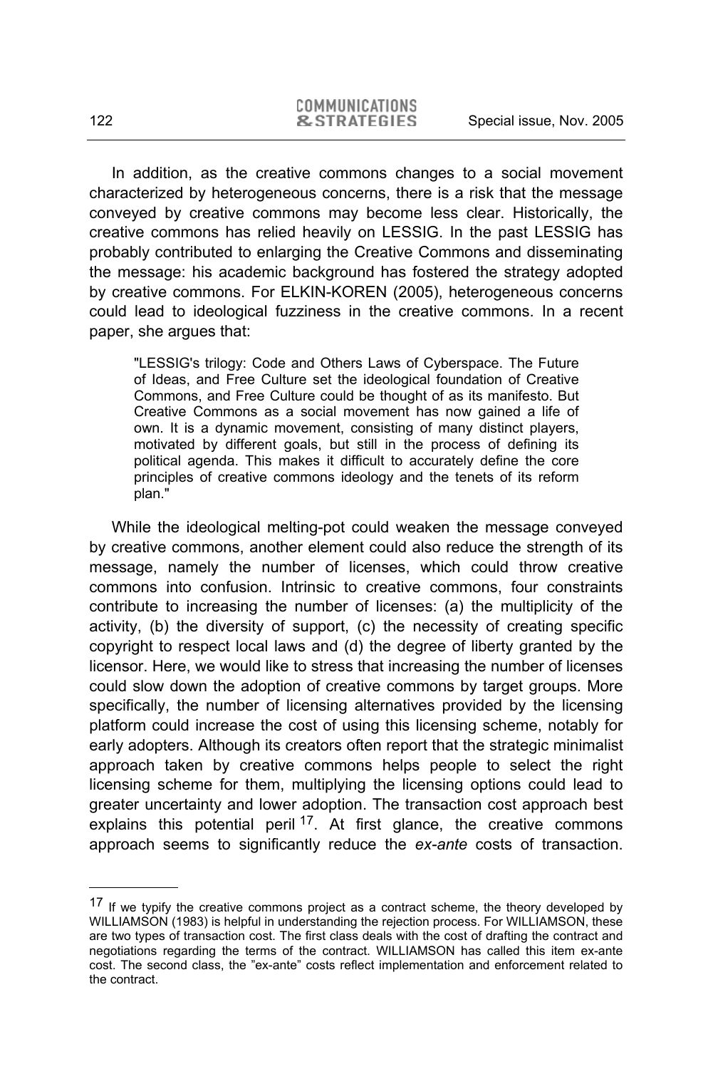In addition, as the creative commons changes to a social movement characterized by heterogeneous concerns, there is a risk that the message conveyed by creative commons may become less clear. Historically, the creative commons has relied heavily on LESSIG. In the past LESSIG has probably contributed to enlarging the Creative Commons and disseminating the message: his academic background has fostered the strategy adopted by creative commons. For ELKIN-KOREN (2005), heterogeneous concerns could lead to ideological fuzziness in the creative commons. In a recent paper, she argues that:

> "LESSIG's trilogy: Code and Others Laws of Cyberspace. The Future of Ideas, and Free Culture set the ideological foundation of Creative Commons, and Free Culture could be thought of as its manifesto. But Creative Commons as a social movement has now gained a life of own. It is a dynamic movement, consisting of many distinct players, motivated by different goals, but still in the process of defining its political agenda. This makes it difficult to accurately define the core principles of creative commons ideology and the tenets of its reform plan."

While the ideological melting-pot could weaken the message conveyed by creative commons, another element could also reduce the strength of its message, namely the number of licenses, which could throw creative commons into confusion. Intrinsic to creative commons, four constraints contribute to increasing the number of licenses: (a) the multiplicity of the activity, (b) the diversity of support, (c) the necessity of creating specific copyright to respect local laws and (d) the degree of liberty granted by the licensor. Here, we would like to stress that increasing the number of licenses could slow down the adoption of creative commons by target groups. More specifically, the number of licensing alternatives provided by the licensing platform could increase the cost of using this licensing scheme, notably for early adopters. Although its creators often report that the strategic minimalist approach taken by creative commons helps people to select the right licensing scheme for them, multiplying the licensing options could lead to greater uncertainty and lower adoption. The transaction cost approach best explains this potential peril [17]. At first glance, the creative commons approach seems to significantly reduce the *ex-ante* costs of transaction.

---

[17] If we typify the creative commons project as a contract scheme, the theory developed by WILLIAMSON (1983) is helpful in understanding the rejection process. For WILLIAMSON, these are two types of transaction cost. The first class deals with the cost of drafting the contract and negotiations regarding the terms of the contract. WILLIAMSON has called this item ex-ante cost. The second class, the "ex-ante" costs reflect implementation and enforcement related to the contract.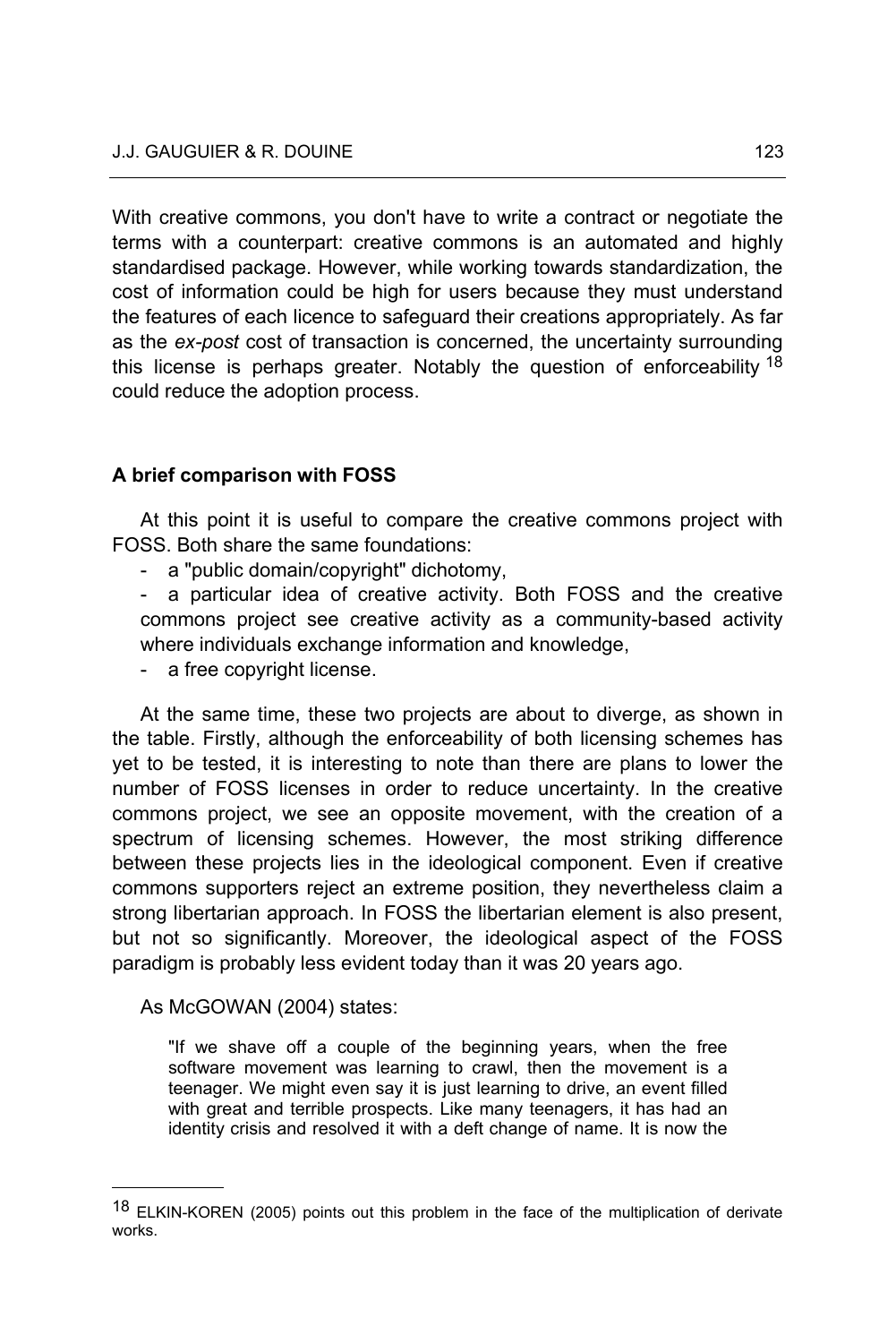With creative commons, you don't have to write a contract or negotiate the terms with a counterpart: creative commons is an automated and highly standardised package. However, while working towards standardization, the cost of information could be high for users because they must understand the features of each licence to safeguard their creations appropriately. As far as the *ex-post* cost of transaction is concerned, the uncertainty surrounding this license is perhaps greater. Notably the question of enforceability [18] could reduce the adoption process.

**A brief comparison with FOSS**

At this point it is useful to compare the creative commons project with FOSS. Both share the same foundations:

- a "public domain/copyright" dichotomy,
- a particular idea of creative activity. Both FOSS and the creative commons project see creative activity as a community-based activity where individuals exchange information and knowledge,
- a free copyright license.

At the same time, these two projects are about to diverge, as shown in the table. Firstly, although the enforceability of both licensing schemes has yet to be tested, it is interesting to note than there are plans to lower the number of FOSS licenses in order to reduce uncertainty. In the creative commons project, we see an opposite movement, with the creation of a spectrum of licensing schemes. However, the most striking difference between these projects lies in the ideological component. Even if creative commons supporters reject an extreme position, they nevertheless claim a strong libertarian approach. In FOSS the libertarian element is also present, but not so significantly. Moreover, the ideological aspect of the FOSS paradigm is probably less evident today than it was 20 years ago.

As McGOWAN (2004) states:

> "If we shave off a couple of the beginning years, when the free software movement was learning to crawl, then the movement is a teenager. We might even say it is just learning to drive, an event filled with great and terrible prospects. Like many teenagers, it has had an identity crisis and resolved it with a deft change of name. It is now the

[18] ELKIN-KOREN (2005) points out this problem in the face of the multiplication of derivate works.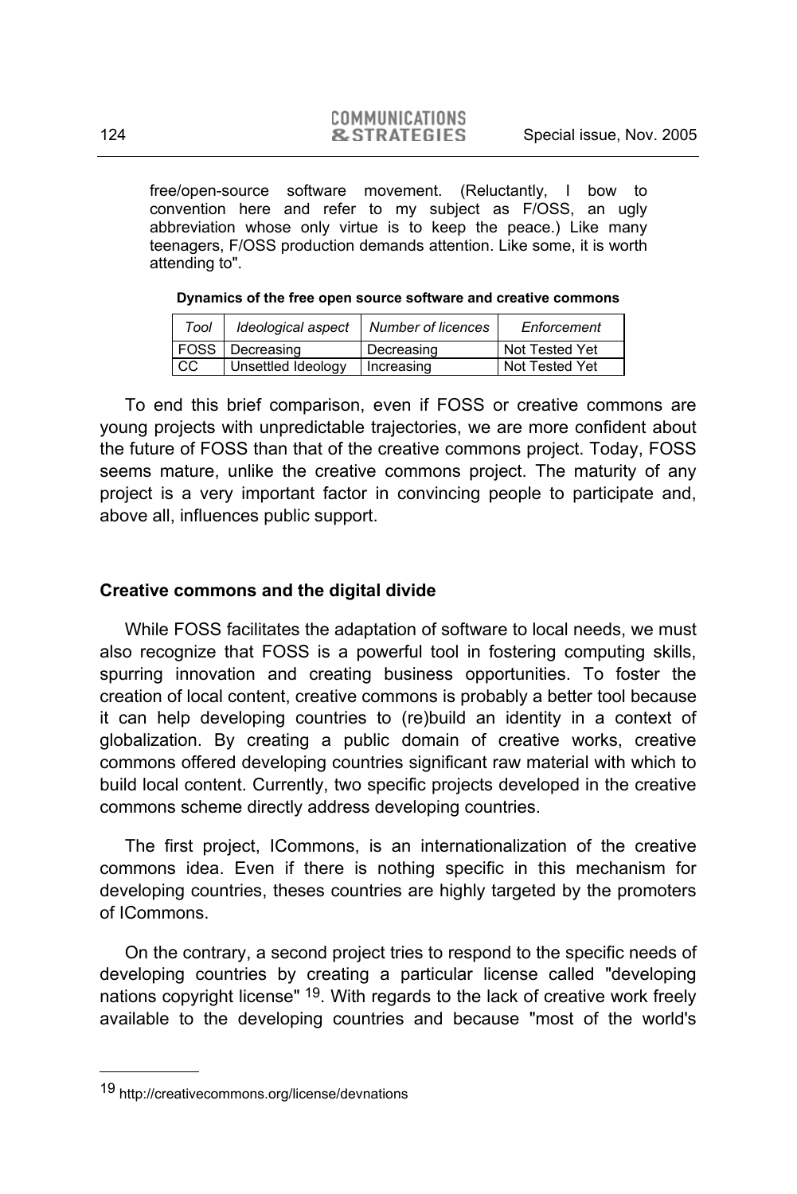free/open-source software movement. (Reluctantly, I bow to convention here and refer to my subject as F/OSS, an ugly abbreviation whose only virtue is to keep the peace.) Like many teenagers, F/OSS production demands attention. Like some, it is worth attending to".

**Dynamics of the free open source software and creative commons**

| *Tool* | *Ideological aspect* | *Number of licences* | *Enforcement* |
|---|---|---|---|
| FOSS | Decreasing | Decreasing | Not Tested Yet |
| CC | Unsettled Ideology | Increasing | Not Tested Yet |

To end this brief comparison, even if FOSS or creative commons are young projects with unpredictable trajectories, we are more confident about the future of FOSS than that of the creative commons project. Today, FOSS seems mature, unlike the creative commons project. The maturity of any project is a very important factor in convincing people to participate and, above all, influences public support.

### Creative commons and the digital divide

While FOSS facilitates the adaptation of software to local needs, we must also recognize that FOSS is a powerful tool in fostering computing skills, spurring innovation and creating business opportunities. To foster the creation of local content, creative commons is probably a better tool because it can help developing countries to (re)build an identity in a context of globalization. By creating a public domain of creative works, creative commons offered developing countries significant raw material with which to build local content. Currently, two specific projects developed in the creative commons scheme directly address developing countries.

The first project, ICommons, is an internationalization of the creative commons idea. Even if there is nothing specific in this mechanism for developing countries, theses countries are highly targeted by the promoters of ICommons.

On the contrary, a second project tries to respond to the specific needs of developing countries by creating a particular license called "developing nations copyright license" [19]. With regards to the lack of creative work freely available to the developing countries and because "most of the world's

---

[19] http://creativecommons.org/license/devnations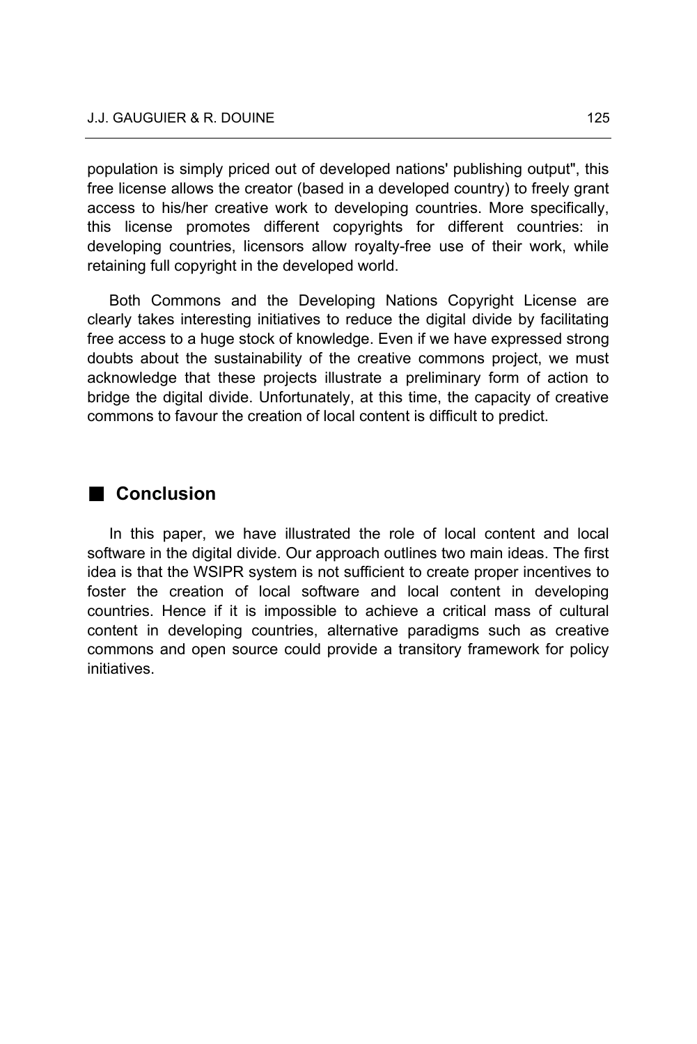population is simply priced out of developed nations' publishing output", this free license allows the creator (based in a developed country) to freely grant access to his/her creative work to developing countries. More specifically, this license promotes different copyrights for different countries: in developing countries, licensors allow royalty-free use of their work, while retaining full copyright in the developed world.

Both Commons and the Developing Nations Copyright License are clearly takes interesting initiatives to reduce the digital divide by facilitating free access to a huge stock of knowledge. Even if we have expressed strong doubts about the sustainability of the creative commons project, we must acknowledge that these projects illustrate a preliminary form of action to bridge the digital divide. Unfortunately, at this time, the capacity of creative commons to favour the creation of local content is difficult to predict.

## Conclusion

In this paper, we have illustrated the role of local content and local software in the digital divide. Our approach outlines two main ideas. The first idea is that the WSIPR system is not sufficient to create proper incentives to foster the creation of local software and local content in developing countries. Hence if it is impossible to achieve a critical mass of cultural content in developing countries, alternative paradigms such as creative commons and open source could provide a transitory framework for policy initiatives.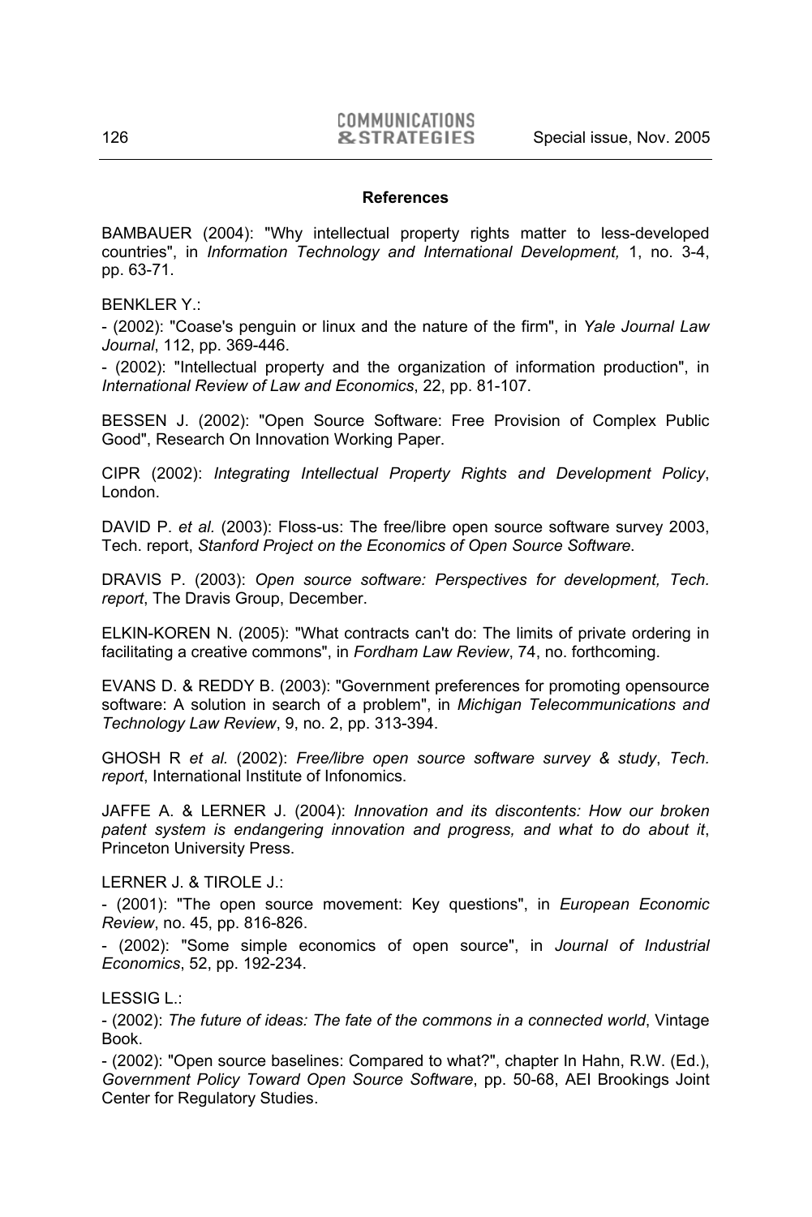**References**

BAMBAUER (2004): "Why intellectual property rights matter to less-developed countries", in *Information Technology and International Development,* 1, no. 3-4, pp. 63-71.

BENKLER Y.:

- (2002): "Coase's penguin or linux and the nature of the firm", in *Yale Journal Law Journal*, 112, pp. 369-446.

- (2002): "Intellectual property and the organization of information production", in *International Review of Law and Economics*, 22, pp. 81-107.

BESSEN J. (2002): "Open Source Software: Free Provision of Complex Public Good", Research On Innovation Working Paper.

CIPR (2002): *Integrating Intellectual Property Rights and Development Policy*, London.

DAVID P. *et al.* (2003): Floss-us: The free/libre open source software survey 2003, Tech. report, *Stanford Project on the Economics of Open Source Software*.

DRAVIS P. (2003): *Open source software: Perspectives for development, Tech. report*, The Dravis Group, December.

ELKIN-KOREN N. (2005): "What contracts can't do: The limits of private ordering in facilitating a creative commons", in *Fordham Law Review*, 74, no. forthcoming.

EVANS D. & REDDY B. (2003): "Government preferences for promoting opensource software: A solution in search of a problem", in *Michigan Telecommunications and Technology Law Review*, 9, no. 2, pp. 313-394.

GHOSH R *et al.* (2002): *Free/libre open source software survey & study*, *Tech. report*, International Institute of Infonomics.

JAFFE A. & LERNER J. (2004): *Innovation and its discontents: How our broken patent system is endangering innovation and progress, and what to do about it*, Princeton University Press.

LERNER J. & TIROLE J.:

- (2001): "The open source movement: Key questions", in *European Economic Review*, no. 45, pp. 816-826.

- (2002): "Some simple economics of open source", in *Journal of Industrial Economics*, 52, pp. 192-234.

LESSIG L.:

- (2002): *The future of ideas: The fate of the commons in a connected world*, Vintage Book.

- (2002): "Open source baselines: Compared to what?", chapter In Hahn, R.W. (Ed.), *Government Policy Toward Open Source Software*, pp. 50-68, AEI Brookings Joint Center for Regulatory Studies.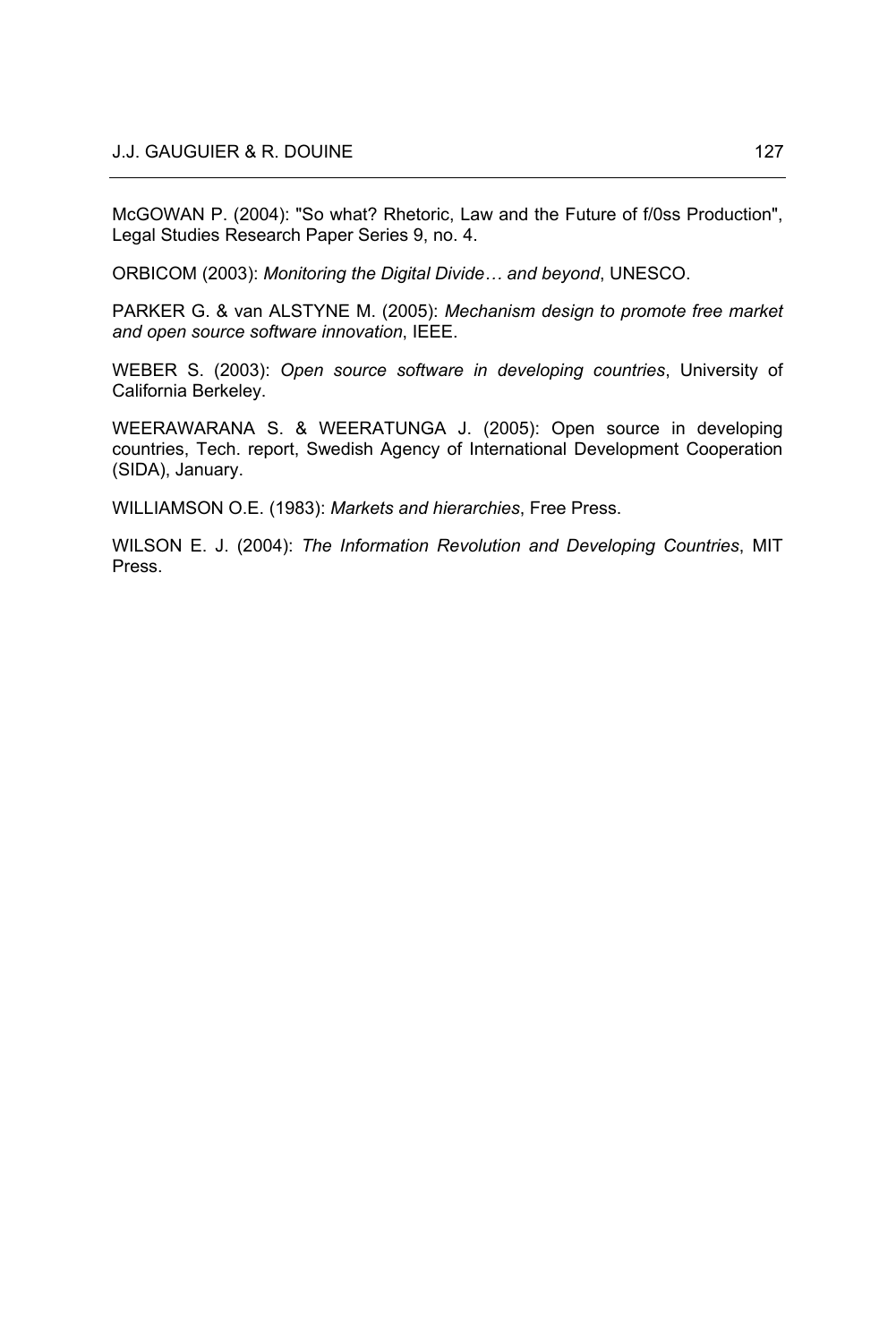McGOWAN P. (2004): "So what? Rhetoric, Law and the Future of f/0ss Production", Legal Studies Research Paper Series 9, no. 4.

ORBICOM (2003): *Monitoring the Digital Divide… and beyond*, UNESCO.

PARKER G. & van ALSTYNE M. (2005): *Mechanism design to promote free market and open source software innovation*, IEEE.

WEBER S. (2003): *Open source software in developing countries*, University of California Berkeley.

WEERAWARANA S. & WEERATUNGA J. (2005): Open source in developing countries, Tech. report, Swedish Agency of International Development Cooperation (SIDA), January.

WILLIAMSON O.E. (1983): *Markets and hierarchies*, Free Press.

WILSON E. J. (2004): *The Information Revolution and Developing Countries*, MIT Press.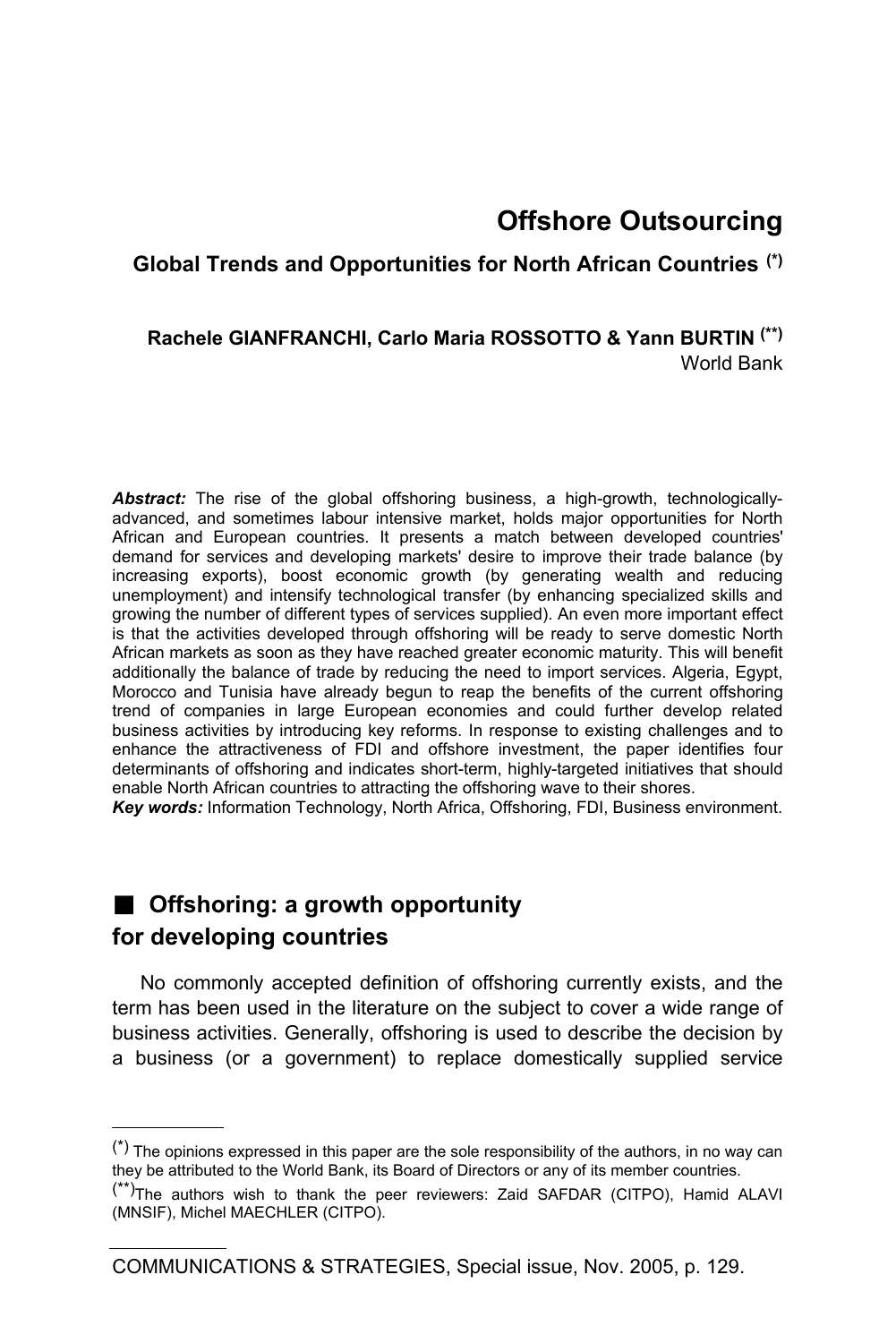# Offshore Outsourcing

## Global Trends and Opportunities for North African Countries [*]

**Rachele GIANFRANCHI, Carlo Maria ROSSOTTO & Yann BURTIN [**]**
World Bank

***Abstract:*** The rise of the global offshoring business, a high-growth, technologically-advanced, and sometimes labour intensive market, holds major opportunities for North African and European countries. It presents a match between developed countries' demand for services and developing markets' desire to improve their trade balance (by increasing exports), boost economic growth (by generating wealth and reducing unemployment) and intensify technological transfer (by enhancing specialized skills and growing the number of different types of services supplied). An even more important effect is that the activities developed through offshoring will be ready to serve domestic North African markets as soon as they have reached greater economic maturity. This will benefit additionally the balance of trade by reducing the need to import services. Algeria, Egypt, Morocco and Tunisia have already begun to reap the benefits of the current offshoring trend of companies in large European economies and could further develop related business activities by introducing key reforms. In response to existing challenges and to enhance the attractiveness of FDI and offshore investment, the paper identifies four determinants of offshoring and indicates short-term, highly-targeted initiatives that should enable North African countries to attracting the offshoring wave to their shores.
***Key words:*** Information Technology, North Africa, Offshoring, FDI, Business environment.

## Offshoring: a growth opportunity for developing countries

No commonly accepted definition of offshoring currently exists, and the term has been used in the literature on the subject to cover a wide range of business activities. Generally, offshoring is used to describe the decision by a business (or a government) to replace domestically supplied service

---

(*) The opinions expressed in this paper are the sole responsibility of the authors, in no way can they be attributed to the World Bank, its Board of Directors or any of its member countries.

(**) The authors wish to thank the peer reviewers: Zaid SAFDAR (CITPO), Hamid ALAVI (MNSIF), Michel MAECHLER (CITPO).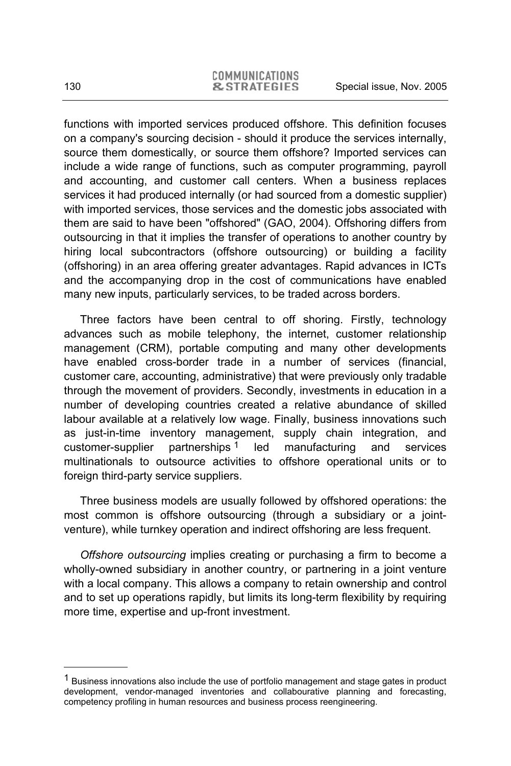functions with imported services produced offshore. This definition focuses on a company's sourcing decision - should it produce the services internally, source them domestically, or source them offshore? Imported services can include a wide range of functions, such as computer programming, payroll and accounting, and customer call centers. When a business replaces services it had produced internally (or had sourced from a domestic supplier) with imported services, those services and the domestic jobs associated with them are said to have been "offshored" (GAO, 2004). Offshoring differs from outsourcing in that it implies the transfer of operations to another country by hiring local subcontractors (offshore outsourcing) or building a facility (offshoring) in an area offering greater advantages. Rapid advances in ICTs and the accompanying drop in the cost of communications have enabled many new inputs, particularly services, to be traded across borders.

Three factors have been central to off shoring. Firstly, technology advances such as mobile telephony, the internet, customer relationship management (CRM), portable computing and many other developments have enabled cross-border trade in a number of services (financial, customer care, accounting, administrative) that were previously only tradable through the movement of providers. Secondly, investments in education in a number of developing countries created a relative abundance of skilled labour available at a relatively low wage. Finally, business innovations such as just-in-time inventory management, supply chain integration, and customer-supplier partnerships [1] led manufacturing and services multinationals to outsource activities to offshore operational units or to foreign third-party service suppliers.

Three business models are usually followed by offshored operations: the most common is offshore outsourcing (through a subsidiary or a joint-venture), while turnkey operation and indirect offshoring are less frequent.

*Offshore outsourcing* implies creating or purchasing a firm to become a wholly-owned subsidiary in another country, or partnering in a joint venture with a local company. This allows a company to retain ownership and control and to set up operations rapidly, but limits its long-term flexibility by requiring more time, expertise and up-front investment.

---

[1] Business innovations also include the use of portfolio management and stage gates in product development, vendor-managed inventories and collabourative planning and forecasting, competency profiling in human resources and business process reengineering.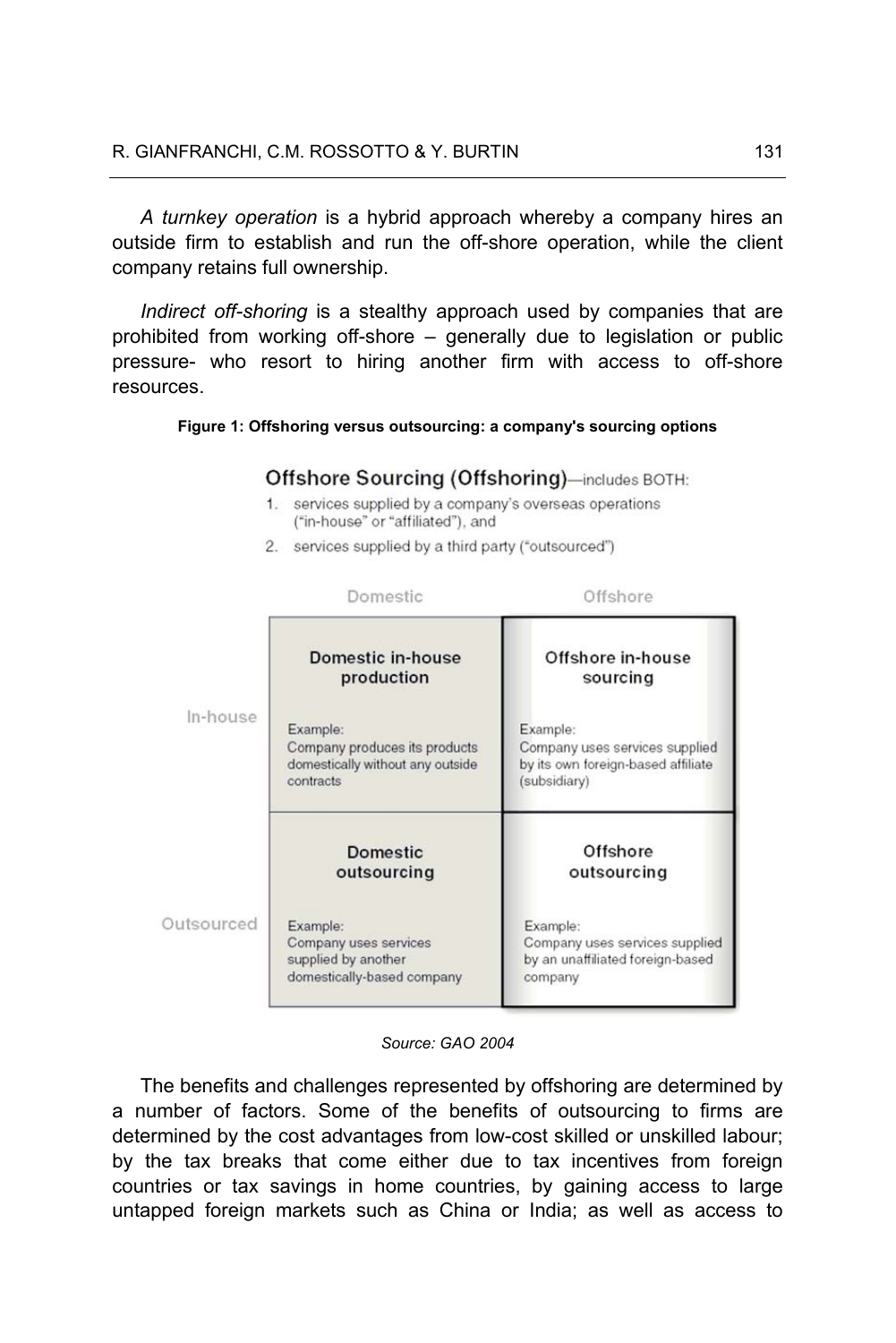*A turnkey operation* is a hybrid approach whereby a company hires an outside firm to establish and run the off-shore operation, while the client company retains full ownership.

*Indirect off-shoring* is a stealthy approach used by companies that are prohibited from working off-shore – generally due to legislation or public pressure- who resort to hiring another firm with access to off-shore resources.

**Figure 1: Offshoring versus outsourcing: a company's sourcing options**

**Offshore Sourcing (Offshoring)**—includes BOTH:

1. services supplied by a company's overseas operations ("in-house" or "affiliated"), and
2. services supplied by a third party ("outsourced")

| | Domestic | Offshore |
|---|---|---|
| In-house | **Domestic in-house production**<br>Example:<br>Company produces its products domestically without any outside contracts | **Offshore in-house sourcing**<br>Example:<br>Company uses services supplied by its own foreign-based affiliate (subsidiary) |
| Outsourced | **Domestic outsourcing**<br>Example:<br>Company uses services supplied by another domestically-based company | **Offshore outsourcing**<br>Example:<br>Company uses services supplied by an unaffiliated foreign-based company |

*Source: GAO 2004*

The benefits and challenges represented by offshoring are determined by a number of factors. Some of the benefits of outsourcing to firms are determined by the cost advantages from low-cost skilled or unskilled labour; by the tax breaks that come either due to tax incentives from foreign countries or tax savings in home countries, by gaining access to large untapped foreign markets such as China or India; as well as access to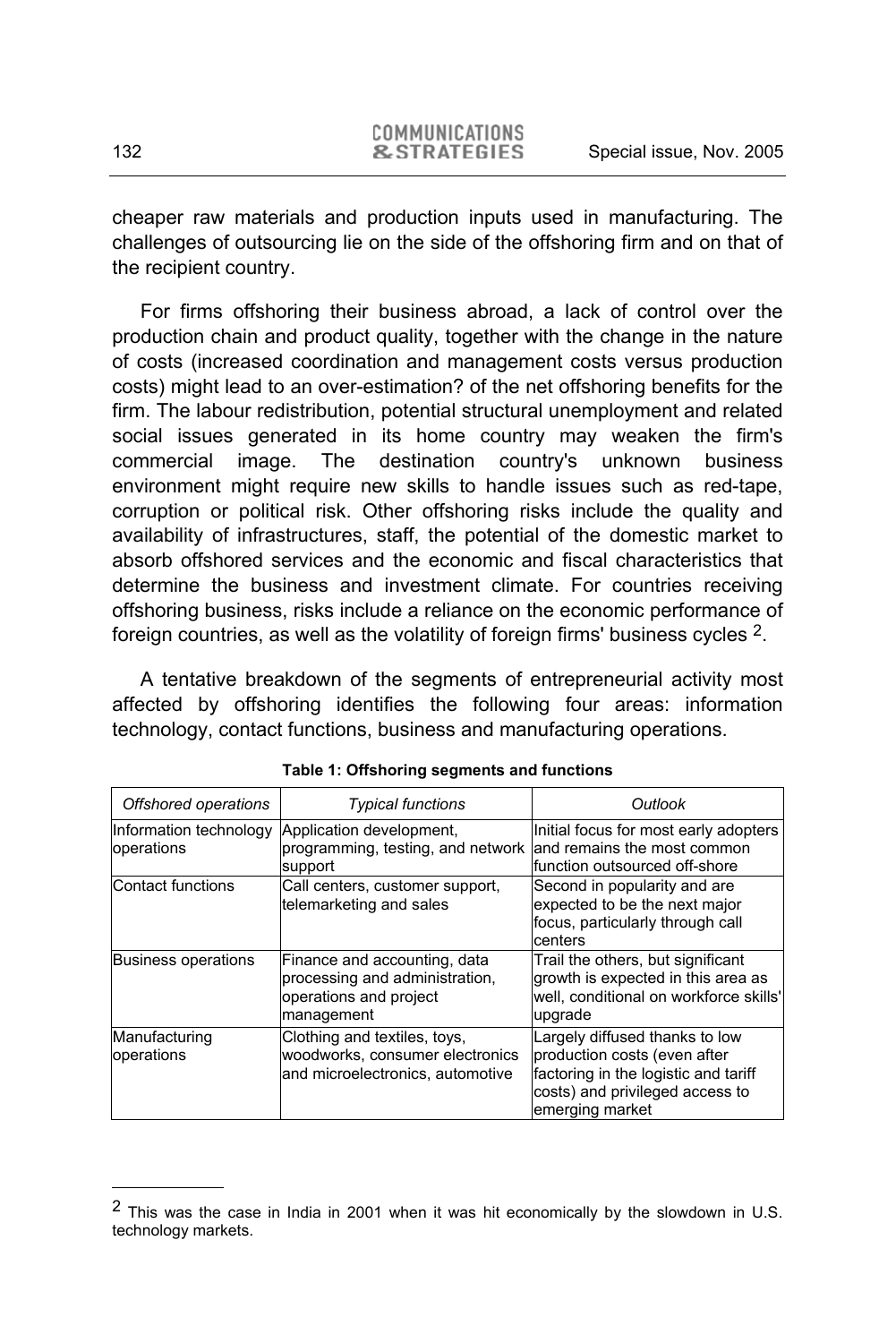cheaper raw materials and production inputs used in manufacturing. The challenges of outsourcing lie on the side of the offshoring firm and on that of the recipient country.

For firms offshoring their business abroad, a lack of control over the production chain and product quality, together with the change in the nature of costs (increased coordination and management costs versus production costs) might lead to an over-estimation? of the net offshoring benefits for the firm. The labour redistribution, potential structural unemployment and related social issues generated in its home country may weaken the firm's commercial image. The destination country's unknown business environment might require new skills to handle issues such as red-tape, corruption or political risk. Other offshoring risks include the quality and availability of infrastructures, staff, the potential of the domestic market to absorb offshored services and the economic and fiscal characteristics that determine the business and investment climate. For countries receiving offshoring business, risks include a reliance on the economic performance of foreign countries, as well as the volatility of foreign firms' business cycles [2].

A tentative breakdown of the segments of entrepreneurial activity most affected by offshoring identifies the following four areas: information technology, contact functions, business and manufacturing operations.

**Table 1: Offshoring segments and functions**

| *Offshored operations* | *Typical functions* | *Outlook* |
|---|---|---|
| Information technology operations | Application development, programming, testing, and network support | Initial focus for most early adopters and remains the most common function outsourced off-shore |
| Contact functions | Call centers, customer support, telemarketing and sales | Second in popularity and are expected to be the next major focus, particularly through call centers |
| Business operations | Finance and accounting, data processing and administration, operations and project management | Trail the others, but significant growth is expected in this area as well, conditional on workforce skills' upgrade |
| Manufacturing operations | Clothing and textiles, toys, woodworks, consumer electronics and microelectronics, automotive | Largely diffused thanks to low production costs (even after factoring in the logistic and tariff costs) and privileged access to emerging market |

[2] This was the case in India in 2001 when it was hit economically by the slowdown in U.S. technology markets.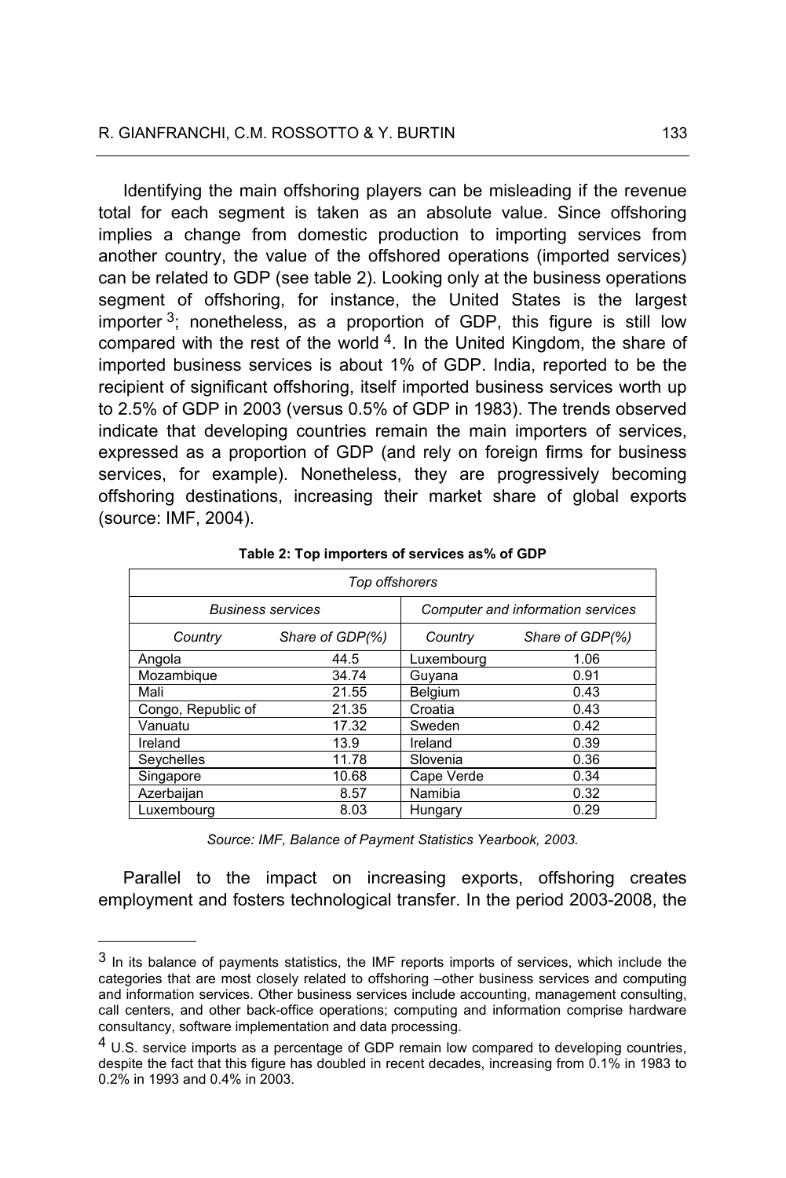Identifying the main offshoring players can be misleading if the revenue total for each segment is taken as an absolute value. Since offshoring implies a change from domestic production to importing services from another country, the value of the offshored operations (imported services) can be related to GDP (see table 2). Looking only at the business operations segment of offshoring, for instance, the United States is the largest importer [3]; nonetheless, as a proportion of GDP, this figure is still low compared with the rest of the world [4]. In the United Kingdom, the share of imported business services is about 1% of GDP. India, reported to be the recipient of significant offshoring, itself imported business services worth up to 2.5% of GDP in 2003 (versus 0.5% of GDP in 1983). The trends observed indicate that developing countries remain the main importers of services, expressed as a proportion of GDP (and rely on foreign firms for business services, for example). Nonetheless, they are progressively becoming offshoring destinations, increasing their market share of global exports (source: IMF, 2004).

**Table 2: Top importers of services as% of GDP**

| *Top offshorers* | | | |
|---|---|---|---|
| *Business services* | | *Computer and information services* | |
| *Country* | *Share of GDP(%)* | *Country* | *Share of GDP(%)* |
| Angola | 44.5 | Luxembourg | 1.06 |
| Mozambique | 34.74 | Guyana | 0.91 |
| Mali | 21.55 | Belgium | 0.43 |
| Congo, Republic of | 21.35 | Croatia | 0.43 |
| Vanuatu | 17.32 | Sweden | 0.42 |
| Ireland | 13.9 | Ireland | 0.39 |
| Seychelles | 11.78 | Slovenia | 0.36 |
| Singapore | 10.68 | Cape Verde | 0.34 |
| Azerbaijan | 8.57 | Namibia | 0.32 |
| Luxembourg | 8.03 | Hungary | 0.29 |

*Source: IMF, Balance of Payment Statistics Yearbook, 2003.*

Parallel to the impact on increasing exports, offshoring creates employment and fosters technological transfer. In the period 2003-2008, the

[3] In its balance of payments statistics, the IMF reports imports of services, which include the categories that are most closely related to offshoring –other business services and computing and information services. Other business services include accounting, management consulting, call centers, and other back-office operations; computing and information comprise hardware consultancy, software implementation and data processing.

[4] U.S. service imports as a percentage of GDP remain low compared to developing countries, despite the fact that this figure has doubled in recent decades, increasing from 0.1% in 1983 to 0.2% in 1993 and 0.4% in 2003.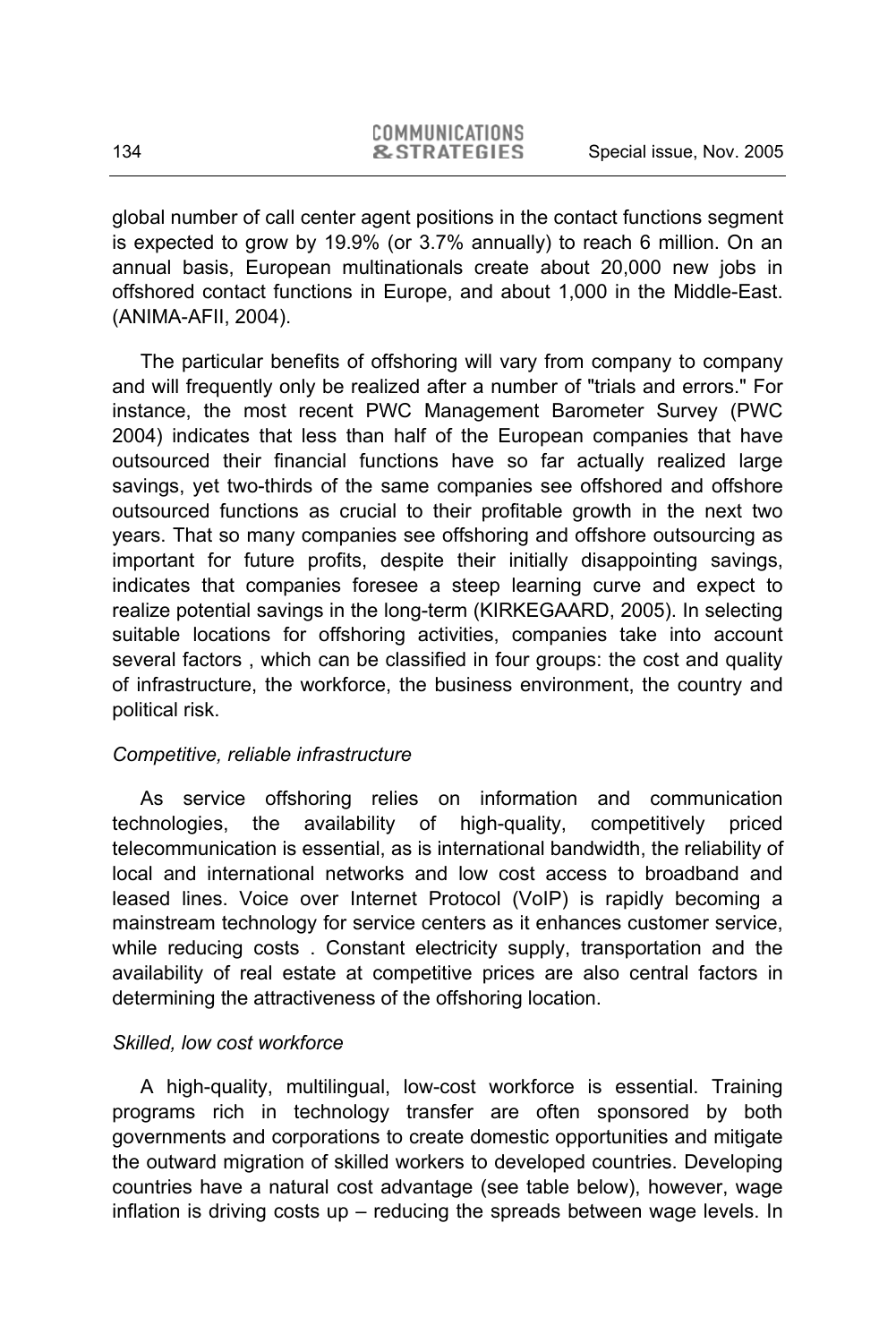global number of call center agent positions in the contact functions segment is expected to grow by 19.9% (or 3.7% annually) to reach 6 million. On an annual basis, European multinationals create about 20,000 new jobs in offshored contact functions in Europe, and about 1,000 in the Middle-East. (ANIMA-AFII, 2004).

The particular benefits of offshoring will vary from company to company and will frequently only be realized after a number of "trials and errors." For instance, the most recent PWC Management Barometer Survey (PWC 2004) indicates that less than half of the European companies that have outsourced their financial functions have so far actually realized large savings, yet two-thirds of the same companies see offshored and offshore outsourced functions as crucial to their profitable growth in the next two years. That so many companies see offshoring and offshore outsourcing as important for future profits, despite their initially disappointing savings, indicates that companies foresee a steep learning curve and expect to realize potential savings in the long-term (KIRKEGAARD, 2005). In selecting suitable locations for offshoring activities, companies take into account several factors , which can be classified in four groups: the cost and quality of infrastructure, the workforce, the business environment, the country and political risk.

*Competitive, reliable infrastructure*

As service offshoring relies on information and communication technologies, the availability of high-quality, competitively priced telecommunication is essential, as is international bandwidth, the reliability of local and international networks and low cost access to broadband and leased lines. Voice over Internet Protocol (VoIP) is rapidly becoming a mainstream technology for service centers as it enhances customer service, while reducing costs . Constant electricity supply, transportation and the availability of real estate at competitive prices are also central factors in determining the attractiveness of the offshoring location.

*Skilled, low cost workforce*

A high-quality, multilingual, low-cost workforce is essential. Training programs rich in technology transfer are often sponsored by both governments and corporations to create domestic opportunities and mitigate the outward migration of skilled workers to developed countries. Developing countries have a natural cost advantage (see table below), however, wage inflation is driving costs up – reducing the spreads between wage levels. In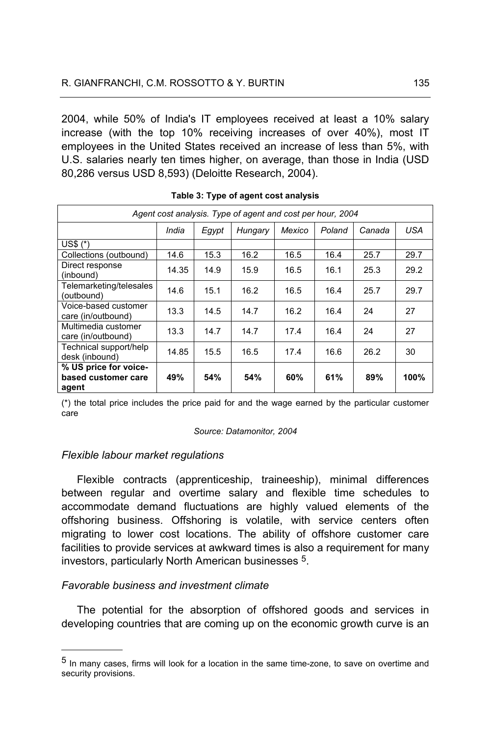2004, while 50% of India's IT employees received at least a 10% salary increase (with the top 10% receiving increases of over 40%), most IT employees in the United States received an increase of less than 5%, with U.S. salaries nearly ten times higher, on average, than those in India (USD 80,286 versus USD 8,593) (Deloitte Research, 2004).

**Table 3: Type of agent cost analysis**

| *Agent cost analysis. Type of agent and cost per hour, 2004* | | | | | | | |
|---|---|---|---|---|---|---|---|
| | *India* | *Egypt* | *Hungary* | *Mexico* | *Poland* | *Canada* | *USA* |
| US$ (*) | | | | | | | |
| Collections (outbound) | 14.6 | 15.3 | 16.2 | 16.5 | 16.4 | 25.7 | 29.7 |
| Direct response (inbound) | 14.35 | 14.9 | 15.9 | 16.5 | 16.1 | 25.3 | 29.2 |
| Telemarketing/telesales (outbound) | 14.6 | 15.1 | 16.2 | 16.5 | 16.4 | 25.7 | 29.7 |
| Voice-based customer care (in/outbound) | 13.3 | 14.5 | 14.7 | 16.2 | 16.4 | 24 | 27 |
| Multimedia customer care (in/outbound) | 13.3 | 14.7 | 14.7 | 17.4 | 16.4 | 24 | 27 |
| Technical support/help desk (inbound) | 14.85 | 15.5 | 16.5 | 17.4 | 16.6 | 26.2 | 30 |
| **% US price for voice-based customer care agent** | **49%** | **54%** | **54%** | **60%** | **61%** | **89%** | **100%** |

(*) the total price includes the price paid for and the wage earned by the particular customer care

*Source: Datamonitor, 2004*

*Flexible labour market regulations*

Flexible contracts (apprenticeship, traineeship), minimal differences between regular and overtime salary and flexible time schedules to accommodate demand fluctuations are highly valued elements of the offshoring business. Offshoring is volatile, with service centers often migrating to lower cost locations. The ability of offshore customer care facilities to provide services at awkward times is also a requirement for many investors, particularly North American businesses [5].

*Favorable business and investment climate*

The potential for the absorption of offshored goods and services in developing countries that are coming up on the economic growth curve is an

[5] In many cases, firms will look for a location in the same time-zone, to save on overtime and security provisions.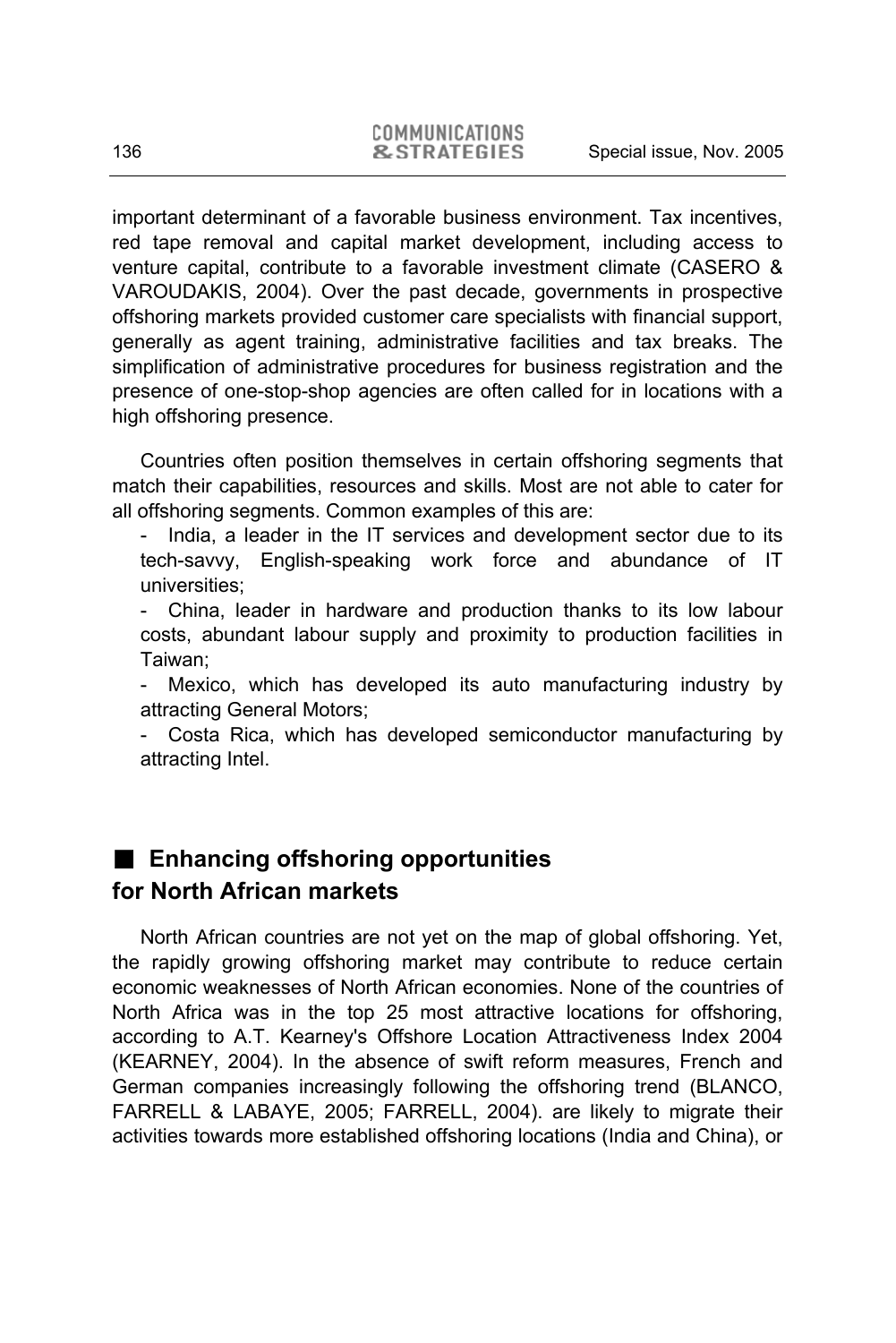important determinant of a favorable business environment. Tax incentives, red tape removal and capital market development, including access to venture capital, contribute to a favorable investment climate (CASERO & VAROUDAKIS, 2004). Over the past decade, governments in prospective offshoring markets provided customer care specialists with financial support, generally as agent training, administrative facilities and tax breaks. The simplification of administrative procedures for business registration and the presence of one-stop-shop agencies are often called for in locations with a high offshoring presence.

Countries often position themselves in certain offshoring segments that match their capabilities, resources and skills. Most are not able to cater for all offshoring segments. Common examples of this are:

- India, a leader in the IT services and development sector due to its tech-savvy, English-speaking work force and abundance of IT universities;
- China, leader in hardware and production thanks to its low labour costs, abundant labour supply and proximity to production facilities in Taiwan;
- Mexico, which has developed its auto manufacturing industry by attracting General Motors;
- Costa Rica, which has developed semiconductor manufacturing by attracting Intel.

## Enhancing offshoring opportunities for North African markets

North African countries are not yet on the map of global offshoring. Yet, the rapidly growing offshoring market may contribute to reduce certain economic weaknesses of North African economies. None of the countries of North Africa was in the top 25 most attractive locations for offshoring, according to A.T. Kearney's Offshore Location Attractiveness Index 2004 (KEARNEY, 2004). In the absence of swift reform measures, French and German companies increasingly following the offshoring trend (BLANCO, FARRELL & LABAYE, 2005; FARRELL, 2004). are likely to migrate their activities towards more established offshoring locations (India and China), or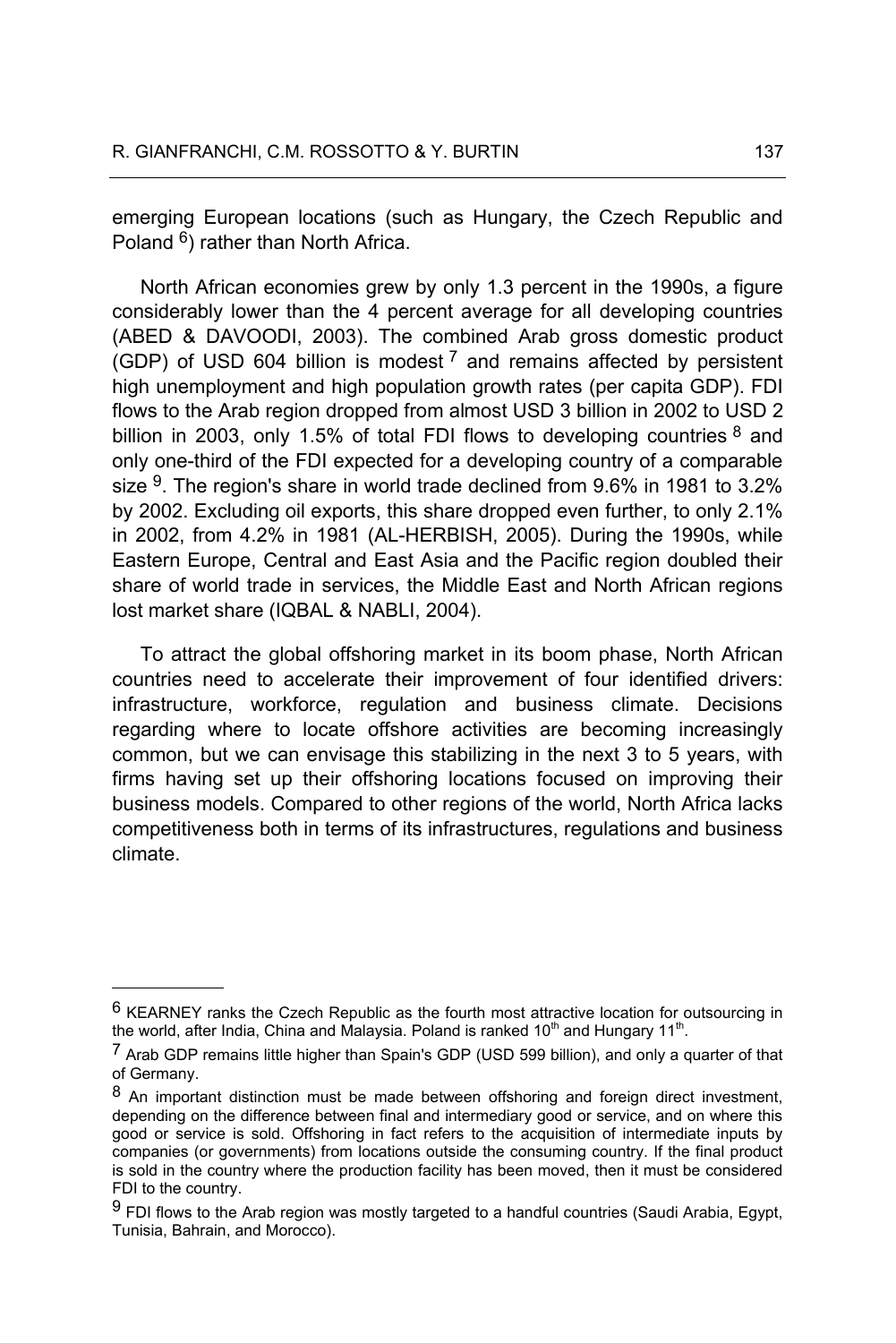emerging European locations (such as Hungary, the Czech Republic and Poland [6]) rather than North Africa.

North African economies grew by only 1.3 percent in the 1990s, a figure considerably lower than the 4 percent average for all developing countries (ABED & DAVOODI, 2003). The combined Arab gross domestic product (GDP) of USD 604 billion is modest [7] and remains affected by persistent high unemployment and high population growth rates (per capita GDP). FDI flows to the Arab region dropped from almost USD 3 billion in 2002 to USD 2 billion in 2003, only 1.5% of total FDI flows to developing countries [8] and only one-third of the FDI expected for a developing country of a comparable size [9]. The region's share in world trade declined from 9.6% in 1981 to 3.2% by 2002. Excluding oil exports, this share dropped even further, to only 2.1% in 2002, from 4.2% in 1981 (AL-HERBISH, 2005). During the 1990s, while Eastern Europe, Central and East Asia and the Pacific region doubled their share of world trade in services, the Middle East and North African regions lost market share (IQBAL & NABLI, 2004).

To attract the global offshoring market in its boom phase, North African countries need to accelerate their improvement of four identified drivers: infrastructure, workforce, regulation and business climate. Decisions regarding where to locate offshore activities are becoming increasingly common, but we can envisage this stabilizing in the next 3 to 5 years, with firms having set up their offshoring locations focused on improving their business models. Compared to other regions of the world, North Africa lacks competitiveness both in terms of its infrastructures, regulations and business climate.

---

[6] KEARNEY ranks the Czech Republic as the fourth most attractive location for outsourcing in the world, after India, China and Malaysia. Poland is ranked 10th and Hungary 11th.

[7] Arab GDP remains little higher than Spain's GDP (USD 599 billion), and only a quarter of that of Germany.

[8] An important distinction must be made between offshoring and foreign direct investment, depending on the difference between final and intermediary good or service, and on where this good or service is sold. Offshoring in fact refers to the acquisition of intermediate inputs by companies (or governments) from locations outside the consuming country. If the final product is sold in the country where the production facility has been moved, then it must be considered FDI to the country.

[9] FDI flows to the Arab region was mostly targeted to a handful countries (Saudi Arabia, Egypt, Tunisia, Bahrain, and Morocco).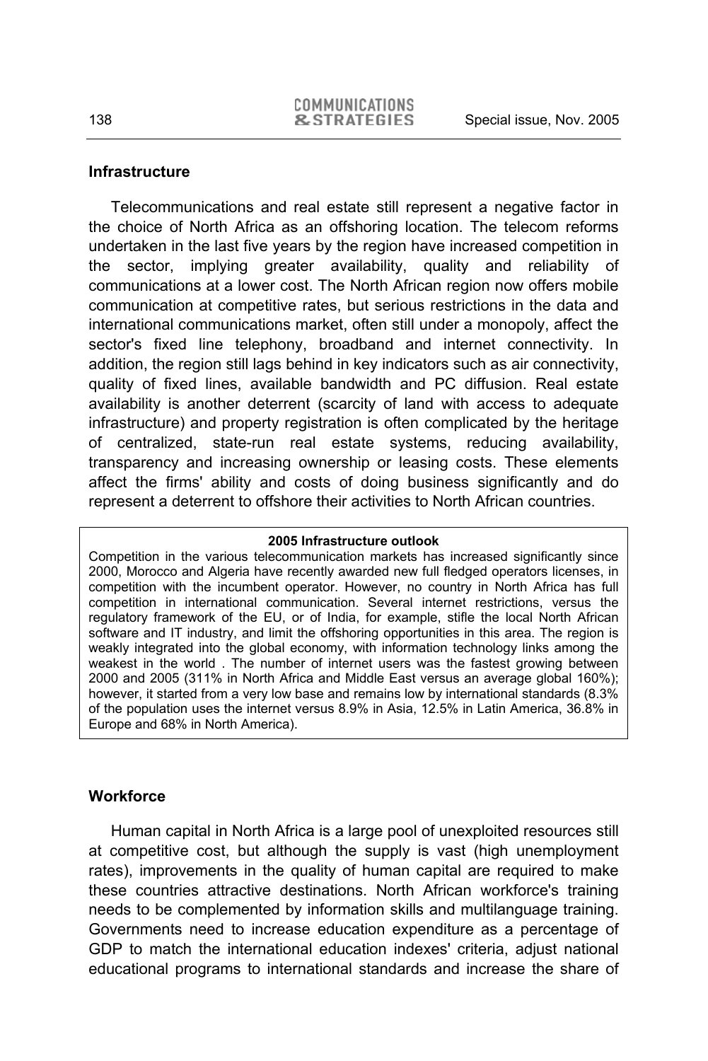## Infrastructure

Telecommunications and real estate still represent a negative factor in the choice of North Africa as an offshoring location. The telecom reforms undertaken in the last five years by the region have increased competition in the sector, implying greater availability, quality and reliability of communications at a lower cost. The North African region now offers mobile communication at competitive rates, but serious restrictions in the data and international communications market, often still under a monopoly, affect the sector's fixed line telephony, broadband and internet connectivity. In addition, the region still lags behind in key indicators such as air connectivity, quality of fixed lines, available bandwidth and PC diffusion. Real estate availability is another deterrent (scarcity of land with access to adequate infrastructure) and property registration is often complicated by the heritage of centralized, state-run real estate systems, reducing availability, transparency and increasing ownership or leasing costs. These elements affect the firms' ability and costs of doing business significantly and do represent a deterrent to offshore their activities to North African countries.

> **2005 Infrastructure outlook**
>
> Competition in the various telecommunication markets has increased significantly since 2000, Morocco and Algeria have recently awarded new full fledged operators licenses, in competition with the incumbent operator. However, no country in North Africa has full competition in international communication. Several internet restrictions, versus the regulatory framework of the EU, or of India, for example, stifle the local North African software and IT industry, and limit the offshoring opportunities in this area. The region is weakly integrated into the global economy, with information technology links among the weakest in the world . The number of internet users was the fastest growing between 2000 and 2005 (311% in North Africa and Middle East versus an average global 160%); however, it started from a very low base and remains low by international standards (8.3% of the population uses the internet versus 8.9% in Asia, 12.5% in Latin America, 36.8% in Europe and 68% in North America).

## Workforce

Human capital in North Africa is a large pool of unexploited resources still at competitive cost, but although the supply is vast (high unemployment rates), improvements in the quality of human capital are required to make these countries attractive destinations. North African workforce's training needs to be complemented by information skills and multilanguage training. Governments need to increase education expenditure as a percentage of GDP to match the international education indexes' criteria, adjust national educational programs to international standards and increase the share of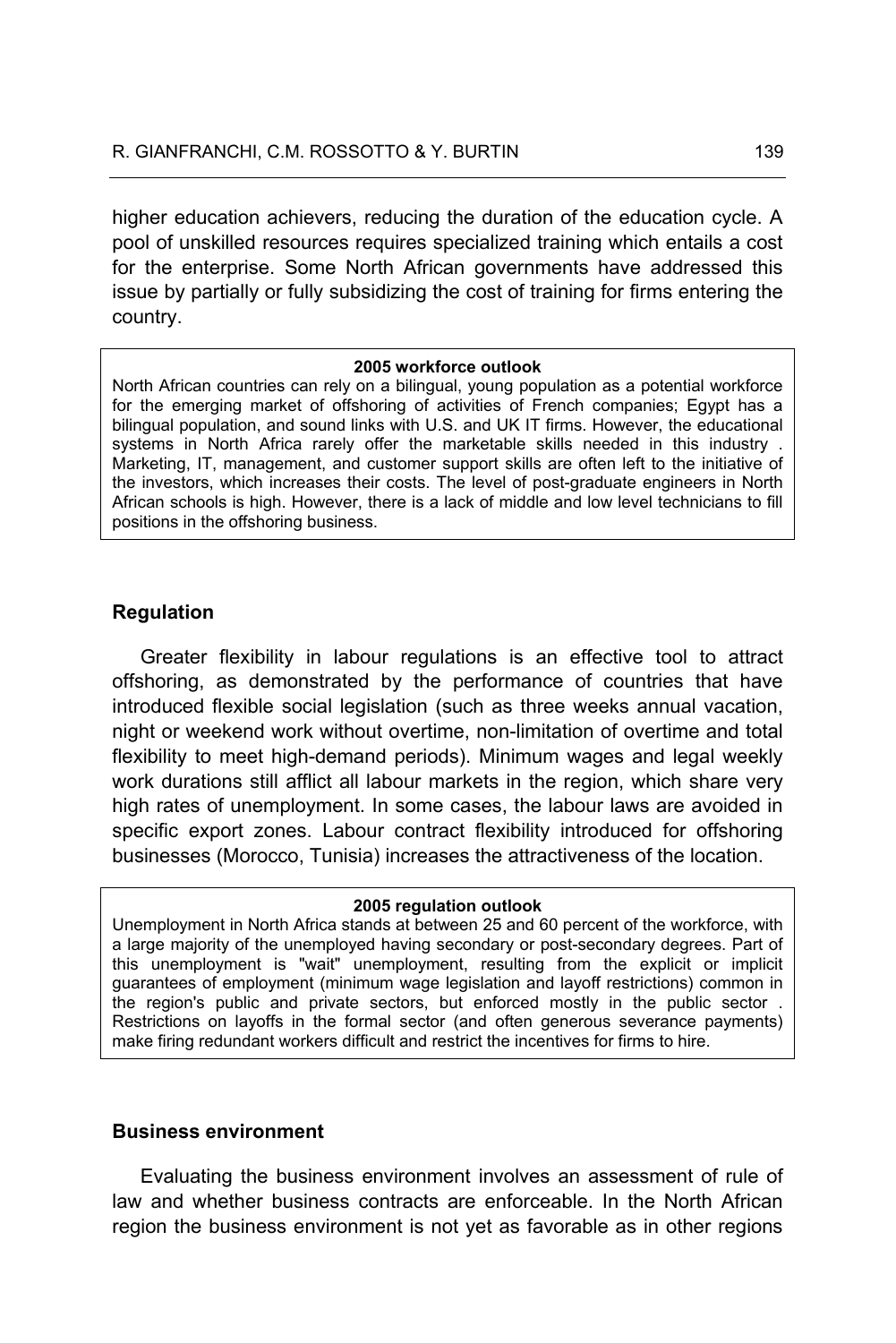higher education achievers, reducing the duration of the education cycle. A pool of unskilled resources requires specialized training which entails a cost for the enterprise. Some North African governments have addressed this issue by partially or fully subsidizing the cost of training for firms entering the country.

> **2005 workforce outlook**
>
> North African countries can rely on a bilingual, young population as a potential workforce for the emerging market of offshoring of activities of French companies; Egypt has a bilingual population, and sound links with U.S. and UK IT firms. However, the educational systems in North Africa rarely offer the marketable skills needed in this industry . Marketing, IT, management, and customer support skills are often left to the initiative of the investors, which increases their costs. The level of post-graduate engineers in North African schools is high. However, there is a lack of middle and low level technicians to fill positions in the offshoring business.

### Regulation

Greater flexibility in labour regulations is an effective tool to attract offshoring, as demonstrated by the performance of countries that have introduced flexible social legislation (such as three weeks annual vacation, night or weekend work without overtime, non-limitation of overtime and total flexibility to meet high-demand periods). Minimum wages and legal weekly work durations still afflict all labour markets in the region, which share very high rates of unemployment. In some cases, the labour laws are avoided in specific export zones. Labour contract flexibility introduced for offshoring businesses (Morocco, Tunisia) increases the attractiveness of the location.

> **2005 regulation outlook**
>
> Unemployment in North Africa stands at between 25 and 60 percent of the workforce, with a large majority of the unemployed having secondary or post-secondary degrees. Part of this unemployment is "wait" unemployment, resulting from the explicit or implicit guarantees of employment (minimum wage legislation and layoff restrictions) common in the region's public and private sectors, but enforced mostly in the public sector . Restrictions on layoffs in the formal sector (and often generous severance payments) make firing redundant workers difficult and restrict the incentives for firms to hire.

### Business environment

Evaluating the business environment involves an assessment of rule of law and whether business contracts are enforceable. In the North African region the business environment is not yet as favorable as in other regions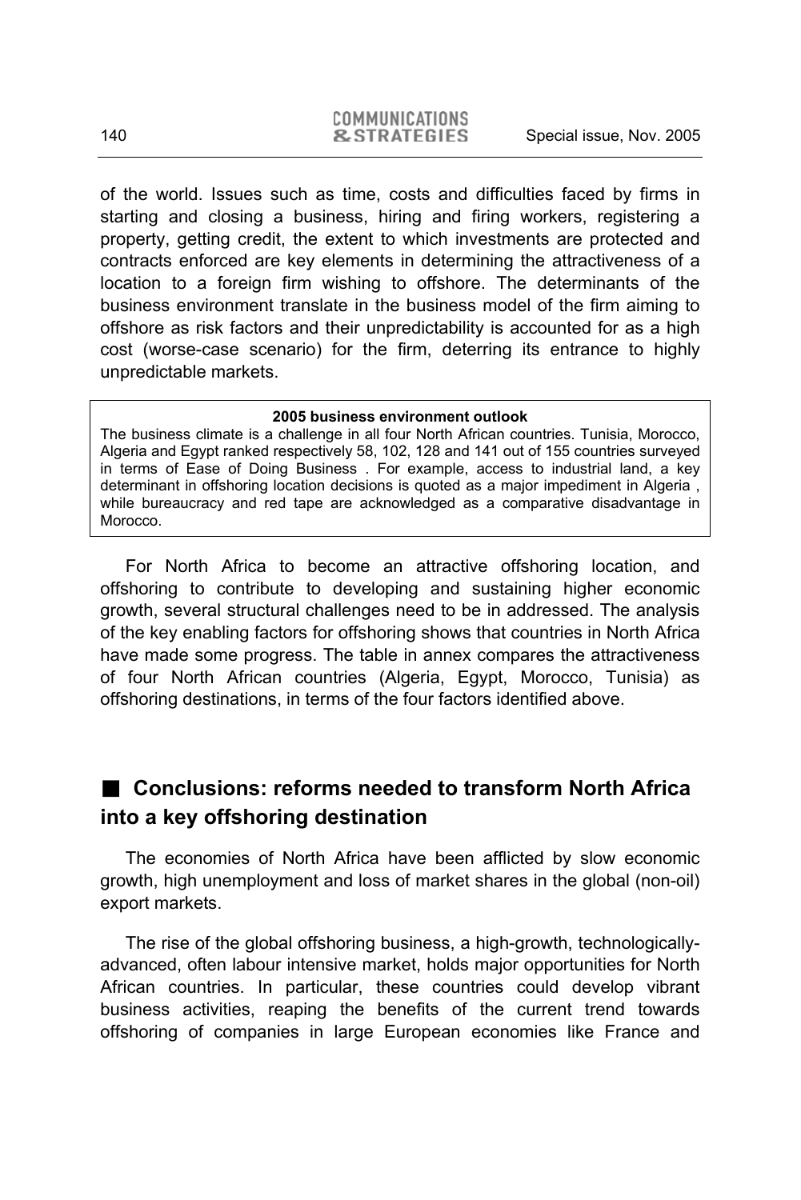of the world. Issues such as time, costs and difficulties faced by firms in starting and closing a business, hiring and firing workers, registering a property, getting credit, the extent to which investments are protected and contracts enforced are key elements in determining the attractiveness of a location to a foreign firm wishing to offshore. The determinants of the business environment translate in the business model of the firm aiming to offshore as risk factors and their unpredictability is accounted for as a high cost (worse-case scenario) for the firm, deterring its entrance to highly unpredictable markets.

> **2005 business environment outlook**
>
> The business climate is a challenge in all four North African countries. Tunisia, Morocco, Algeria and Egypt ranked respectively 58, 102, 128 and 141 out of 155 countries surveyed in terms of Ease of Doing Business . For example, access to industrial land, a key determinant in offshoring location decisions is quoted as a major impediment in Algeria , while bureaucracy and red tape are acknowledged as a comparative disadvantage in Morocco.

For North Africa to become an attractive offshoring location, and offshoring to contribute to developing and sustaining higher economic growth, several structural challenges need to be in addressed. The analysis of the key enabling factors for offshoring shows that countries in North Africa have made some progress. The table in annex compares the attractiveness of four North African countries (Algeria, Egypt, Morocco, Tunisia) as offshoring destinations, in terms of the four factors identified above.

## Conclusions: reforms needed to transform North Africa into a key offshoring destination

The economies of North Africa have been afflicted by slow economic growth, high unemployment and loss of market shares in the global (non-oil) export markets.

The rise of the global offshoring business, a high-growth, technologically-advanced, often labour intensive market, holds major opportunities for North African countries. In particular, these countries could develop vibrant business activities, reaping the benefits of the current trend towards offshoring of companies in large European economies like France and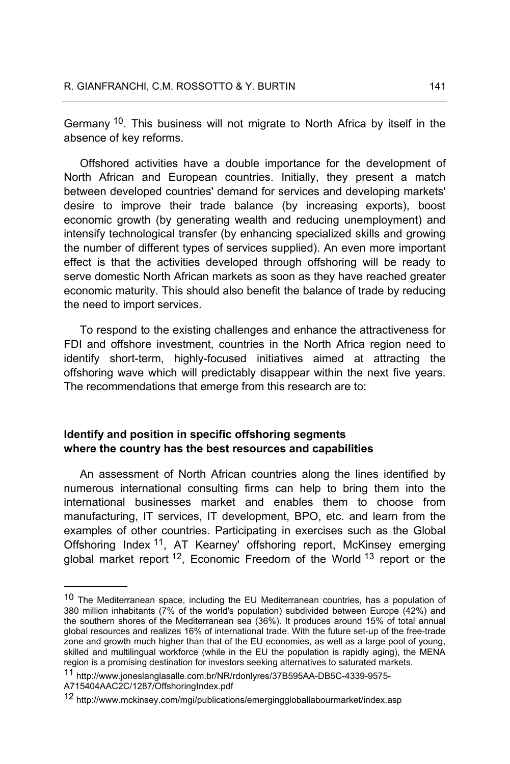Germany [10]. This business will not migrate to North Africa by itself in the absence of key reforms.

Offshored activities have a double importance for the development of North African and European countries. Initially, they present a match between developed countries' demand for services and developing markets' desire to improve their trade balance (by increasing exports), boost economic growth (by generating wealth and reducing unemployment) and intensify technological transfer (by enhancing specialized skills and growing the number of different types of services supplied). An even more important effect is that the activities developed through offshoring will be ready to serve domestic North African markets as soon as they have reached greater economic maturity. This should also benefit the balance of trade by reducing the need to import services.

To respond to the existing challenges and enhance the attractiveness for FDI and offshore investment, countries in the North Africa region need to identify short-term, highly-focused initiatives aimed at attracting the offshoring wave which will predictably disappear within the next five years. The recommendations that emerge from this research are to:

**Identify and position in specific offshoring segments where the country has the best resources and capabilities**

An assessment of North African countries along the lines identified by numerous international consulting firms can help to bring them into the international businesses market and enables them to choose from manufacturing, IT services, IT development, BPO, etc. and learn from the examples of other countries. Participating in exercises such as the Global Offshoring Index [11], AT Kearney' offshoring report, McKinsey emerging global market report [12], Economic Freedom of the World [13] report or the

---

[10] The Mediterranean space, including the EU Mediterranean countries, has a population of 380 million inhabitants (7% of the world's population) subdivided between Europe (42%) and the southern shores of the Mediterranean sea (36%). It produces around 15% of total annual global resources and realizes 16% of international trade. With the future set-up of the free-trade zone and growth much higher than that of the EU economies, as well as a large pool of young, skilled and multilingual workforce (while in the EU the population is rapidly aging), the MENA region is a promising destination for investors seeking alternatives to saturated markets.

[11] http://www.joneslanglasalle.com.br/NR/rdonlyres/37B595AA-DB5C-4339-9575-A715404AAC2C/1287/OffshoringIndex.pdf

[12] http://www.mckinsey.com/mgi/publications/emerginggloballabourmarket/index.asp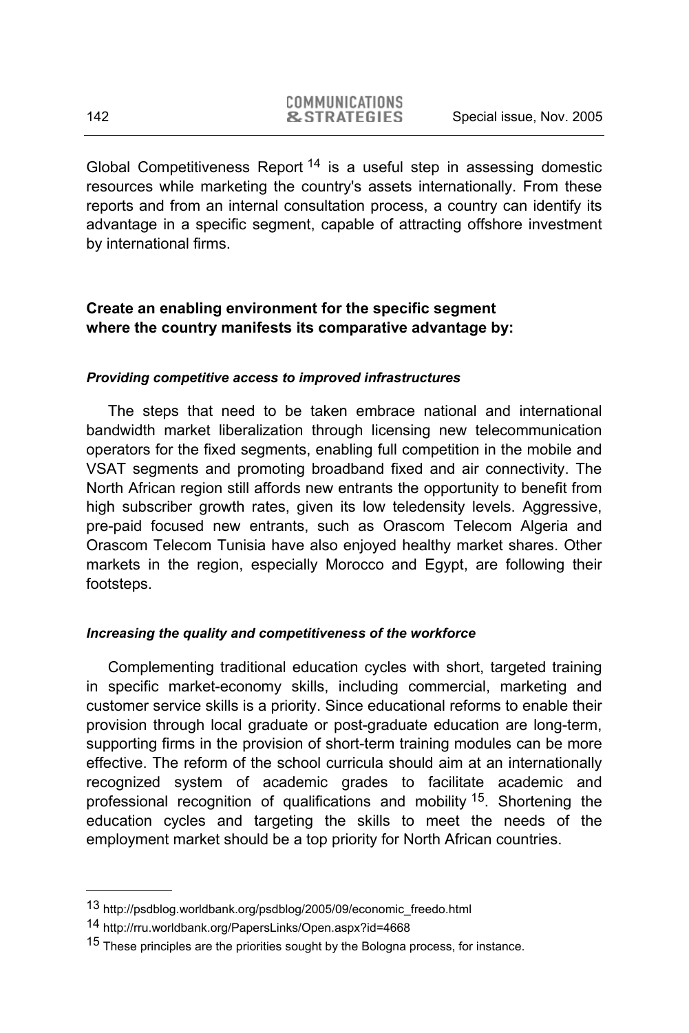Global Competitiveness Report [14] is a useful step in assessing domestic resources while marketing the country's assets internationally. From these reports and from an internal consultation process, a country can identify its advantage in a specific segment, capable of attracting offshore investment by international firms.

**Create an enabling environment for the specific segment where the country manifests its comparative advantage by:**

***Providing competitive access to improved infrastructures***

The steps that need to be taken embrace national and international bandwidth market liberalization through licensing new telecommunication operators for the fixed segments, enabling full competition in the mobile and VSAT segments and promoting broadband fixed and air connectivity. The North African region still affords new entrants the opportunity to benefit from high subscriber growth rates, given its low teledensity levels. Aggressive, pre-paid focused new entrants, such as Orascom Telecom Algeria and Orascom Telecom Tunisia have also enjoyed healthy market shares. Other markets in the region, especially Morocco and Egypt, are following their footsteps.

***Increasing the quality and competitiveness of the workforce***

Complementing traditional education cycles with short, targeted training in specific market-economy skills, including commercial, marketing and customer service skills is a priority. Since educational reforms to enable their provision through local graduate or post-graduate education are long-term, supporting firms in the provision of short-term training modules can be more effective. The reform of the school curricula should aim at an internationally recognized system of academic grades to facilitate academic and professional recognition of qualifications and mobility [15]. Shortening the education cycles and targeting the skills to meet the needs of the employment market should be a top priority for North African countries.

---

[13] http://psdblog.worldbank.org/psdblog/2005/09/economic_freedo.html

[14] http://rru.worldbank.org/PapersLinks/Open.aspx?id=4668

[15] These principles are the priorities sought by the Bologna process, for instance.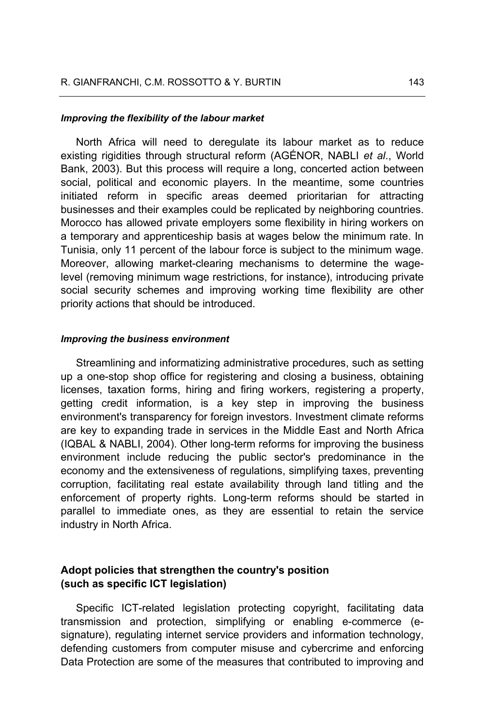#### *Improving the flexibility of the labour market*

North Africa will need to deregulate its labour market as to reduce existing rigidities through structural reform (AGÉNOR, NABLI *et al*., World Bank, 2003). But this process will require a long, concerted action between social, political and economic players. In the meantime, some countries initiated reform in specific areas deemed prioritarian for attracting businesses and their examples could be replicated by neighboring countries. Morocco has allowed private employers some flexibility in hiring workers on a temporary and apprenticeship basis at wages below the minimum rate. In Tunisia, only 11 percent of the labour force is subject to the minimum wage. Moreover, allowing market-clearing mechanisms to determine the wage-level (removing minimum wage restrictions, for instance), introducing private social security schemes and improving working time flexibility are other priority actions that should be introduced.

#### *Improving the business environment*

Streamlining and informatizing administrative procedures, such as setting up a one-stop shop office for registering and closing a business, obtaining licenses, taxation forms, hiring and firing workers, registering a property, getting credit information, is a key step in improving the business environment's transparency for foreign investors. Investment climate reforms are key to expanding trade in services in the Middle East and North Africa (IQBAL & NABLI, 2004). Other long-term reforms for improving the business environment include reducing the public sector's predominance in the economy and the extensiveness of regulations, simplifying taxes, preventing corruption, facilitating real estate availability through land titling and the enforcement of property rights. Long-term reforms should be started in parallel to immediate ones, as they are essential to retain the service industry in North Africa.

### Adopt policies that strengthen the country's position (such as specific ICT legislation)

Specific ICT-related legislation protecting copyright, facilitating data transmission and protection, simplifying or enabling e-commerce (e-signature), regulating internet service providers and information technology, defending customers from computer misuse and cybercrime and enforcing Data Protection are some of the measures that contributed to improving and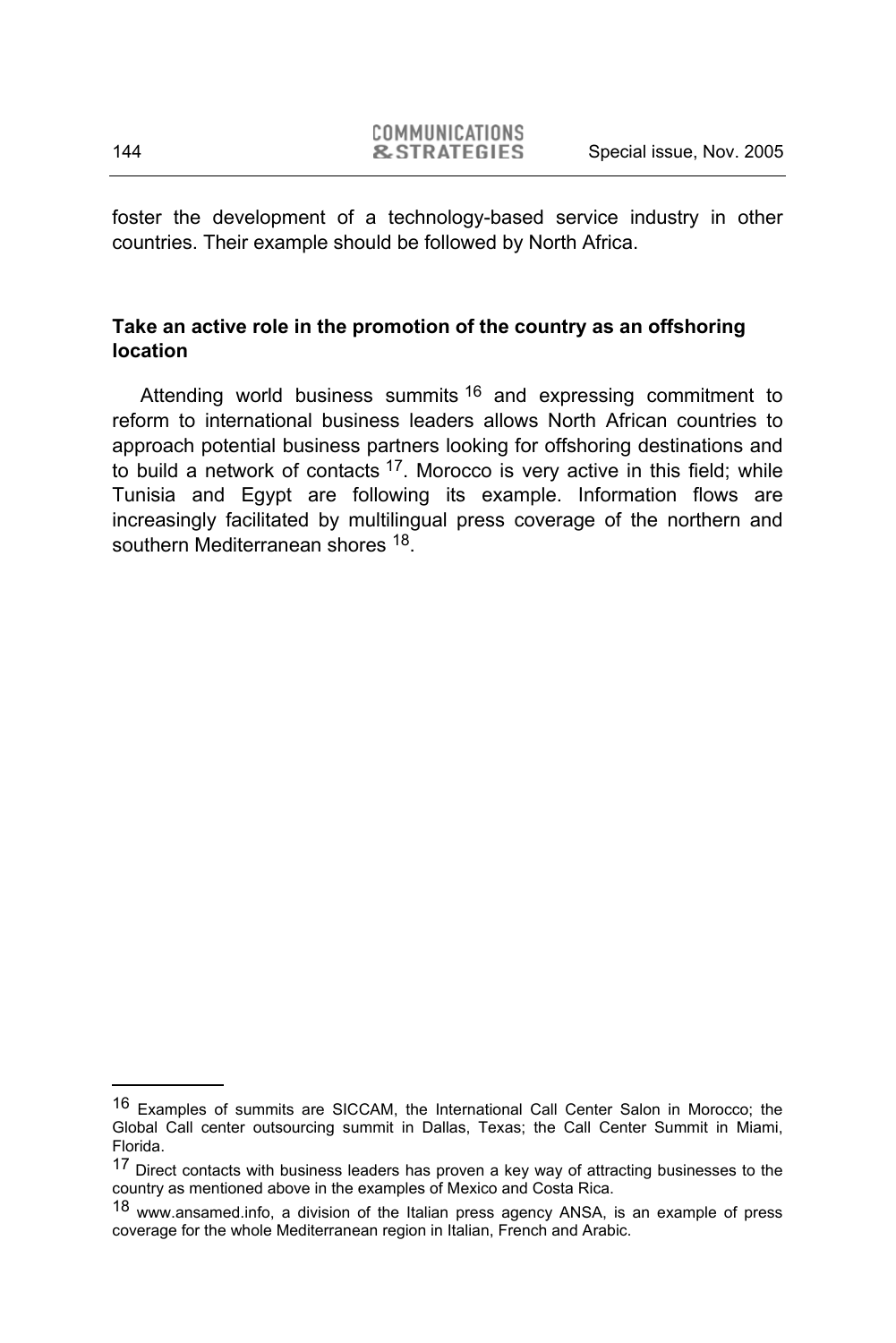foster the development of a technology-based service industry in other countries. Their example should be followed by North Africa.

### Take an active role in the promotion of the country as an offshoring location

Attending world business summits [16] and expressing commitment to reform to international business leaders allows North African countries to approach potential business partners looking for offshoring destinations and to build a network of contacts [17]. Morocco is very active in this field; while Tunisia and Egypt are following its example. Information flows are increasingly facilitated by multilingual press coverage of the northern and southern Mediterranean shores [18].

---

[16] Examples of summits are SICCAM, the International Call Center Salon in Morocco; the Global Call center outsourcing summit in Dallas, Texas; the Call Center Summit in Miami, Florida.

[17] Direct contacts with business leaders has proven a key way of attracting businesses to the country as mentioned above in the examples of Mexico and Costa Rica.

[18] www.ansamed.info, a division of the Italian press agency ANSA, is an example of press coverage for the whole Mediterranean region in Italian, French and Arabic.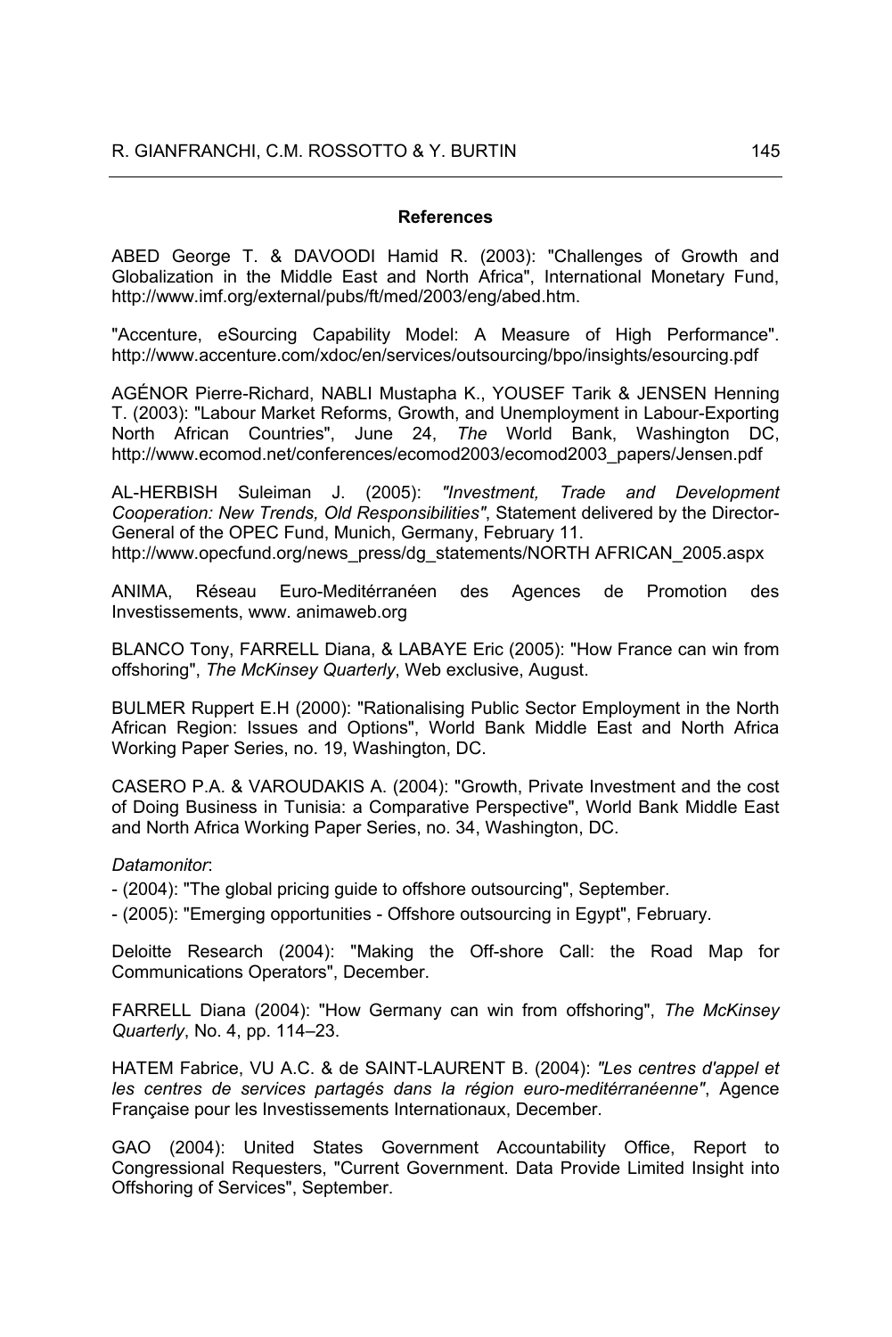## References

ABED George T. & DAVOODI Hamid R. (2003): "Challenges of Growth and Globalization in the Middle East and North Africa", International Monetary Fund, http://www.imf.org/external/pubs/ft/med/2003/eng/abed.htm.

"Accenture, eSourcing Capability Model: A Measure of High Performance". http://www.accenture.com/xdoc/en/services/outsourcing/bpo/insights/esourcing.pdf

AGÉNOR Pierre-Richard, NABLI Mustapha K., YOUSEF Tarik & JENSEN Henning T. (2003): "Labour Market Reforms, Growth, and Unemployment in Labour-Exporting North African Countries", June 24, *The* World Bank, Washington DC, http://www.ecomod.net/conferences/ecomod2003/ecomod2003_papers/Jensen.pdf

AL-HERBISH Suleiman J. (2005): *"Investment, Trade and Development Cooperation: New Trends, Old Responsibilities"*, Statement delivered by the Director-General of the OPEC Fund, Munich, Germany, February 11. http://www.opecfund.org/news_press/dg_statements/NORTH AFRICAN_2005.aspx

ANIMA, Réseau Euro-Meditérranéen des Agences de Promotion des Investissements, www. animaweb.org

BLANCO Tony, FARRELL Diana, & LABAYE Eric (2005): "How France can win from offshoring", *The McKinsey Quarterly*, Web exclusive, August.

BULMER Ruppert E.H (2000): "Rationalising Public Sector Employment in the North African Region: Issues and Options", World Bank Middle East and North Africa Working Paper Series, no. 19, Washington, DC.

CASERO P.A. & VAROUDAKIS A. (2004): "Growth, Private Investment and the cost of Doing Business in Tunisia: a Comparative Perspective", World Bank Middle East and North Africa Working Paper Series, no. 34, Washington, DC.

*Datamonitor*:

- (2004): "The global pricing guide to offshore outsourcing", September.
- (2005): "Emerging opportunities - Offshore outsourcing in Egypt", February.

Deloitte Research (2004): "Making the Off-shore Call: the Road Map for Communications Operators", December.

FARRELL Diana (2004): "How Germany can win from offshoring", *The McKinsey Quarterly*, No. 4, pp. 114–23.

HATEM Fabrice, VU A.C. & de SAINT-LAURENT B. (2004): *"Les centres d'appel et les centres de services partagés dans la région euro-meditérranéenne"*, Agence Française pour les Investissements Internationaux, December.

GAO (2004): United States Government Accountability Office, Report to Congressional Requesters, "Current Government. Data Provide Limited Insight into Offshoring of Services", September.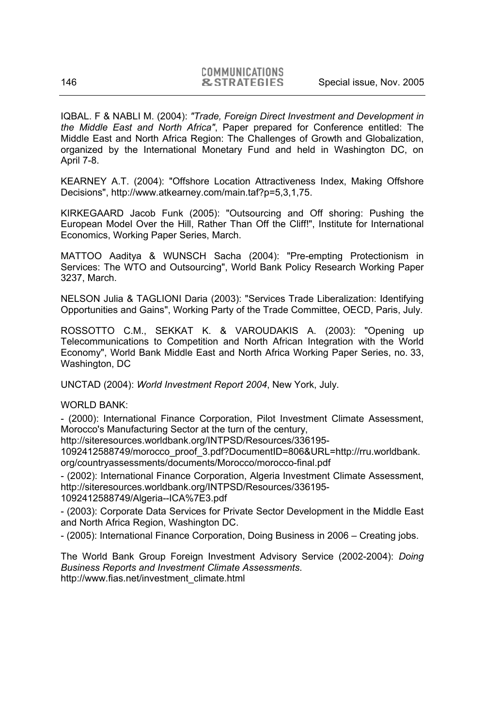IQBAL. F & NABLI M. (2004): *"Trade, Foreign Direct Investment and Development in the Middle East and North Africa"*, Paper prepared for Conference entitled: The Middle East and North Africa Region: The Challenges of Growth and Globalization, organized by the International Monetary Fund and held in Washington DC, on April 7-8.

KEARNEY A.T. (2004): "Offshore Location Attractiveness Index, Making Offshore Decisions", http://www.atkearney.com/main.taf?p=5,3,1,75.

KIRKEGAARD Jacob Funk (2005): "Outsourcing and Off shoring: Pushing the European Model Over the Hill, Rather Than Off the Cliff!", Institute for International Economics, Working Paper Series, March.

MATTOO Aaditya & WUNSCH Sacha (2004): "Pre-empting Protectionism in Services: The WTO and Outsourcing", World Bank Policy Research Working Paper 3237, March.

NELSON Julia & TAGLIONI Daria (2003): "Services Trade Liberalization: Identifying Opportunities and Gains", Working Party of the Trade Committee, OECD, Paris, July.

ROSSOTTO C.M., SEKKAT K. & VAROUDAKIS A. (2003): "Opening up Telecommunications to Competition and North African Integration with the World Economy", World Bank Middle East and North Africa Working Paper Series, no. 33, Washington, DC

UNCTAD (2004): *World Investment Report 2004*, New York, July.

WORLD BANK:

- (2000): International Finance Corporation, Pilot Investment Climate Assessment, Morocco's Manufacturing Sector at the turn of the century, http://siteresources.worldbank.org/INTPSD/Resources/336195-1092412588749/morocco_proof_3.pdf?DocumentID=806&URL=http://rru.worldbank.org/countryassessments/documents/Morocco/morocco-final.pdf
- (2002): International Finance Corporation, Algeria Investment Climate Assessment, http://siteresources.worldbank.org/INTPSD/Resources/336195-1092412588749/Algeria--ICA%7E3.pdf
- (2003): Corporate Data Services for Private Sector Development in the Middle East and North Africa Region, Washington DC.
- (2005): International Finance Corporation, Doing Business in 2006 – Creating jobs.

The World Bank Group Foreign Investment Advisory Service (2002-2004): *Doing Business Reports and Investment Climate Assessments*. http://www.fias.net/investment_climate.html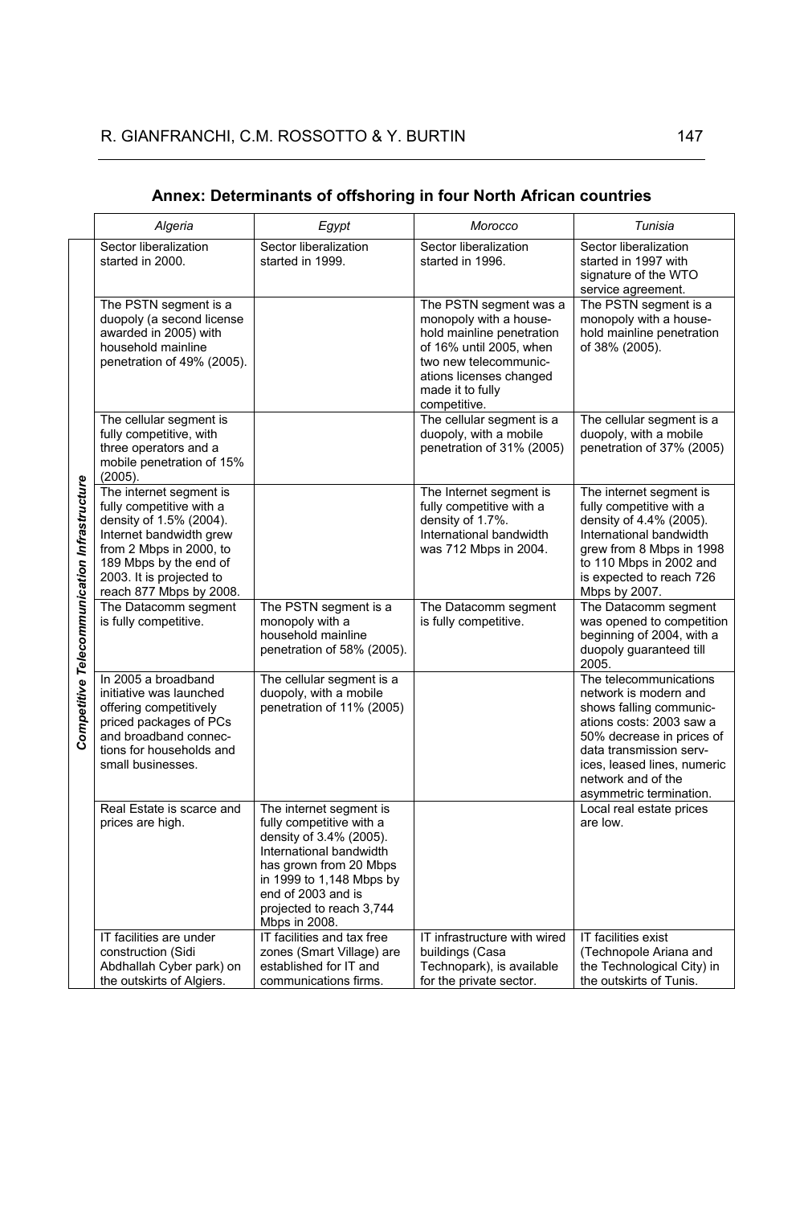## Annex: Determinants of offshoring in four North African countries

| | *Algeria* | *Egypt* | *Morocco* | *Tunisia* |
|---|---|---|---|---|
| ***Competitive Telecommunication Infrastructure*** | Sector liberalization started in 2000. | Sector liberalization started in 1999. | Sector liberalization started in 1996. | Sector liberalization started in 1997 with signature of the WTO service agreement. |
| | The PSTN segment is a duopoly (a second license awarded in 2005) with household mainline penetration of 49% (2005). | | The PSTN segment was a monopoly with a household mainline penetration of 16% until 2005, when two new telecommunications licenses changed made it to fully competitive. | The PSTN segment is a monopoly with a household mainline penetration of 38% (2005). |
| | The cellular segment is fully competitive, with three operators and a mobile penetration of 15% (2005). | | The cellular segment is a duopoly, with a mobile penetration of 31% (2005) | The cellular segment is a duopoly, with a mobile penetration of 37% (2005) |
| | The internet segment is fully competitive with a density of 1.5% (2004). Internet bandwidth grew from 2 Mbps in 2000, to 189 Mbps by the end of 2003. It is projected to reach 877 Mbps by 2008. | | The Internet segment is fully competitive with a density of 1.7%. International bandwidth was 712 Mbps in 2004. | The internet segment is fully competitive with a density of 4.4% (2005). International bandwidth grew from 8 Mbps in 1998 to 110 Mbps in 2002 and is expected to reach 726 Mbps by 2007. |
| | The Datacomm segment is fully competitive. | The PSTN segment is a monopoly with a household mainline penetration of 58% (2005). | The Datacomm segment is fully competitive. | The Datacomm segment was opened to competition beginning of 2004, with a duopoly guaranteed till 2005. |
| | In 2005 a broadband initiative was launched offering competitively priced packages of PCs and broadband connections for households and small businesses. | The cellular segment is a duopoly, with a mobile penetration of 11% (2005) | | The telecommunications network is modern and shows falling communications costs: 2003 saw a 50% decrease in prices of data transmission services, leased lines, numeric network and of the asymmetric termination. |
| | Real Estate is scarce and prices are high. | The internet segment is fully competitive with a density of 3.4% (2005). International bandwidth has grown from 20 Mbps in 1999 to 1,148 Mbps by end of 2003 and is projected to reach 3,744 Mbps in 2008. | | Local real estate prices are low. |
| | IT facilities are under construction (Sidi Abdhallah Cyber park) on the outskirts of Algiers. | IT facilities and tax free zones (Smart Village) are established for IT and communications firms. | IT infrastructure with wired buildings (Casa Technopark), is available for the private sector. | IT facilities exist (Technopole Ariana and the Technological City) in the outskirts of Tunis. |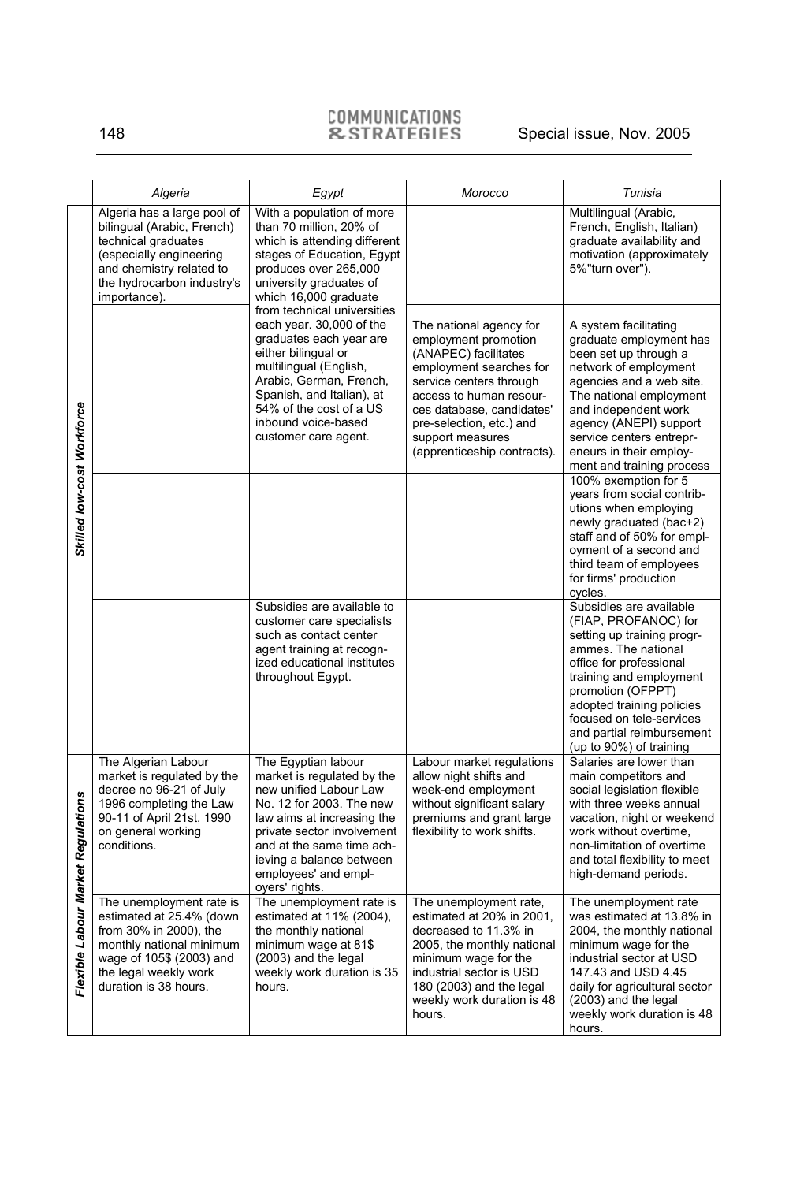| | Algeria | Egypt | Morocco | Tunisia |
|---|---|---|---|---|
| *Skilled low-cost Workforce* | Algeria has a large pool of bilingual (Arabic, French) technical graduates (especially engineering and chemistry related to the hydrocarbon industry's importance). | With a population of more than 70 million, 20% of which is attending different stages of Education, Egypt produces over 265,000 university graduates of which 16,000 graduate from technical universities each year. 30,000 of the graduates each year are either bilingual or multilingual (English, Arabic, German, French, Spanish, and Italian), at 54% of the cost of a US inbound voice-based customer care agent. | | Multilingual (Arabic, French, English, Italian) graduate availability and motivation (approximately 5%"turn over"). |
| | | | The national agency for employment promotion (ANAPEC) facilitates employment searches for service centers through access to human resources database, candidates' pre-selection, etc.) and support measures (apprenticeship contracts). | A system facilitating graduate employment has been set up through a network of employment agencies and a web site. The national employment and independent work agency (ANEPI) support service centers entrepreneurs in their employment and training process |
| | | | | 100% exemption for 5 years from social contributions when employing newly graduated (bac+2) staff and of 50% for employment of a second and third team of employees for firms' production cycles. |
| | | Subsidies are available to customer care specialists such as contact center agent training at recognized educational institutes throughout Egypt. | | Subsidies are available (FIAP, PROFANOC) for setting up training programmes. The national office for professional training and employment promotion (OFPPT) adopted training policies focused on tele-services and partial reimbursement (up to 90%) of training |
| *Flexible Labour Market Regulations* | The Algerian Labour market is regulated by the decree no 96-21 of July 1996 completing the Law 90-11 of April 21st, 1990 on general working conditions. | The Egyptian labour market is regulated by the new unified Labour Law No. 12 for 2003. The new law aims at increasing the private sector involvement and at the same time achieving a balance between employees' and employers' rights. | Labour market regulations allow night shifts and week-end employment without significant salary premiums and grant large flexibility to work shifts. | Salaries are lower than main competitors and social legislation flexible with three weeks annual vacation, night or weekend work without overtime, non-limitation of overtime and total flexibility to meet high-demand periods. |
| | The unemployment rate is estimated at 25.4% (down from 30% in 2000), the monthly national minimum wage of 105$ (2003) and the legal weekly work duration is 38 hours. | The unemployment rate is estimated at 11% (2004), the monthly national minimum wage at 81$ (2003) and the legal weekly work duration is 35 hours. | The unemployment rate, estimated at 20% in 2001, decreased to 11.3% in 2005, the monthly national minimum wage for the industrial sector is USD 180 (2003) and the legal weekly work duration is 48 hours. | The unemployment rate was estimated at 13.8% in 2004, the monthly national minimum wage for the industrial sector at USD 147.43 and USD 4.45 daily for agricultural sector (2003) and the legal weekly work duration is 48 hours. |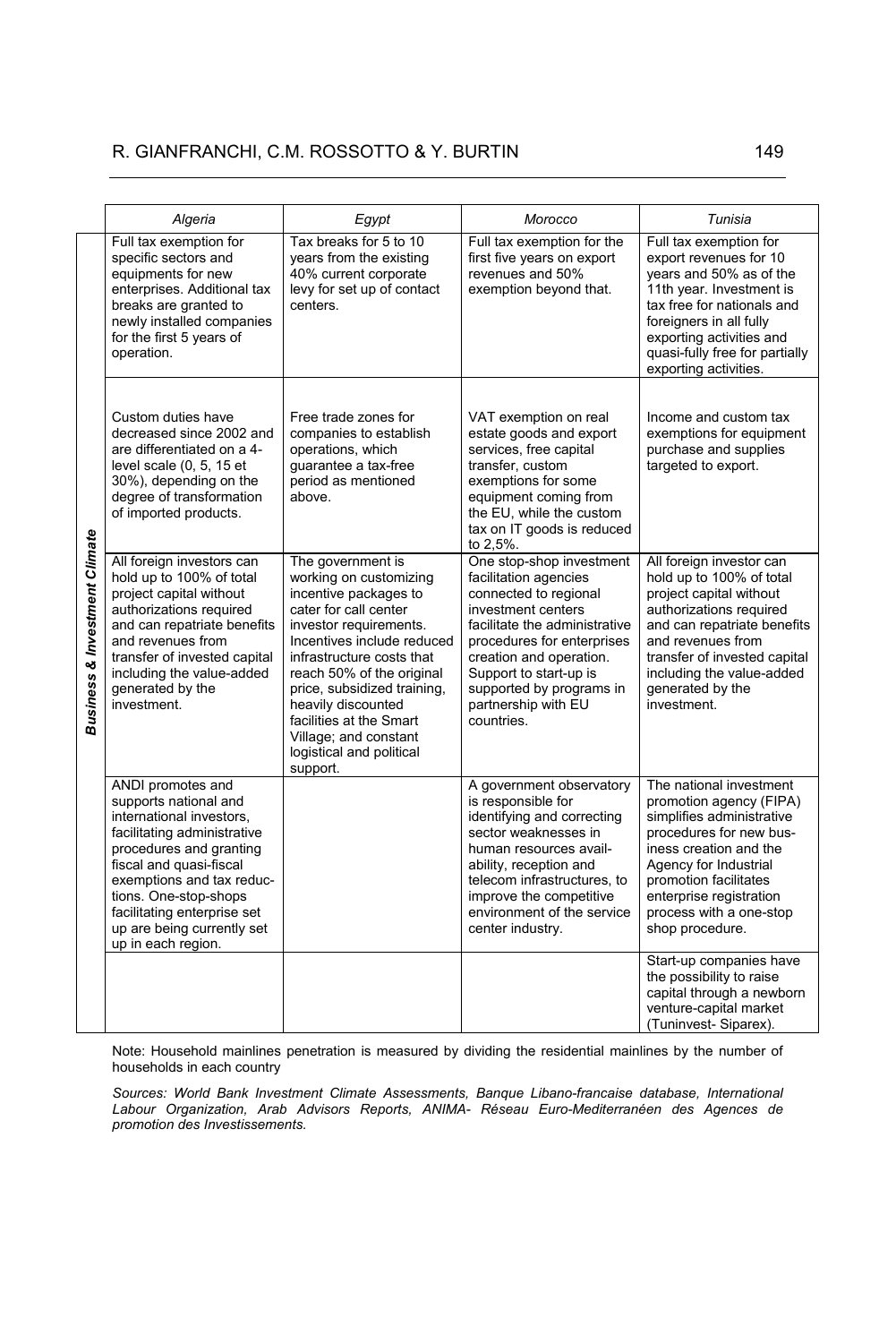| | Algeria | Egypt | Morocco | Tunisia |
|---|---|---|---|---|
| ***Business & Investment Climate*** | Full tax exemption for specific sectors and equipments for new enterprises. Additional tax breaks are granted to newly installed companies for the first 5 years of operation. | Tax breaks for 5 to 10 years from the existing 40% current corporate levy for set up of contact centers. | Full tax exemption for the first five years on export revenues and 50% exemption beyond that. | Full tax exemption for export revenues for 10 years and 50% as of the 11th year. Investment is tax free for nationals and foreigners in all fully exporting activities and quasi-fully free for partially exporting activities. |
| | Custom duties have decreased since 2002 and are differentiated on a 4-level scale (0, 5, 15 et 30%), depending on the degree of transformation of imported products. | Free trade zones for companies to establish operations, which guarantee a tax-free period as mentioned above. | VAT exemption on real estate goods and export services, free capital transfer, custom exemptions for some equipment coming from the EU, while the custom tax on IT goods is reduced to 2,5%. | Income and custom tax exemptions for equipment purchase and supplies targeted to export. |
| | All foreign investors can hold up to 100% of total project capital without authorizations required and can repatriate benefits and revenues from transfer of invested capital including the value-added generated by the investment. | The government is working on customizing incentive packages to cater for call center investor requirements. Incentives include reduced infrastructure costs that reach 50% of the original price, subsidized training, heavily discounted facilities at the Smart Village; and constant logistical and political support. | One stop-shop investment facilitation agencies connected to regional investment centers facilitate the administrative procedures for enterprises creation and operation. Support to start-up is supported by programs in partnership with EU countries. | All foreign investor can hold up to 100% of total project capital without authorizations required and can repatriate benefits and revenues from transfer of invested capital including the value-added generated by the investment. |
| | ANDI promotes and supports national and international investors, facilitating administrative procedures and granting fiscal and quasi-fiscal exemptions and tax reductions. One-stop-shops facilitating enterprise set up are being currently set up in each region. | | A government observatory is responsible for identifying and correcting sector weaknesses in human resources availability, reception and telecom infrastructures, to improve the competitive environment of the service center industry. | The national investment promotion agency (FIPA) simplifies administrative procedures for new business creation and the Agency for Industrial promotion facilitates enterprise registration process with a one-stop shop procedure. |
| | | | | Start-up companies have the possibility to raise capital through a newborn venture-capital market (Tuninvest- Siparex). |

Note: Household mainlines penetration is measured by dividing the residential mainlines by the number of households in each country

*Sources: World Bank Investment Climate Assessments, Banque Libano-francaise database, International Labour Organization, Arab Advisors Reports, ANIMA- Réseau Euro-Mediterranéen des Agences de promotion des Investissements.*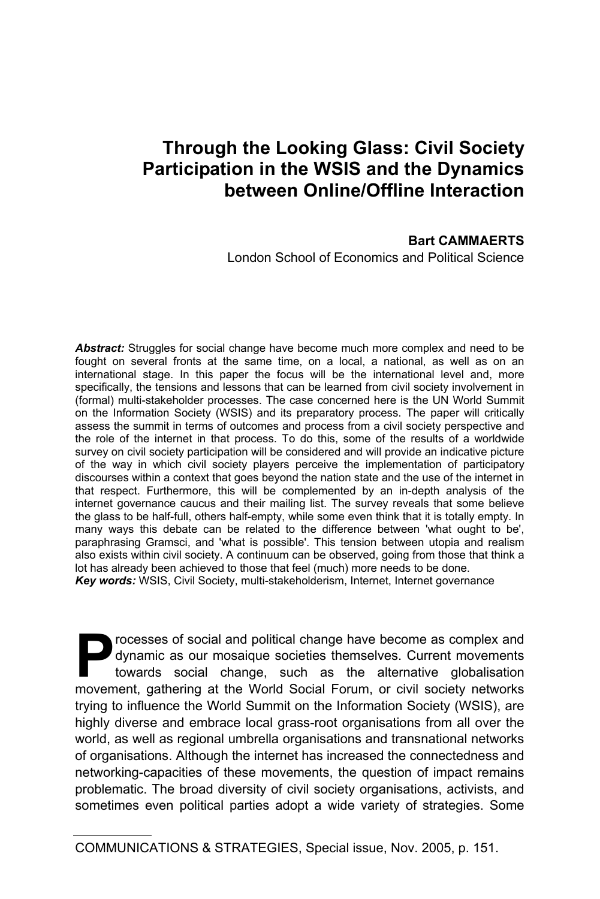# Through the Looking Glass: Civil Society Participation in the WSIS and the Dynamics between Online/Offline Interaction

**Bart CAMMAERTS**

London School of Economics and Political Science

***Abstract:*** Struggles for social change have become much more complex and need to be fought on several fronts at the same time, on a local, a national, as well as on an international stage. In this paper the focus will be the international level and, more specifically, the tensions and lessons that can be learned from civil society involvement in (formal) multi-stakeholder processes. The case concerned here is the UN World Summit on the Information Society (WSIS) and its preparatory process. The paper will critically assess the summit in terms of outcomes and process from a civil society perspective and the role of the internet in that process. To do this, some of the results of a worldwide survey on civil society participation will be considered and will provide an indicative picture of the way in which civil society players perceive the implementation of participatory discourses within a context that goes beyond the nation state and the use of the internet in that respect. Furthermore, this will be complemented by an in-depth analysis of the internet governance caucus and their mailing list. The survey reveals that some believe the glass to be half-full, others half-empty, while some even think that it is totally empty. In many ways this debate can be related to the difference between 'what ought to be', paraphrasing Gramsci, and 'what is possible'. This tension between utopia and realism also exists within civil society. A continuum can be observed, going from those that think a lot has already been achieved to those that feel (much) more needs to be done.

***Key words:*** WSIS, Civil Society, multi-stakeholderism, Internet, Internet governance

Processes of social and political change have become as complex and dynamic as our mosaique societies themselves. Current movements towards social change, such as the alternative globalisation movement, gathering at the World Social Forum, or civil society networks trying to influence the World Summit on the Information Society (WSIS), are highly diverse and embrace local grass-root organisations from all over the world, as well as regional umbrella organisations and transnational networks of organisations. Although the internet has increased the connectedness and networking-capacities of these movements, the question of impact remains problematic. The broad diversity of civil society organisations, activists, and sometimes even political parties adopt a wide variety of strategies. Some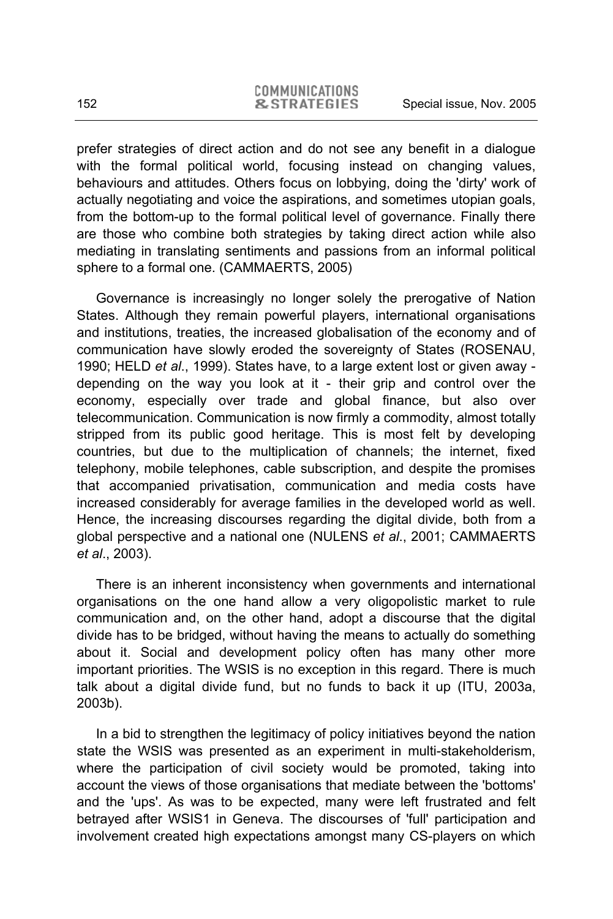prefer strategies of direct action and do not see any benefit in a dialogue with the formal political world, focusing instead on changing values, behaviours and attitudes. Others focus on lobbying, doing the 'dirty' work of actually negotiating and voice the aspirations, and sometimes utopian goals, from the bottom-up to the formal political level of governance. Finally there are those who combine both strategies by taking direct action while also mediating in translating sentiments and passions from an informal political sphere to a formal one. (CAMMAERTS, 2005)

Governance is increasingly no longer solely the prerogative of Nation States. Although they remain powerful players, international organisations and institutions, treaties, the increased globalisation of the economy and of communication have slowly eroded the sovereignty of States (ROSENAU, 1990; HELD *et al*., 1999). States have, to a large extent lost or given away - depending on the way you look at it - their grip and control over the economy, especially over trade and global finance, but also over telecommunication. Communication is now firmly a commodity, almost totally stripped from its public good heritage. This is most felt by developing countries, but due to the multiplication of channels; the internet, fixed telephony, mobile telephones, cable subscription, and despite the promises that accompanied privatisation, communication and media costs have increased considerably for average families in the developed world as well. Hence, the increasing discourses regarding the digital divide, both from a global perspective and a national one (NULENS *et al*., 2001; CAMMAERTS *et al*., 2003).

There is an inherent inconsistency when governments and international organisations on the one hand allow a very oligopolistic market to rule communication and, on the other hand, adopt a discourse that the digital divide has to be bridged, without having the means to actually do something about it. Social and development policy often has many other more important priorities. The WSIS is no exception in this regard. There is much talk about a digital divide fund, but no funds to back it up (ITU, 2003a, 2003b).

In a bid to strengthen the legitimacy of policy initiatives beyond the nation state the WSIS was presented as an experiment in multi-stakeholderism, where the participation of civil society would be promoted, taking into account the views of those organisations that mediate between the 'bottoms' and the 'ups'. As was to be expected, many were left frustrated and felt betrayed after WSIS1 in Geneva. The discourses of 'full' participation and involvement created high expectations amongst many CS-players on which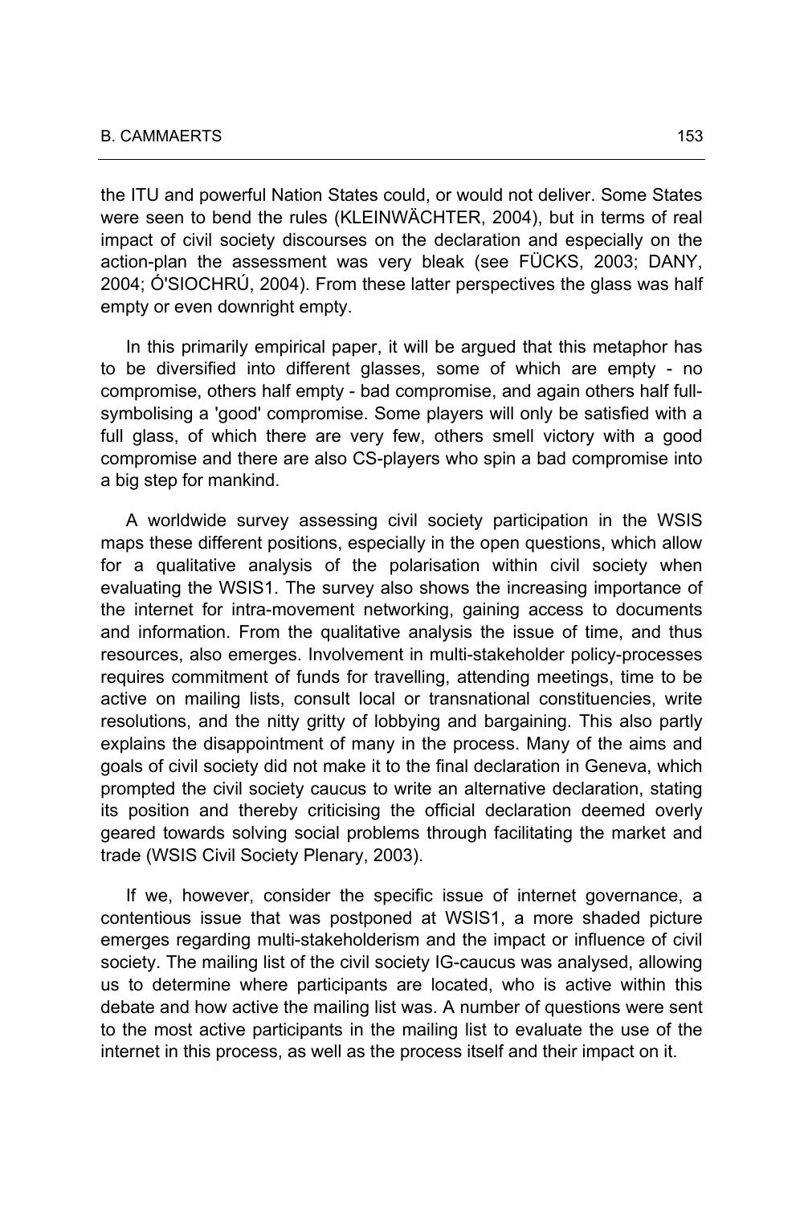the ITU and powerful Nation States could, or would not deliver. Some States were seen to bend the rules (KLEINWÄCHTER, 2004), but in terms of real impact of civil society discourses on the declaration and especially on the action-plan the assessment was very bleak (see FÜCKS, 2003; DANY, 2004; Ó'SIOCHRÚ, 2004). From these latter perspectives the glass was half empty or even downright empty.

In this primarily empirical paper, it will be argued that this metaphor has to be diversified into different glasses, some of which are empty - no compromise, others half empty - bad compromise, and again others half full-symbolising a 'good' compromise. Some players will only be satisfied with a full glass, of which there are very few, others smell victory with a good compromise and there are also CS-players who spin a bad compromise into a big step for mankind.

A worldwide survey assessing civil society participation in the WSIS maps these different positions, especially in the open questions, which allow for a qualitative analysis of the polarisation within civil society when evaluating the WSIS1. The survey also shows the increasing importance of the internet for intra-movement networking, gaining access to documents and information. From the qualitative analysis the issue of time, and thus resources, also emerges. Involvement in multi-stakeholder policy-processes requires commitment of funds for travelling, attending meetings, time to be active on mailing lists, consult local or transnational constituencies, write resolutions, and the nitty gritty of lobbying and bargaining. This also partly explains the disappointment of many in the process. Many of the aims and goals of civil society did not make it to the final declaration in Geneva, which prompted the civil society caucus to write an alternative declaration, stating its position and thereby criticising the official declaration deemed overly geared towards solving social problems through facilitating the market and trade (WSIS Civil Society Plenary, 2003).

If we, however, consider the specific issue of internet governance, a contentious issue that was postponed at WSIS1, a more shaded picture emerges regarding multi-stakeholderism and the impact or influence of civil society. The mailing list of the civil society IG-caucus was analysed, allowing us to determine where participants are located, who is active within this debate and how active the mailing list was. A number of questions were sent to the most active participants in the mailing list to evaluate the use of the internet in this process, as well as the process itself and their impact on it.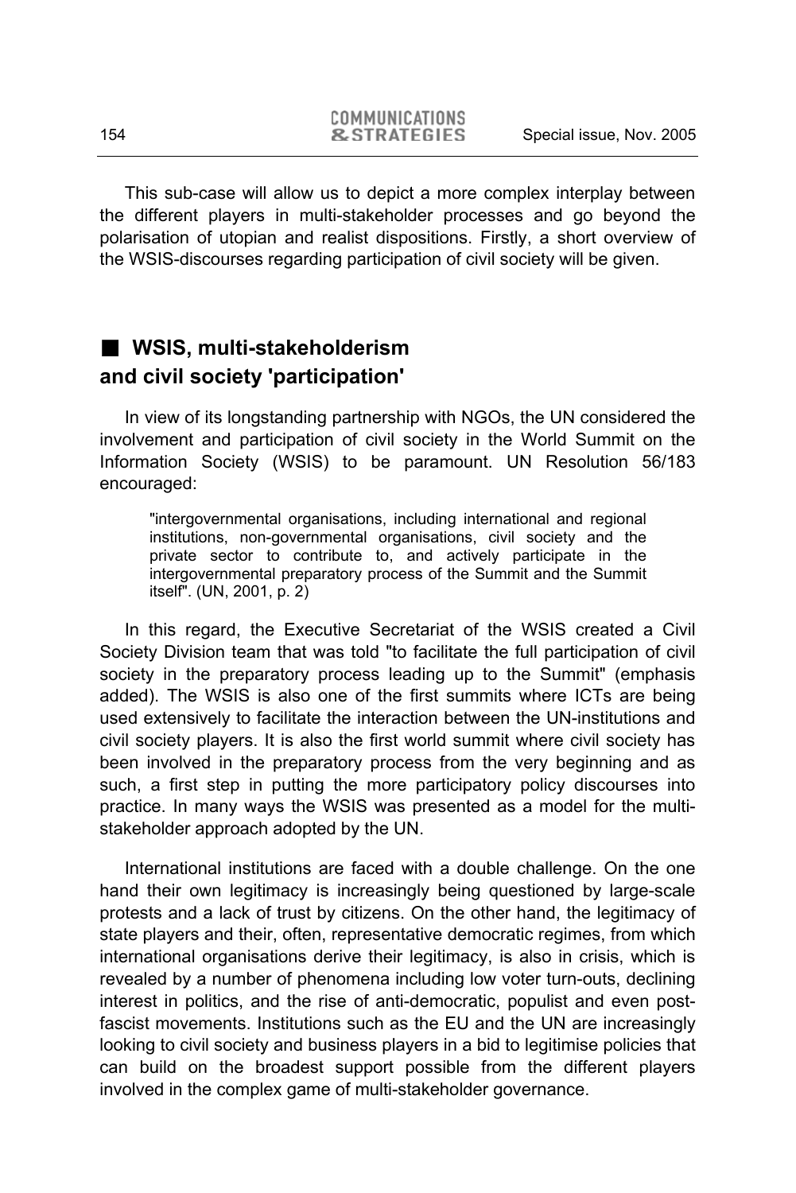This sub-case will allow us to depict a more complex interplay between the different players in multi-stakeholder processes and go beyond the polarisation of utopian and realist dispositions. Firstly, a short overview of the WSIS-discourses regarding participation of civil society will be given.

## WSIS, multi-stakeholderism and civil society 'participation'

In view of its longstanding partnership with NGOs, the UN considered the involvement and participation of civil society in the World Summit on the Information Society (WSIS) to be paramount. UN Resolution 56/183 encouraged:

> "intergovernmental organisations, including international and regional institutions, non-governmental organisations, civil society and the private sector to contribute to, and actively participate in the intergovernmental preparatory process of the Summit and the Summit itself". (UN, 2001, p. 2)

In this regard, the Executive Secretariat of the WSIS created a Civil Society Division team that was told "to facilitate the full participation of civil society in the preparatory process leading up to the Summit" (emphasis added). The WSIS is also one of the first summits where ICTs are being used extensively to facilitate the interaction between the UN-institutions and civil society players. It is also the first world summit where civil society has been involved in the preparatory process from the very beginning and as such, a first step in putting the more participatory policy discourses into practice. In many ways the WSIS was presented as a model for the multi-stakeholder approach adopted by the UN.

International institutions are faced with a double challenge. On the one hand their own legitimacy is increasingly being questioned by large-scale protests and a lack of trust by citizens. On the other hand, the legitimacy of state players and their, often, representative democratic regimes, from which international organisations derive their legitimacy, is also in crisis, which is revealed by a number of phenomena including low voter turn-outs, declining interest in politics, and the rise of anti-democratic, populist and even post-fascist movements. Institutions such as the EU and the UN are increasingly looking to civil society and business players in a bid to legitimise policies that can build on the broadest support possible from the different players involved in the complex game of multi-stakeholder governance.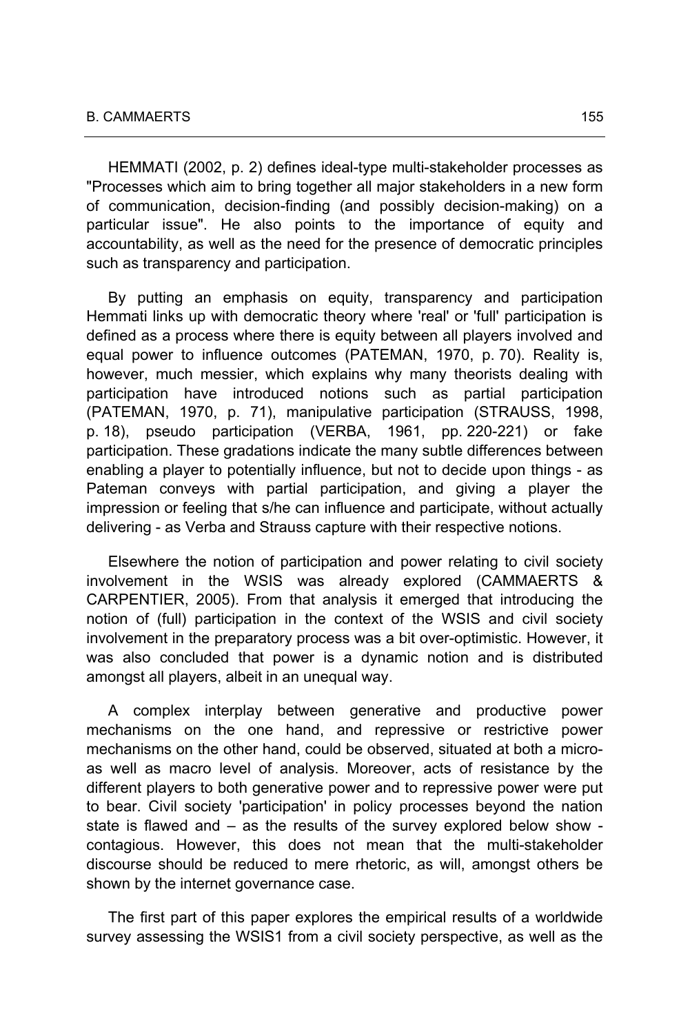HEMMATI (2002, p. 2) defines ideal-type multi-stakeholder processes as "Processes which aim to bring together all major stakeholders in a new form of communication, decision-finding (and possibly decision-making) on a particular issue". He also points to the importance of equity and accountability, as well as the need for the presence of democratic principles such as transparency and participation.

By putting an emphasis on equity, transparency and participation Hemmati links up with democratic theory where 'real' or 'full' participation is defined as a process where there is equity between all players involved and equal power to influence outcomes (PATEMAN, 1970, p. 70). Reality is, however, much messier, which explains why many theorists dealing with participation have introduced notions such as partial participation (PATEMAN, 1970, p. 71), manipulative participation (STRAUSS, 1998, p. 18), pseudo participation (VERBA, 1961, pp. 220-221) or fake participation. These gradations indicate the many subtle differences between enabling a player to potentially influence, but not to decide upon things - as Pateman conveys with partial participation, and giving a player the impression or feeling that s/he can influence and participate, without actually delivering - as Verba and Strauss capture with their respective notions.

Elsewhere the notion of participation and power relating to civil society involvement in the WSIS was already explored (CAMMAERTS & CARPENTIER, 2005). From that analysis it emerged that introducing the notion of (full) participation in the context of the WSIS and civil society involvement in the preparatory process was a bit over-optimistic. However, it was also concluded that power is a dynamic notion and is distributed amongst all players, albeit in an unequal way.

A complex interplay between generative and productive power mechanisms on the one hand, and repressive or restrictive power mechanisms on the other hand, could be observed, situated at both a micro- as well as macro level of analysis. Moreover, acts of resistance by the different players to both generative power and to repressive power were put to bear. Civil society 'participation' in policy processes beyond the nation state is flawed and – as the results of the survey explored below show - contagious. However, this does not mean that the multi-stakeholder discourse should be reduced to mere rhetoric, as will, amongst others be shown by the internet governance case.

The first part of this paper explores the empirical results of a worldwide survey assessing the WSIS[1] from a civil society perspective, as well as the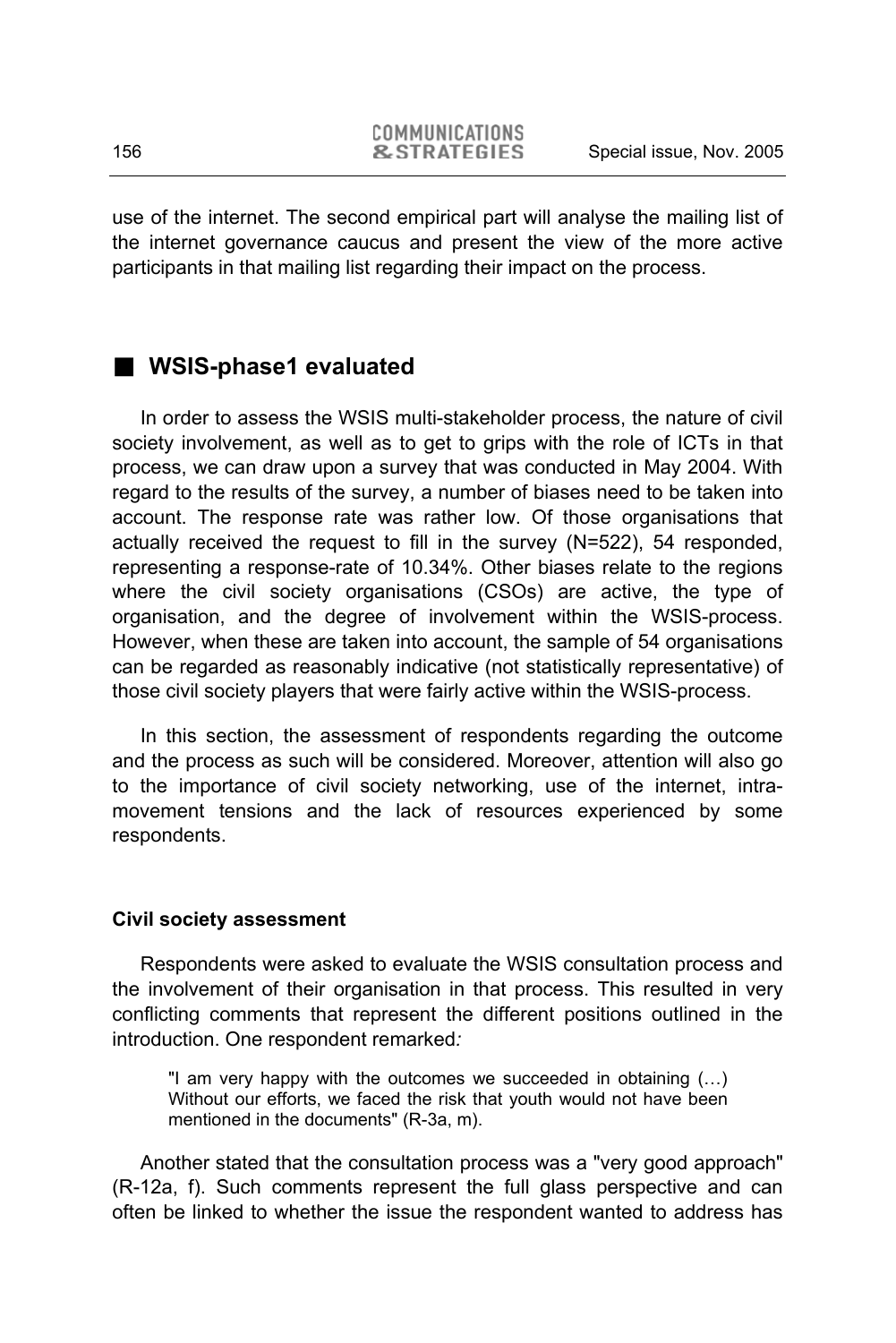use of the internet. The second empirical part will analyse the mailing list of the internet governance caucus and present the view of the more active participants in that mailing list regarding their impact on the process.

## WSIS-phase1 evaluated

In order to assess the WSIS multi-stakeholder process, the nature of civil society involvement, as well as to get to grips with the role of ICTs in that process, we can draw upon a survey that was conducted in May 2004. With regard to the results of the survey, a number of biases need to be taken into account. The response rate was rather low. Of those organisations that actually received the request to fill in the survey (N=522), 54 responded, representing a response-rate of 10.34%. Other biases relate to the regions where the civil society organisations (CSOs) are active, the type of organisation, and the degree of involvement within the WSIS-process. However, when these are taken into account, the sample of 54 organisations can be regarded as reasonably indicative (not statistically representative) of those civil society players that were fairly active within the WSIS-process.

In this section, the assessment of respondents regarding the outcome and the process as such will be considered. Moreover, attention will also go to the importance of civil society networking, use of the internet, intra-movement tensions and the lack of resources experienced by some respondents.

### Civil society assessment

Respondents were asked to evaluate the WSIS consultation process and the involvement of their organisation in that process. This resulted in very conflicting comments that represent the different positions outlined in the introduction. One respondent remarked*:*

> "I am very happy with the outcomes we succeeded in obtaining (…) Without our efforts, we faced the risk that youth would not have been mentioned in the documents" (R-3a, m).

Another stated that the consultation process was a "very good approach" (R-12a, f). Such comments represent the full glass perspective and can often be linked to whether the issue the respondent wanted to address has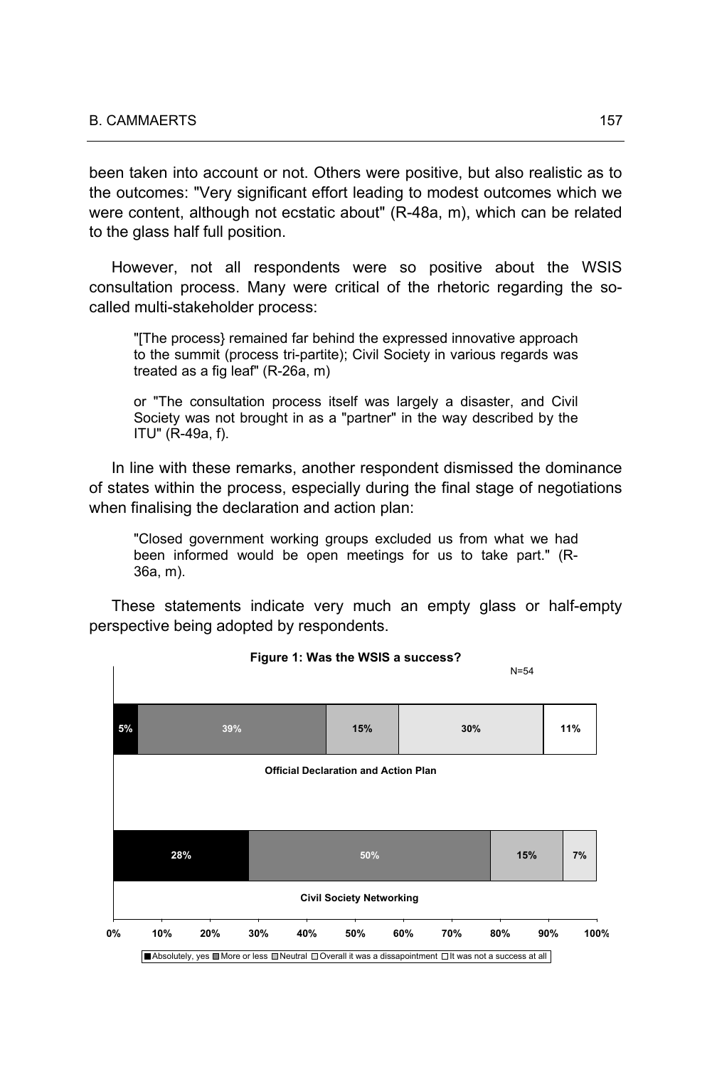been taken into account or not. Others were positive, but also realistic as to the outcomes: "Very significant effort leading to modest outcomes which we were content, although not ecstatic about" (R-48a, m), which can be related to the glass half full position.

However, not all respondents were so positive about the WSIS consultation process. Many were critical of the rhetoric regarding the so-called multi-stakeholder process:

> "[The process} remained far behind the expressed innovative approach to the summit (process tri-partite); Civil Society in various regards was treated as a fig leaf" (R-26a, m)
>
> or "The consultation process itself was largely a disaster, and Civil Society was not brought in as a "partner" in the way described by the ITU" (R-49a, f).

In line with these remarks, another respondent dismissed the dominance of states within the process, especially during the final stage of negotiations when finalising the declaration and action plan:

> "Closed government working groups excluded us from what we had been informed would be open meetings for us to take part." (R-36a, m).

These statements indicate very much an empty glass or half-empty perspective being adopted by respondents.

**Figure 1: Was the WSIS a success?**

N=54

| | Absolutely, yes | More or less | Neutral | Overall it was a dissapointment | It was not a success at all |
|---|---|---|---|---|---|
| Official Declaration and Action Plan | 5% | 39% | 15% | 30% | 11% |
| Civil Society Networking | 28% | 50% | 15% | 7% | |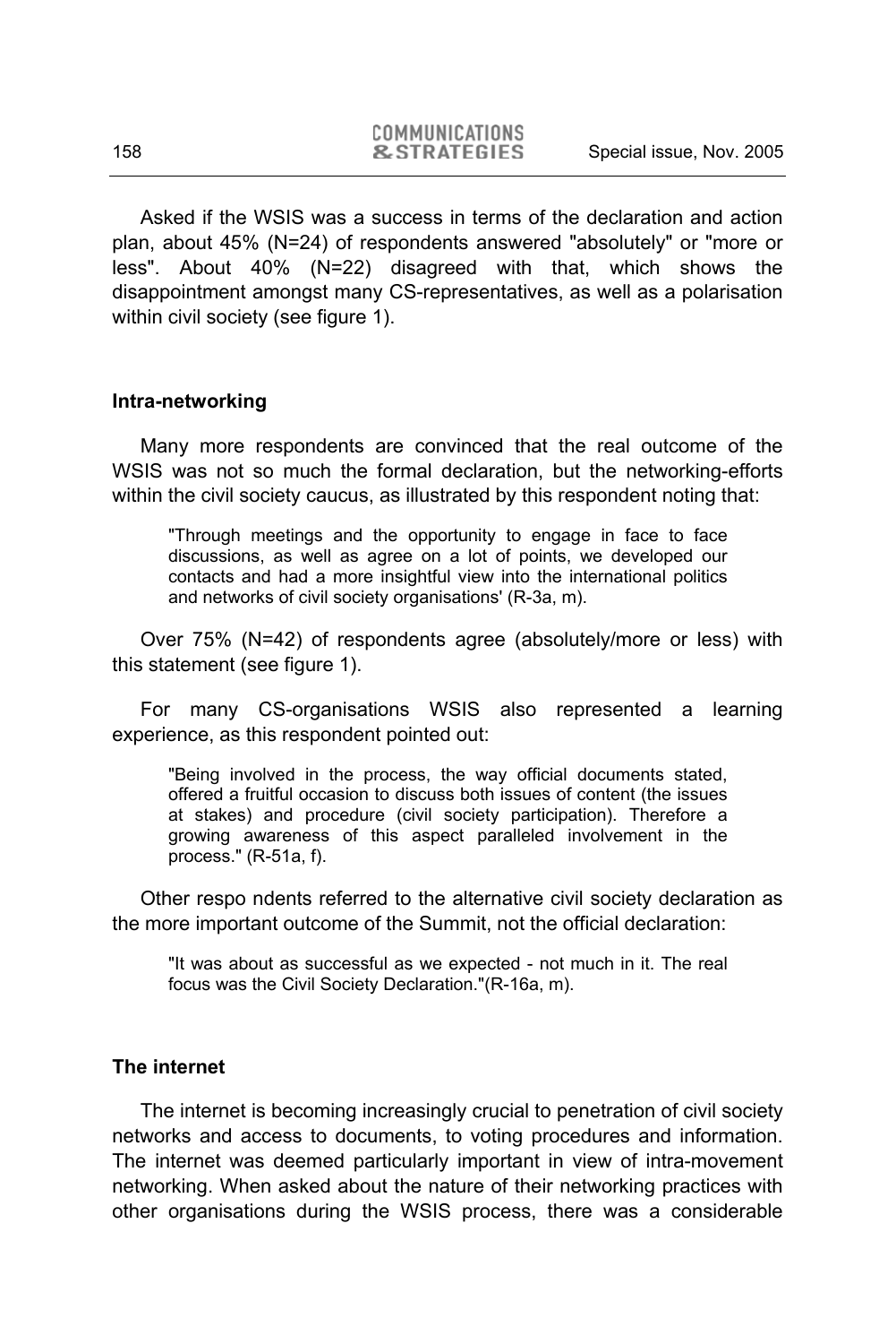Asked if the WSIS was a success in terms of the declaration and action plan, about 45% (N=24) of respondents answered "absolutely" or "more or less". About 40% (N=22) disagreed with that, which shows the disappointment amongst many CS-representatives, as well as a polarisation within civil society (see figure 1).

**Intra-networking**

Many more respondents are convinced that the real outcome of the WSIS was not so much the formal declaration, but the networking-efforts within the civil society caucus, as illustrated by this respondent noting that:

> "Through meetings and the opportunity to engage in face to face discussions, as well as agree on a lot of points, we developed our contacts and had a more insightful view into the international politics and networks of civil society organisations' (R-3a, m).

Over 75% (N=42) of respondents agree (absolutely/more or less) with this statement (see figure 1).

For many CS-organisations WSIS also represented a learning experience, as this respondent pointed out:

> "Being involved in the process, the way official documents stated, offered a fruitful occasion to discuss both issues of content (the issues at stakes) and procedure (civil society participation). Therefore a growing awareness of this aspect paralleled involvement in the process." (R-51a, f).

Other respo ndents referred to the alternative civil society declaration as the more important outcome of the Summit, not the official declaration:

> "It was about as successful as we expected - not much in it. The real focus was the Civil Society Declaration."(R-16a, m).

**The internet**

The internet is becoming increasingly crucial to penetration of civil society networks and access to documents, to voting procedures and information. The internet was deemed particularly important in view of intra-movement networking. When asked about the nature of their networking practices with other organisations during the WSIS process, there was a considerable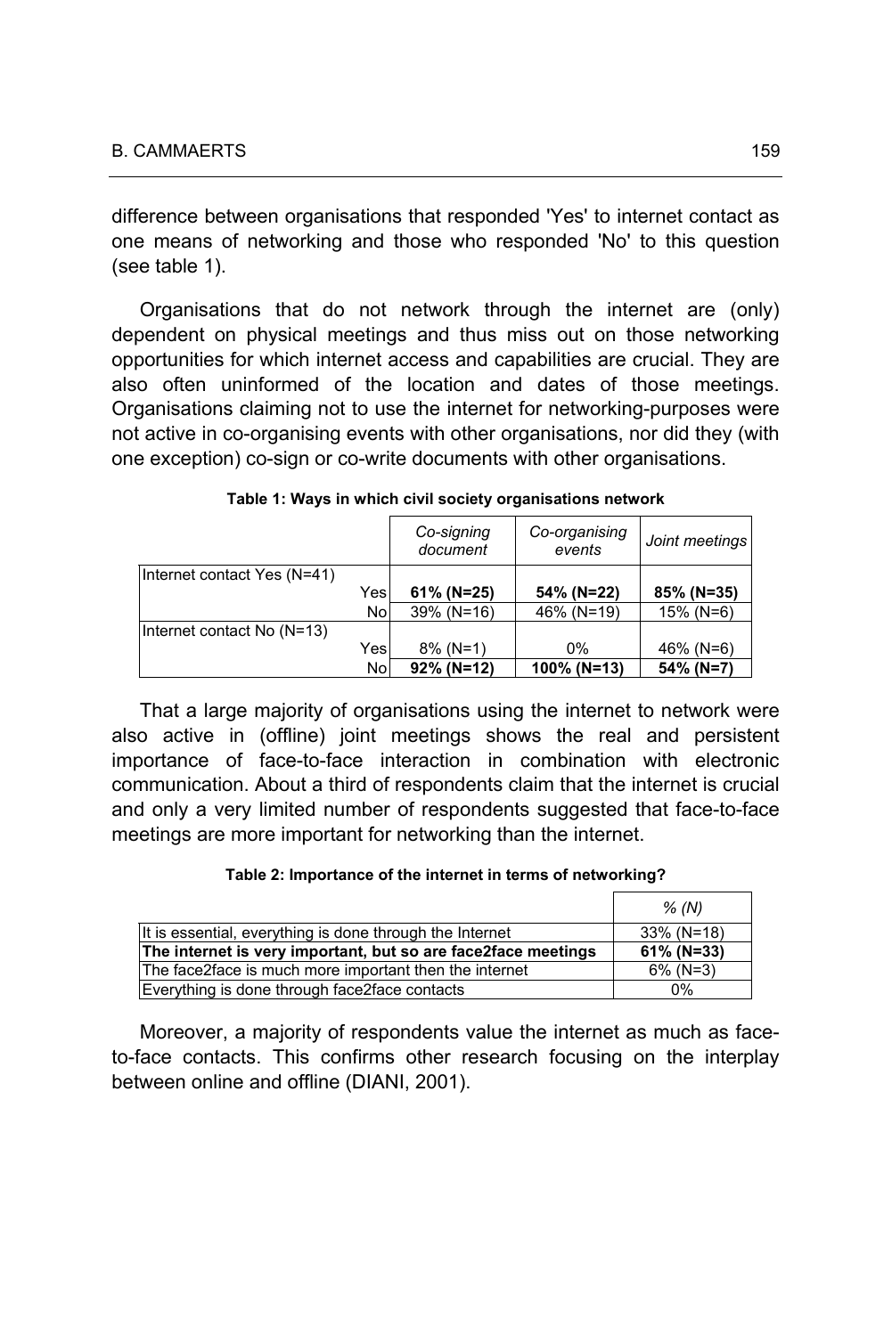difference between organisations that responded 'Yes' to internet contact as one means of networking and those who responded 'No' to this question (see table 1).

Organisations that do not network through the internet are (only) dependent on physical meetings and thus miss out on those networking opportunities for which internet access and capabilities are crucial. They are also often uninformed of the location and dates of those meetings. Organisations claiming not to use the internet for networking-purposes were not active in co-organising events with other organisations, nor did they (with one exception) co-sign or co-write documents with other organisations.

**Table 1: Ways in which civil society organisations network**

| | | *Co-signing document* | *Co-organising events* | *Joint meetings* |
|---|---|---|---|---|
| Internet contact Yes (N=41) | | | | |
| | Yes | **61% (N=25)** | **54% (N=22)** | **85% (N=35)** |
| | No | 39% (N=16) | 46% (N=19) | 15% (N=6) |
| Internet contact No (N=13) | | | | |
| | Yes | 8% (N=1) | 0% | 46% (N=6) |
| | No | **92% (N=12)** | **100% (N=13)** | **54% (N=7)** |

That a large majority of organisations using the internet to network were also active in (offline) joint meetings shows the real and persistent importance of face-to-face interaction in combination with electronic communication. About a third of respondents claim that the internet is crucial and only a very limited number of respondents suggested that face-to-face meetings are more important for networking than the internet.

**Table 2: Importance of the internet in terms of networking?**

| | *% (N)* |
|---|---|
| It is essential, everything is done through the Internet | 33% (N=18) |
| **The internet is very important, but so are face2face meetings** | **61% (N=33)** |
| The face2face is much more important then the internet | 6% (N=3) |
| Everything is done through face2face contacts | 0% |

Moreover, a majority of respondents value the internet as much as face-to-face contacts. This confirms other research focusing on the interplay between online and offline (DIANI, 2001).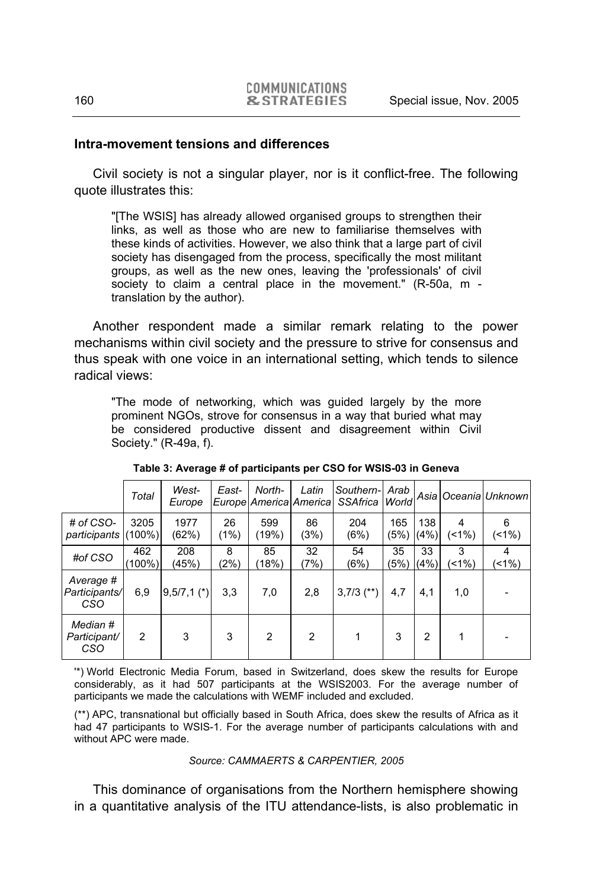### Intra-movement tensions and differences

Civil society is not a singular player, nor is it conflict-free. The following quote illustrates this:

> "[The WSIS] has already allowed organised groups to strengthen their links, as well as those who are new to familiarise themselves with these kinds of activities. However, we also think that a large part of civil society has disengaged from the process, specifically the most militant groups, as well as the new ones, leaving the 'professionals' of civil society to claim a central place in the movement." (R-50a, m - translation by the author).

Another respondent made a similar remark relating to the power mechanisms within civil society and the pressure to strive for consensus and thus speak with one voice in an international setting, which tends to silence radical views:

> "The mode of networking, which was guided largely by the more prominent NGOs, strove for consensus in a way that buried what may be considered productive dissent and disagreement within Civil Society." (R-49a, f).

**Table 3: Average # of participants per CSO for WSIS-03 in Geneva**

| | *Total* | *West-Europe* | *East-Europe* | *North-America* | *Latin America* | *Southern-SSAfrica* | *Arab World* | *Asia* | *Oceania* | *Unknown* |
|---|---|---|---|---|---|---|---|---|---|---|
| *# of CSO-participants* | 3205 (100%) | 1977 (62%) | 26 (1%) | 599 (19%) | 86 (3%) | 204 (6%) | 165 (5%) | 138 (4%) | 4 (<1%) | 6 (<1%) |
| *#of CSO* | 462 (100%) | 208 (45%) | 8 (2%) | 85 (18%) | 32 (7%) | 54 (6%) | 35 (5%) | 33 (4%) | 3 (<1%) | 4 (<1%) |
| *Average # Participants/ CSO* | 6,9 | 9,5/7,1 (*) | 3,3 | 7,0 | 2,8 | 3,7/3 (**) | 4,7 | 4,1 | 1,0 | - |
| *Median # Participant/ CSO* | 2 | 3 | 3 | 2 | 2 | 1 | 3 | 2 | 1 | - |

'*) World Electronic Media Forum, based in Switzerland, does skew the results for Europe considerably, as it had 507 participants at the WSIS2003. For the average number of participants we made the calculations with WEMF included and excluded.

(**) APC, transnational but officially based in South Africa, does skew the results of Africa as it had 47 participants to WSIS-1. For the average number of participants calculations with and without APC were made.

*Source: CAMMAERTS & CARPENTIER, 2005*

This dominance of organisations from the Northern hemisphere showing in a quantitative analysis of the ITU attendance-lists, is also problematic in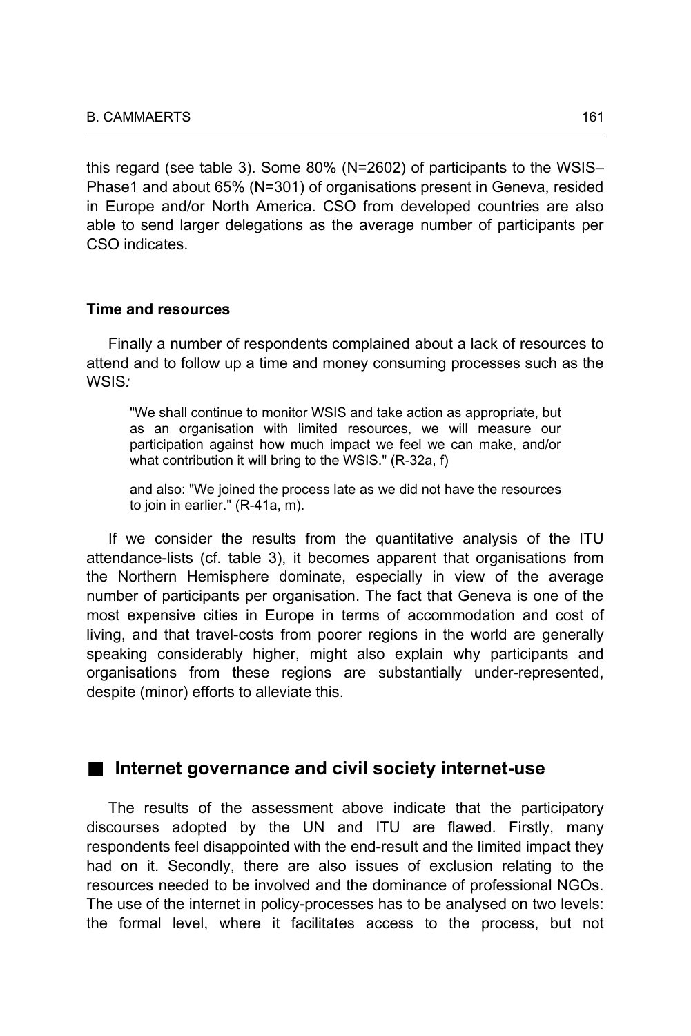this regard (see table 3). Some 80% (N=2602) of participants to the WSIS–Phase1 and about 65% (N=301) of organisations present in Geneva, resided in Europe and/or North America. CSO from developed countries are also able to send larger delegations as the average number of participants per CSO indicates.

### Time and resources

Finally a number of respondents complained about a lack of resources to attend and to follow up a time and money consuming processes such as the WSIS*:*

> "We shall continue to monitor WSIS and take action as appropriate, but as an organisation with limited resources, we will measure our participation against how much impact we feel we can make, and/or what contribution it will bring to the WSIS." (R-32a, f)
>
> and also: "We joined the process late as we did not have the resources to join in earlier." (R-41a, m).

If we consider the results from the quantitative analysis of the ITU attendance-lists (cf. table 3), it becomes apparent that organisations from the Northern Hemisphere dominate, especially in view of the average number of participants per organisation. The fact that Geneva is one of the most expensive cities in Europe in terms of accommodation and cost of living, and that travel-costs from poorer regions in the world are generally speaking considerably higher, might also explain why participants and organisations from these regions are substantially under-represented, despite (minor) efforts to alleviate this.

## Internet governance and civil society internet-use

The results of the assessment above indicate that the participatory discourses adopted by the UN and ITU are flawed. Firstly, many respondents feel disappointed with the end-result and the limited impact they had on it. Secondly, there are also issues of exclusion relating to the resources needed to be involved and the dominance of professional NGOs. The use of the internet in policy-processes has to be analysed on two levels: the formal level, where it facilitates access to the process, but not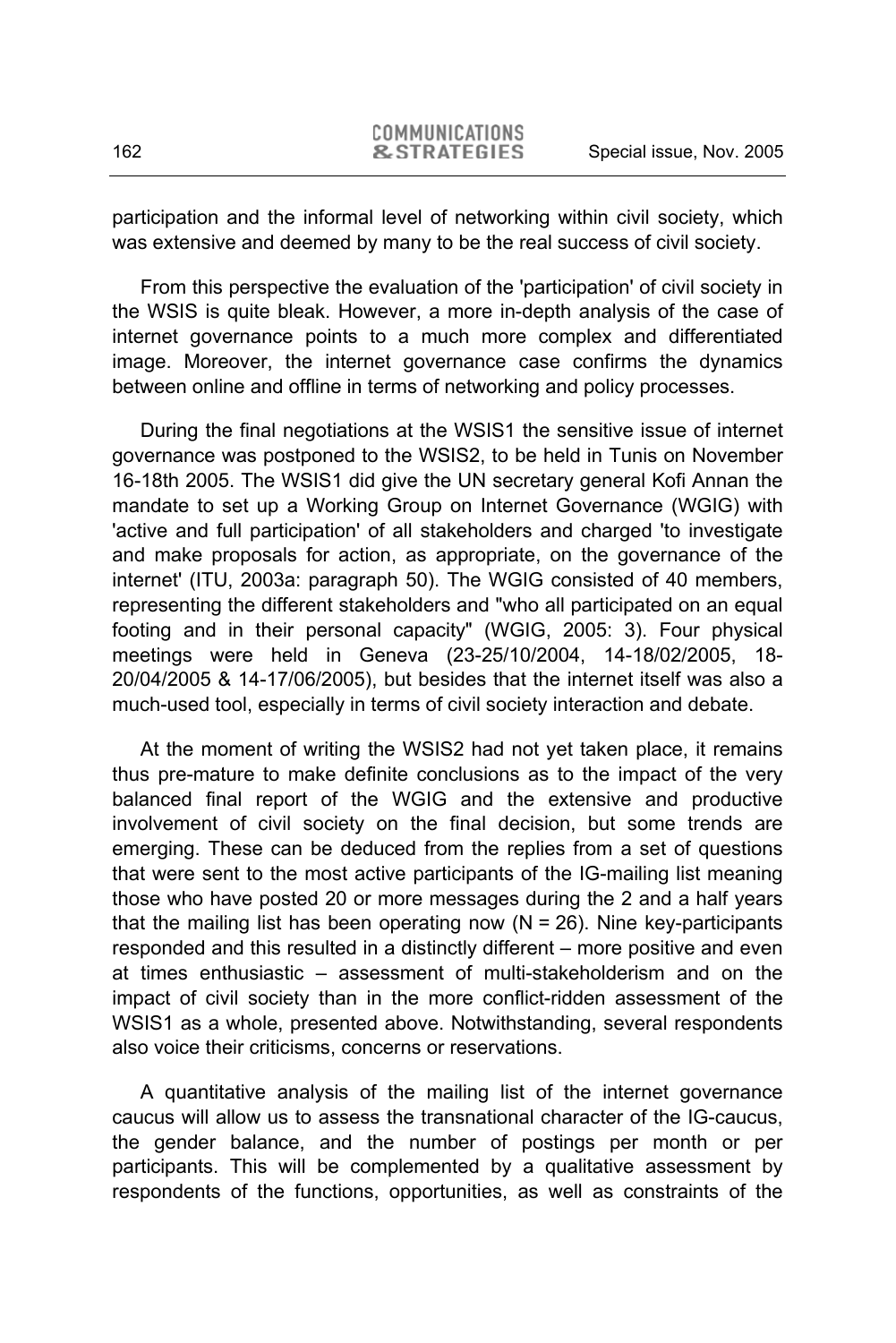participation and the informal level of networking within civil society, which was extensive and deemed by many to be the real success of civil society.

From this perspective the evaluation of the 'participation' of civil society in the WSIS is quite bleak. However, a more in-depth analysis of the case of internet governance points to a much more complex and differentiated image. Moreover, the internet governance case confirms the dynamics between online and offline in terms of networking and policy processes.

During the final negotiations at the WSIS1 the sensitive issue of internet governance was postponed to the WSIS2, to be held in Tunis on November 16-18th 2005. The WSIS1 did give the UN secretary general Kofi Annan the mandate to set up a Working Group on Internet Governance (WGIG) with 'active and full participation' of all stakeholders and charged 'to investigate and make proposals for action, as appropriate, on the governance of the internet' (ITU, 2003a: paragraph 50). The WGIG consisted of 40 members, representing the different stakeholders and "who all participated on an equal footing and in their personal capacity" (WGIG, 2005: 3). Four physical meetings were held in Geneva (23-25/10/2004, 14-18/02/2005, 18-20/04/2005 & 14-17/06/2005), but besides that the internet itself was also a much-used tool, especially in terms of civil society interaction and debate.

At the moment of writing the WSIS2 had not yet taken place, it remains thus pre-mature to make definite conclusions as to the impact of the very balanced final report of the WGIG and the extensive and productive involvement of civil society on the final decision, but some trends are emerging. These can be deduced from the replies from a set of questions that were sent to the most active participants of the IG-mailing list meaning those who have posted 20 or more messages during the 2 and a half years that the mailing list has been operating now (N = 26). Nine key-participants responded and this resulted in a distinctly different – more positive and even at times enthusiastic – assessment of multi-stakeholderism and on the impact of civil society than in the more conflict-ridden assessment of the WSIS1 as a whole, presented above. Notwithstanding, several respondents also voice their criticisms, concerns or reservations.

A quantitative analysis of the mailing list of the internet governance caucus will allow us to assess the transnational character of the IG-caucus, the gender balance, and the number of postings per month or per participants. This will be complemented by a qualitative assessment by respondents of the functions, opportunities, as well as constraints of the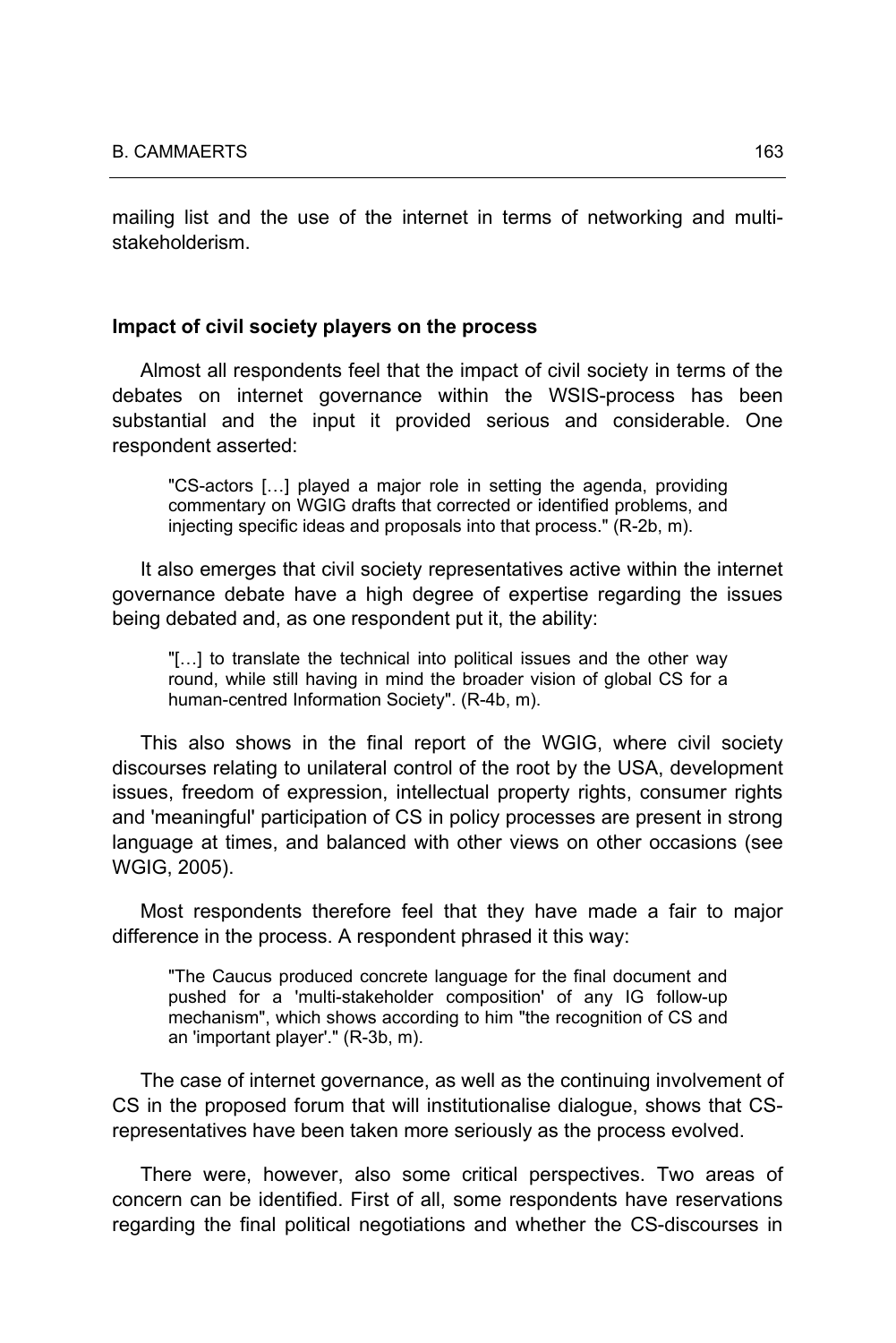mailing list and the use of the internet in terms of networking and multi-stakeholderism.

**Impact of civil society players on the process**

Almost all respondents feel that the impact of civil society in terms of the debates on internet governance within the WSIS-process has been substantial and the input it provided serious and considerable. One respondent asserted:

> "CS-actors […] played a major role in setting the agenda, providing commentary on WGIG drafts that corrected or identified problems, and injecting specific ideas and proposals into that process." (R-2b, m).

It also emerges that civil society representatives active within the internet governance debate have a high degree of expertise regarding the issues being debated and, as one respondent put it, the ability:

> "[…] to translate the technical into political issues and the other way round, while still having in mind the broader vision of global CS for a human-centred Information Society". (R-4b, m).

This also shows in the final report of the WGIG, where civil society discourses relating to unilateral control of the root by the USA, development issues, freedom of expression, intellectual property rights, consumer rights and 'meaningful' participation of CS in policy processes are present in strong language at times, and balanced with other views on other occasions (see WGIG, 2005).

Most respondents therefore feel that they have made a fair to major difference in the process. A respondent phrased it this way:

> "The Caucus produced concrete language for the final document and pushed for a 'multi-stakeholder composition' of any IG follow-up mechanism", which shows according to him "the recognition of CS and an 'important player'." (R-3b, m).

The case of internet governance, as well as the continuing involvement of CS in the proposed forum that will institutionalise dialogue, shows that CS-representatives have been taken more seriously as the process evolved.

There were, however, also some critical perspectives. Two areas of concern can be identified. First of all, some respondents have reservations regarding the final political negotiations and whether the CS-discourses in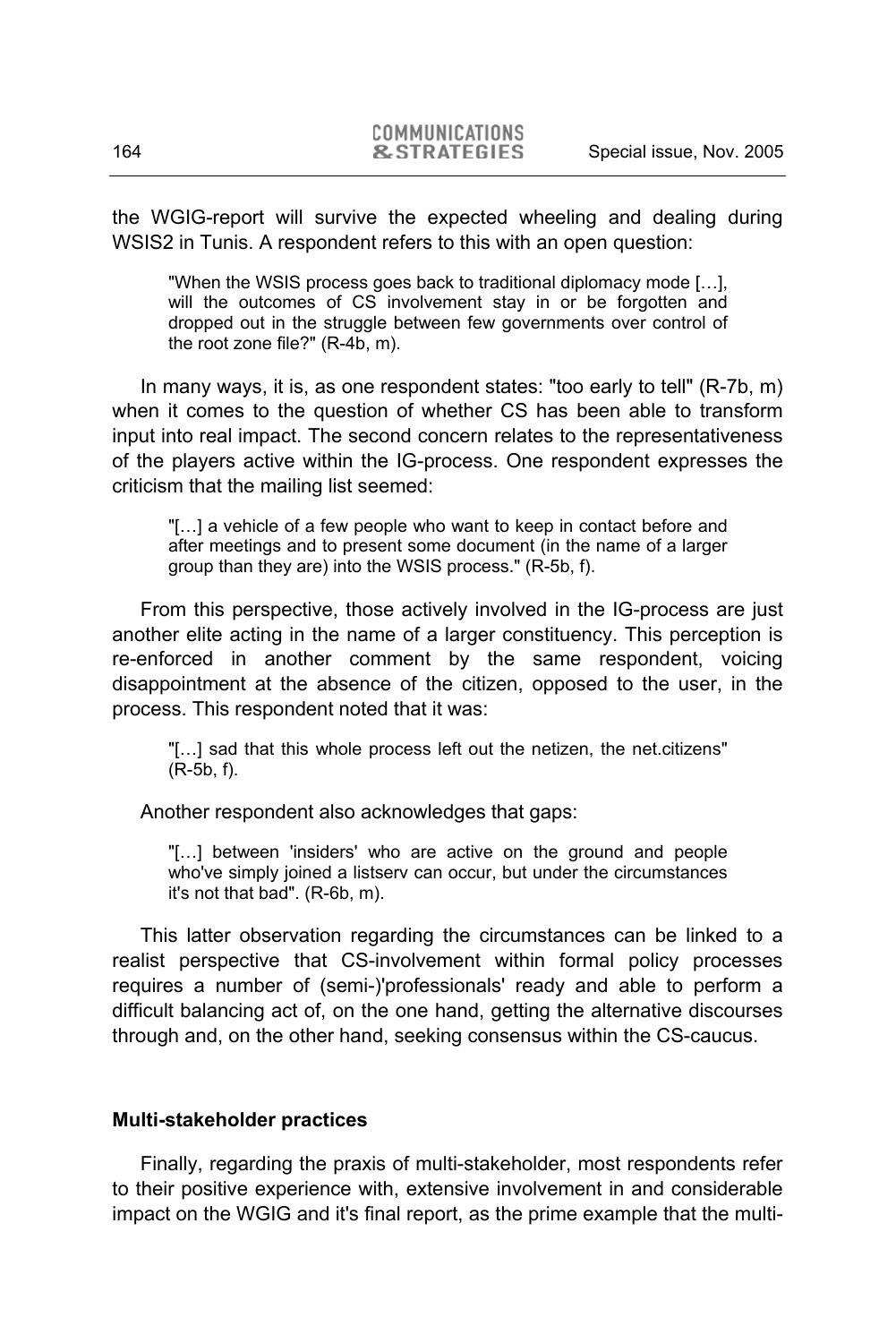the WGIG-report will survive the expected wheeling and dealing during WSIS2 in Tunis. A respondent refers to this with an open question:

> "When the WSIS process goes back to traditional diplomacy mode […], will the outcomes of CS involvement stay in or be forgotten and dropped out in the struggle between few governments over control of the root zone file?" (R-4b, m).

In many ways, it is, as one respondent states: "too early to tell" (R-7b, m) when it comes to the question of whether CS has been able to transform input into real impact. The second concern relates to the representativeness of the players active within the IG-process. One respondent expresses the criticism that the mailing list seemed:

> "[…] a vehicle of a few people who want to keep in contact before and after meetings and to present some document (in the name of a larger group than they are) into the WSIS process." (R-5b, f).

From this perspective, those actively involved in the IG-process are just another elite acting in the name of a larger constituency. This perception is re-enforced in another comment by the same respondent, voicing disappointment at the absence of the citizen, opposed to the user, in the process. This respondent noted that it was:

> "[…] sad that this whole process left out the netizen, the net.citizens" (R-5b, f).

Another respondent also acknowledges that gaps:

> "[…] between 'insiders' who are active on the ground and people who've simply joined a listserv can occur, but under the circumstances it's not that bad". (R-6b, m).

This latter observation regarding the circumstances can be linked to a realist perspective that CS-involvement within formal policy processes requires a number of (semi-)'professionals' ready and able to perform a difficult balancing act of, on the one hand, getting the alternative discourses through and, on the other hand, seeking consensus within the CS-caucus.

#### Multi-stakeholder practices

Finally, regarding the praxis of multi-stakeholder, most respondents refer to their positive experience with, extensive involvement in and considerable impact on the WGIG and it's final report, as the prime example that the multi-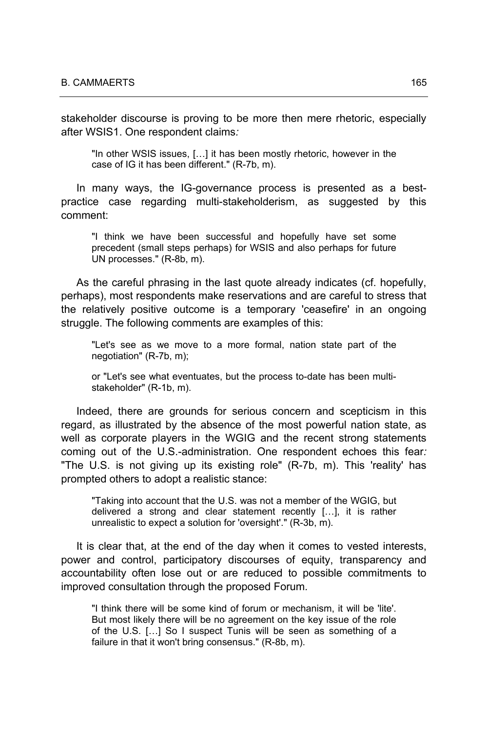stakeholder discourse is proving to be more then mere rhetoric, especially after WSIS1. One respondent claims*:*

> "In other WSIS issues, […] it has been mostly rhetoric, however in the case of IG it has been different." (R-7b, m).

In many ways, the IG-governance process is presented as a best-practice case regarding multi-stakeholderism, as suggested by this comment:

> "I think we have been successful and hopefully have set some precedent (small steps perhaps) for WSIS and also perhaps for future UN processes." (R-8b, m).

As the careful phrasing in the last quote already indicates (cf. hopefully, perhaps), most respondents make reservations and are careful to stress that the relatively positive outcome is a temporary 'ceasefire' in an ongoing struggle. The following comments are examples of this:

> "Let's see as we move to a more formal, nation state part of the negotiation" (R-7b, m);
>
> or "Let's see what eventuates, but the process to-date has been multi-stakeholder" (R-1b, m).

Indeed, there are grounds for serious concern and scepticism in this regard, as illustrated by the absence of the most powerful nation state, as well as corporate players in the WGIG and the recent strong statements coming out of the U.S.-administration. One respondent echoes this fear*:* "The U.S. is not giving up its existing role" (R-7b, m). This 'reality' has prompted others to adopt a realistic stance:

> "Taking into account that the U.S. was not a member of the WGIG, but delivered a strong and clear statement recently […], it is rather unrealistic to expect a solution for 'oversight'." (R-3b, m).

It is clear that, at the end of the day when it comes to vested interests, power and control, participatory discourses of equity, transparency and accountability often lose out or are reduced to possible commitments to improved consultation through the proposed Forum.

> "I think there will be some kind of forum or mechanism, it will be 'lite'. But most likely there will be no agreement on the key issue of the role of the U.S. […] So I suspect Tunis will be seen as something of a failure in that it won't bring consensus." (R-8b, m).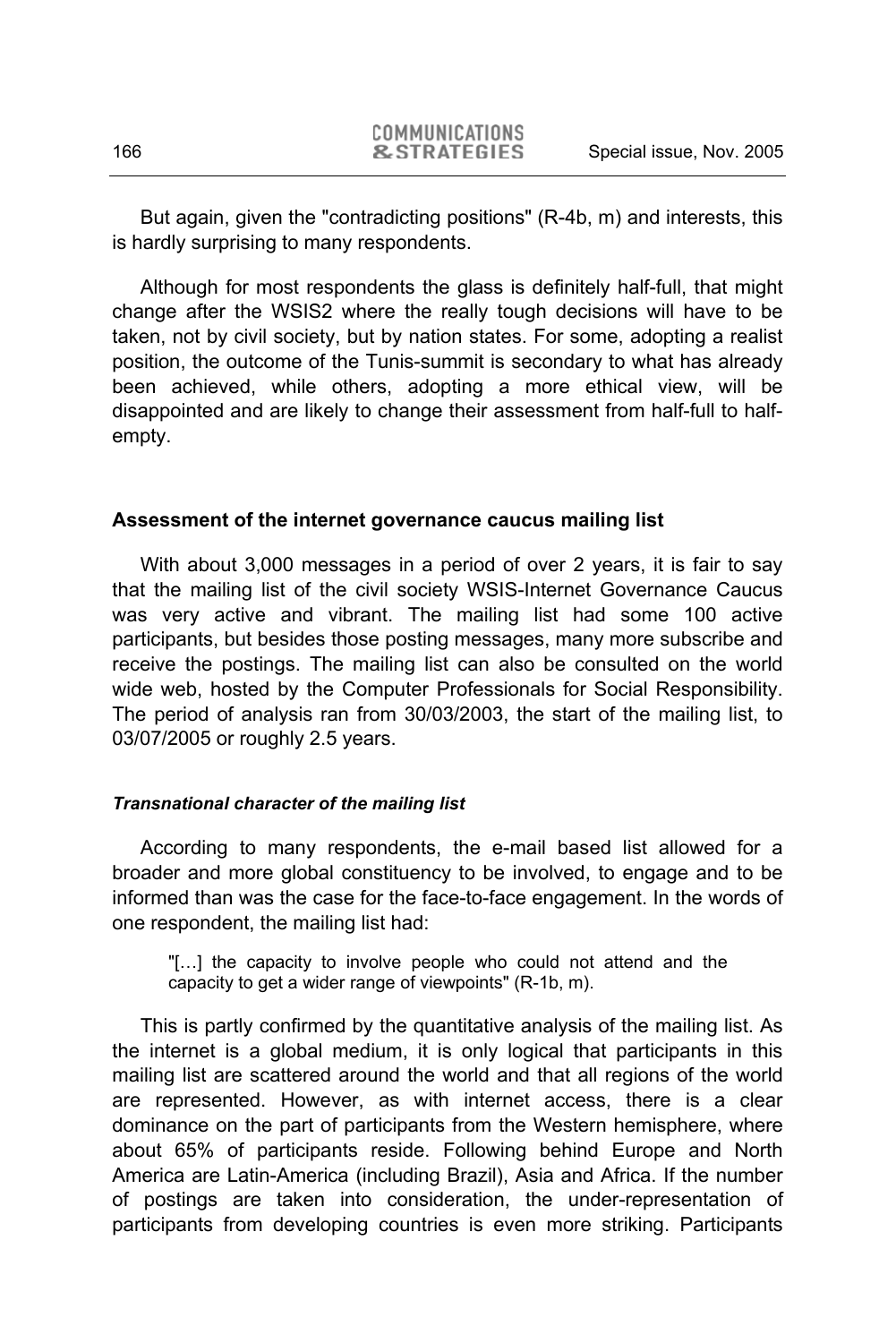But again, given the "contradicting positions" (R-4b, m) and interests, this is hardly surprising to many respondents.

Although for most respondents the glass is definitely half-full, that might change after the WSIS2 where the really tough decisions will have to be taken, not by civil society, but by nation states. For some, adopting a realist position, the outcome of the Tunis-summit is secondary to what has already been achieved, while others, adopting a more ethical view, will be disappointed and are likely to change their assessment from half-full to half-empty.

## Assessment of the internet governance caucus mailing list

With about 3,000 messages in a period of over 2 years, it is fair to say that the mailing list of the civil society WSIS-Internet Governance Caucus was very active and vibrant. The mailing list had some 100 active participants, but besides those posting messages, many more subscribe and receive the postings. The mailing list can also be consulted on the world wide web, hosted by the Computer Professionals for Social Responsibility. The period of analysis ran from 30/03/2003, the start of the mailing list, to 03/07/2005 or roughly 2.5 years.

### *Transnational character of the mailing list*

According to many respondents, the e-mail based list allowed for a broader and more global constituency to be involved, to engage and to be informed than was the case for the face-to-face engagement. In the words of one respondent, the mailing list had:

> "[…] the capacity to involve people who could not attend and the capacity to get a wider range of viewpoints" (R-1b, m).

This is partly confirmed by the quantitative analysis of the mailing list. As the internet is a global medium, it is only logical that participants in this mailing list are scattered around the world and that all regions of the world are represented. However, as with internet access, there is a clear dominance on the part of participants from the Western hemisphere, where about 65% of participants reside. Following behind Europe and North America are Latin-America (including Brazil), Asia and Africa. If the number of postings are taken into consideration, the under-representation of participants from developing countries is even more striking. Participants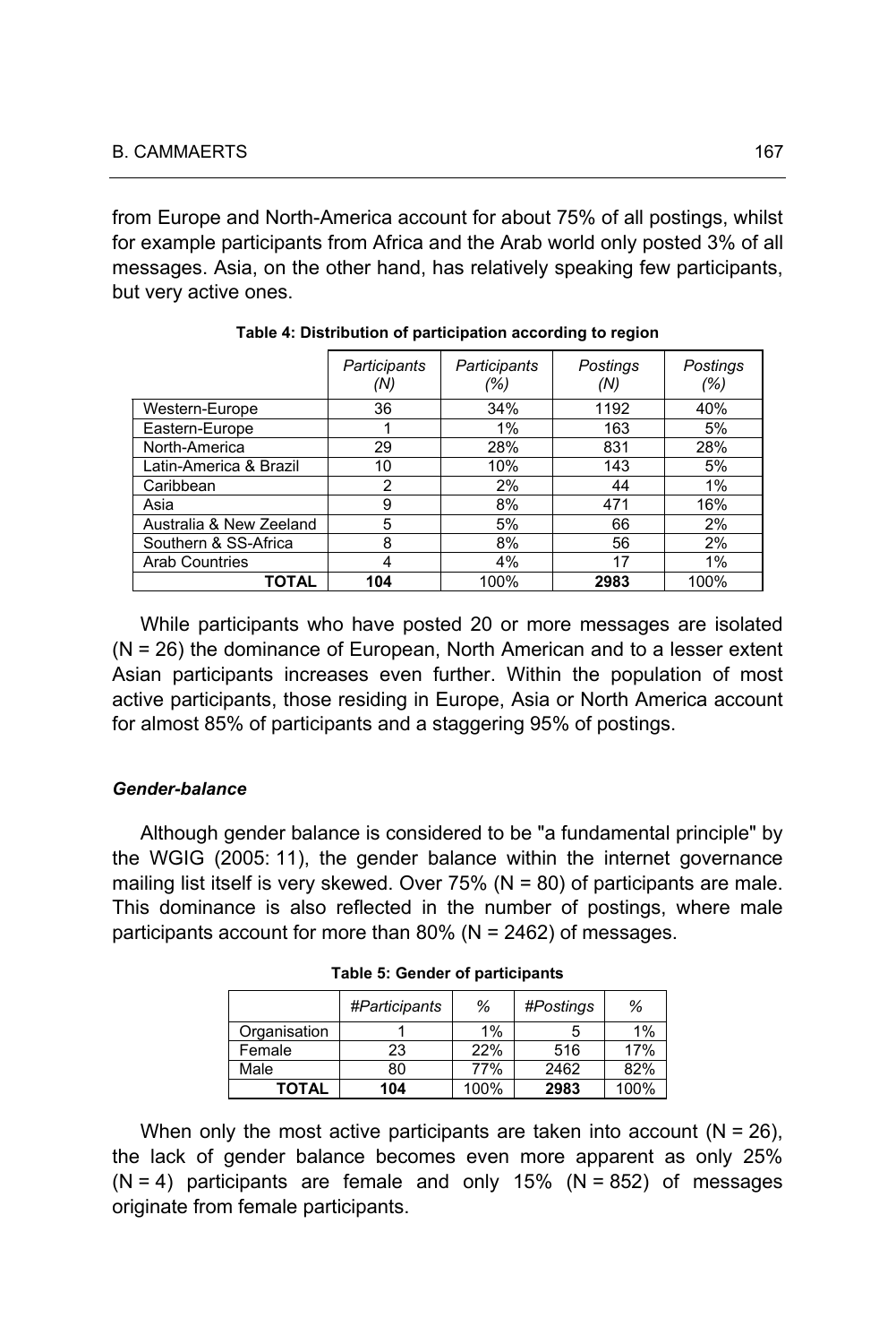from Europe and North-America account for about 75% of all postings, whilst for example participants from Africa and the Arab world only posted 3% of all messages. Asia, on the other hand, has relatively speaking few participants, but very active ones.

**Table 4: Distribution of participation according to region**

| | *Participants (N)* | *Participants (%)* | *Postings (N)* | *Postings (%)* |
|---|---|---|---|---|
| Western-Europe | 36 | 34% | 1192 | 40% |
| Eastern-Europe | 1 | 1% | 163 | 5% |
| North-America | 29 | 28% | 831 | 28% |
| Latin-America & Brazil | 10 | 10% | 143 | 5% |
| Caribbean | 2 | 2% | 44 | 1% |
| Asia | 9 | 8% | 471 | 16% |
| Australia & New Zeeland | 5 | 5% | 66 | 2% |
| Southern & SS-Africa | 8 | 8% | 56 | 2% |
| Arab Countries | 4 | 4% | 17 | 1% |
| **TOTAL** | **104** | 100% | **2983** | 100% |

While participants who have posted 20 or more messages are isolated (N = 26) the dominance of European, North American and to a lesser extent Asian participants increases even further. Within the population of most active participants, those residing in Europe, Asia or North America account for almost 85% of participants and a staggering 95% of postings.

#### *Gender-balance*

Although gender balance is considered to be "a fundamental principle" by the WGIG (2005: 11), the gender balance within the internet governance mailing list itself is very skewed. Over 75% (N = 80) of participants are male. This dominance is also reflected in the number of postings, where male participants account for more than 80% (N = 2462) of messages.

**Table 5: Gender of participants**

| | *#Participants* | *%* | *#Postings* | *%* |
|---|---|---|---|---|
| Organisation | 1 | 1% | 5 | 1% |
| Female | 23 | 22% | 516 | 17% |
| Male | 80 | 77% | 2462 | 82% |
| **TOTAL** | **104** | 100% | **2983** | 100% |

When only the most active participants are taken into account (N = 26), the lack of gender balance becomes even more apparent as only 25% (N = 4) participants are female and only 15% (N = 852) of messages originate from female participants.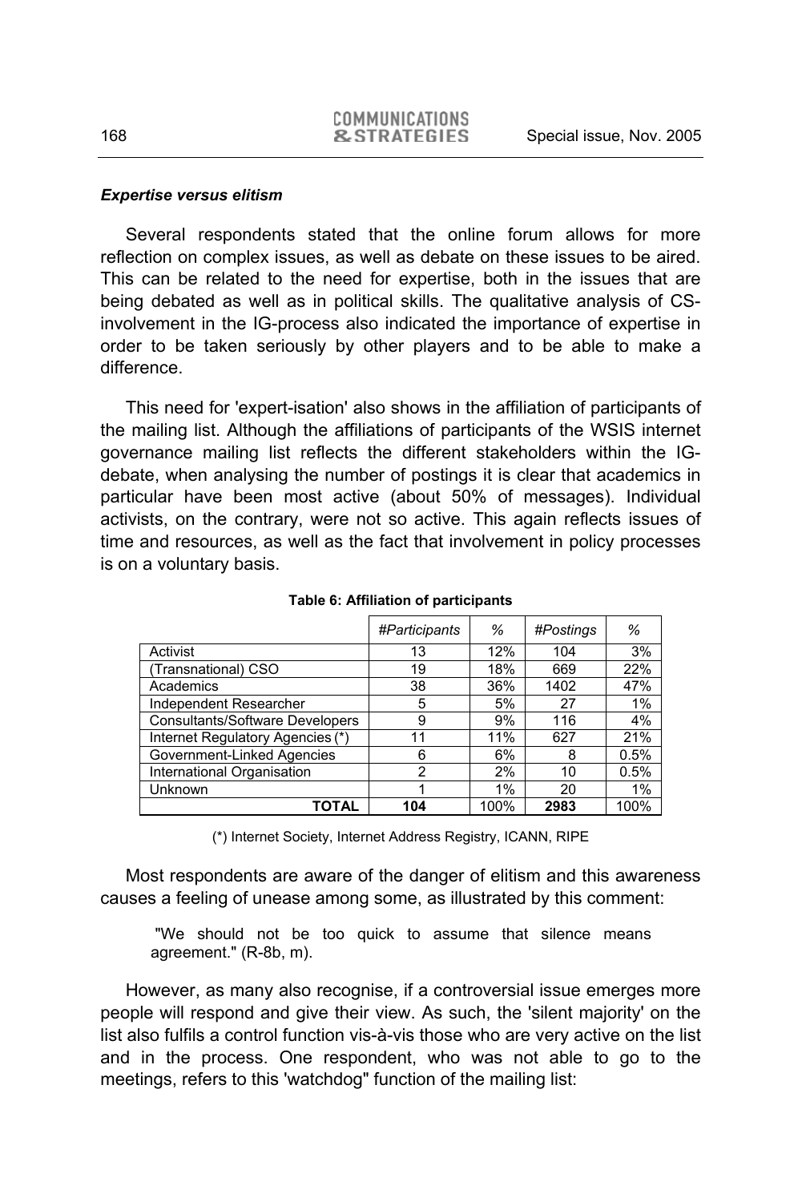***Expertise versus elitism***

Several respondents stated that the online forum allows for more reflection on complex issues, as well as debate on these issues to be aired. This can be related to the need for expertise, both in the issues that are being debated as well as in political skills. The qualitative analysis of CS-involvement in the IG-process also indicated the importance of expertise in order to be taken seriously by other players and to be able to make a difference.

This need for 'expert-isation' also shows in the affiliation of participants of the mailing list. Although the affiliations of participants of the WSIS internet governance mailing list reflects the different stakeholders within the IG-debate, when analysing the number of postings it is clear that academics in particular have been most active (about 50% of messages). Individual activists, on the contrary, were not so active. This again reflects issues of time and resources, as well as the fact that involvement in policy processes is on a voluntary basis.

**Table 6: Affiliation of participants**

| | *#Participants* | *%* | *#Postings* | *%* |
|---|---|---|---|---|
| Activist | 13 | 12% | 104 | 3% |
| (Transnational) CSO | 19 | 18% | 669 | 22% |
| Academics | 38 | 36% | 1402 | 47% |
| Independent Researcher | 5 | 5% | 27 | 1% |
| Consultants/Software Developers | 9 | 9% | 116 | 4% |
| Internet Regulatory Agencies (*) | 11 | 11% | 627 | 21% |
| Government-Linked Agencies | 6 | 6% | 8 | 0.5% |
| International Organisation | 2 | 2% | 10 | 0.5% |
| Unknown | 1 | 1% | 20 | 1% |
| **TOTAL** | **104** | 100% | **2983** | 100% |

(*) Internet Society, Internet Address Registry, ICANN, RIPE

Most respondents are aware of the danger of elitism and this awareness causes a feeling of unease among some, as illustrated by this comment:

> "We should not be too quick to assume that silence means agreement." (R-8b, m).

However, as many also recognise, if a controversial issue emerges more people will respond and give their view. As such, the 'silent majority' on the list also fulfils a control function vis-à-vis those who are very active on the list and in the process. One respondent, who was not able to go to the meetings, refers to this 'watchdog" function of the mailing list: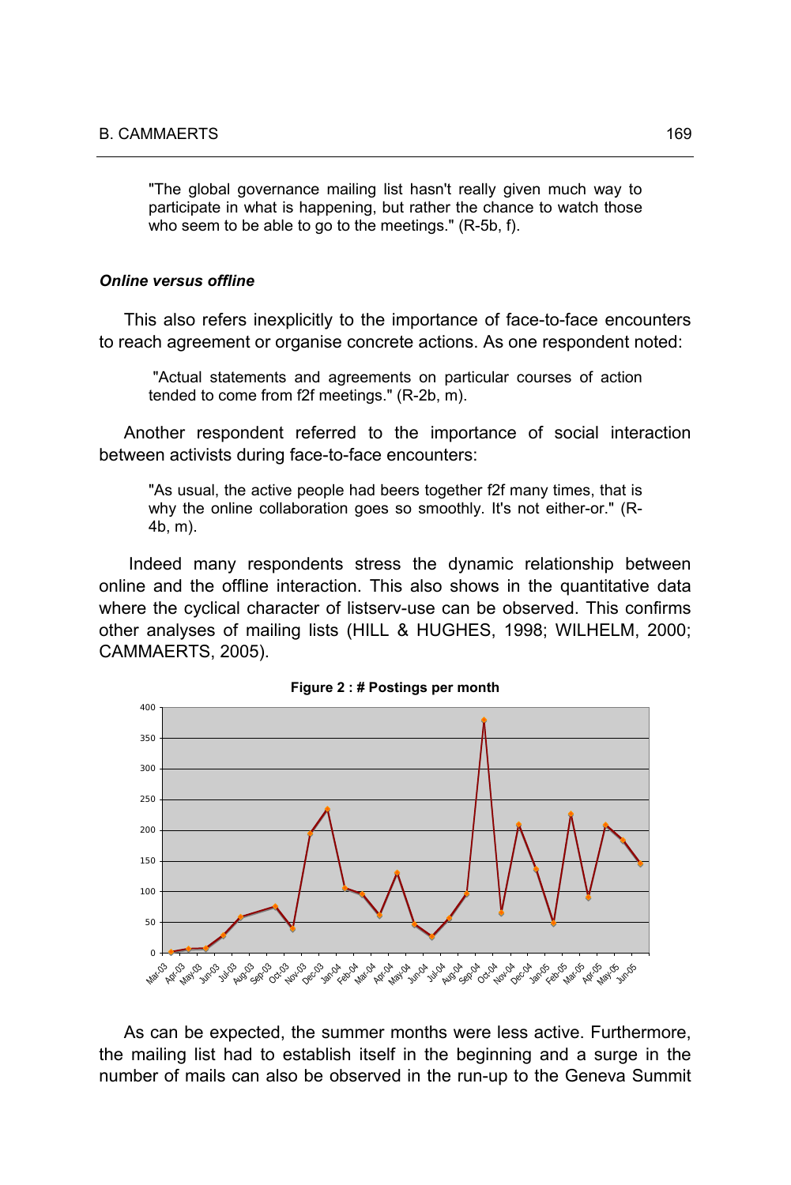> "The global governance mailing list hasn't really given much way to participate in what is happening, but rather the chance to watch those who seem to be able to go to the meetings." (R-5b, f).

***Online versus offline***

This also refers inexplicitly to the importance of face-to-face encounters to reach agreement or organise concrete actions. As one respondent noted:

> "Actual statements and agreements on particular courses of action tended to come from f2f meetings." (R-2b, m).

Another respondent referred to the importance of social interaction between activists during face-to-face encounters:

> "As usual, the active people had beers together f2f many times, that is why the online collaboration goes so smoothly. It's not either-or." (R-4b, m).

Indeed many respondents stress the dynamic relationship between online and the offline interaction. This also shows in the quantitative data where the cyclical character of listserv-use can be observed. This confirms other analyses of mailing lists (HILL & HUGHES, 1998; WILHELM, 2000; CAMMAERTS, 2005).

**Figure 2 : # Postings per month**

As can be expected, the summer months were less active. Furthermore, the mailing list had to establish itself in the beginning and a surge in the number of mails can also be observed in the run-up to the Geneva Summit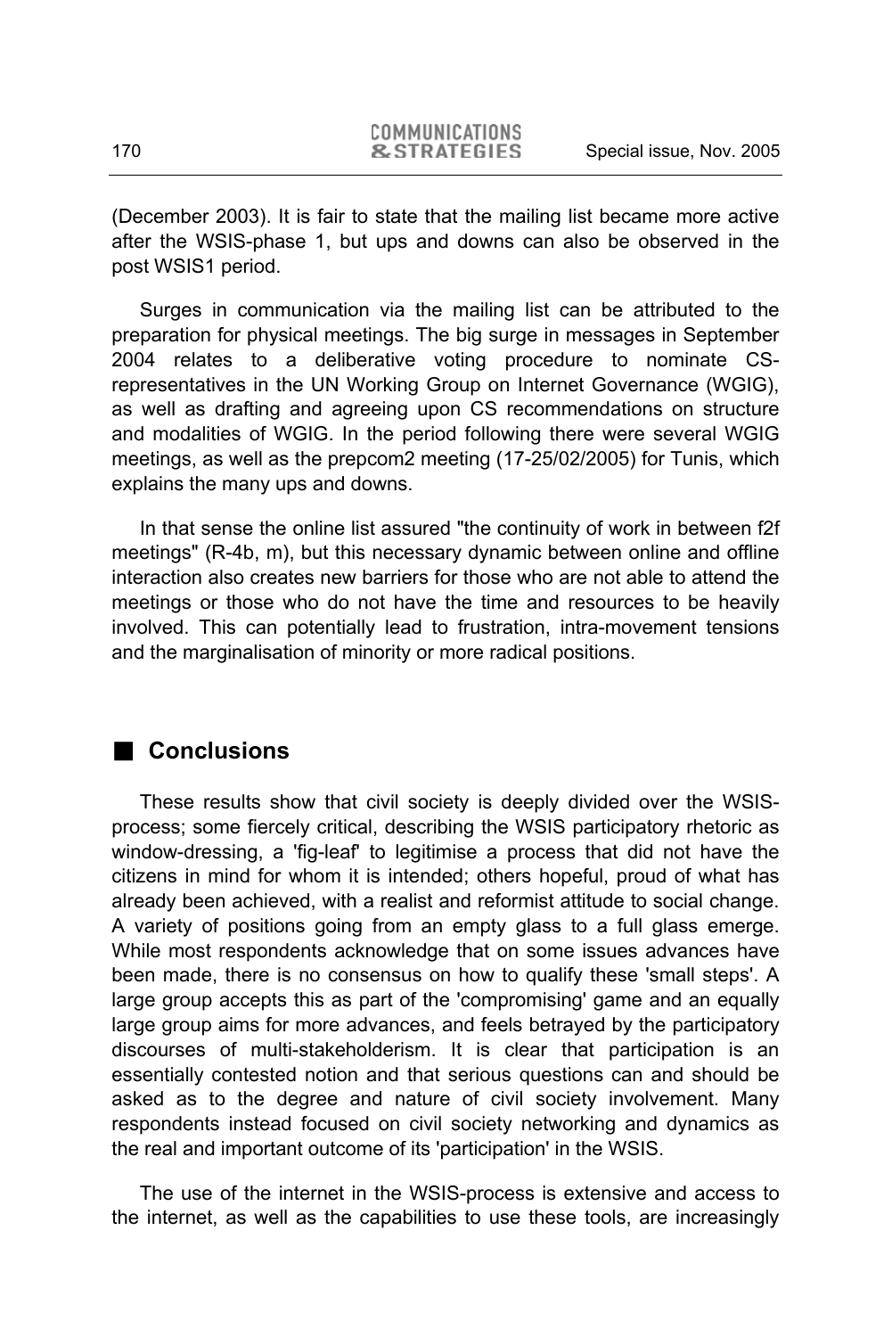(December 2003). It is fair to state that the mailing list became more active after the WSIS-phase 1, but ups and downs can also be observed in the post WSIS1 period.

Surges in communication via the mailing list can be attributed to the preparation for physical meetings. The big surge in messages in September 2004 relates to a deliberative voting procedure to nominate CS-representatives in the UN Working Group on Internet Governance (WGIG), as well as drafting and agreeing upon CS recommendations on structure and modalities of WGIG. In the period following there were several WGIG meetings, as well as the prepcom2 meeting (17-25/02/2005) for Tunis, which explains the many ups and downs.

In that sense the online list assured "the continuity of work in between f2f meetings" (R-4b, m), but this necessary dynamic between online and offline interaction also creates new barriers for those who are not able to attend the meetings or those who do not have the time and resources to be heavily involved. This can potentially lead to frustration, intra-movement tensions and the marginalisation of minority or more radical positions.

## Conclusions

These results show that civil society is deeply divided over the WSIS-process; some fiercely critical, describing the WSIS participatory rhetoric as window-dressing, a 'fig-leaf' to legitimise a process that did not have the citizens in mind for whom it is intended; others hopeful, proud of what has already been achieved, with a realist and reformist attitude to social change. A variety of positions going from an empty glass to a full glass emerge. While most respondents acknowledge that on some issues advances have been made, there is no consensus on how to qualify these 'small steps'. A large group accepts this as part of the 'compromising' game and an equally large group aims for more advances, and feels betrayed by the participatory discourses of multi-stakeholderism. It is clear that participation is an essentially contested notion and that serious questions can and should be asked as to the degree and nature of civil society involvement. Many respondents instead focused on civil society networking and dynamics as the real and important outcome of its 'participation' in the WSIS.

The use of the internet in the WSIS-process is extensive and access to the internet, as well as the capabilities to use these tools, are increasingly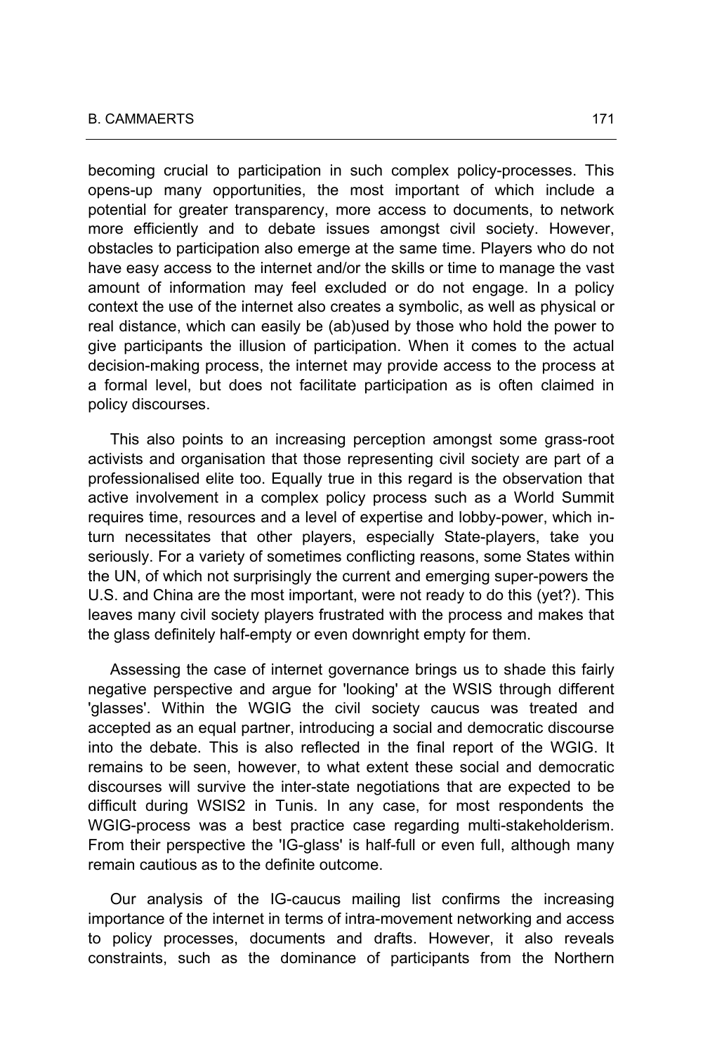becoming crucial to participation in such complex policy-processes. This opens-up many opportunities, the most important of which include a potential for greater transparency, more access to documents, to network more efficiently and to debate issues amongst civil society. However, obstacles to participation also emerge at the same time. Players who do not have easy access to the internet and/or the skills or time to manage the vast amount of information may feel excluded or do not engage. In a policy context the use of the internet also creates a symbolic, as well as physical or real distance, which can easily be (ab)used by those who hold the power to give participants the illusion of participation. When it comes to the actual decision-making process, the internet may provide access to the process at a formal level, but does not facilitate participation as is often claimed in policy discourses.

This also points to an increasing perception amongst some grass-root activists and organisation that those representing civil society are part of a professionalised elite too. Equally true in this regard is the observation that active involvement in a complex policy process such as a World Summit requires time, resources and a level of expertise and lobby-power, which in-turn necessitates that other players, especially State-players, take you seriously. For a variety of sometimes conflicting reasons, some States within the UN, of which not surprisingly the current and emerging super-powers the U.S. and China are the most important, were not ready to do this (yet?). This leaves many civil society players frustrated with the process and makes that the glass definitely half-empty or even downright empty for them.

Assessing the case of internet governance brings us to shade this fairly negative perspective and argue for 'looking' at the WSIS through different 'glasses'. Within the WGIG the civil society caucus was treated and accepted as an equal partner, introducing a social and democratic discourse into the debate. This is also reflected in the final report of the WGIG. It remains to be seen, however, to what extent these social and democratic discourses will survive the inter-state negotiations that are expected to be difficult during WSIS2 in Tunis. In any case, for most respondents the WGIG-process was a best practice case regarding multi-stakeholderism. From their perspective the 'IG-glass' is half-full or even full, although many remain cautious as to the definite outcome.

Our analysis of the IG-caucus mailing list confirms the increasing importance of the internet in terms of intra-movement networking and access to policy processes, documents and drafts. However, it also reveals constraints, such as the dominance of participants from the Northern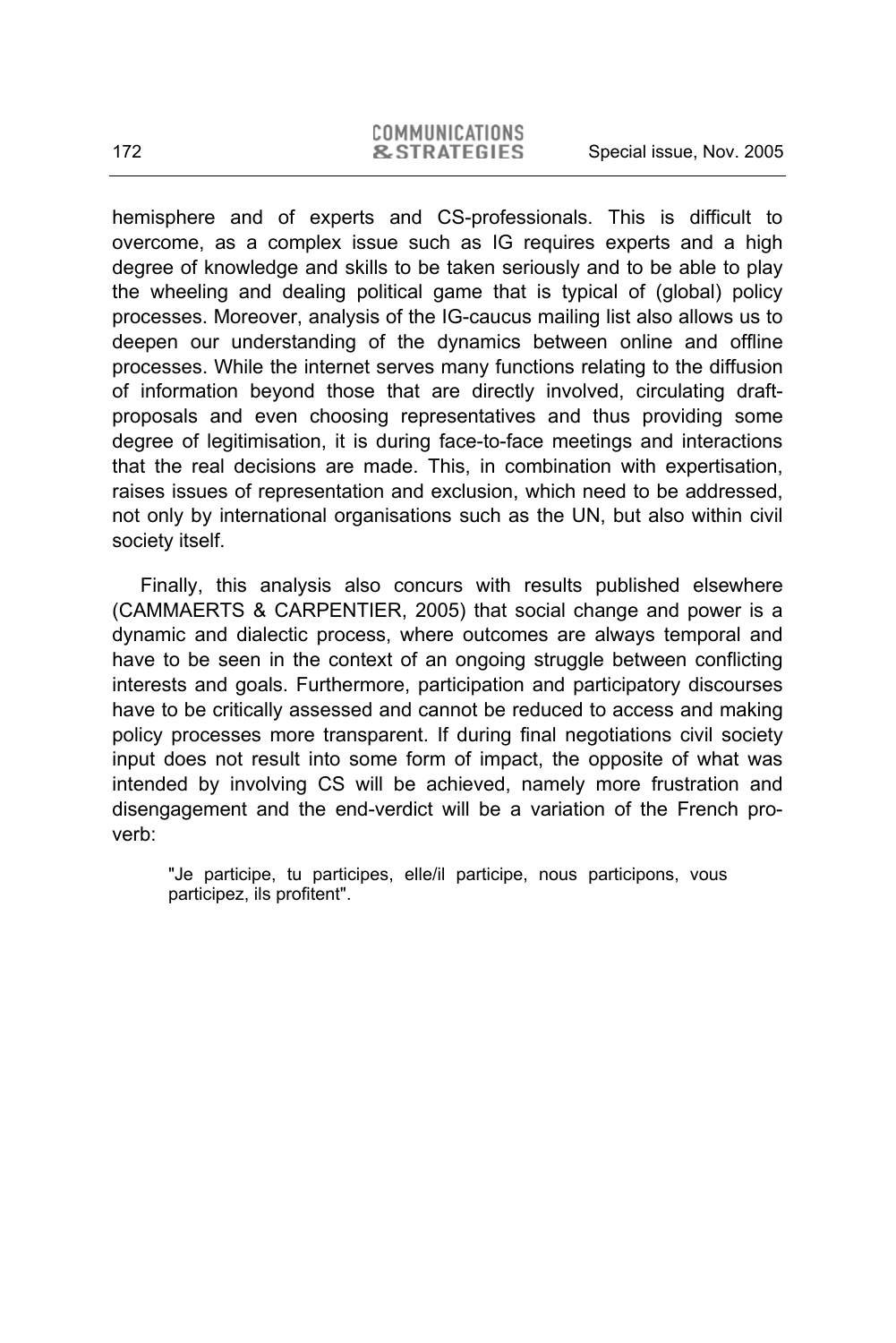hemisphere and of experts and CS-professionals. This is difficult to overcome, as a complex issue such as IG requires experts and a high degree of knowledge and skills to be taken seriously and to be able to play the wheeling and dealing political game that is typical of (global) policy processes. Moreover, analysis of the IG-caucus mailing list also allows us to deepen our understanding of the dynamics between online and offline processes. While the internet serves many functions relating to the diffusion of information beyond those that are directly involved, circulating draft-proposals and even choosing representatives and thus providing some degree of legitimisation, it is during face-to-face meetings and interactions that the real decisions are made. This, in combination with expertisation, raises issues of representation and exclusion, which need to be addressed, not only by international organisations such as the UN, but also within civil society itself.

Finally, this analysis also concurs with results published elsewhere (CAMMAERTS & CARPENTIER, 2005) that social change and power is a dynamic and dialectic process, where outcomes are always temporal and have to be seen in the context of an ongoing struggle between conflicting interests and goals. Furthermore, participation and participatory discourses have to be critically assessed and cannot be reduced to access and making policy processes more transparent. If during final negotiations civil society input does not result into some form of impact, the opposite of what was intended by involving CS will be achieved, namely more frustration and disengagement and the end-verdict will be a variation of the French proverb:

> "Je participe, tu participes, elle/il participe, nous participons, vous participez, ils profitent".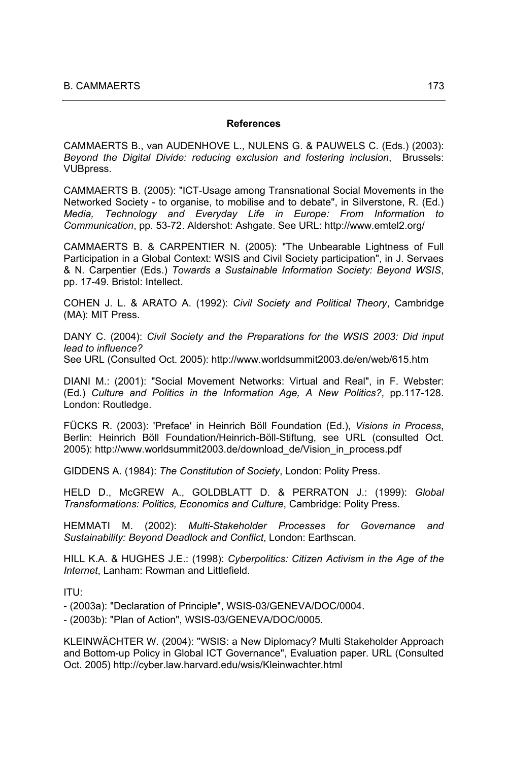**References**

CAMMAERTS B., van AUDENHOVE L., NULENS G. & PAUWELS C. (Eds.) (2003): *Beyond the Digital Divide: reducing exclusion and fostering inclusion*, Brussels: VUBpress.

CAMMAERTS B. (2005): "ICT-Usage among Transnational Social Movements in the Networked Society - to organise, to mobilise and to debate", in Silverstone, R. (Ed.) *Media, Technology and Everyday Life in Europe: From Information to Communication*, pp. 53-72. Aldershot: Ashgate. See URL: http://www.emtel2.org/

CAMMAERTS B. & CARPENTIER N. (2005): "The Unbearable Lightness of Full Participation in a Global Context: WSIS and Civil Society participation", in J. Servaes & N. Carpentier (Eds.) *Towards a Sustainable Information Society: Beyond WSIS*, pp. 17-49. Bristol: Intellect.

COHEN J. L. & ARATO A. (1992): *Civil Society and Political Theory*, Cambridge (MA): MIT Press.

DANY C. (2004): *Civil Society and the Preparations for the WSIS 2003: Did input lead to influence?*
See URL (Consulted Oct. 2005): http://www.worldsummit2003.de/en/web/615.htm

DIANI M.: (2001): "Social Movement Networks: Virtual and Real", in F. Webster: (Ed.) *Culture and Politics in the Information Age, A New Politics?*, pp.117-128. London: Routledge.

FÜCKS R. (2003): 'Preface' in Heinrich Böll Foundation (Ed.), *Visions in Process*, Berlin: Heinrich Böll Foundation/Heinrich-Böll-Stiftung, see URL (consulted Oct. 2005): http://www.worldsummit2003.de/download_de/Vision_in_process.pdf

GIDDENS A. (1984): *The Constitution of Society*, London: Polity Press.

HELD D., McGREW A., GOLDBLATT D. & PERRATON J.: (1999): *Global Transformations: Politics, Economics and Culture*, Cambridge: Polity Press.

HEMMATI M. (2002): *Multi-Stakeholder Processes for Governance and Sustainability: Beyond Deadlock and Conflict*, London: Earthscan.

HILL K.A. & HUGHES J.E.: (1998): *Cyberpolitics: Citizen Activism in the Age of the Internet*, Lanham: Rowman and Littlefield.

ITU:

- (2003a): "Declaration of Principle", WSIS-03/GENEVA/DOC/0004.
- (2003b): "Plan of Action", WSIS-03/GENEVA/DOC/0005.

KLEINWÄCHTER W. (2004): "WSIS: a New Diplomacy? Multi Stakeholder Approach and Bottom-up Policy in Global ICT Governance", Evaluation paper. URL (Consulted Oct. 2005) http://cyber.law.harvard.edu/wsis/Kleinwachter.html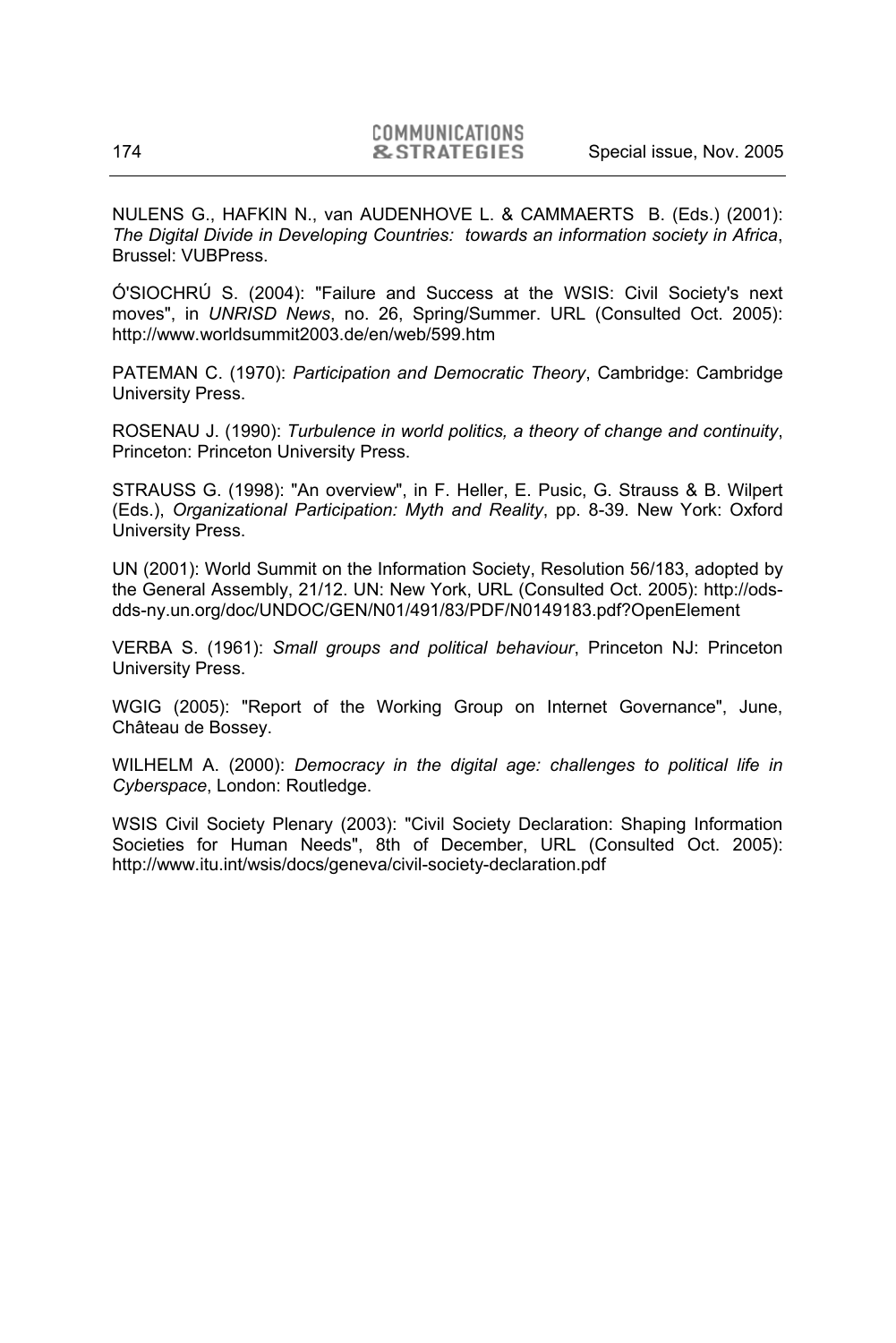NULENS G., HAFKIN N., van AUDENHOVE L. & CAMMAERTS B. (Eds.) (2001): *The Digital Divide in Developing Countries: towards an information society in Africa*, Brussel: VUBPress.

Ó'SIOCHRÚ S. (2004): "Failure and Success at the WSIS: Civil Society's next moves", in *UNRISD News*, no. 26, Spring/Summer. URL (Consulted Oct. 2005): http://www.worldsummit2003.de/en/web/599.htm

PATEMAN C. (1970): *Participation and Democratic Theory*, Cambridge: Cambridge University Press.

ROSENAU J. (1990): *Turbulence in world politics, a theory of change and continuity*, Princeton: Princeton University Press.

STRAUSS G. (1998): "An overview", in F. Heller, E. Pusic, G. Strauss & B. Wilpert (Eds.), *Organizational Participation: Myth and Reality*, pp. 8-39. New York: Oxford University Press.

UN (2001): World Summit on the Information Society, Resolution 56/183, adopted by the General Assembly, 21/12. UN: New York, URL (Consulted Oct. 2005): http://ods-dds-ny.un.org/doc/UNDOC/GEN/N01/491/83/PDF/N0149183.pdf?OpenElement

VERBA S. (1961): *Small groups and political behaviour*, Princeton NJ: Princeton University Press.

WGIG (2005): "Report of the Working Group on Internet Governance", June, Château de Bossey.

WILHELM A. (2000): *Democracy in the digital age: challenges to political life in Cyberspace*, London: Routledge.

WSIS Civil Society Plenary (2003): "Civil Society Declaration: Shaping Information Societies for Human Needs", 8th of December, URL (Consulted Oct. 2005): http://www.itu.int/wsis/docs/geneva/civil-society-declaration.pdf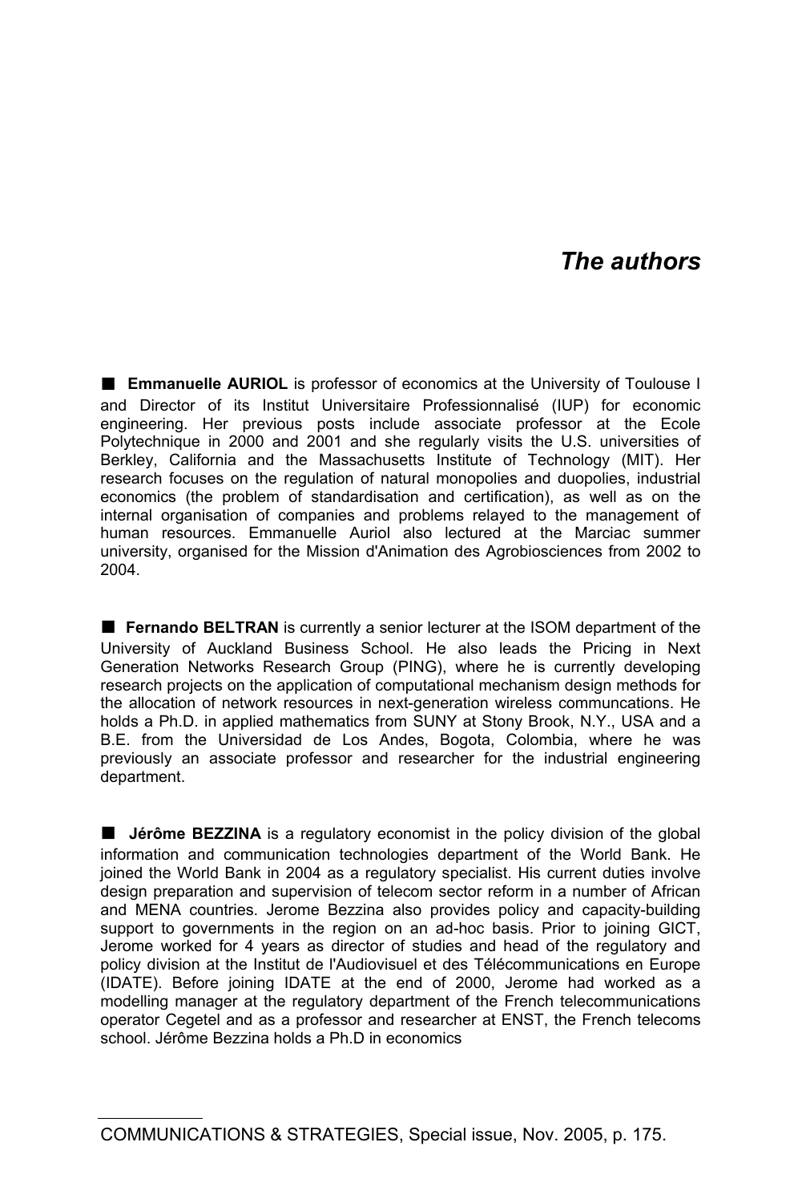# *The authors*

■ **Emmanuelle AURIOL** is professor of economics at the University of Toulouse I and Director of its Institut Universitaire Professionnalisé (IUP) for economic engineering. Her previous posts include associate professor at the Ecole Polytechnique in 2000 and 2001 and she regularly visits the U.S. universities of Berkley, California and the Massachusetts Institute of Technology (MIT). Her research focuses on the regulation of natural monopolies and duopolies, industrial economics (the problem of standardisation and certification), as well as on the internal organisation of companies and problems relayed to the management of human resources. Emmanuelle Auriol also lectured at the Marciac summer university, organised for the Mission d'Animation des Agrobiosciences from 2002 to 2004.

■ **Fernando BELTRAN** is currently a senior lecturer at the ISOM department of the University of Auckland Business School. He also leads the Pricing in Next Generation Networks Research Group (PING), where he is currently developing research projects on the application of computational mechanism design methods for the allocation of network resources in next-generation wireless communcations. He holds a Ph.D. in applied mathematics from SUNY at Stony Brook, N.Y., USA and a B.E. from the Universidad de Los Andes, Bogota, Colombia, where he was previously an associate professor and researcher for the industrial engineering department.

■ **Jérôme BEZZINA** is a regulatory economist in the policy division of the global information and communication technologies department of the World Bank. He joined the World Bank in 2004 as a regulatory specialist. His current duties involve design preparation and supervision of telecom sector reform in a number of African and MENA countries. Jerome Bezzina also provides policy and capacity-building support to governments in the region on an ad-hoc basis. Prior to joining GICT, Jerome worked for 4 years as director of studies and head of the regulatory and policy division at the Institut de l'Audiovisuel et des Télécommunications en Europe (IDATE). Before joining IDATE at the end of 2000, Jerome had worked as a modelling manager at the regulatory department of the French telecommunications operator Cegetel and as a professor and researcher at ENST, the French telecoms school. Jérôme Bezzina holds a Ph.D in economics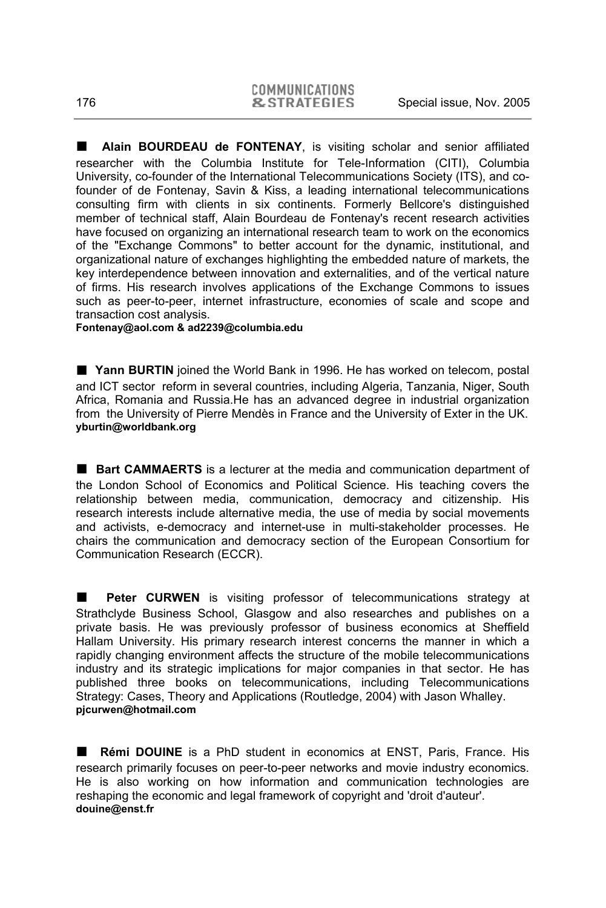■ **Alain BOURDEAU de FONTENAY**, is visiting scholar and senior affiliated researcher with the Columbia Institute for Tele-Information (CITI), Columbia University, co-founder of the International Telecommunications Society (ITS), and co-founder of de Fontenay, Savin & Kiss, a leading international telecommunications consulting firm with clients in six continents. Formerly Bellcore's distinguished member of technical staff, Alain Bourdeau de Fontenay's recent research activities have focused on organizing an international research team to work on the economics of the "Exchange Commons" to better account for the dynamic, institutional, and organizational nature of exchanges highlighting the embedded nature of markets, the key interdependence between innovation and externalities, and of the vertical nature of firms. His research involves applications of the Exchange Commons to issues such as peer-to-peer, internet infrastructure, economies of scale and scope and transaction cost analysis.
**Fontenay@aol.com & ad2239@columbia.edu**

■ **Yann BURTIN** joined the World Bank in 1996. He has worked on telecom, postal and ICT sector reform in several countries, including Algeria, Tanzania, Niger, South Africa, Romania and Russia.He has an advanced degree in industrial organization from the University of Pierre Mendès in France and the University of Exter in the UK.
**yburtin@worldbank.org**

■ **Bart CAMMAERTS** is a lecturer at the media and communication department of the London School of Economics and Political Science. His teaching covers the relationship between media, communication, democracy and citizenship. His research interests include alternative media, the use of media by social movements and activists, e-democracy and internet-use in multi-stakeholder processes. He chairs the communication and democracy section of the European Consortium for Communication Research (ECCR).

■ **Peter CURWEN** is visiting professor of telecommunications strategy at Strathclyde Business School, Glasgow and also researches and publishes on a private basis. He was previously professor of business economics at Sheffield Hallam University. His primary research interest concerns the manner in which a rapidly changing environment affects the structure of the mobile telecommunications industry and its strategic implications for major companies in that sector. He has published three books on telecommunications, including Telecommunications Strategy: Cases, Theory and Applications (Routledge, 2004) with Jason Whalley.
**pjcurwen@hotmail.com**

■ **Rémi DOUINE** is a PhD student in economics at ENST, Paris, France. His research primarily focuses on peer-to-peer networks and movie industry economics. He is also working on how information and communication technologies are reshaping the economic and legal framework of copyright and 'droit d'auteur'.
**douine@enst.fr**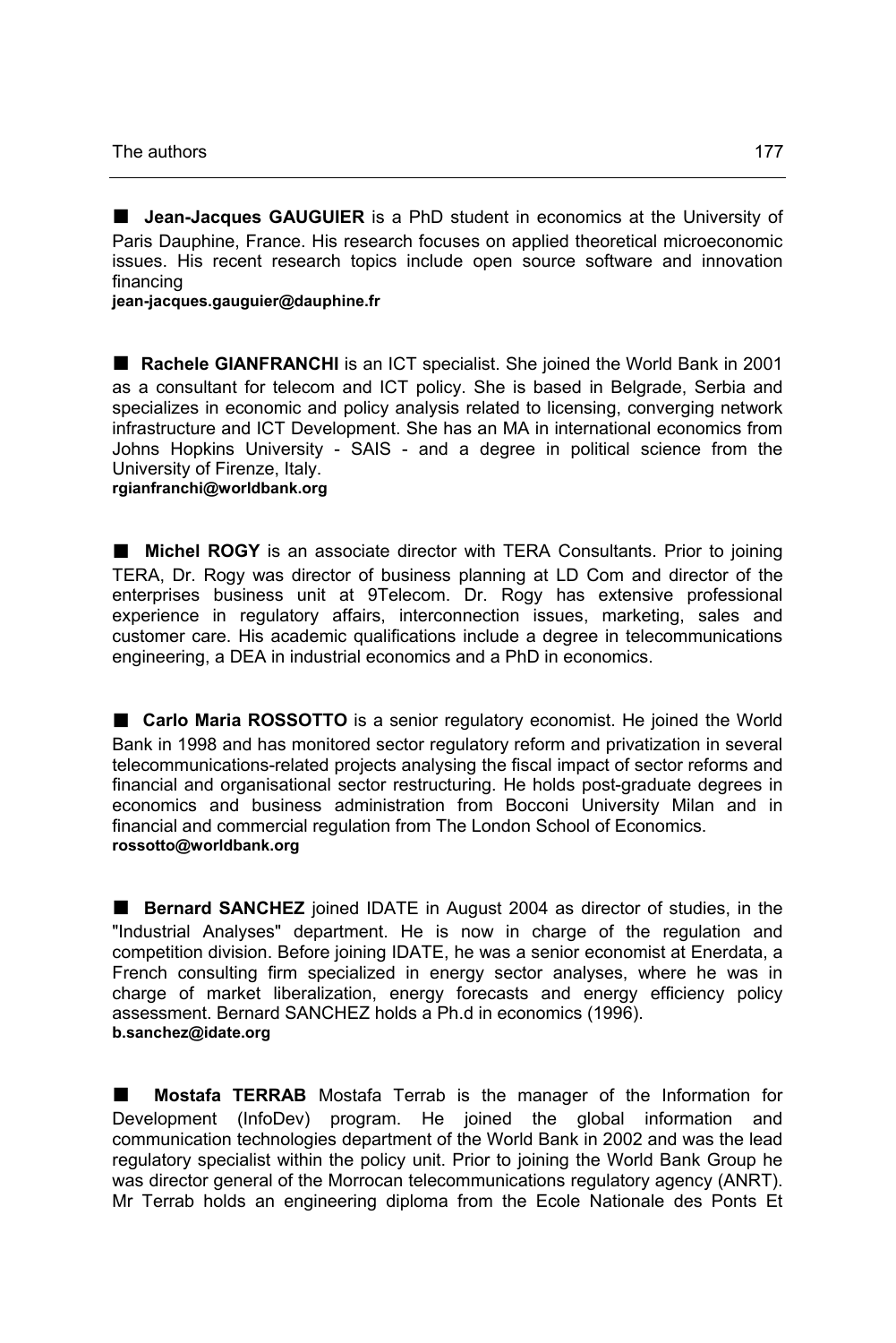■ **Jean-Jacques GAUGUIER** is a PhD student in economics at the University of Paris Dauphine, France. His research focuses on applied theoretical microeconomic issues. His recent research topics include open source software and innovation financing
**jean-jacques.gauguier@dauphine.fr**

■ **Rachele GIANFRANCHI** is an ICT specialist. She joined the World Bank in 2001 as a consultant for telecom and ICT policy. She is based in Belgrade, Serbia and specializes in economic and policy analysis related to licensing, converging network infrastructure and ICT Development. She has an MA in international economics from Johns Hopkins University - SAIS - and a degree in political science from the University of Firenze, Italy.
**rgianfranchi@worldbank.org**

■ **Michel ROGY** is an associate director with TERA Consultants. Prior to joining TERA, Dr. Rogy was director of business planning at LD Com and director of the enterprises business unit at 9Telecom. Dr. Rogy has extensive professional experience in regulatory affairs, interconnection issues, marketing, sales and customer care. His academic qualifications include a degree in telecommunications engineering, a DEA in industrial economics and a PhD in economics.

■ **Carlo Maria ROSSOTTO** is a senior regulatory economist. He joined the World Bank in 1998 and has monitored sector regulatory reform and privatization in several telecommunications-related projects analysing the fiscal impact of sector reforms and financial and organisational sector restructuring. He holds post-graduate degrees in economics and business administration from Bocconi University Milan and in financial and commercial regulation from The London School of Economics.
**rossotto@worldbank.org**

■ **Bernard SANCHEZ** joined IDATE in August 2004 as director of studies, in the "Industrial Analyses" department. He is now in charge of the regulation and competition division. Before joining IDATE, he was a senior economist at Enerdata, a French consulting firm specialized in energy sector analyses, where he was in charge of market liberalization, energy forecasts and energy efficiency policy assessment. Bernard SANCHEZ holds a Ph.d in economics (1996).
**b.sanchez@idate.org**

■ **Mostafa TERRAB** Mostafa Terrab is the manager of the Information for Development (InfoDev) program. He joined the global information and communication technologies department of the World Bank in 2002 and was the lead regulatory specialist within the policy unit. Prior to joining the World Bank Group he was director general of the Morrocan telecommunications regulatory agency (ANRT). Mr Terrab holds an engineering diploma from the Ecole Nationale des Ponts Et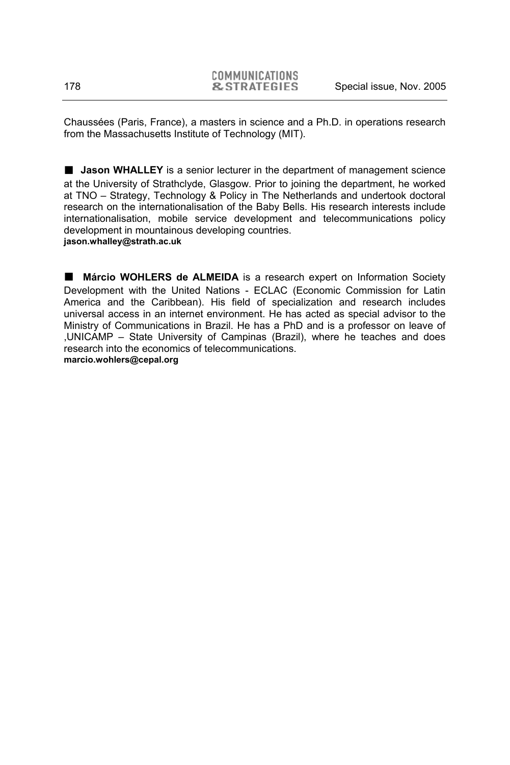Chaussées (Paris, France), a masters in science and a Ph.D. in operations research from the Massachusetts Institute of Technology (MIT).

■ **Jason WHALLEY** is a senior lecturer in the department of management science at the University of Strathclyde, Glasgow. Prior to joining the department, he worked at TNO – Strategy, Technology & Policy in The Netherlands and undertook doctoral research on the internationalisation of the Baby Bells. His research interests include internationalisation, mobile service development and telecommunications policy development in mountainous developing countries.
**jason.whalley@strath.ac.uk**

■ **Márcio WOHLERS de ALMEIDA** is a research expert on Information Society Development with the United Nations - ECLAC (Economic Commission for Latin America and the Caribbean). His field of specialization and research includes universal access in an internet environment. He has acted as special advisor to the Ministry of Communications in Brazil. He has a PhD and is a professor on leave of ,UNICAMP – State University of Campinas (Brazil), where he teaches and does research into the economics of telecommunications.
**marcio.wohlers@cepal.org**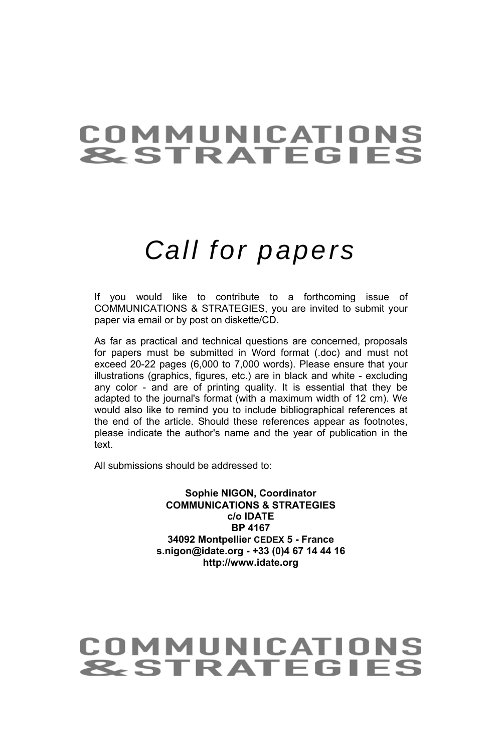# COMMUNICATIONS & STRATEGIES

# *Call for papers*

If you would like to contribute to a forthcoming issue of COMMUNICATIONS & STRATEGIES, you are invited to submit your paper via email or by post on diskette/CD.

As far as practical and technical questions are concerned, proposals for papers must be submitted in Word format (.doc) and must not exceed 20-22 pages (6,000 to 7,000 words). Please ensure that your illustrations (graphics, figures, etc.) are in black and white - excluding any color - and are of printing quality. It is essential that they be adapted to the journal's format (with a maximum width of 12 cm). We would also like to remind you to include bibliographical references at the end of the article. Should these references appear as footnotes, please indicate the author's name and the year of publication in the text.

All submissions should be addressed to:

**Sophie NIGON, Coordinator**
**COMMUNICATIONS & STRATEGIES**
**c/o IDATE**
**BP 4167**
**34092 Montpellier CEDEX 5 - France**
**s.nigon@idate.org - +33 (0)4 67 14 44 16**
**http://www.idate.org**

# COMMUNICATIONS & STRATEGIES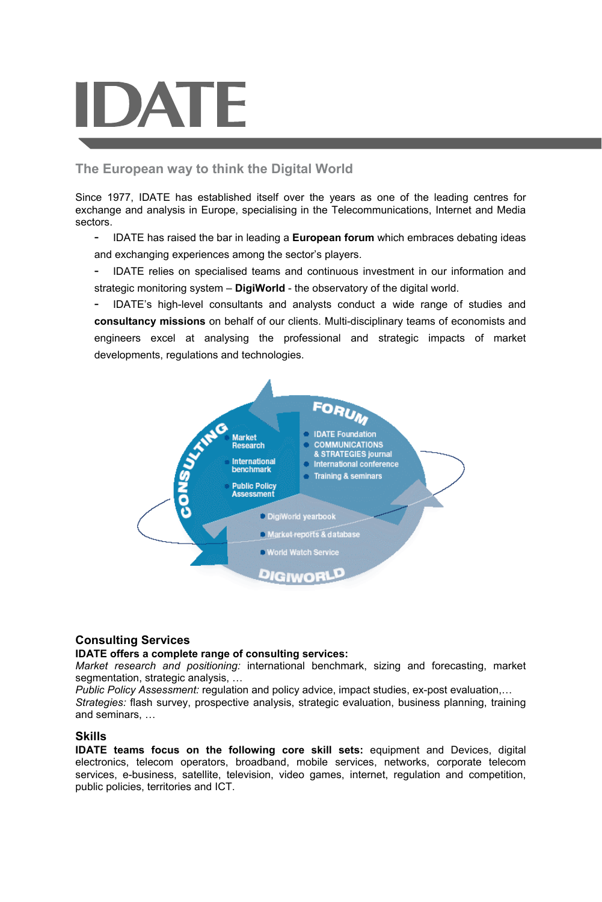# IDATE

## The European way to think the Digital World

Since 1977, IDATE has established itself over the years as one of the leading centres for exchange and analysis in Europe, specialising in the Telecommunications, Internet and Media sectors.

- IDATE has raised the bar in leading a **European forum** which embraces debating ideas and exchanging experiences among the sector's players.
- IDATE relies on specialised teams and continuous investment in our information and strategic monitoring system – **DigiWorld** - the observatory of the digital world.
- IDATE's high-level consultants and analysts conduct a wide range of studies and **consultancy missions** on behalf of our clients. Multi-disciplinary teams of economists and engineers excel at analysing the professional and strategic impacts of market developments, regulations and technologies.

CONSULTING
- Market Research
- International benchmark
- Public Policy Assessment

FORUM
- IDATE Foundation
- COMMUNICATIONS & STRATEGIES journal
- International conference
- Training & seminars

DIGIWORLD
- DigiWorld yearbook
- Market reports & database
- World Watch Service

### Consulting Services

**IDATE offers a complete range of consulting services:**

*Market research and positioning:* international benchmark, sizing and forecasting, market segmentation, strategic analysis, …

*Public Policy Assessment:* regulation and policy advice, impact studies, ex-post evaluation,…

*Strategies:* flash survey, prospective analysis, strategic evaluation, business planning, training and seminars, …

### Skills

**IDATE teams focus on the following core skill sets:** equipment and Devices, digital electronics, telecom operators, broadband, mobile services, networks, corporate telecom services, e-business, satellite, television, video games, internet, regulation and competition, public policies, territories and ICT.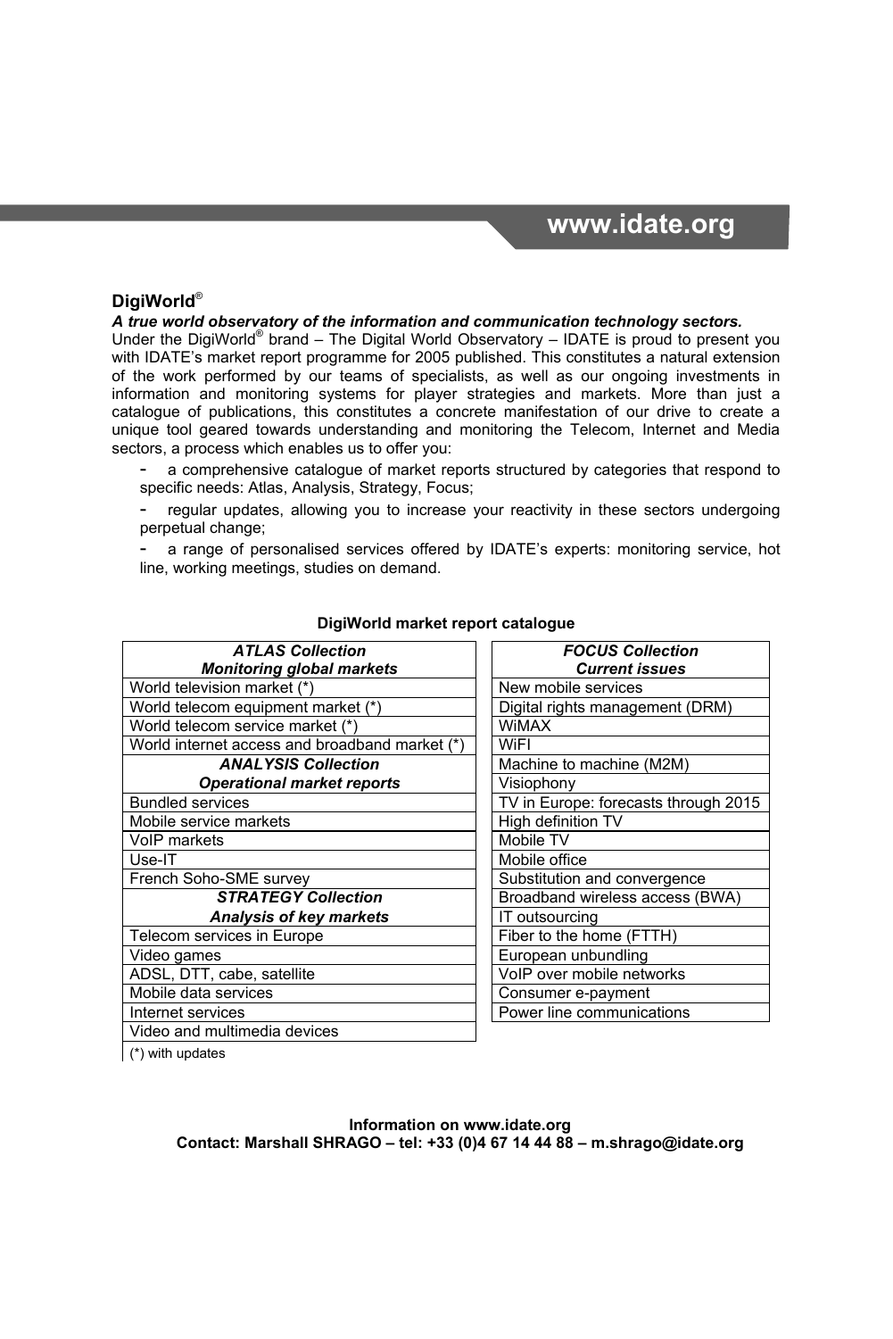**www.idate.org**

## DigiWorld®

***A true world observatory of the information and communication technology sectors.***

Under the DigiWorld® brand – The Digital World Observatory – IDATE is proud to present you with IDATE's market report programme for 2005 published. This constitutes a natural extension of the work performed by our teams of specialists, as well as our ongoing investments in information and monitoring systems for player strategies and markets. More than just a catalogue of publications, this constitutes a concrete manifestation of our drive to create a unique tool geared towards understanding and monitoring the Telecom, Internet and Media sectors, a process which enables us to offer you:

- a comprehensive catalogue of market reports structured by categories that respond to specific needs: Atlas, Analysis, Strategy, Focus;
- regular updates, allowing you to increase your reactivity in these sectors undergoing perpetual change;
- a range of personalised services offered by IDATE's experts: monitoring service, hot line, working meetings, studies on demand.

**DigiWorld market report catalogue**

| ***ATLAS Collection*** ***Monitoring global markets*** |
| --- |
| World television market (*) |
| World telecom equipment market (*) |
| World telecom service market (*) |
| World internet access and broadband market (*) |
| ***ANALYSIS Collection*** ***Operational market reports*** |
| Bundled services |
| Mobile service markets |
| VoIP markets |
| Use-IT |
| French Soho-SME survey |
| ***STRATEGY Collection*** ***Analysis of key markets*** |
| Telecom services in Europe |
| Video games |
| ADSL, DTT, cabe, satellite |
| Mobile data services |
| Internet services |
| Video and multimedia devices |

(*) with updates

| ***FOCUS Collection*** ***Current issues*** |
| --- |
| New mobile services |
| Digital rights management (DRM) |
| WiMAX |
| WiFI |
| Machine to machine (M2M) |
| Visiophony |
| TV in Europe: forecasts through 2015 |
| High definition TV |
| Mobile TV |
| Mobile office |
| Substitution and convergence |
| Broadband wireless access (BWA) |
| IT outsourcing |
| Fiber to the home (FTTH) |
| European unbundling |
| VoIP over mobile networks |
| Consumer e-payment |
| Power line communications |

**Information on www.idate.org**
**Contact: Marshall SHRAGO – tel: +33 (0)4 67 14 44 88 – m.shrago@idate.org**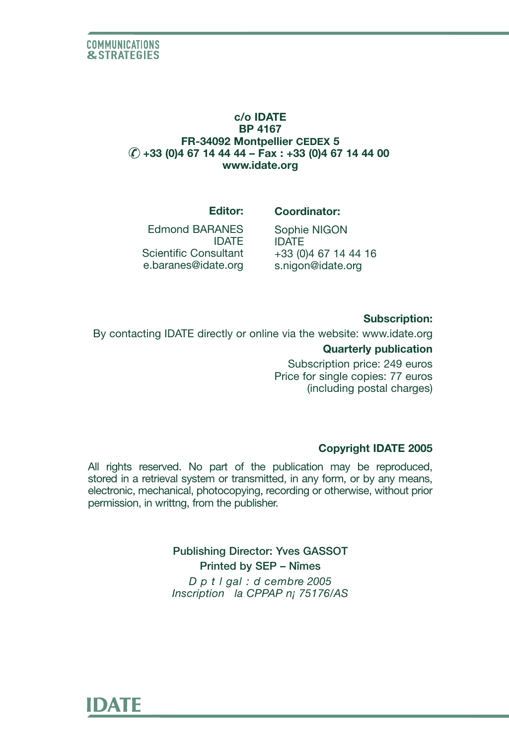COMMUNICATIONS
& STRATEGIES

**c/o IDATE**
**BP 4167**
**FR-34092 Montpellier CEDEX 5**
**✆ +33 (0)4 67 14 44 44 – Fax : +33 (0)4 67 14 44 00**
**www.idate.org**

**Editor:**

Edmond BARANES
IDATE
Scientific Consultant
e.baranes@idate.org

**Coordinator:**

Sophie NIGON
IDATE
+33 (0)4 67 14 44 16
s.nigon@idate.org

**Subscription:**

By contacting IDATE directly or online via the website: www.idate.org

**Quarterly publication**

Subscription price: 249 euros
Price for single copies: 77 euros
(including postal charges)

**Copyright IDATE 2005**

All rights reserved. No part of the publication may be reproduced, stored in a retrieval system or transmitted, in any form, or by any means, electronic, mechanical, photocopying, recording or otherwise, without prior permission, in writtng, from the publisher.

Publishing Director: Yves GASSOT
Printed by SEP – Nîmes
*D p t l gal : d cembre 2005*
*Inscription la CPPAP n¡ 75176/AS*

IDATE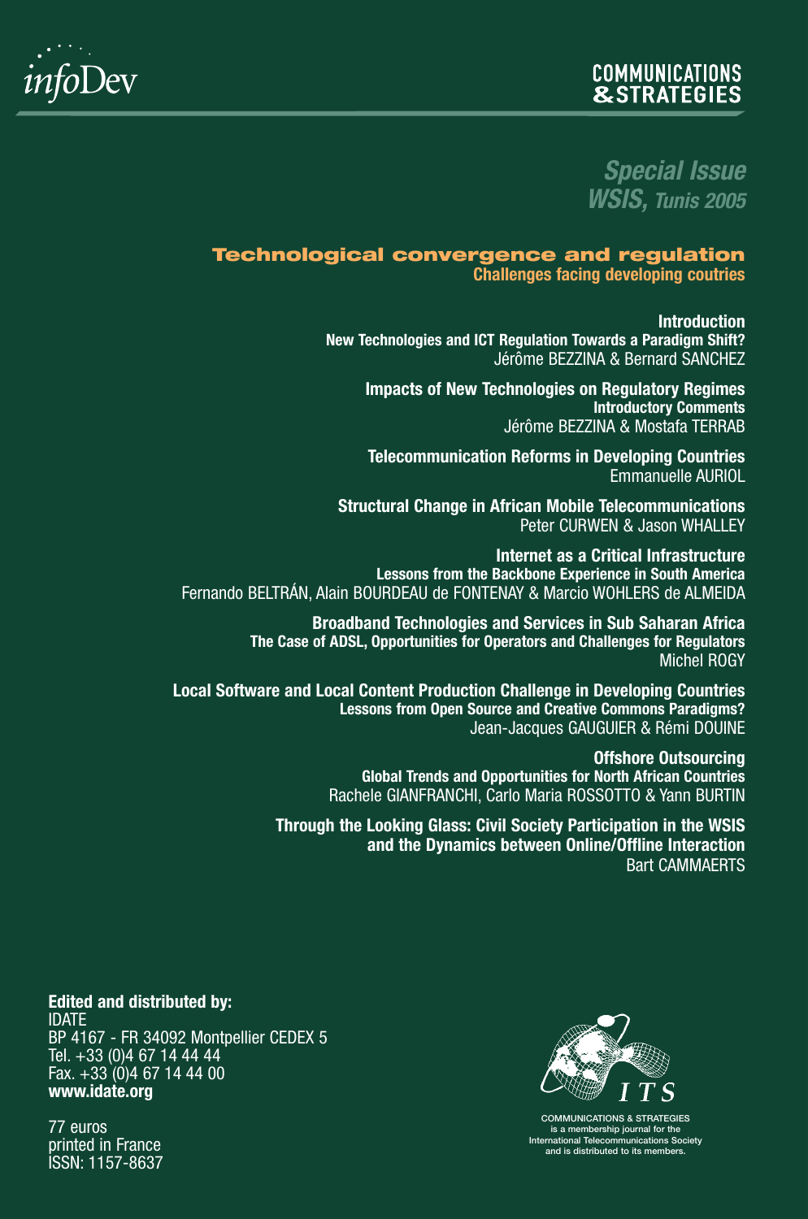infoDev

COMMUNICATIONS & STRATEGIES

*Special Issue*
*WSIS, Tunis 2005*

## Technological convergence and regulation

**Challenges facing developing coutries**

**Introduction**
**New Technologies and ICT Regulation Towards a Paradigm Shift?**
Jérôme BEZZINA & Bernard SANCHEZ

**Impacts of New Technologies on Regulatory Regimes**
**Introductory Comments**
Jérôme BEZZINA & Mostafa TERRAB

**Telecommunication Reforms in Developing Countries**
Emmanuelle AURIOL

**Structural Change in African Mobile Telecommunications**
Peter CURWEN & Jason WHALLEY

**Internet as a Critical Infrastructure**
**Lessons from the Backbone Experience in South America**
Fernando BELTRÁN, Alain BOURDEAU de FONTENAY & Marcio WOHLERS de ALMEIDA

**Broadband Technologies and Services in Sub Saharan Africa**
**The Case of ADSL, Opportunities for Operators and Challenges for Regulators**
Michel ROGY

**Local Software and Local Content Production Challenge in Developing Countries**
**Lessons from Open Source and Creative Commons Paradigms?**
Jean-Jacques GAUGUIER & Rémi DOUINE

**Offshore Outsourcing**
**Global Trends and Opportunities for North African Countries**
Rachele GIANFRANCHI, Carlo Maria ROSSOTTO & Yann BURTIN

**Through the Looking Glass: Civil Society Participation in the WSIS and the Dynamics between Online/Offline Interaction**
Bart CAMMAERTS

**Edited and distributed by:**
IDATE
BP 4167 - FR 34092 Montpellier CEDEX 5
Tel. +33 (0)4 67 14 44 44
Fax. +33 (0)4 67 14 44 00
**www.idate.org**

77 euros
printed in France
ISSN: 1157-8637

ITS

COMMUNICATIONS & STRATEGIES
is a membership journal for the
International Telecommunications Society
and is distributed to its members.